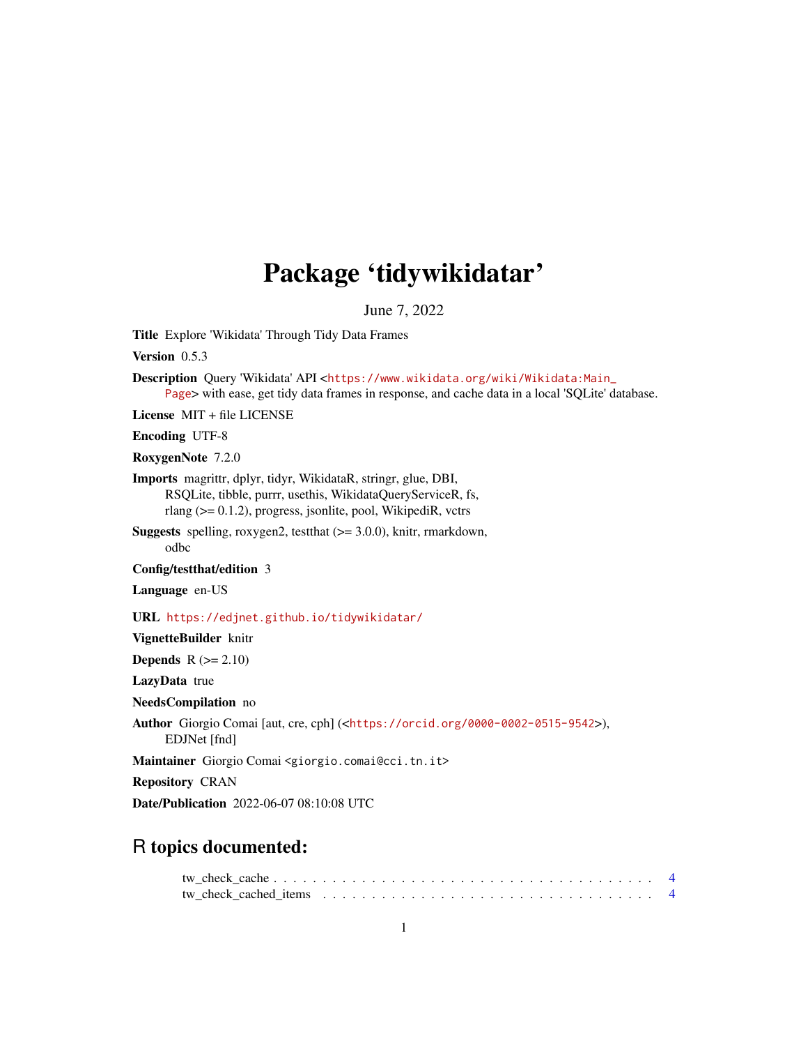# Package 'tidywikidatar'

June 7, 2022

**Title** Explore 'Wikidata' Through Tidy Data Frames

**Version** 0.5.3

**Description** Query 'Wikidata' API <https://www.wikidata.org/wiki/Wikidata:Main_Page> with ease, get tidy data frames in response, and cache data in a local 'SQLite' database.

**License** MIT + file LICENSE

**Encoding** UTF-8

**RoxygenNote** 7.2.0

**Imports** magrittr, dplyr, tidyr, WikidataR, stringr, glue, DBI, RSQLite, tibble, purrr, usethis, WikidataQueryServiceR, fs, rlang (>= 0.1.2), progress, jsonlite, pool, WikipediR, vctrs

**Suggests** spelling, roxygen2, testthat (>= 3.0.0), knitr, rmarkdown, odbc

**Config/testthat/edition** 3

**Language** en-US

**URL** https://edjnet.github.io/tidywikidatar/

**VignetteBuilder** knitr

**Depends** R (>= 2.10)

**LazyData** true

**NeedsCompilation** no

**Author** Giorgio Comai [aut, cre, cph] (<https://orcid.org/0000-0002-0515-9542>), EDJNet [fnd]

**Maintainer** Giorgio Comai <giorgio.comai@cci.tn.it>

**Repository** CRAN

**Date/Publication** 2022-06-07 08:10:08 UTC

## R topics documented:

tw_check_cache . . . . . . . . . . . . . . . . . . . . . . . . . . . . . . . . . . . . . 4
tw_check_cached_items . . . . . . . . . . . . . . . . . . . . . . . . . . . . . . . . . 4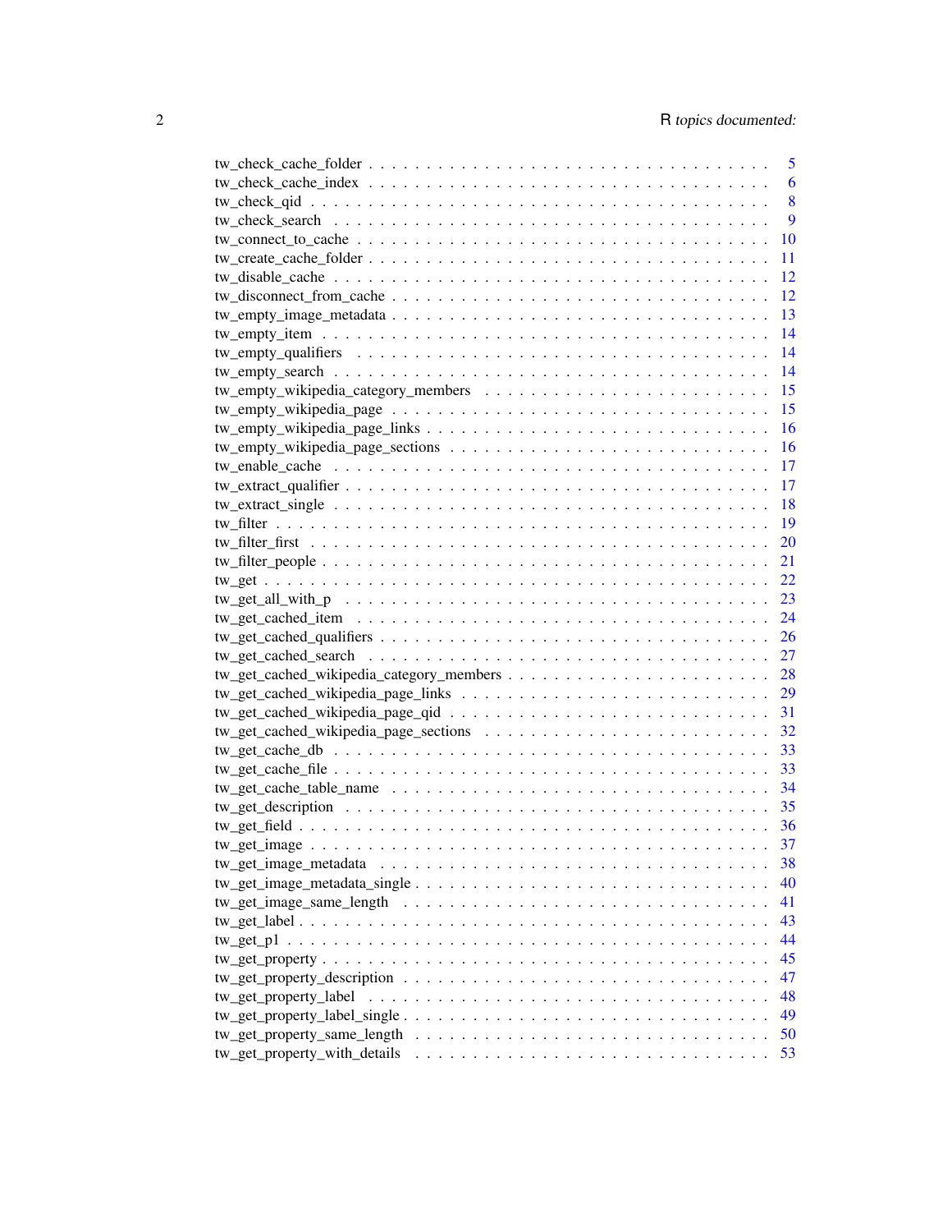| | |
|---|---|
| tw_check_cache_folder | 5 |
| tw_check_cache_index | 6 |
| tw_check_qid | 8 |
| tw_check_search | 9 |
| tw_connect_to_cache | 10 |
| tw_create_cache_folder | 11 |
| tw_disable_cache | 12 |
| tw_disconnect_from_cache | 12 |
| tw_empty_image_metadata | 13 |
| tw_empty_item | 14 |
| tw_empty_qualifiers | 14 |
| tw_empty_search | 14 |
| tw_empty_wikipedia_category_members | 15 |
| tw_empty_wikipedia_page | 15 |
| tw_empty_wikipedia_page_links | 16 |
| tw_empty_wikipedia_page_sections | 16 |
| tw_enable_cache | 17 |
| tw_extract_qualifier | 17 |
| tw_extract_single | 18 |
| tw_filter | 19 |
| tw_filter_first | 20 |
| tw_filter_people | 21 |
| tw_get | 22 |
| tw_get_all_with_p | 23 |
| tw_get_cached_item | 24 |
| tw_get_cached_qualifiers | 26 |
| tw_get_cached_search | 27 |
| tw_get_cached_wikipedia_category_members | 28 |
| tw_get_cached_wikipedia_page_links | 29 |
| tw_get_cached_wikipedia_page_qid | 31 |
| tw_get_cached_wikipedia_page_sections | 32 |
| tw_get_cache_db | 33 |
| tw_get_cache_file | 33 |
| tw_get_cache_table_name | 34 |
| tw_get_description | 35 |
| tw_get_field | 36 |
| tw_get_image | 37 |
| tw_get_image_metadata | 38 |
| tw_get_image_metadata_single | 40 |
| tw_get_image_same_length | 41 |
| tw_get_label | 43 |
| tw_get_p1 | 44 |
| tw_get_property | 45 |
| tw_get_property_description | 47 |
| tw_get_property_label | 48 |
| tw_get_property_label_single | 49 |
| tw_get_property_same_length | 50 |
| tw_get_property_with_details | 53 |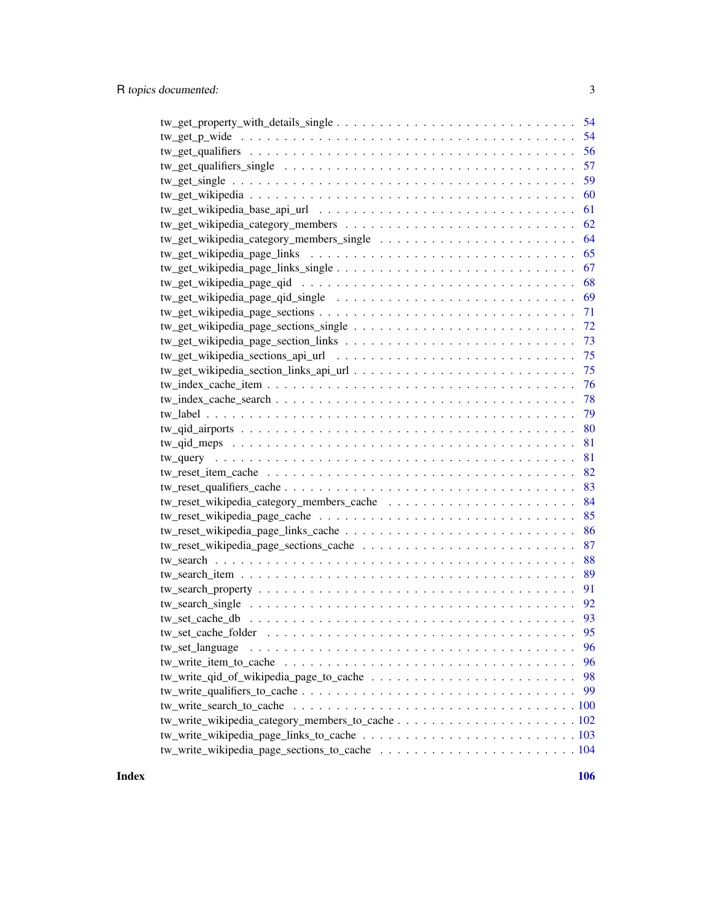tw_get_property_with_details_single . . . . . . . . . . . . . . . . . . . . . . . . . . . . 54
tw_get_p_wide . . . . . . . . . . . . . . . . . . . . . . . . . . . . . . . . . . . . . . . 54
tw_get_qualifiers . . . . . . . . . . . . . . . . . . . . . . . . . . . . . . . . . . . . . 56
tw_get_qualifiers_single . . . . . . . . . . . . . . . . . . . . . . . . . . . . . . . . . 57
tw_get_single . . . . . . . . . . . . . . . . . . . . . . . . . . . . . . . . . . . . . . . 59
tw_get_wikipedia . . . . . . . . . . . . . . . . . . . . . . . . . . . . . . . . . . . . . 60
tw_get_wikipedia_base_api_url . . . . . . . . . . . . . . . . . . . . . . . . . . . . . 61
tw_get_wikipedia_category_members . . . . . . . . . . . . . . . . . . . . . . . . . . . 62
tw_get_wikipedia_category_members_single . . . . . . . . . . . . . . . . . . . . . . . 64
tw_get_wikipedia_page_links . . . . . . . . . . . . . . . . . . . . . . . . . . . . . . 65
tw_get_wikipedia_page_links_single . . . . . . . . . . . . . . . . . . . . . . . . . . . 67
tw_get_wikipedia_page_qid . . . . . . . . . . . . . . . . . . . . . . . . . . . . . . . 68
tw_get_wikipedia_page_qid_single . . . . . . . . . . . . . . . . . . . . . . . . . . . 69
tw_get_wikipedia_page_sections . . . . . . . . . . . . . . . . . . . . . . . . . . . . . 71
tw_get_wikipedia_page_sections_single . . . . . . . . . . . . . . . . . . . . . . . . . 72
tw_get_wikipedia_page_section_links . . . . . . . . . . . . . . . . . . . . . . . . . . 73
tw_get_wikipedia_sections_api_url . . . . . . . . . . . . . . . . . . . . . . . . . . . 75
tw_get_wikipedia_section_links_api_url . . . . . . . . . . . . . . . . . . . . . . . . . 75
tw_index_cache_item . . . . . . . . . . . . . . . . . . . . . . . . . . . . . . . . . . . 76
tw_index_cache_search . . . . . . . . . . . . . . . . . . . . . . . . . . . . . . . . . . 78
tw_label . . . . . . . . . . . . . . . . . . . . . . . . . . . . . . . . . . . . . . . . . . 79
tw_qid_airports . . . . . . . . . . . . . . . . . . . . . . . . . . . . . . . . . . . . . 80
tw_qid_meps . . . . . . . . . . . . . . . . . . . . . . . . . . . . . . . . . . . . . . . 81
tw_query . . . . . . . . . . . . . . . . . . . . . . . . . . . . . . . . . . . . . . . . . 81
tw_reset_item_cache . . . . . . . . . . . . . . . . . . . . . . . . . . . . . . . . . . . 82
tw_reset_qualifiers_cache . . . . . . . . . . . . . . . . . . . . . . . . . . . . . . . . 83
tw_reset_wikipedia_category_members_cache . . . . . . . . . . . . . . . . . . . . . . 84
tw_reset_wikipedia_page_cache . . . . . . . . . . . . . . . . . . . . . . . . . . . . . 85
tw_reset_wikipedia_page_links_cache . . . . . . . . . . . . . . . . . . . . . . . . . . 86
tw_reset_wikipedia_page_sections_cache . . . . . . . . . . . . . . . . . . . . . . . . 87
tw_search . . . . . . . . . . . . . . . . . . . . . . . . . . . . . . . . . . . . . . . . . 88
tw_search_item . . . . . . . . . . . . . . . . . . . . . . . . . . . . . . . . . . . . . . 89
tw_search_property . . . . . . . . . . . . . . . . . . . . . . . . . . . . . . . . . . . . 91
tw_search_single . . . . . . . . . . . . . . . . . . . . . . . . . . . . . . . . . . . . . 92
tw_set_cache_db . . . . . . . . . . . . . . . . . . . . . . . . . . . . . . . . . . . . . 93
tw_set_cache_folder . . . . . . . . . . . . . . . . . . . . . . . . . . . . . . . . . . . 95
tw_set_language . . . . . . . . . . . . . . . . . . . . . . . . . . . . . . . . . . . . . 96
tw_write_item_to_cache . . . . . . . . . . . . . . . . . . . . . . . . . . . . . . . . . 96
tw_write_qid_of_wikipedia_page_to_cache . . . . . . . . . . . . . . . . . . . . . . . . 98
tw_write_qualifiers_to_cache . . . . . . . . . . . . . . . . . . . . . . . . . . . . . . 99
tw_write_search_to_cache . . . . . . . . . . . . . . . . . . . . . . . . . . . . . . . . 100
tw_write_wikipedia_category_members_to_cache . . . . . . . . . . . . . . . . . . . . . 102
tw_write_wikipedia_page_links_to_cache . . . . . . . . . . . . . . . . . . . . . . . . . 103
tw_write_wikipedia_page_sections_to_cache . . . . . . . . . . . . . . . . . . . . . . . 104

**Index** **106**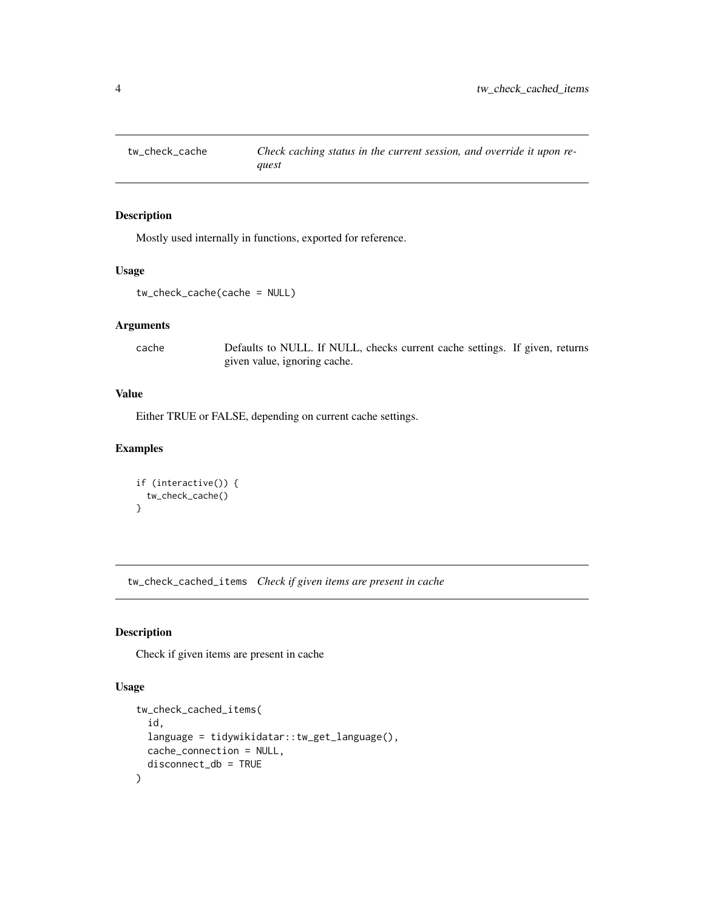## tw_check_cache

*Check caching status in the current session, and override it upon request*

### Description

Mostly used internally in functions, exported for reference.

### Usage

```
tw_check_cache(cache = NULL)
```

### Arguments

| | |
|---|---|
| cache | Defaults to NULL. If NULL, checks current cache settings. If given, returns given value, ignoring cache. |

### Value

Either TRUE or FALSE, depending on current cache settings.

### Examples

```
if (interactive()) {
  tw_check_cache()
}
```

## tw_check_cached_items

*Check if given items are present in cache*

### Description

Check if given items are present in cache

### Usage

```
tw_check_cached_items(
  id,
  language = tidywikidatar::tw_get_language(),
  cache_connection = NULL,
  disconnect_db = TRUE
)
```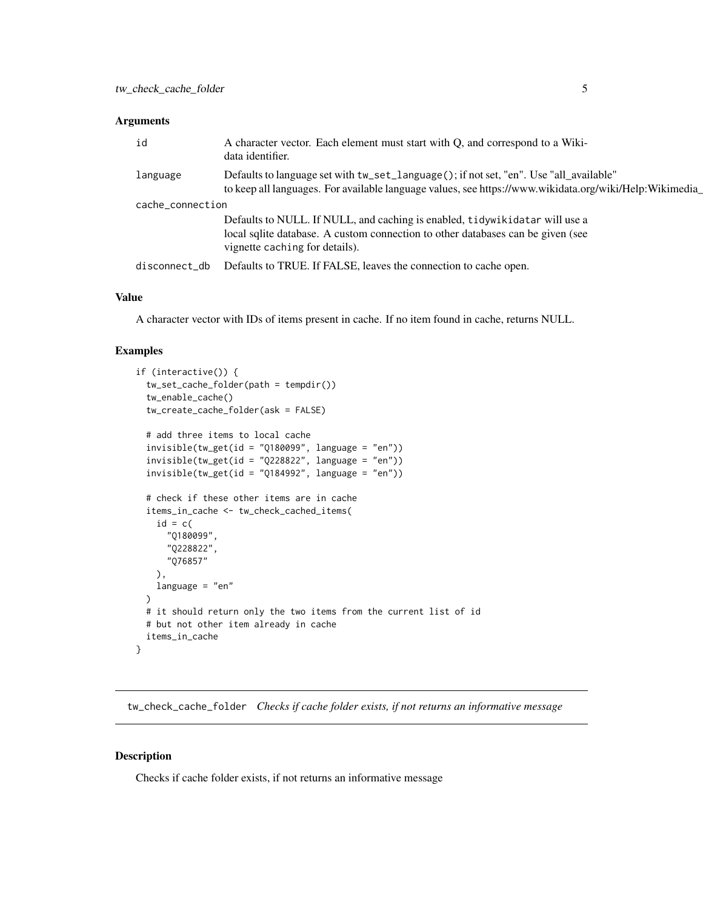### Arguments

| | |
|---|---|
| id | A character vector. Each element must start with Q, and correspond to a Wikidata identifier. |
| language | Defaults to language set with `tw_set_language()`; if not set, "en". Use "all_available" to keep all languages. For available language values, see https://www.wikidata.org/wiki/Help:Wikimedia_ |
| cache_connection | Defaults to NULL. If NULL, and caching is enabled, `tidywikidatar` will use a local sqlite database. A custom connection to other databases can be given (see vignette `caching` for details). |
| disconnect_db | Defaults to TRUE. If FALSE, leaves the connection to cache open. |

### Value

A character vector with IDs of items present in cache. If no item found in cache, returns NULL.

### Examples

```
if (interactive()) {
  tw_set_cache_folder(path = tempdir())
  tw_enable_cache()
  tw_create_cache_folder(ask = FALSE)

  # add three items to local cache
  invisible(tw_get(id = "Q180099", language = "en"))
  invisible(tw_get(id = "Q228822", language = "en"))
  invisible(tw_get(id = "Q184992", language = "en"))

  # check if these other items are in cache
  items_in_cache <- tw_check_cached_items(
    id = c(
      "Q180099",
      "Q228822",
      "Q76857"
    ),
    language = "en"
  )
  # it should return only the two items from the current list of id
  # but not other item already in cache
  items_in_cache
}
```

---

## tw_check_cache_folder *Checks if cache folder exists, if not returns an informative message*

### Description

Checks if cache folder exists, if not returns an informative message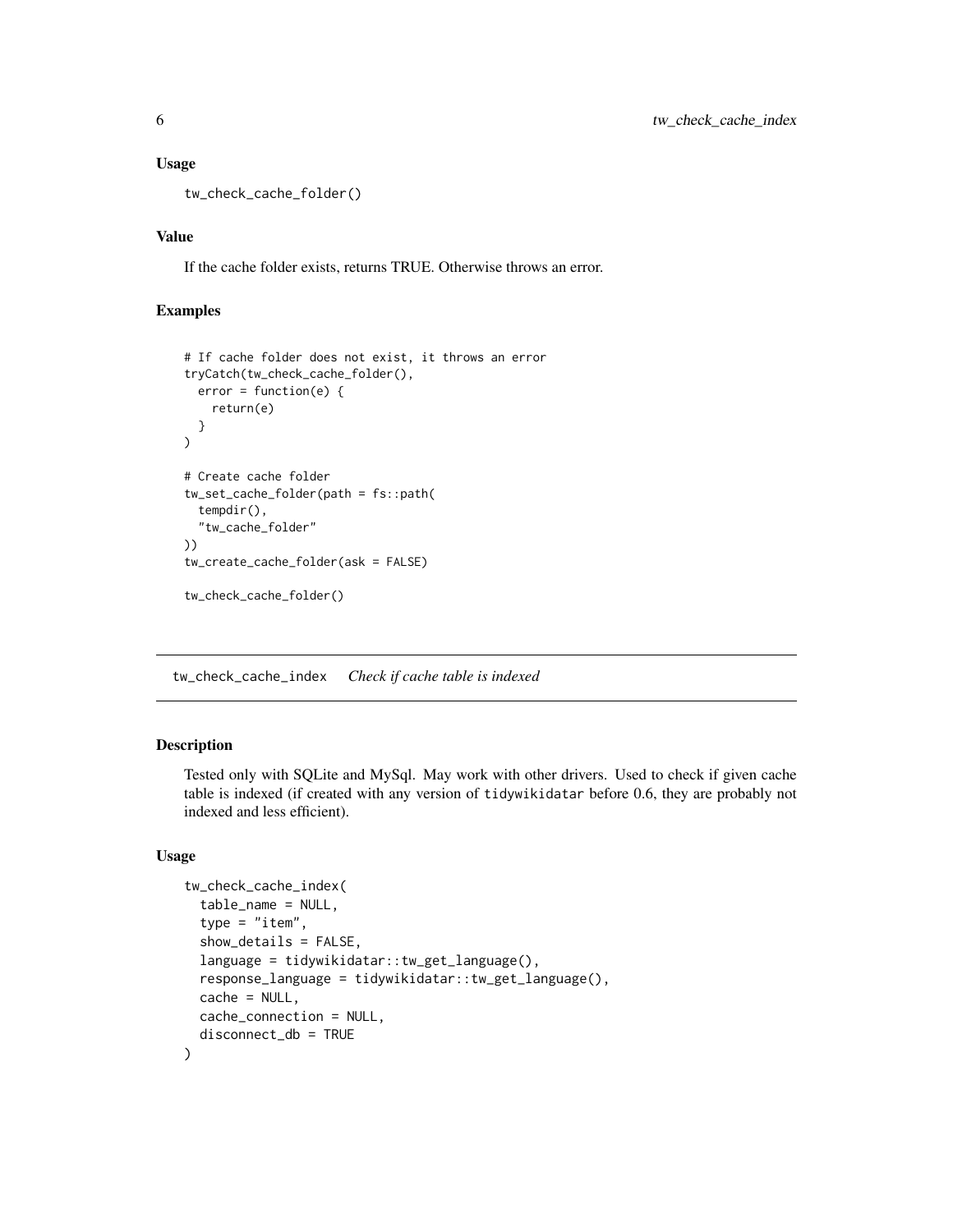### Usage

```
tw_check_cache_folder()
```

### Value

If the cache folder exists, returns TRUE. Otherwise throws an error.

### Examples

```
# If cache folder does not exist, it throws an error
tryCatch(tw_check_cache_folder(),
  error = function(e) {
    return(e)
  }
)

# Create cache folder
tw_set_cache_folder(path = fs::path(
  tempdir(),
  "tw_cache_folder"
))
tw_create_cache_folder(ask = FALSE)

tw_check_cache_folder()
```

---

## tw_check_cache_index    *Check if cache table is indexed*

### Description

Tested only with SQLite and MySql. May work with other drivers. Used to check if given cache table is indexed (if created with any version of `tidywikidatar` before 0.6, they are probably not indexed and less efficient).

### Usage

```
tw_check_cache_index(
  table_name = NULL,
  type = "item",
  show_details = FALSE,
  language = tidywikidatar::tw_get_language(),
  response_language = tidywikidatar::tw_get_language(),
  cache = NULL,
  cache_connection = NULL,
  disconnect_db = TRUE
)
```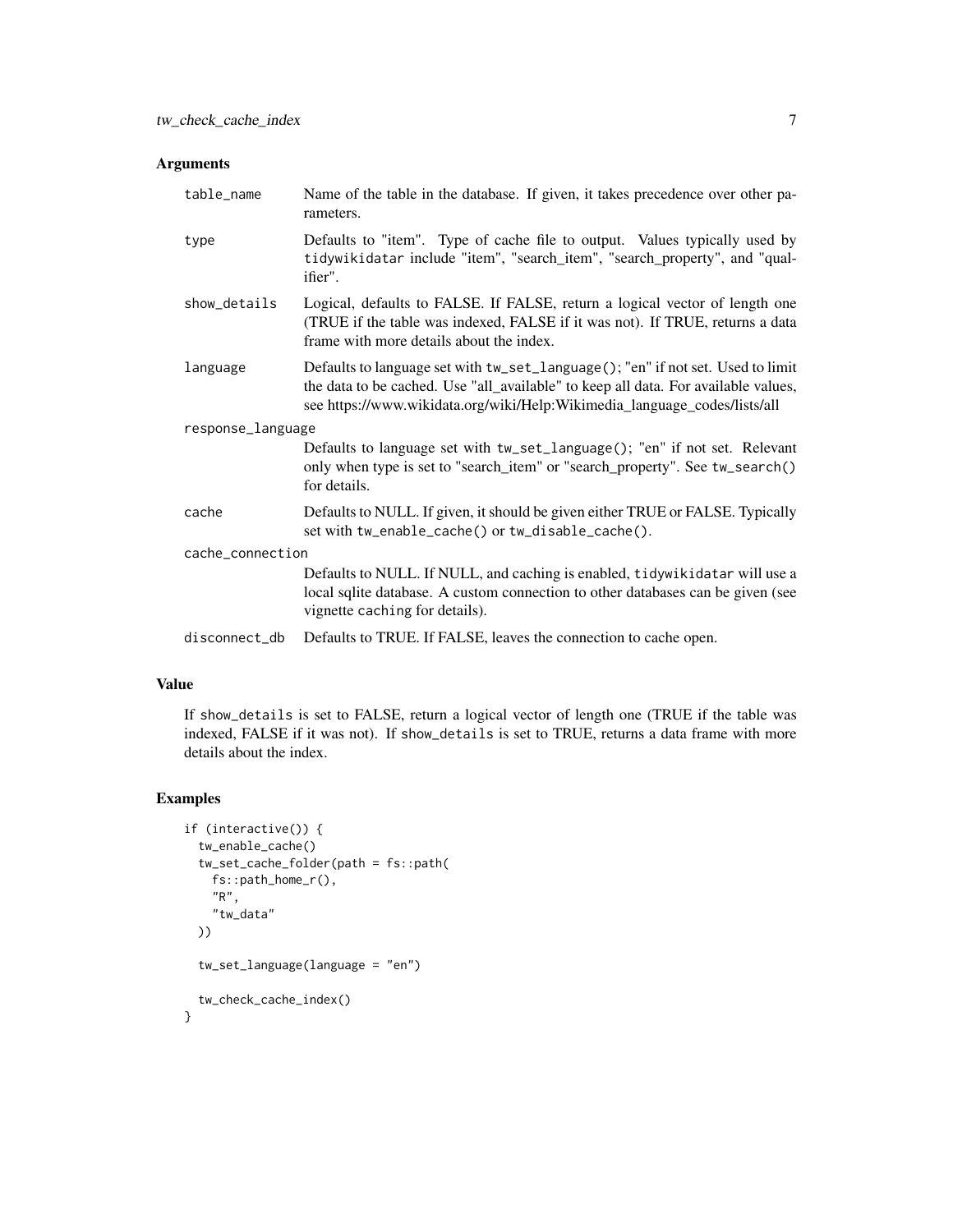### Arguments

| | |
|---|---|
| `table_name` | Name of the table in the database. If given, it takes precedence over other parameters. |
| `type` | Defaults to "item". Type of cache file to output. Values typically used by `tidywikidatar` include "item", "search_item", "search_property", and "qualifier". |
| `show_details` | Logical, defaults to FALSE. If FALSE, return a logical vector of length one (TRUE if the table was indexed, FALSE if it was not). If TRUE, returns a data frame with more details about the index. |
| `language` | Defaults to language set with `tw_set_language()`; "en" if not set. Used to limit the data to be cached. Use "all_available" to keep all data. For available values, see https://www.wikidata.org/wiki/Help:Wikimedia_language_codes/lists/all |
| `response_language` | Defaults to language set with `tw_set_language()`; "en" if not set. Relevant only when type is set to "search_item" or "search_property". See `tw_search()` for details. |
| `cache` | Defaults to NULL. If given, it should be given either TRUE or FALSE. Typically set with `tw_enable_cache()` or `tw_disable_cache()`. |
| `cache_connection` | Defaults to NULL. If NULL, and caching is enabled, `tidywikidatar` will use a local sqlite database. A custom connection to other databases can be given (see vignette `caching` for details). |
| `disconnect_db` | Defaults to TRUE. If FALSE, leaves the connection to cache open. |

### Value

If `show_details` is set to FALSE, return a logical vector of length one (TRUE if the table was indexed, FALSE if it was not). If `show_details` is set to TRUE, returns a data frame with more details about the index.

### Examples

```
if (interactive()) {
  tw_enable_cache()
  tw_set_cache_folder(path = fs::path(
    fs::path_home_r(),
    "R",
    "tw_data"
  ))

  tw_set_language(language = "en")

  tw_check_cache_index()
}
```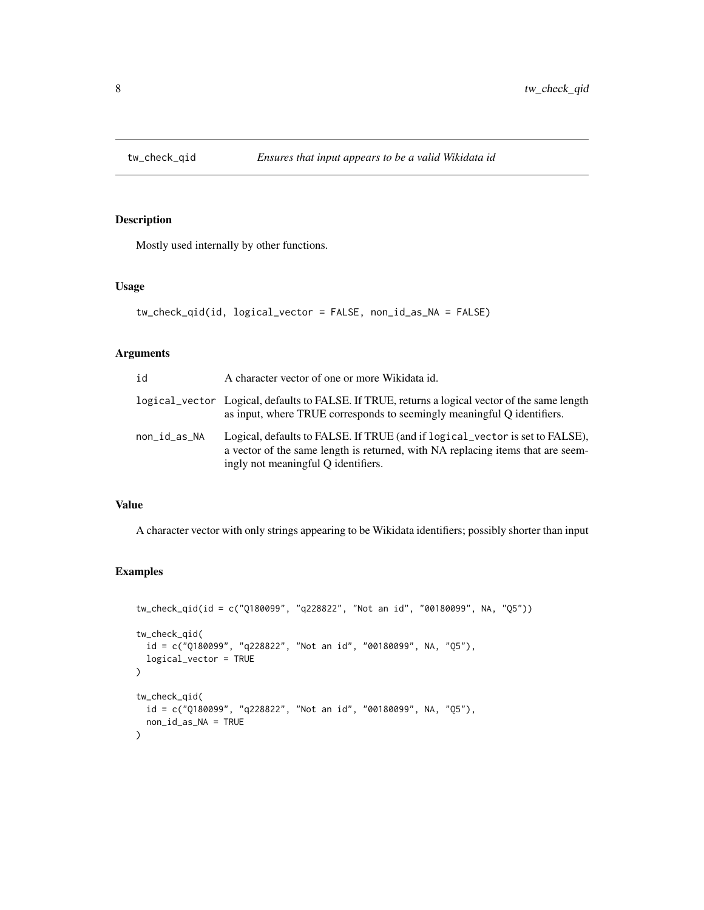# tw_check_qid — *Ensures that input appears to be a valid Wikidata id*

## Description

Mostly used internally by other functions.

## Usage

```
tw_check_qid(id, logical_vector = FALSE, non_id_as_NA = FALSE)
```

## Arguments

| | |
|---|---|
| id | A character vector of one or more Wikidata id. |
| logical_vector | Logical, defaults to FALSE. If TRUE, returns a logical vector of the same length as input, where TRUE corresponds to seemingly meaningful Q identifiers. |
| non_id_as_NA | Logical, defaults to FALSE. If TRUE (and if `logical_vector` is set to FALSE), a vector of the same length is returned, with NA replacing items that are seemingly not meaningful Q identifiers. |

## Value

A character vector with only strings appearing to be Wikidata identifiers; possibly shorter than input

## Examples

```
tw_check_qid(id = c("Q180099", "q228822", "Not an id", "00180099", NA, "Q5"))

tw_check_qid(
  id = c("Q180099", "q228822", "Not an id", "00180099", NA, "Q5"),
  logical_vector = TRUE
)

tw_check_qid(
  id = c("Q180099", "q228822", "Not an id", "00180099", NA, "Q5"),
  non_id_as_NA = TRUE
)
```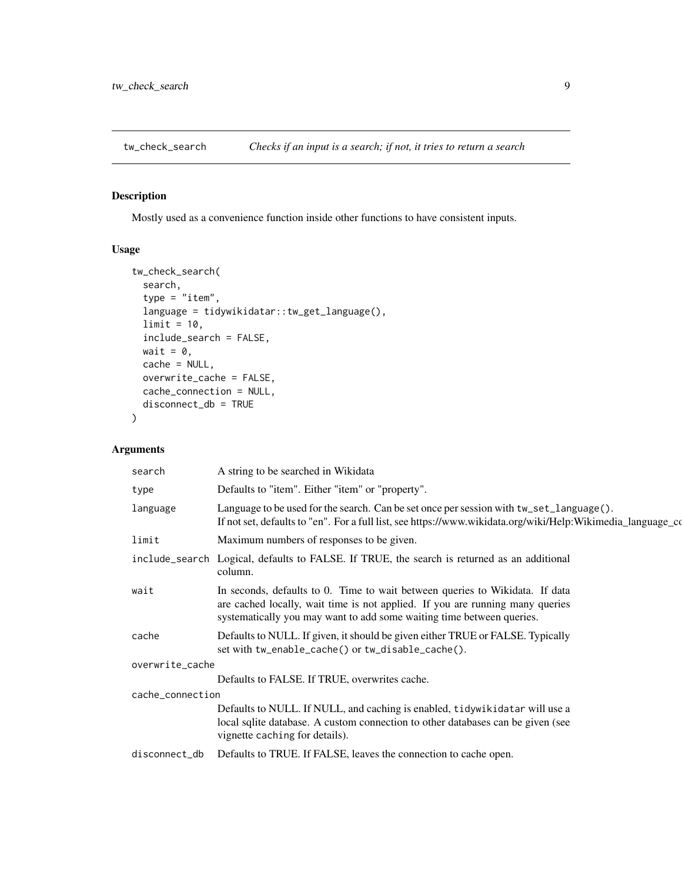## tw_check_search    *Checks if an input is a search; if not, it tries to return a search*

### Description

Mostly used as a convenience function inside other functions to have consistent inputs.

### Usage

```
tw_check_search(
  search,
  type = "item",
  language = tidywikidatar::tw_get_language(),
  limit = 10,
  include_search = FALSE,
  wait = 0,
  cache = NULL,
  overwrite_cache = FALSE,
  cache_connection = NULL,
  disconnect_db = TRUE
)
```

### Arguments

| | |
|---|---|
| search | A string to be searched in Wikidata |
| type | Defaults to "item". Either "item" or "property". |
| language | Language to be used for the search. Can be set once per session with tw_set_language(). If not set, defaults to "en". For a full list, see https://www.wikidata.org/wiki/Help:Wikimedia_language_co |
| limit | Maximum numbers of responses to be given. |
| include_search | Logical, defaults to FALSE. If TRUE, the search is returned as an additional column. |
| wait | In seconds, defaults to 0. Time to wait between queries to Wikidata. If data are cached locally, wait time is not applied. If you are running many queries systematically you may want to add some waiting time between queries. |
| cache | Defaults to NULL. If given, it should be given either TRUE or FALSE. Typically set with tw_enable_cache() or tw_disable_cache(). |
| overwrite_cache | Defaults to FALSE. If TRUE, overwrites cache. |
| cache_connection | Defaults to NULL. If NULL, and caching is enabled, tidywikidatar will use a local sqlite database. A custom connection to other databases can be given (see vignette caching for details). |
| disconnect_db | Defaults to TRUE. If FALSE, leaves the connection to cache open. |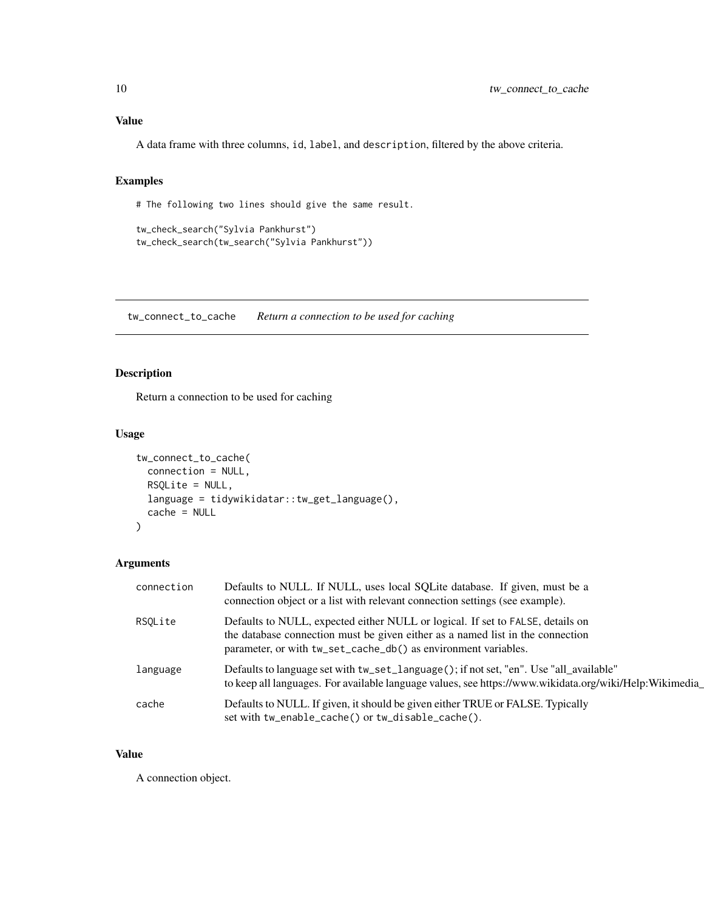### Value

A data frame with three columns, id, label, and description, filtered by the above criteria.

### Examples

```
# The following two lines should give the same result.

tw_check_search("Sylvia Pankhurst")
tw_check_search(tw_search("Sylvia Pankhurst"))
```

---

## tw_connect_to_cache *Return a connection to be used for caching*

### Description

Return a connection to be used for caching

### Usage

```
tw_connect_to_cache(
  connection = NULL,
  RSQLite = NULL,
  language = tidywikidatar::tw_get_language(),
  cache = NULL
)
```

### Arguments

| | |
|---|---|
| connection | Defaults to NULL. If NULL, uses local SQLite database. If given, must be a connection object or a list with relevant connection settings (see example). |
| RSQLite | Defaults to NULL, expected either NULL or logical. If set to FALSE, details on the database connection must be given either as a named list in the connection parameter, or with tw_set_cache_db() as environment variables. |
| language | Defaults to language set with tw_set_language(); if not set, "en". Use "all_available" to keep all languages. For available language values, see https://www.wikidata.org/wiki/Help:Wikimedia_ |
| cache | Defaults to NULL. If given, it should be given either TRUE or FALSE. Typically set with tw_enable_cache() or tw_disable_cache(). |

### Value

A connection object.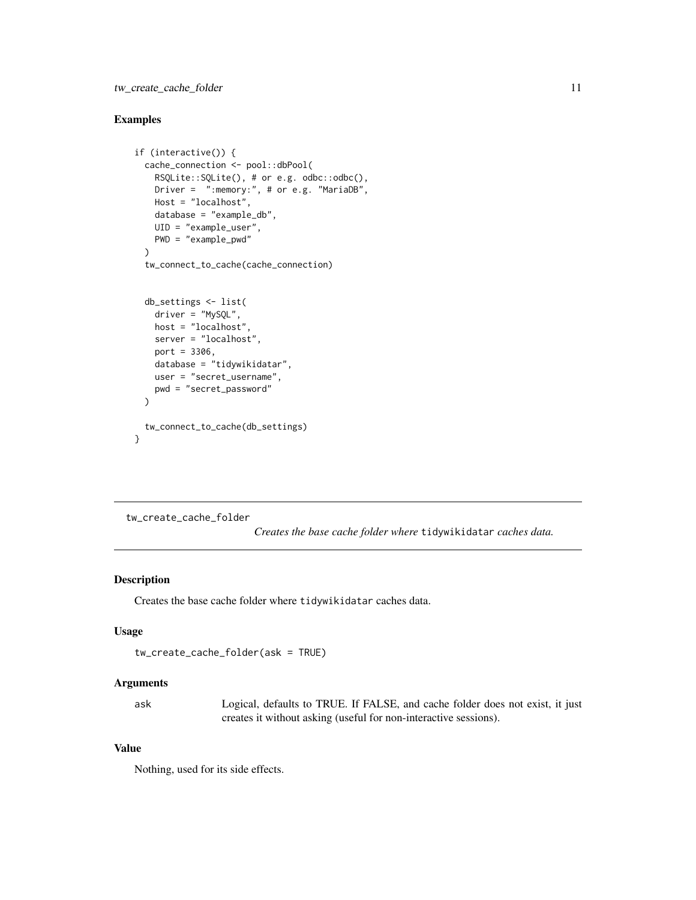### Examples

```
if (interactive()) {
  cache_connection <- pool::dbPool(
    RSQLite::SQLite(), # or e.g. odbc::odbc(),
    Driver =  ":memory:", # or e.g. "MariaDB",
    Host = "localhost",
    database = "example_db",
    UID = "example_user",
    PWD = "example_pwd"
  )
  tw_connect_to_cache(cache_connection)


  db_settings <- list(
    driver = "MySQL",
    host = "localhost",
    server = "localhost",
    port = 3306,
    database = "tidywikidatar",
    user = "secret_username",
    pwd = "secret_password"
  )

  tw_connect_to_cache(db_settings)
}
```

---

## tw_create_cache_folder

*Creates the base cache folder where* `tidywikidatar` *caches data.*

---

### Description

Creates the base cache folder where `tidywikidatar` caches data.

### Usage

```
tw_create_cache_folder(ask = TRUE)
```

### Arguments

| | |
|---|---|
| ask | Logical, defaults to TRUE. If FALSE, and cache folder does not exist, it just creates it without asking (useful for non-interactive sessions). |

### Value

Nothing, used for its side effects.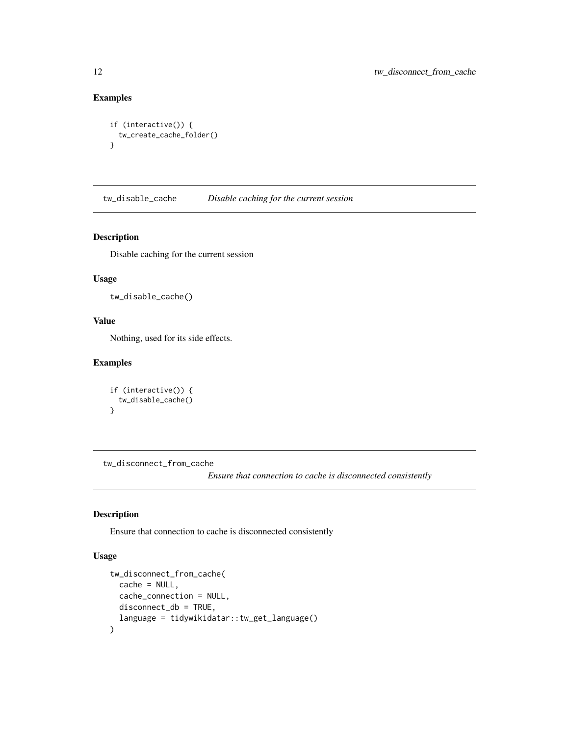## Examples

```
if (interactive()) {
  tw_create_cache_folder()
}
```

---

## tw_disable_cache *Disable caching for the current session*

### Description

Disable caching for the current session

### Usage

```
tw_disable_cache()
```

### Value

Nothing, used for its side effects.

### Examples

```
if (interactive()) {
  tw_disable_cache()
}
```

---

## tw_disconnect_from_cache *Ensure that connection to cache is disconnected consistently*

### Description

Ensure that connection to cache is disconnected consistently

### Usage

```
tw_disconnect_from_cache(
  cache = NULL,
  cache_connection = NULL,
  disconnect_db = TRUE,
  language = tidywikidatar::tw_get_language()
)
```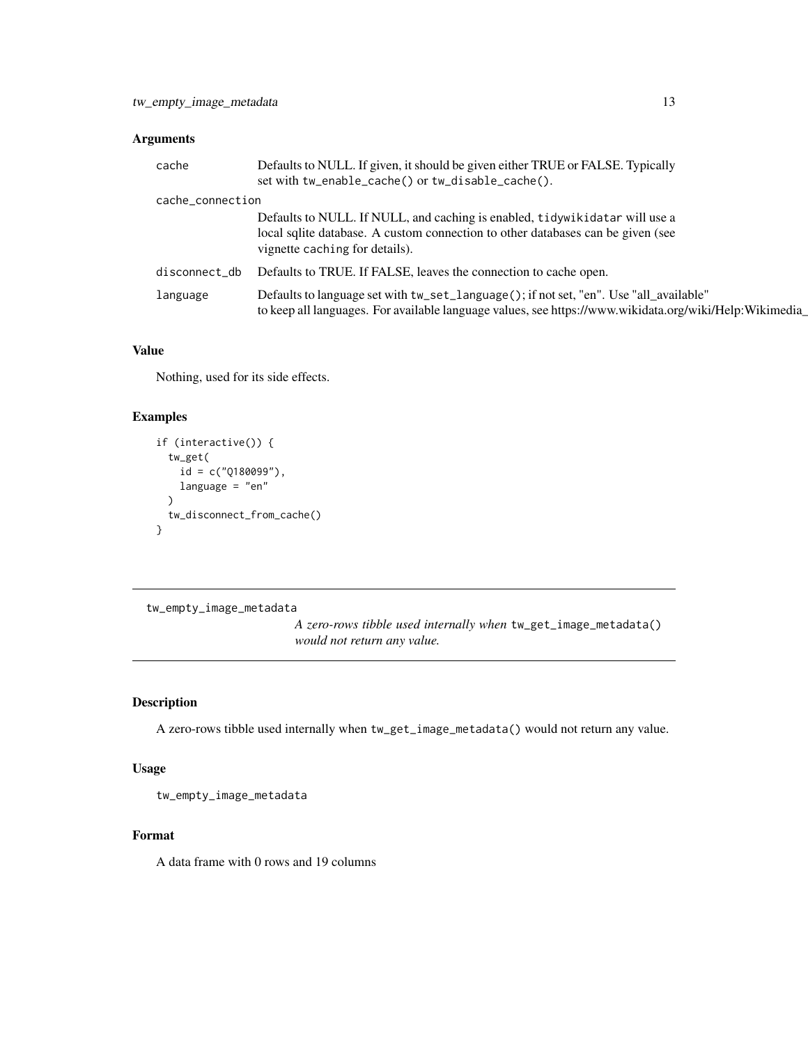### Arguments

| | |
|---|---|
| cache | Defaults to NULL. If given, it should be given either TRUE or FALSE. Typically set with `tw_enable_cache()` or `tw_disable_cache()`. |
| cache_connection | Defaults to NULL. If NULL, and caching is enabled, `tidywikidatar` will use a local sqlite database. A custom connection to other databases can be given (see vignette `caching` for details). |
| disconnect_db | Defaults to TRUE. If FALSE, leaves the connection to cache open. |
| language | Defaults to language set with `tw_set_language()`; if not set, "en". Use "all_available" to keep all languages. For available language values, see https://www.wikidata.org/wiki/Help:Wikimedia_ |

### Value

Nothing, used for its side effects.

### Examples

```
if (interactive()) {
  tw_get(
    id = c("Q180099"),
    language = "en"
  )
  tw_disconnect_from_cache()
}
```

---

## tw_empty_image_metadata

*A zero-rows tibble used internally when* `tw_get_image_metadata()` *would not return any value.*

---

### Description

A zero-rows tibble used internally when `tw_get_image_metadata()` would not return any value.

### Usage

```
tw_empty_image_metadata
```

### Format

A data frame with 0 rows and 19 columns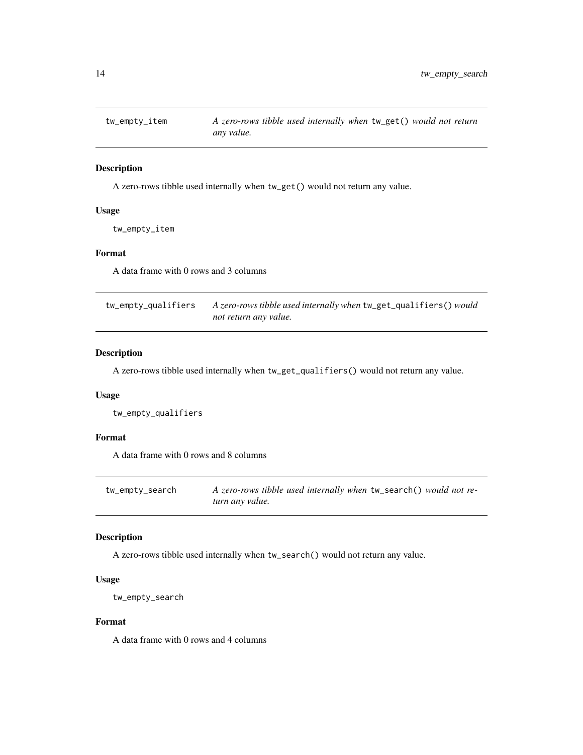## `tw_empty_item` — *A zero-rows tibble used internally when `tw_get()` would not return any value.*

### Description

A zero-rows tibble used internally when `tw_get()` would not return any value.

### Usage

```
tw_empty_item
```

### Format

A data frame with 0 rows and 3 columns

## `tw_empty_qualifiers` — *A zero-rows tibble used internally when `tw_get_qualifiers()` would not return any value.*

### Description

A zero-rows tibble used internally when `tw_get_qualifiers()` would not return any value.

### Usage

```
tw_empty_qualifiers
```

### Format

A data frame with 0 rows and 8 columns

## `tw_empty_search` — *A zero-rows tibble used internally when `tw_search()` would not return any value.*

### Description

A zero-rows tibble used internally when `tw_search()` would not return any value.

### Usage

```
tw_empty_search
```

### Format

A data frame with 0 rows and 4 columns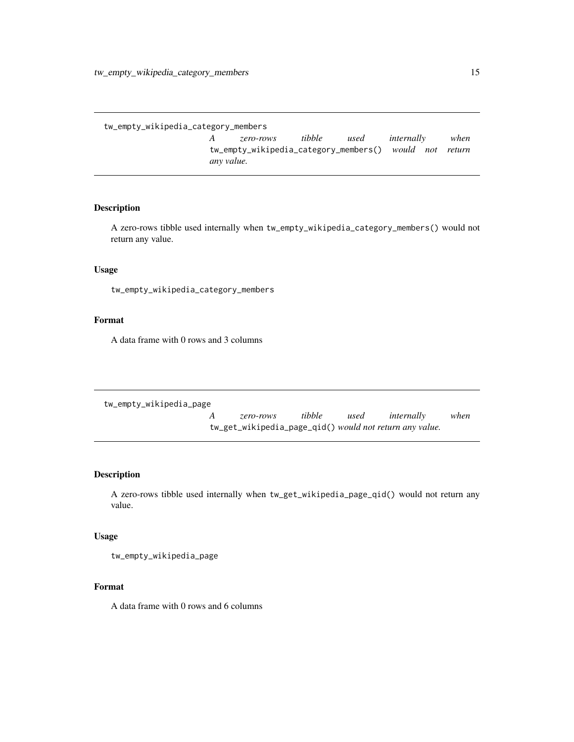## tw_empty_wikipedia_category_members

*A zero-rows tibble used internally when* `tw_empty_wikipedia_category_members()` *would not return any value.*

### Description

A zero-rows tibble used internally when `tw_empty_wikipedia_category_members()` would not return any value.

### Usage

```
tw_empty_wikipedia_category_members
```

### Format

A data frame with 0 rows and 3 columns

## tw_empty_wikipedia_page

*A zero-rows tibble used internally when* `tw_get_wikipedia_page_qid()` *would not return any value.*

### Description

A zero-rows tibble used internally when `tw_get_wikipedia_page_qid()` would not return any value.

### Usage

```
tw_empty_wikipedia_page
```

### Format

A data frame with 0 rows and 6 columns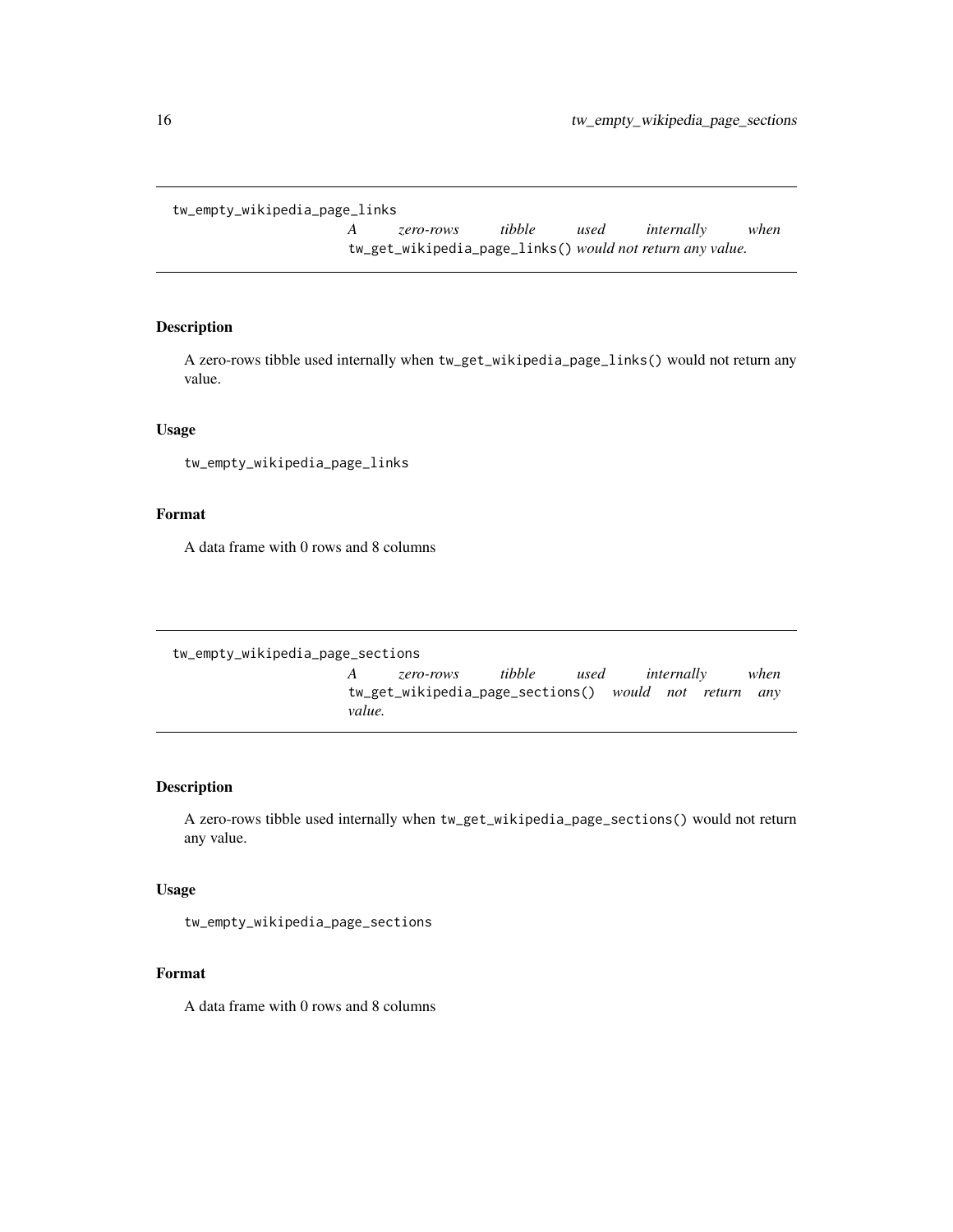## tw_empty_wikipedia_page_links

*A zero-rows tibble used internally when* `tw_get_wikipedia_page_links()` *would not return any value.*

### Description

A zero-rows tibble used internally when `tw_get_wikipedia_page_links()` would not return any value.

### Usage

```
tw_empty_wikipedia_page_links
```

### Format

A data frame with 0 rows and 8 columns

## tw_empty_wikipedia_page_sections

*A zero-rows tibble used internally when* `tw_get_wikipedia_page_sections()` *would not return any value.*

### Description

A zero-rows tibble used internally when `tw_get_wikipedia_page_sections()` would not return any value.

### Usage

```
tw_empty_wikipedia_page_sections
```

### Format

A data frame with 0 rows and 8 columns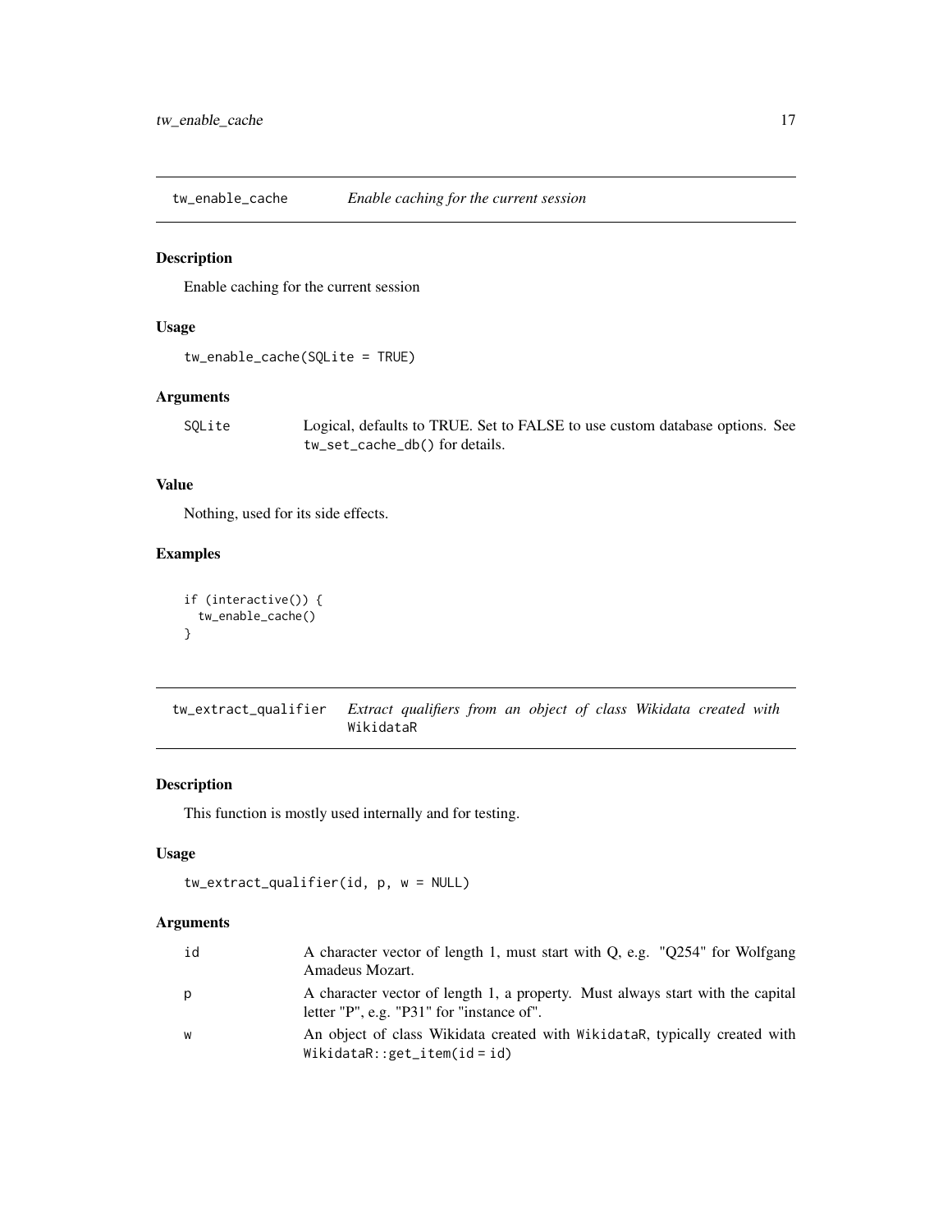## tw_enable_cache *Enable caching for the current session*

### Description

Enable caching for the current session

### Usage

```
tw_enable_cache(SQLite = TRUE)
```

### Arguments

| | |
|---|---|
| SQLite | Logical, defaults to TRUE. Set to FALSE to use custom database options. See `tw_set_cache_db()` for details. |

### Value

Nothing, used for its side effects.

### Examples

```
if (interactive()) {
  tw_enable_cache()
}
```

## tw_extract_qualifier *Extract qualifiers from an object of class Wikidata created with* `WikidataR`

### Description

This function is mostly used internally and for testing.

### Usage

```
tw_extract_qualifier(id, p, w = NULL)
```

### Arguments

| | |
|---|---|
| id | A character vector of length 1, must start with Q, e.g. "Q254" for Wolfgang Amadeus Mozart. |
| p | A character vector of length 1, a property. Must always start with the capital letter "P", e.g. "P31" for "instance of". |
| w | An object of class Wikidata created with `WikidataR`, typically created with `WikidataR::get_item(id = id)` |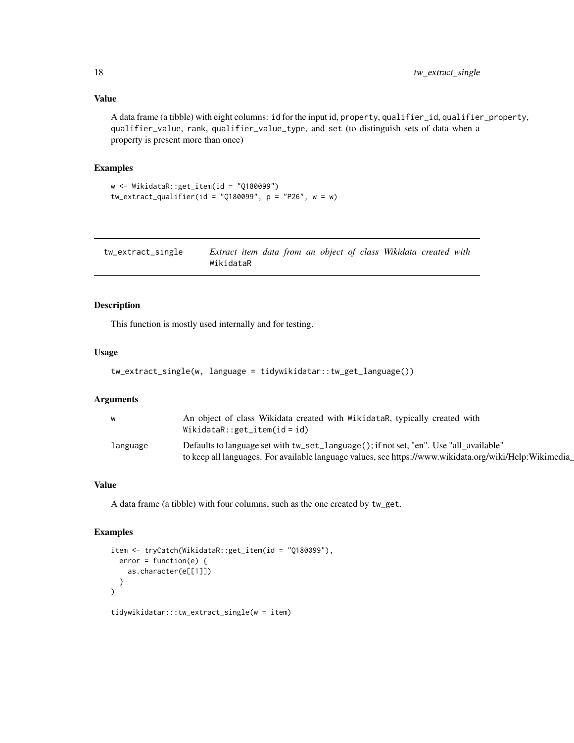### Value

A data frame (a tibble) with eight columns: `id` for the input id, `property`, `qualifier_id`, `qualifier_property`, `qualifier_value`, `rank`, `qualifier_value_type`, and `set` (to distinguish sets of data when a property is present more than once)

### Examples

```
w <- WikidataR::get_item(id = "Q180099")
tw_extract_qualifier(id = "Q180099", p = "P26", w = w)
```

---

## tw_extract_single — *Extract item data from an object of class Wikidata created with* `WikidataR`

---

### Description

This function is mostly used internally and for testing.

### Usage

```
tw_extract_single(w, language = tidywikidatar::tw_get_language())
```

### Arguments

| | |
|---|---|
| `w` | An object of class Wikidata created with `WikidataR`, typically created with `WikidataR::get_item(id = id)` |
| `language` | Defaults to language set with `tw_set_language()`; if not set, "en". Use "all_available" to keep all languages. For available language values, see https://www.wikidata.org/wiki/Help:Wikimedia_ |

### Value

A data frame (a tibble) with four columns, such as the one created by `tw_get`.

### Examples

```
item <- tryCatch(WikidataR::get_item(id = "Q180099"),
  error = function(e) {
    as.character(e[[1]])
  }
)

tidywikidatar:::tw_extract_single(w = item)
```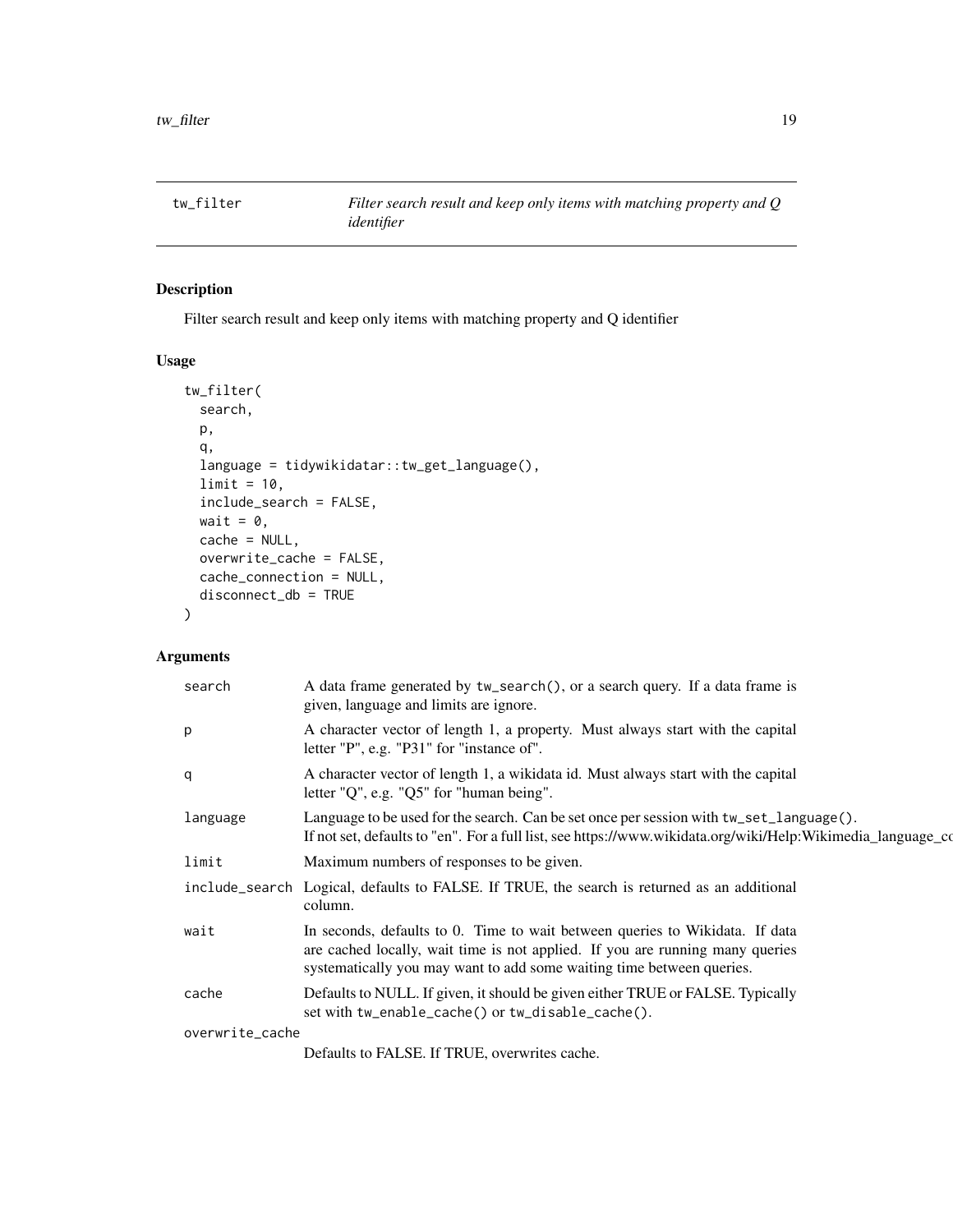## tw_filter — *Filter search result and keep only items with matching property and Q identifier*

### Description

Filter search result and keep only items with matching property and Q identifier

### Usage

```
tw_filter(
  search,
  p,
  q,
  language = tidywikidatar::tw_get_language(),
  limit = 10,
  include_search = FALSE,
  wait = 0,
  cache = NULL,
  overwrite_cache = FALSE,
  cache_connection = NULL,
  disconnect_db = TRUE
)
```

### Arguments

| Argument | Description |
|---|---|
| `search` | A data frame generated by `tw_search()`, or a search query. If a data frame is given, language and limits are ignore. |
| `p` | A character vector of length 1, a property. Must always start with the capital letter "P", e.g. "P31" for "instance of". |
| `q` | A character vector of length 1, a wikidata id. Must always start with the capital letter "Q", e.g. "Q5" for "human being". |
| `language` | Language to be used for the search. Can be set once per session with `tw_set_language()`. If not set, defaults to "en". For a full list, see https://www.wikidata.org/wiki/Help:Wikimedia_language_co |
| `limit` | Maximum numbers of responses to be given. |
| `include_search` | Logical, defaults to FALSE. If TRUE, the search is returned as an additional column. |
| `wait` | In seconds, defaults to 0. Time to wait between queries to Wikidata. If data are cached locally, wait time is not applied. If you are running many queries systematically you may want to add some waiting time between queries. |
| `cache` | Defaults to NULL. If given, it should be given either TRUE or FALSE. Typically set with `tw_enable_cache()` or `tw_disable_cache()`. |
| `overwrite_cache` | Defaults to FALSE. If TRUE, overwrites cache. |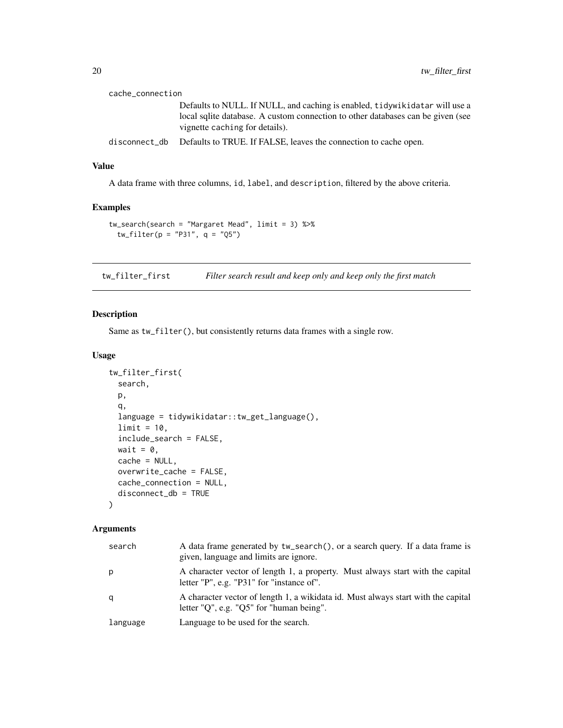| | |
|---|---|
| cache_connection | Defaults to NULL. If NULL, and caching is enabled, tidywikidatar will use a local sqlite database. A custom connection to other databases can be given (see vignette caching for details). |
| disconnect_db | Defaults to TRUE. If FALSE, leaves the connection to cache open. |

### Value

A data frame with three columns, id, label, and description, filtered by the above criteria.

### Examples

```
tw_search(search = "Margaret Mead", limit = 3) %>%
  tw_filter(p = "P31", q = "Q5")
```

## tw_filter_first    *Filter search result and keep only and keep only the first match*

### Description

Same as tw_filter(), but consistently returns data frames with a single row.

### Usage

```
tw_filter_first(
  search,
  p,
  q,
  language = tidywikidatar::tw_get_language(),
  limit = 10,
  include_search = FALSE,
  wait = 0,
  cache = NULL,
  overwrite_cache = FALSE,
  cache_connection = NULL,
  disconnect_db = TRUE
)
```

### Arguments

| | |
|---|---|
| search | A data frame generated by tw_search(), or a search query. If a data frame is given, language and limits are ignore. |
| p | A character vector of length 1, a property. Must always start with the capital letter "P", e.g. "P31" for "instance of". |
| q | A character vector of length 1, a wikidata id. Must always start with the capital letter "Q", e.g. "Q5" for "human being". |
| language | Language to be used for the search. |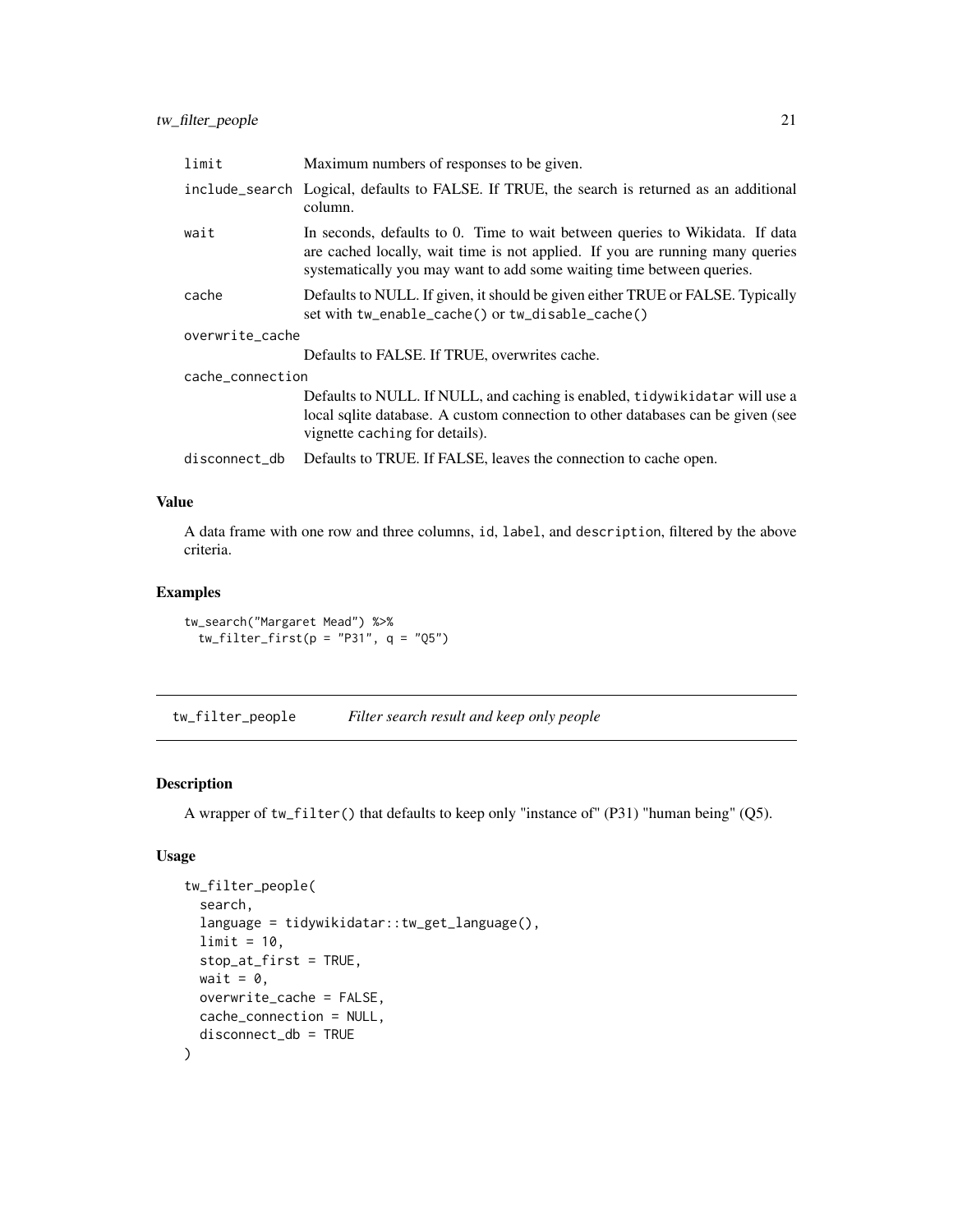| | |
|---|---|
| limit | Maximum numbers of responses to be given. |
| include_search | Logical, defaults to FALSE. If TRUE, the search is returned as an additional column. |
| wait | In seconds, defaults to 0. Time to wait between queries to Wikidata. If data are cached locally, wait time is not applied. If you are running many queries systematically you may want to add some waiting time between queries. |
| cache | Defaults to NULL. If given, it should be given either TRUE or FALSE. Typically set with tw_enable_cache() or tw_disable_cache() |
| overwrite_cache | Defaults to FALSE. If TRUE, overwrites cache. |
| cache_connection | Defaults to NULL. If NULL, and caching is enabled, tidywikidatar will use a local sqlite database. A custom connection to other databases can be given (see vignette caching for details). |
| disconnect_db | Defaults to TRUE. If FALSE, leaves the connection to cache open. |

### Value

A data frame with one row and three columns, id, label, and description, filtered by the above criteria.

### Examples

```
tw_search("Margaret Mead") %>%
  tw_filter_first(p = "P31", q = "Q5")
```

## tw_filter_people — *Filter search result and keep only people*

### Description

A wrapper of tw_filter() that defaults to keep only "instance of" (P31) "human being" (Q5).

### Usage

```
tw_filter_people(
  search,
  language = tidywikidatar::tw_get_language(),
  limit = 10,
  stop_at_first = TRUE,
  wait = 0,
  overwrite_cache = FALSE,
  cache_connection = NULL,
  disconnect_db = TRUE
)
```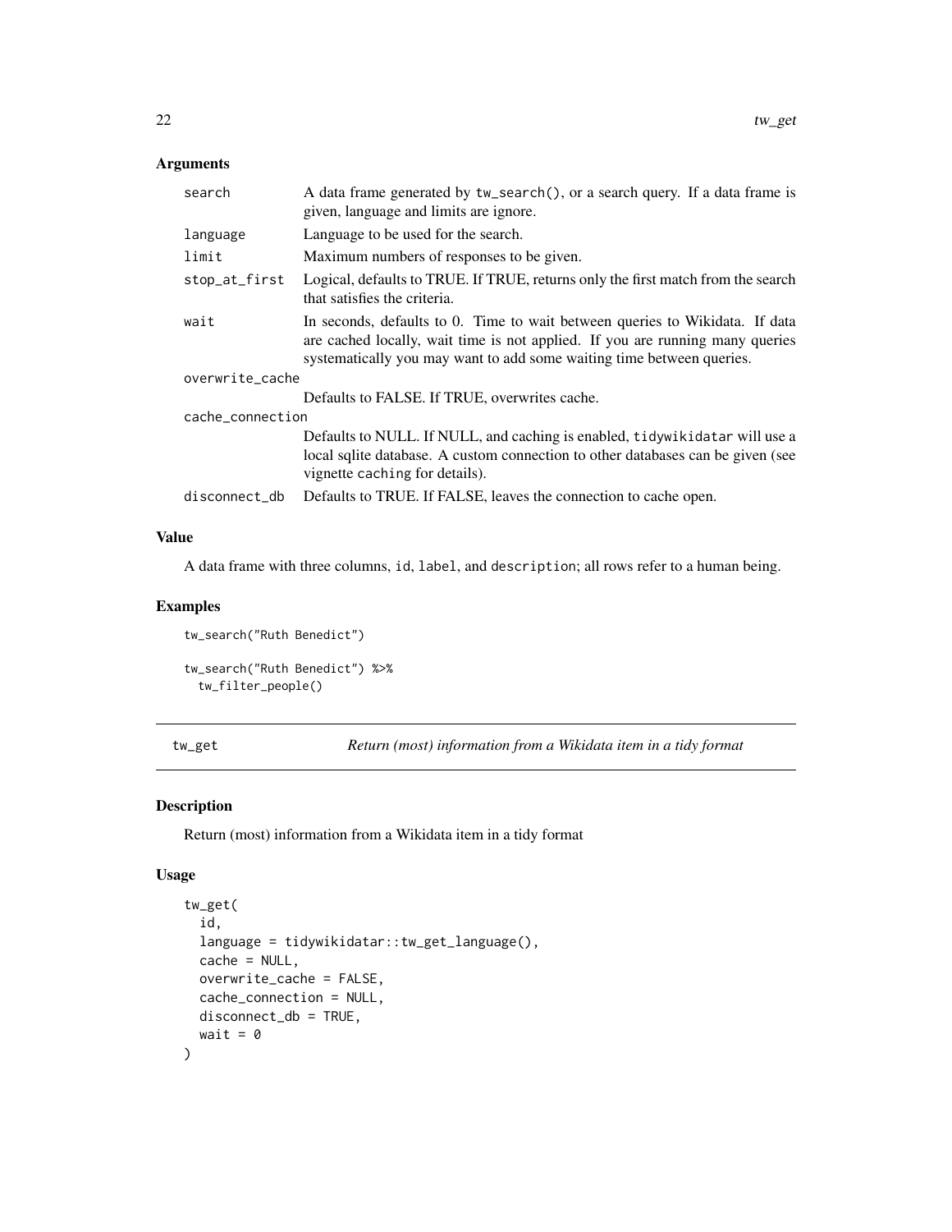### Arguments

| | |
|---|---|
| search | A data frame generated by tw_search(), or a search query. If a data frame is given, language and limits are ignore. |
| language | Language to be used for the search. |
| limit | Maximum numbers of responses to be given. |
| stop_at_first | Logical, defaults to TRUE. If TRUE, returns only the first match from the search that satisfies the criteria. |
| wait | In seconds, defaults to 0. Time to wait between queries to Wikidata. If data are cached locally, wait time is not applied. If you are running many queries systematically you may want to add some waiting time between queries. |
| overwrite_cache | Defaults to FALSE. If TRUE, overwrites cache. |
| cache_connection | Defaults to NULL. If NULL, and caching is enabled, tidywikidatar will use a local sqlite database. A custom connection to other databases can be given (see vignette caching for details). |
| disconnect_db | Defaults to TRUE. If FALSE, leaves the connection to cache open. |

### Value

A data frame with three columns, id, label, and description; all rows refer to a human being.

### Examples

```
tw_search("Ruth Benedict")

tw_search("Ruth Benedict") %>%
  tw_filter_people()
```

## tw_get — *Return (most) information from a Wikidata item in a tidy format*

### Description

Return (most) information from a Wikidata item in a tidy format

### Usage

```
tw_get(
  id,
  language = tidywikidatar::tw_get_language(),
  cache = NULL,
  overwrite_cache = FALSE,
  cache_connection = NULL,
  disconnect_db = TRUE,
  wait = 0
)
```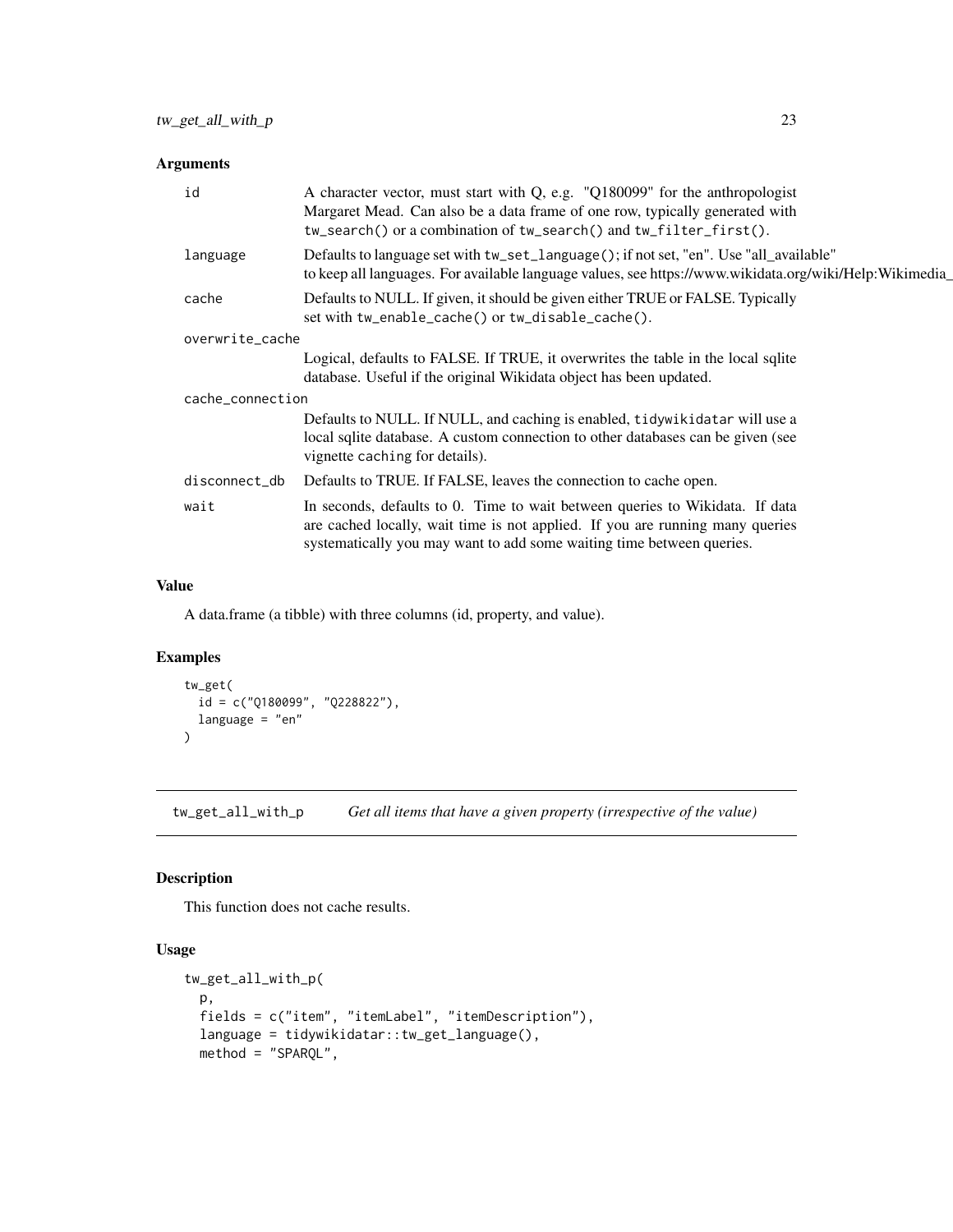### Arguments

| | |
|---|---|
| id | A character vector, must start with Q, e.g. "Q180099" for the anthropologist Margaret Mead. Can also be a data frame of one row, typically generated with `tw_search()` or a combination of `tw_search()` and `tw_filter_first()`. |
| language | Defaults to language set with `tw_set_language()`; if not set, "en". Use "all_available" to keep all languages. For available language values, see https://www.wikidata.org/wiki/Help:Wikimedia_ |
| cache | Defaults to NULL. If given, it should be given either TRUE or FALSE. Typically set with `tw_enable_cache()` or `tw_disable_cache()`. |
| overwrite_cache | Logical, defaults to FALSE. If TRUE, it overwrites the table in the local sqlite database. Useful if the original Wikidata object has been updated. |
| cache_connection | Defaults to NULL. If NULL, and caching is enabled, `tidywikidatar` will use a local sqlite database. A custom connection to other databases can be given (see vignette `caching` for details). |
| disconnect_db | Defaults to TRUE. If FALSE, leaves the connection to cache open. |
| wait | In seconds, defaults to 0. Time to wait between queries to Wikidata. If data are cached locally, wait time is not applied. If you are running many queries systematically you may want to add some waiting time between queries. |

### Value

A data.frame (a tibble) with three columns (id, property, and value).

### Examples

```
tw_get(
  id = c("Q180099", "Q228822"),
  language = "en"
)
```

## tw_get_all_with_p    *Get all items that have a given property (irrespective of the value)*

### Description

This function does not cache results.

### Usage

```
tw_get_all_with_p(
  p,
  fields = c("item", "itemLabel", "itemDescription"),
  language = tidywikidatar::tw_get_language(),
  method = "SPARQL",
```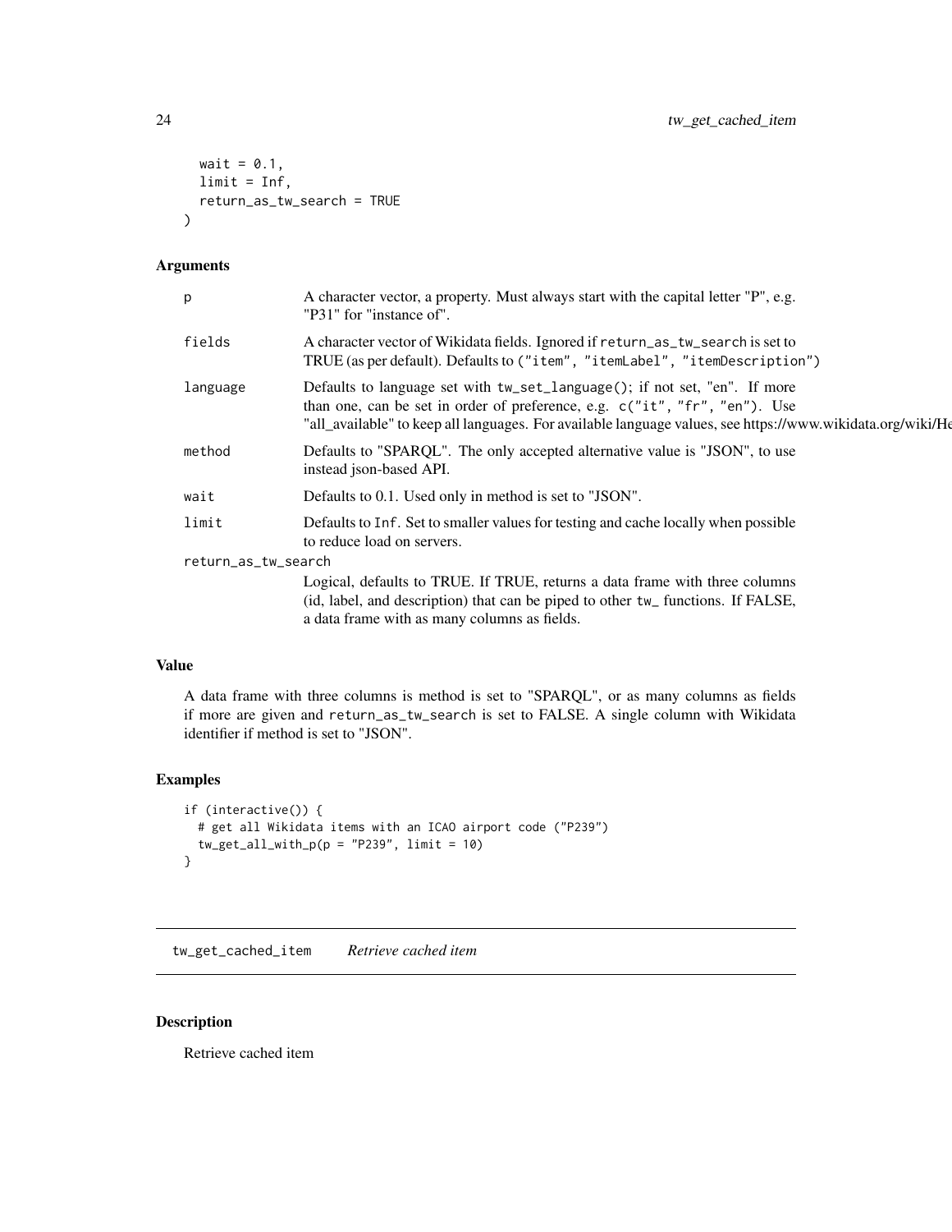```
  wait = 0.1,
  limit = Inf,
  return_as_tw_search = TRUE
)
```

### Arguments

| | |
|---|---|
| p | A character vector, a property. Must always start with the capital letter "P", e.g. "P31" for "instance of". |
| fields | A character vector of Wikidata fields. Ignored if `return_as_tw_search` is set to TRUE (as per default). Defaults to `("item", "itemLabel", "itemDescription")` |
| language | Defaults to language set with `tw_set_language()`; if not set, "en". If more than one, can be set in order of preference, e.g. `c("it", "fr", "en")`. Use "all_available" to keep all languages. For available language values, see https://www.wikidata.org/wiki/He |
| method | Defaults to "SPARQL". The only accepted alternative value is "JSON", to use instead json-based API. |
| wait | Defaults to 0.1. Used only in method is set to "JSON". |
| limit | Defaults to `Inf`. Set to smaller values for testing and cache locally when possible to reduce load on servers. |
| return_as_tw_search | Logical, defaults to TRUE. If TRUE, returns a data frame with three columns (id, label, and description) that can be piped to other `tw_` functions. If FALSE, a data frame with as many columns as fields. |

### Value

A data frame with three columns is method is set to "SPARQL", or as many columns as fields if more are given and `return_as_tw_search` is set to FALSE. A single column with Wikidata identifier if method is set to "JSON".

### Examples

```
if (interactive()) {
  # get all Wikidata items with an ICAO airport code ("P239")
  tw_get_all_with_p(p = "P239", limit = 10)
}
```

---

## tw_get_cached_item *Retrieve cached item*

### Description

Retrieve cached item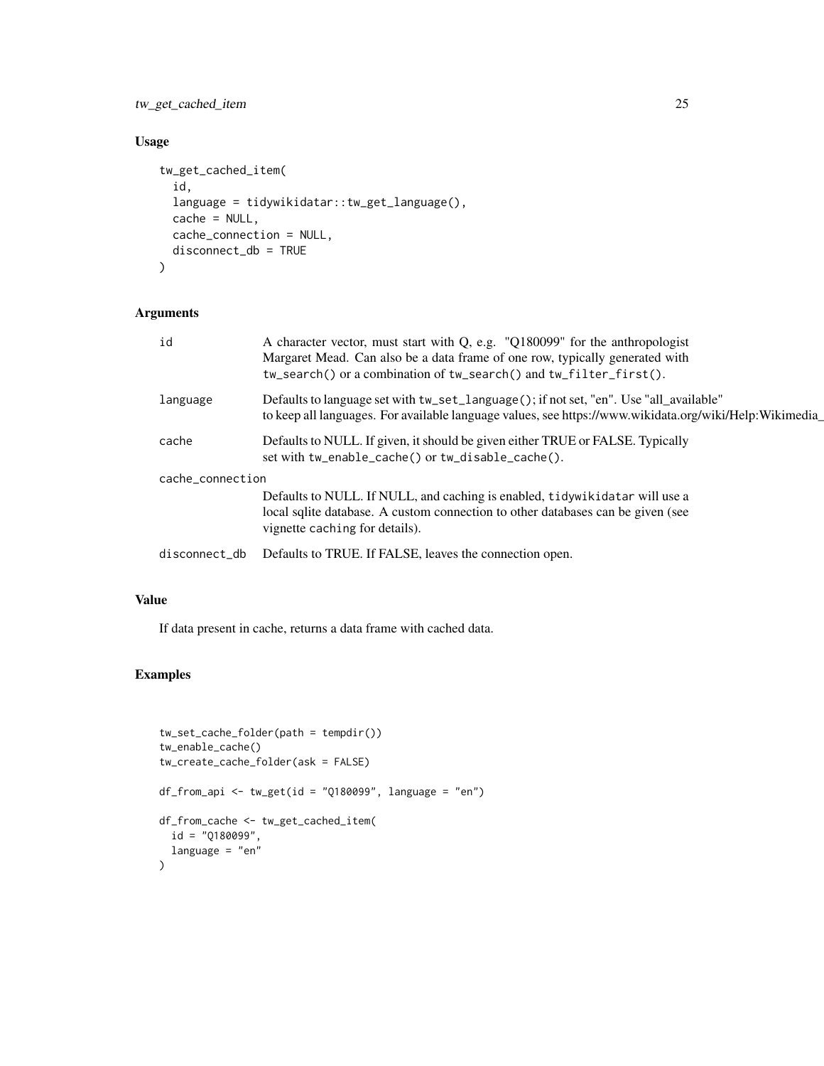## Usage

```
tw_get_cached_item(
  id,
  language = tidywikidatar::tw_get_language(),
  cache = NULL,
  cache_connection = NULL,
  disconnect_db = TRUE
)
```

## Arguments

| | |
|---|---|
| `id` | A character vector, must start with Q, e.g. "Q180099" for the anthropologist Margaret Mead. Can also be a data frame of one row, typically generated with `tw_search()` or a combination of `tw_search()` and `tw_filter_first()`. |
| `language` | Defaults to language set with `tw_set_language()`; if not set, "en". Use "all_available" to keep all languages. For available language values, see https://www.wikidata.org/wiki/Help:Wikimedia_ |
| `cache` | Defaults to NULL. If given, it should be given either TRUE or FALSE. Typically set with `tw_enable_cache()` or `tw_disable_cache()`. |
| `cache_connection` | Defaults to NULL. If NULL, and caching is enabled, `tidywikidatar` will use a local sqlite database. A custom connection to other databases can be given (see vignette `caching` for details). |
| `disconnect_db` | Defaults to TRUE. If FALSE, leaves the connection open. |

## Value

If data present in cache, returns a data frame with cached data.

## Examples

```
tw_set_cache_folder(path = tempdir())
tw_enable_cache()
tw_create_cache_folder(ask = FALSE)

df_from_api <- tw_get(id = "Q180099", language = "en")

df_from_cache <- tw_get_cached_item(
  id = "Q180099",
  language = "en"
)
```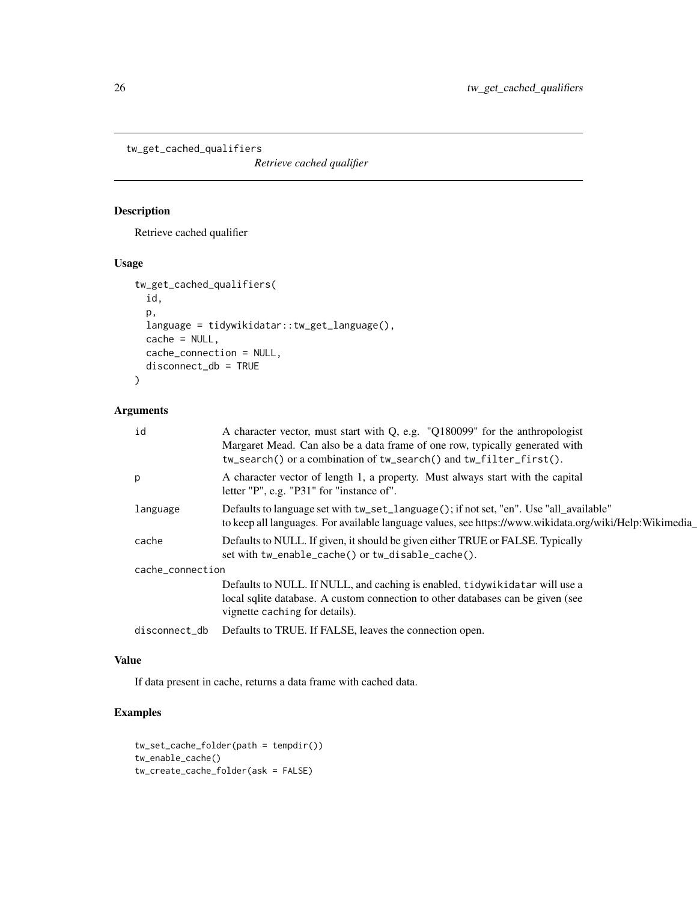## tw_get_cached_qualifiers

*Retrieve cached qualifier*

### Description

Retrieve cached qualifier

### Usage

```
tw_get_cached_qualifiers(
  id,
  p,
  language = tidywikidatar::tw_get_language(),
  cache = NULL,
  cache_connection = NULL,
  disconnect_db = TRUE
)
```

### Arguments

| Argument | Description |
|---|---|
| `id` | A character vector, must start with Q, e.g. "Q180099" for the anthropologist Margaret Mead. Can also be a data frame of one row, typically generated with `tw_search()` or a combination of `tw_search()` and `tw_filter_first()`. |
| `p` | A character vector of length 1, a property. Must always start with the capital letter "P", e.g. "P31" for "instance of". |
| `language` | Defaults to language set with `tw_set_language()`; if not set, "en". Use "all_available" to keep all languages. For available language values, see https://www.wikidata.org/wiki/Help:Wikimedia_ |
| `cache` | Defaults to NULL. If given, it should be given either TRUE or FALSE. Typically set with `tw_enable_cache()` or `tw_disable_cache()`. |
| `cache_connection` | Defaults to NULL. If NULL, and caching is enabled, `tidywikidatar` will use a local sqlite database. A custom connection to other databases can be given (see vignette `caching` for details). |
| `disconnect_db` | Defaults to TRUE. If FALSE, leaves the connection open. |

### Value

If data present in cache, returns a data frame with cached data.

### Examples

```
tw_set_cache_folder(path = tempdir())
tw_enable_cache()
tw_create_cache_folder(ask = FALSE)
```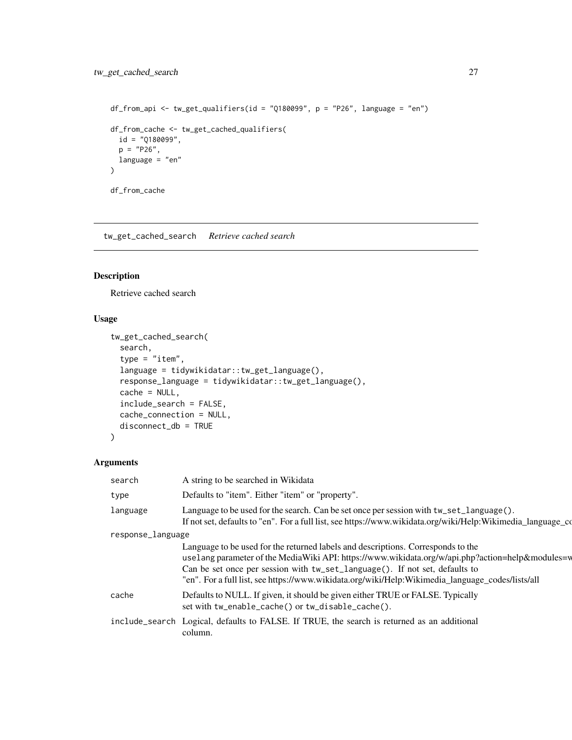```
df_from_api <- tw_get_qualifiers(id = "Q180099", p = "P26", language = "en")

df_from_cache <- tw_get_cached_qualifiers(
  id = "Q180099",
  p = "P26",
  language = "en"
)

df_from_cache
```

## tw_get_cached_search *Retrieve cached search*

### Description

Retrieve cached search

### Usage

```
tw_get_cached_search(
  search,
  type = "item",
  language = tidywikidatar::tw_get_language(),
  response_language = tidywikidatar::tw_get_language(),
  cache = NULL,
  include_search = FALSE,
  cache_connection = NULL,
  disconnect_db = TRUE
)
```

### Arguments

| Argument | Description |
|---|---|
| `search` | A string to be searched in Wikidata |
| `type` | Defaults to "item". Either "item" or "property". |
| `language` | Language to be used for the search. Can be set once per session with `tw_set_language()`. If not set, defaults to "en". For a full list, see https://www.wikidata.org/wiki/Help:Wikimedia_language_co |
| `response_language` | Language to be used for the returned labels and descriptions. Corresponds to the `uselang` parameter of the MediaWiki API: https://www.wikidata.org/w/api.php?action=help&modules=w Can be set once per session with `tw_set_language()`. If not set, defaults to "en". For a full list, see https://www.wikidata.org/wiki/Help:Wikimedia_language_codes/lists/all |
| `cache` | Defaults to NULL. If given, it should be given either TRUE or FALSE. Typically set with `tw_enable_cache()` or `tw_disable_cache()`. |
| `include_search` | Logical, defaults to FALSE. If TRUE, the search is returned as an additional column. |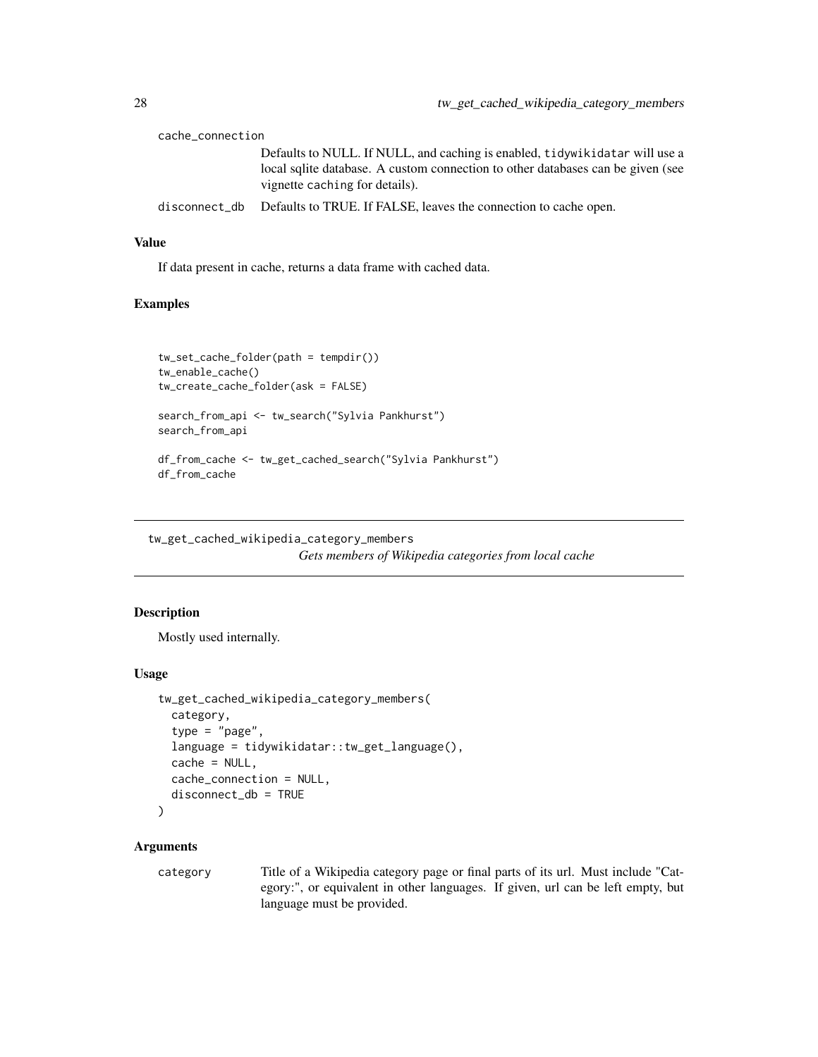cache_connection
: Defaults to NULL. If NULL, and caching is enabled, tidywikidatar will use a local sqlite database. A custom connection to other databases can be given (see vignette caching for details).

disconnect_db
: Defaults to TRUE. If FALSE, leaves the connection to cache open.

### Value

If data present in cache, returns a data frame with cached data.

### Examples

```
tw_set_cache_folder(path = tempdir())
tw_enable_cache()
tw_create_cache_folder(ask = FALSE)

search_from_api <- tw_search("Sylvia Pankhurst")
search_from_api

df_from_cache <- tw_get_cached_search("Sylvia Pankhurst")
df_from_cache
```

---

## tw_get_cached_wikipedia_category_members

*Gets members of Wikipedia categories from local cache*

### Description

Mostly used internally.

### Usage

```
tw_get_cached_wikipedia_category_members(
  category,
  type = "page",
  language = tidywikidatar::tw_get_language(),
  cache = NULL,
  cache_connection = NULL,
  disconnect_db = TRUE
)
```

### Arguments

category
: Title of a Wikipedia category page or final parts of its url. Must include "Category:", or equivalent in other languages. If given, url can be left empty, but language must be provided.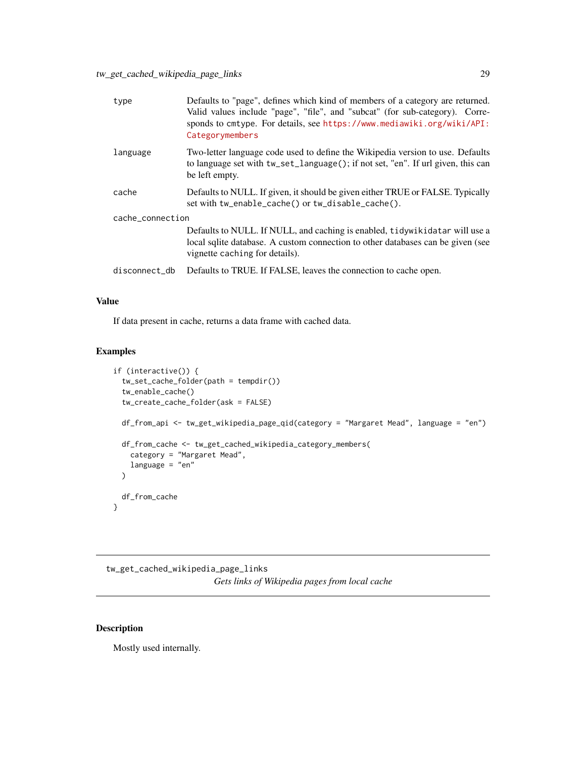| | |
|---|---|
| type | Defaults to "page", defines which kind of members of a category are returned. Valid values include "page", "file", and "subcat" (for sub-category). Corresponds to `cmtype`. For details, see https://www.mediawiki.org/wiki/API:Categorymembers |
| language | Two-letter language code used to define the Wikipedia version to use. Defaults to language set with `tw_set_language()`; if not set, "en". If url given, this can be left empty. |
| cache | Defaults to NULL. If given, it should be given either TRUE or FALSE. Typically set with `tw_enable_cache()` or `tw_disable_cache()`. |
| cache_connection | Defaults to NULL. If NULL, and caching is enabled, `tidywikidatar` will use a local sqlite database. A custom connection to other databases can be given (see vignette `caching` for details). |
| disconnect_db | Defaults to TRUE. If FALSE, leaves the connection to cache open. |

### Value

If data present in cache, returns a data frame with cached data.

### Examples

```
if (interactive()) {
  tw_set_cache_folder(path = tempdir())
  tw_enable_cache()
  tw_create_cache_folder(ask = FALSE)

  df_from_api <- tw_get_wikipedia_page_qid(category = "Margaret Mead", language = "en")

  df_from_cache <- tw_get_cached_wikipedia_category_members(
    category = "Margaret Mead",
    language = "en"
  )

  df_from_cache
}
```

---

## tw_get_cached_wikipedia_page_links

*Gets links of Wikipedia pages from local cache*

### Description

Mostly used internally.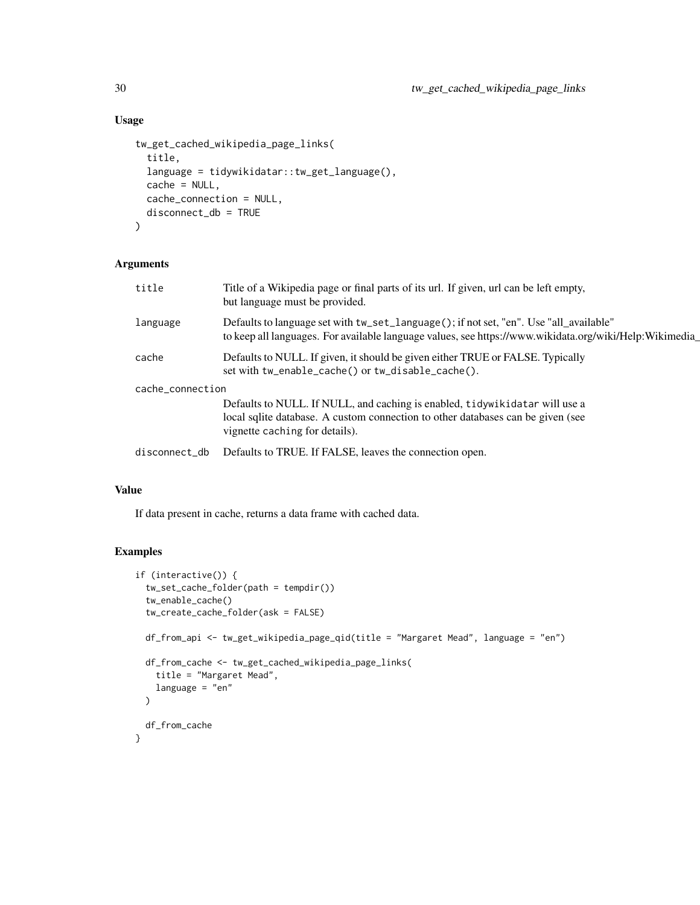## Usage

```
tw_get_cached_wikipedia_page_links(
  title,
  language = tidywikidatar::tw_get_language(),
  cache = NULL,
  cache_connection = NULL,
  disconnect_db = TRUE
)
```

## Arguments

| | |
|---|---|
| title | Title of a Wikipedia page or final parts of its url. If given, url can be left empty, but language must be provided. |
| language | Defaults to language set with `tw_set_language()`; if not set, "en". Use "all_available" to keep all languages. For available language values, see https://www.wikidata.org/wiki/Help:Wikimedia_ |
| cache | Defaults to NULL. If given, it should be given either TRUE or FALSE. Typically set with `tw_enable_cache()` or `tw_disable_cache()`. |
| cache_connection | Defaults to NULL. If NULL, and caching is enabled, `tidywikidatar` will use a local sqlite database. A custom connection to other databases can be given (see vignette `caching` for details). |
| disconnect_db | Defaults to TRUE. If FALSE, leaves the connection open. |

## Value

If data present in cache, returns a data frame with cached data.

## Examples

```
if (interactive()) {
  tw_set_cache_folder(path = tempdir())
  tw_enable_cache()
  tw_create_cache_folder(ask = FALSE)

  df_from_api <- tw_get_wikipedia_page_qid(title = "Margaret Mead", language = "en")

  df_from_cache <- tw_get_cached_wikipedia_page_links(
    title = "Margaret Mead",
    language = "en"
  )

  df_from_cache
}
```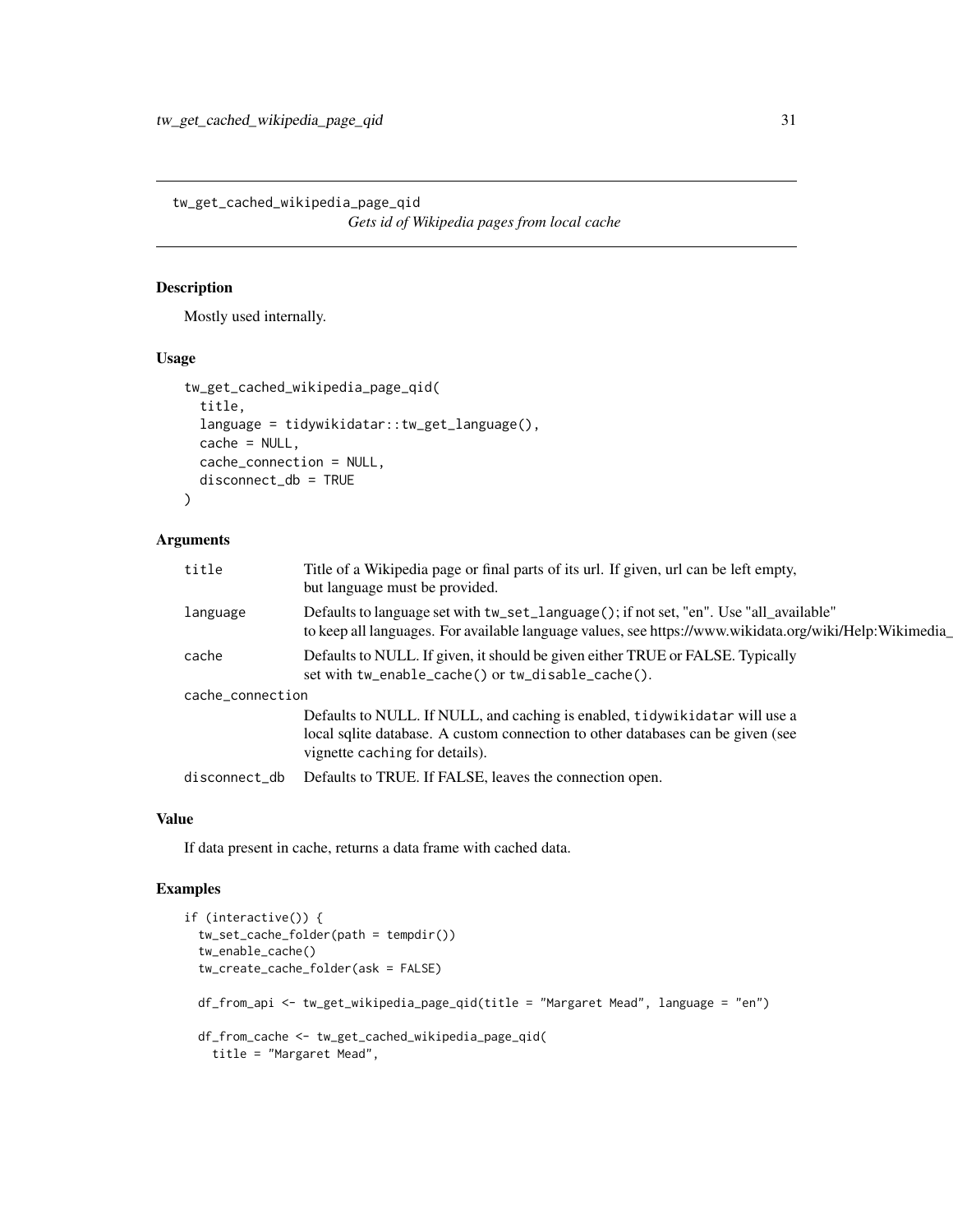## tw_get_cached_wikipedia_page_qid

*Gets id of Wikipedia pages from local cache*

### Description

Mostly used internally.

### Usage

```
tw_get_cached_wikipedia_page_qid(
  title,
  language = tidywikidatar::tw_get_language(),
  cache = NULL,
  cache_connection = NULL,
  disconnect_db = TRUE
)
```

### Arguments

| | |
|---|---|
| `title` | Title of a Wikipedia page or final parts of its url. If given, url can be left empty, but language must be provided. |
| `language` | Defaults to language set with `tw_set_language()`; if not set, "en". Use "all_available" to keep all languages. For available language values, see https://www.wikidata.org/wiki/Help:Wikimedia_ |
| `cache` | Defaults to NULL. If given, it should be given either TRUE or FALSE. Typically set with `tw_enable_cache()` or `tw_disable_cache()`. |
| `cache_connection` | Defaults to NULL. If NULL, and caching is enabled, `tidywikidatar` will use a local sqlite database. A custom connection to other databases can be given (see vignette `caching` for details). |
| `disconnect_db` | Defaults to TRUE. If FALSE, leaves the connection open. |

### Value

If data present in cache, returns a data frame with cached data.

### Examples

```
if (interactive()) {
  tw_set_cache_folder(path = tempdir())
  tw_enable_cache()
  tw_create_cache_folder(ask = FALSE)

  df_from_api <- tw_get_wikipedia_page_qid(title = "Margaret Mead", language = "en")

  df_from_cache <- tw_get_cached_wikipedia_page_qid(
    title = "Margaret Mead",
```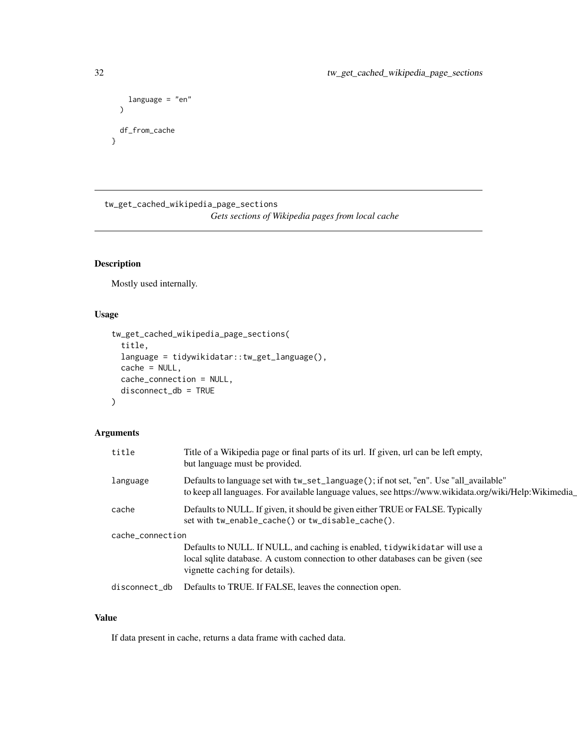```
    language = "en"
  )

  df_from_cache
}
```

## tw_get_cached_wikipedia_page_sections

*Gets sections of Wikipedia pages from local cache*

### Description

Mostly used internally.

### Usage

```
tw_get_cached_wikipedia_page_sections(
  title,
  language = tidywikidatar::tw_get_language(),
  cache = NULL,
  cache_connection = NULL,
  disconnect_db = TRUE
)
```

### Arguments

| Argument | Description |
| --- | --- |
| title | Title of a Wikipedia page or final parts of its url. If given, url can be left empty, but language must be provided. |
| language | Defaults to language set with `tw_set_language()`; if not set, "en". Use "all_available" to keep all languages. For available language values, see https://www.wikidata.org/wiki/Help:Wikimedia_ |
| cache | Defaults to NULL. If given, it should be given either TRUE or FALSE. Typically set with `tw_enable_cache()` or `tw_disable_cache()`. |
| cache_connection | Defaults to NULL. If NULL, and caching is enabled, `tidywikidatar` will use a local sqlite database. A custom connection to other databases can be given (see vignette `caching` for details). |
| disconnect_db | Defaults to TRUE. If FALSE, leaves the connection open. |

### Value

If data present in cache, returns a data frame with cached data.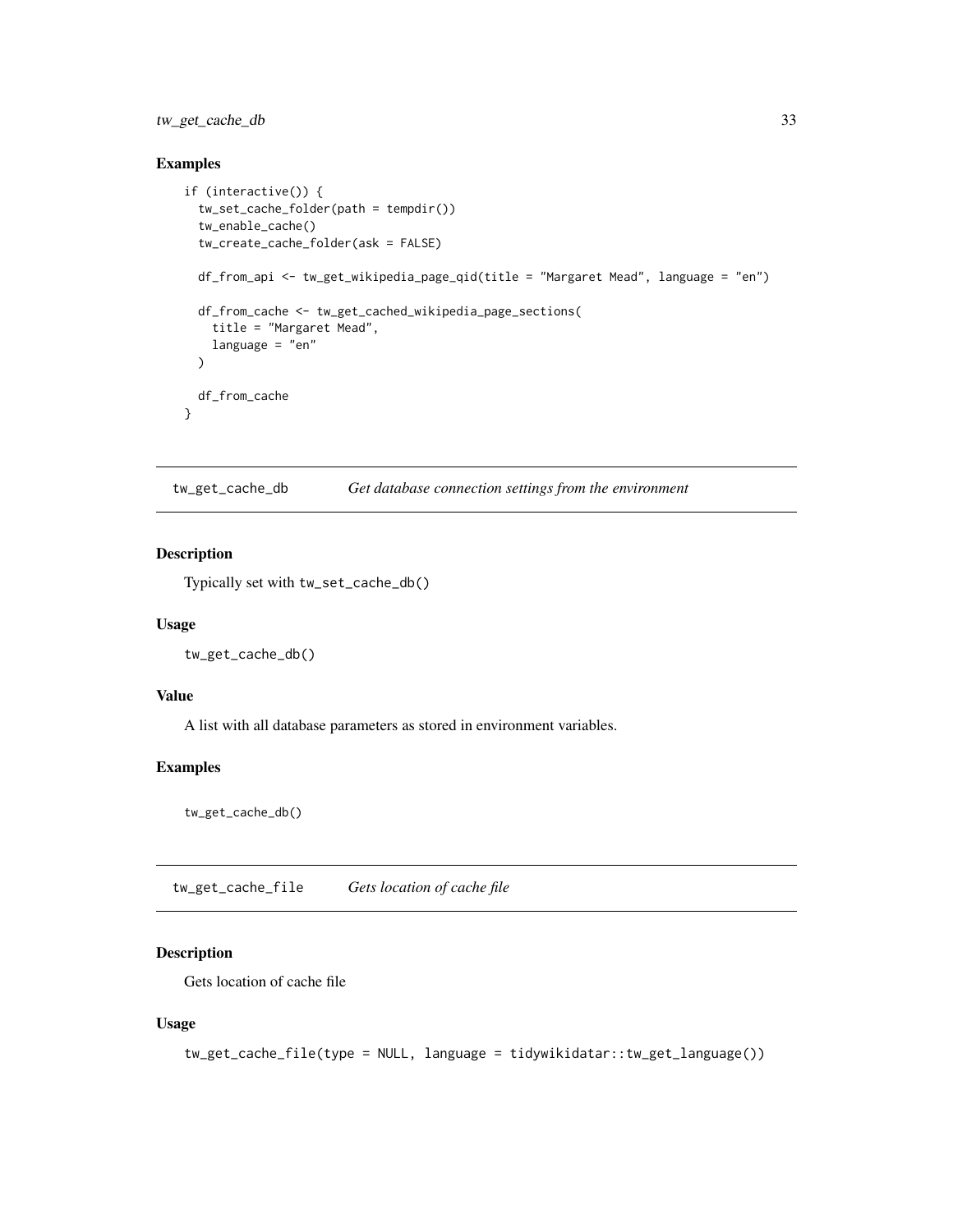## Examples

```
if (interactive()) {
  tw_set_cache_folder(path = tempdir())
  tw_enable_cache()
  tw_create_cache_folder(ask = FALSE)

  df_from_api <- tw_get_wikipedia_page_qid(title = "Margaret Mead", language = "en")

  df_from_cache <- tw_get_cached_wikipedia_page_sections(
    title = "Margaret Mead",
    language = "en"
  )

  df_from_cache
}
```

---

## tw_get_cache_db — *Get database connection settings from the environment*

### Description

Typically set with `tw_set_cache_db()`

### Usage

```
tw_get_cache_db()
```

### Value

A list with all database parameters as stored in environment variables.

### Examples

```
tw_get_cache_db()
```

---

## tw_get_cache_file — *Gets location of cache file*

### Description

Gets location of cache file

### Usage

```
tw_get_cache_file(type = NULL, language = tidywikidatar::tw_get_language())
```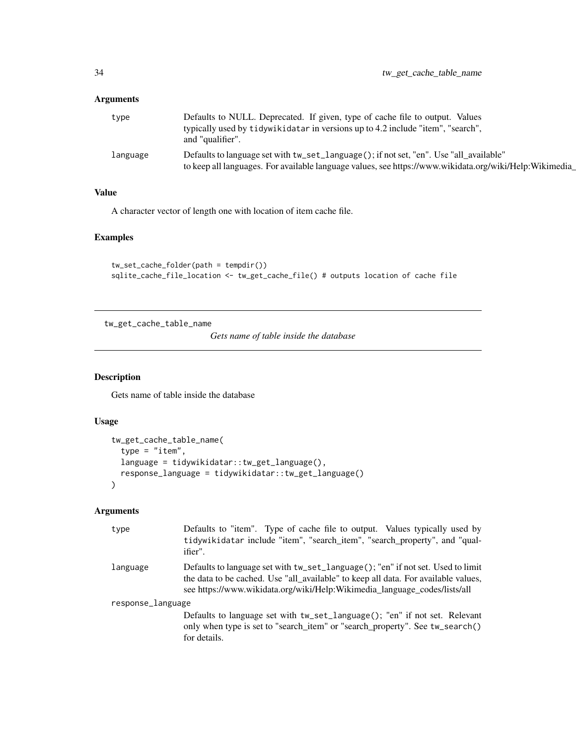## Arguments

| | |
|---|---|
| type | Defaults to NULL. Deprecated. If given, type of cache file to output. Values typically used by `tidywikidatar` in versions up to 4.2 include "item", "search", and "qualifier". |
| language | Defaults to language set with `tw_set_language()`; if not set, "en". Use "all_available" to keep all languages. For available language values, see https://www.wikidata.org/wiki/Help:Wikimedia_ |

## Value

A character vector of length one with location of item cache file.

## Examples

```
tw_set_cache_folder(path = tempdir())
sqlite_cache_file_location <- tw_get_cache_file() # outputs location of cache file
```

---

# tw_get_cache_table_name

*Gets name of table inside the database*

## Description

Gets name of table inside the database

## Usage

```
tw_get_cache_table_name(
  type = "item",
  language = tidywikidatar::tw_get_language(),
  response_language = tidywikidatar::tw_get_language()
)
```

## Arguments

| | |
|---|---|
| type | Defaults to "item". Type of cache file to output. Values typically used by `tidywikidatar` include "item", "search_item", "search_property", and "qualifier". |
| language | Defaults to language set with `tw_set_language()`; "en" if not set. Used to limit the data to be cached. Use "all_available" to keep all data. For available values, see https://www.wikidata.org/wiki/Help:Wikimedia_language_codes/lists/all |
| response_language | Defaults to language set with `tw_set_language()`; "en" if not set. Relevant only when type is set to "search_item" or "search_property". See `tw_search()` for details. |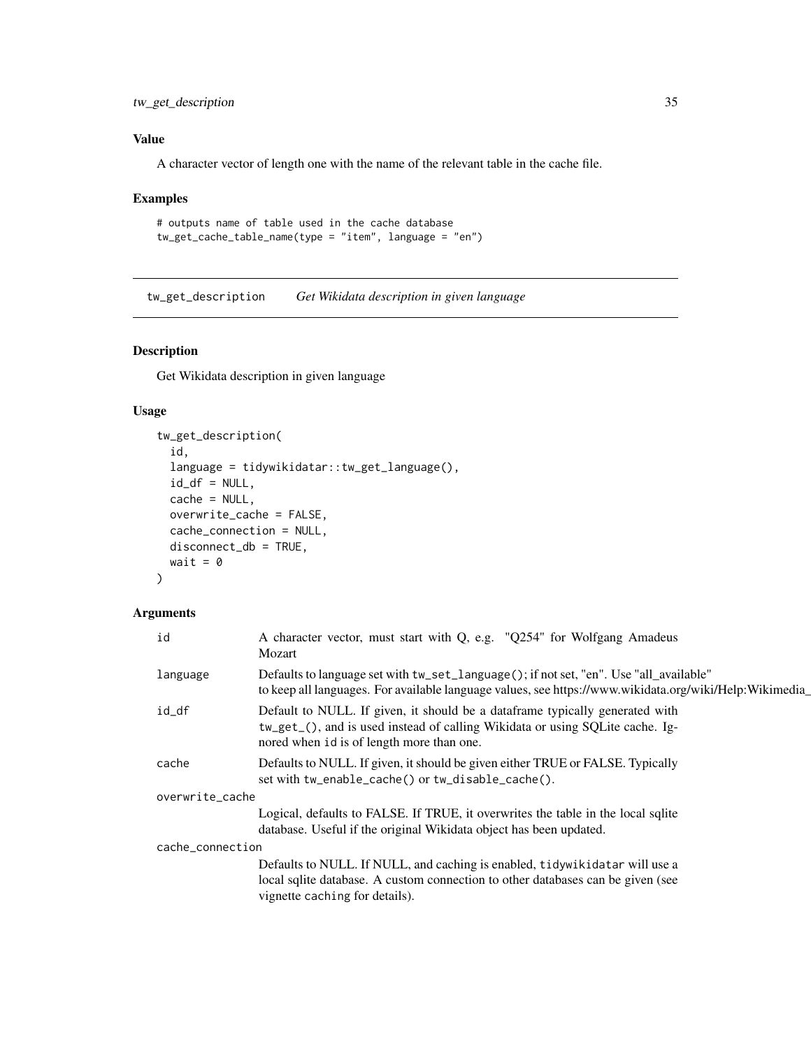## Value

A character vector of length one with the name of the relevant table in the cache file.

## Examples

```
# outputs name of table used in the cache database
tw_get_cache_table_name(type = "item", language = "en")
```

---

# tw_get_description *Get Wikidata description in given language*

## Description

Get Wikidata description in given language

## Usage

```
tw_get_description(
  id,
  language = tidywikidatar::tw_get_language(),
  id_df = NULL,
  cache = NULL,
  overwrite_cache = FALSE,
  cache_connection = NULL,
  disconnect_db = TRUE,
  wait = 0
)
```

## Arguments

| | |
|---|---|
| id | A character vector, must start with Q, e.g. "Q254" for Wolfgang Amadeus Mozart |
| language | Defaults to language set with `tw_set_language()`; if not set, "en". Use "all_available" to keep all languages. For available language values, see https://www.wikidata.org/wiki/Help:Wikimedia_ |
| id_df | Default to NULL. If given, it should be a dataframe typically generated with `tw_get_()`, and is used instead of calling Wikidata or using SQLite cache. Ignored when `id` is of length more than one. |
| cache | Defaults to NULL. If given, it should be given either TRUE or FALSE. Typically set with `tw_enable_cache()` or `tw_disable_cache()`. |
| overwrite_cache | Logical, defaults to FALSE. If TRUE, it overwrites the table in the local sqlite database. Useful if the original Wikidata object has been updated. |
| cache_connection | Defaults to NULL. If NULL, and caching is enabled, `tidywikidatar` will use a local sqlite database. A custom connection to other databases can be given (see vignette `caching` for details). |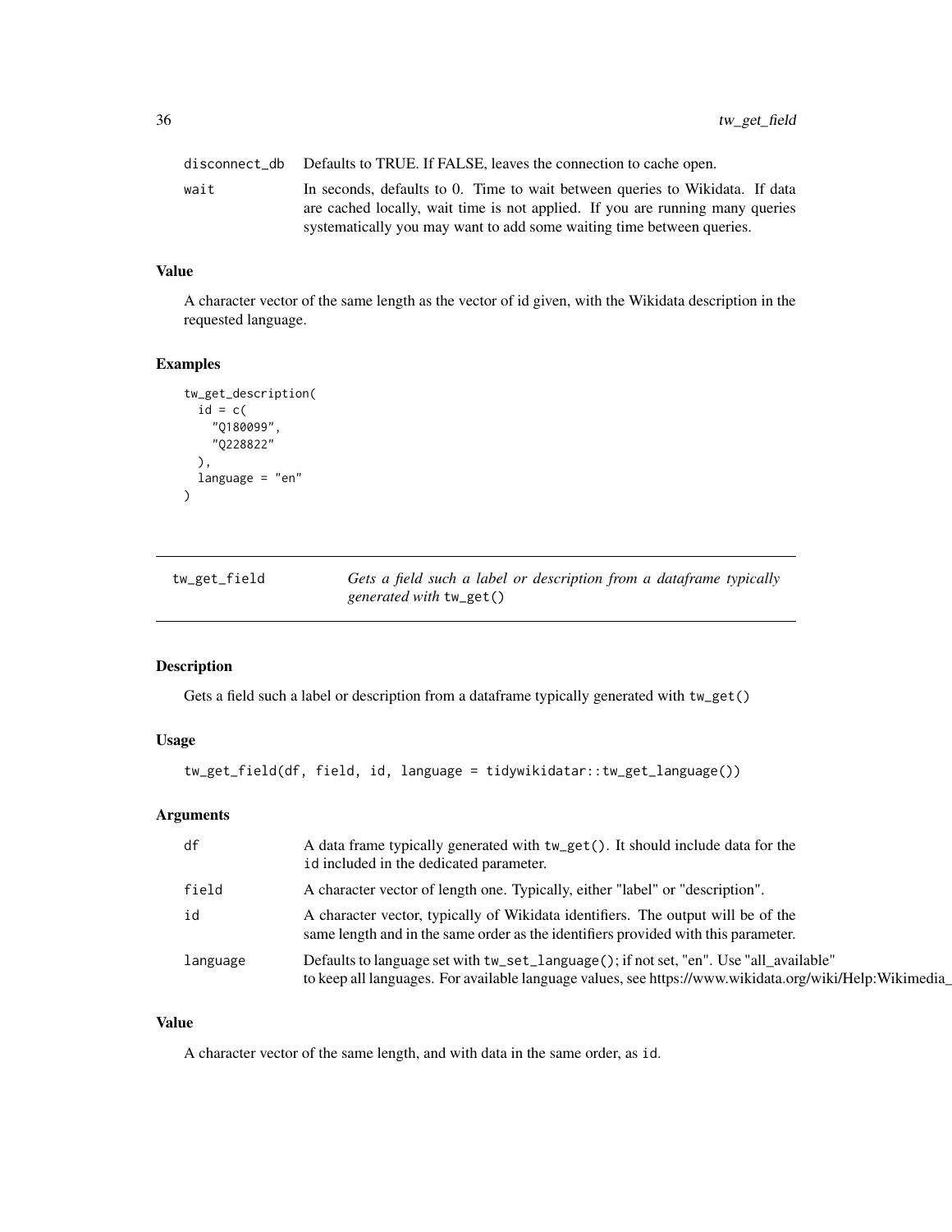| | |
|---|---|
| disconnect_db | Defaults to TRUE. If FALSE, leaves the connection to cache open. |
| wait | In seconds, defaults to 0. Time to wait between queries to Wikidata. If data are cached locally, wait time is not applied. If you are running many queries systematically you may want to add some waiting time between queries. |

### Value

A character vector of the same length as the vector of id given, with the Wikidata description in the requested language.

### Examples

```
tw_get_description(
  id = c(
    "Q180099",
    "Q228822"
  ),
  language = "en"
)
```

---

## tw_get_field — *Gets a field such a label or description from a dataframe typically generated with* `tw_get()`

### Description

Gets a field such a label or description from a dataframe typically generated with `tw_get()`

### Usage

```
tw_get_field(df, field, id, language = tidywikidatar::tw_get_language())
```

### Arguments

| | |
|---|---|
| df | A data frame typically generated with `tw_get()`. It should include data for the `id` included in the dedicated parameter. |
| field | A character vector of length one. Typically, either "label" or "description". |
| id | A character vector, typically of Wikidata identifiers. The output will be of the same length and in the same order as the identifiers provided with this parameter. |
| language | Defaults to language set with `tw_set_language()`; if not set, "en". Use "all_available" to keep all languages. For available language values, see https://www.wikidata.org/wiki/Help:Wikimedia_ |

### Value

A character vector of the same length, and with data in the same order, as `id`.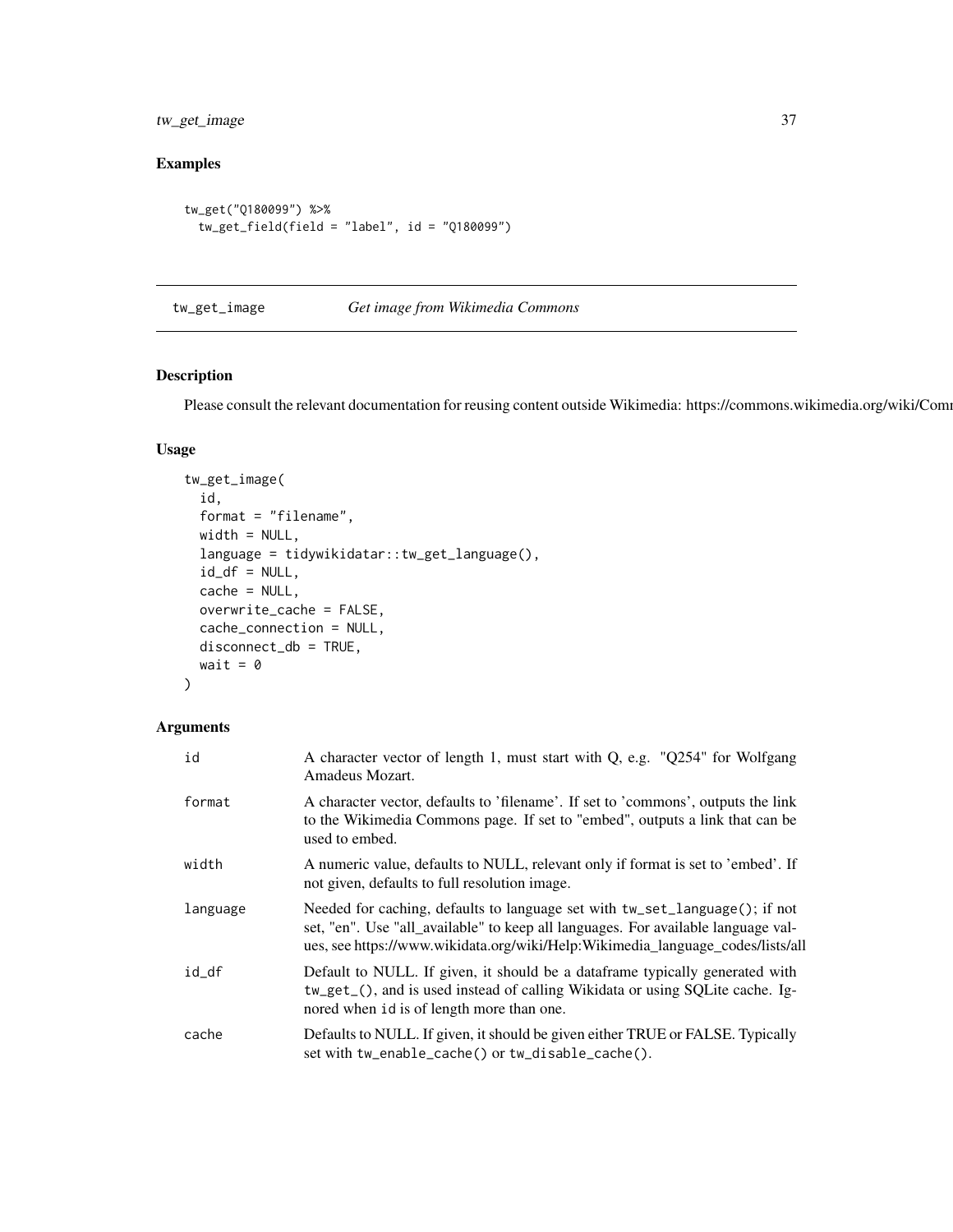## Examples

```
tw_get("Q180099") %>%
  tw_get_field(field = "label", id = "Q180099")
```

---

## tw_get_image *Get image from Wikimedia Commons*

### Description

Please consult the relevant documentation for reusing content outside Wikimedia: https://commons.wikimedia.org/wiki/Comm

### Usage

```
tw_get_image(
  id,
  format = "filename",
  width = NULL,
  language = tidywikidatar::tw_get_language(),
  id_df = NULL,
  cache = NULL,
  overwrite_cache = FALSE,
  cache_connection = NULL,
  disconnect_db = TRUE,
  wait = 0
)
```

### Arguments

| | |
|---|---|
| id | A character vector of length 1, must start with Q, e.g. "Q254" for Wolfgang Amadeus Mozart. |
| format | A character vector, defaults to 'filename'. If set to 'commons', outputs the link to the Wikimedia Commons page. If set to "embed", outputs a link that can be used to embed. |
| width | A numeric value, defaults to NULL, relevant only if format is set to 'embed'. If not given, defaults to full resolution image. |
| language | Needed for caching, defaults to language set with `tw_set_language()`; if not set, "en". Use "all_available" to keep all languages. For available language values, see https://www.wikidata.org/wiki/Help:Wikimedia_language_codes/lists/all |
| id_df | Default to NULL. If given, it should be a dataframe typically generated with `tw_get_()`, and is used instead of calling Wikidata or using SQLite cache. Ignored when id is of length more than one. |
| cache | Defaults to NULL. If given, it should be given either TRUE or FALSE. Typically set with `tw_enable_cache()` or `tw_disable_cache()`. |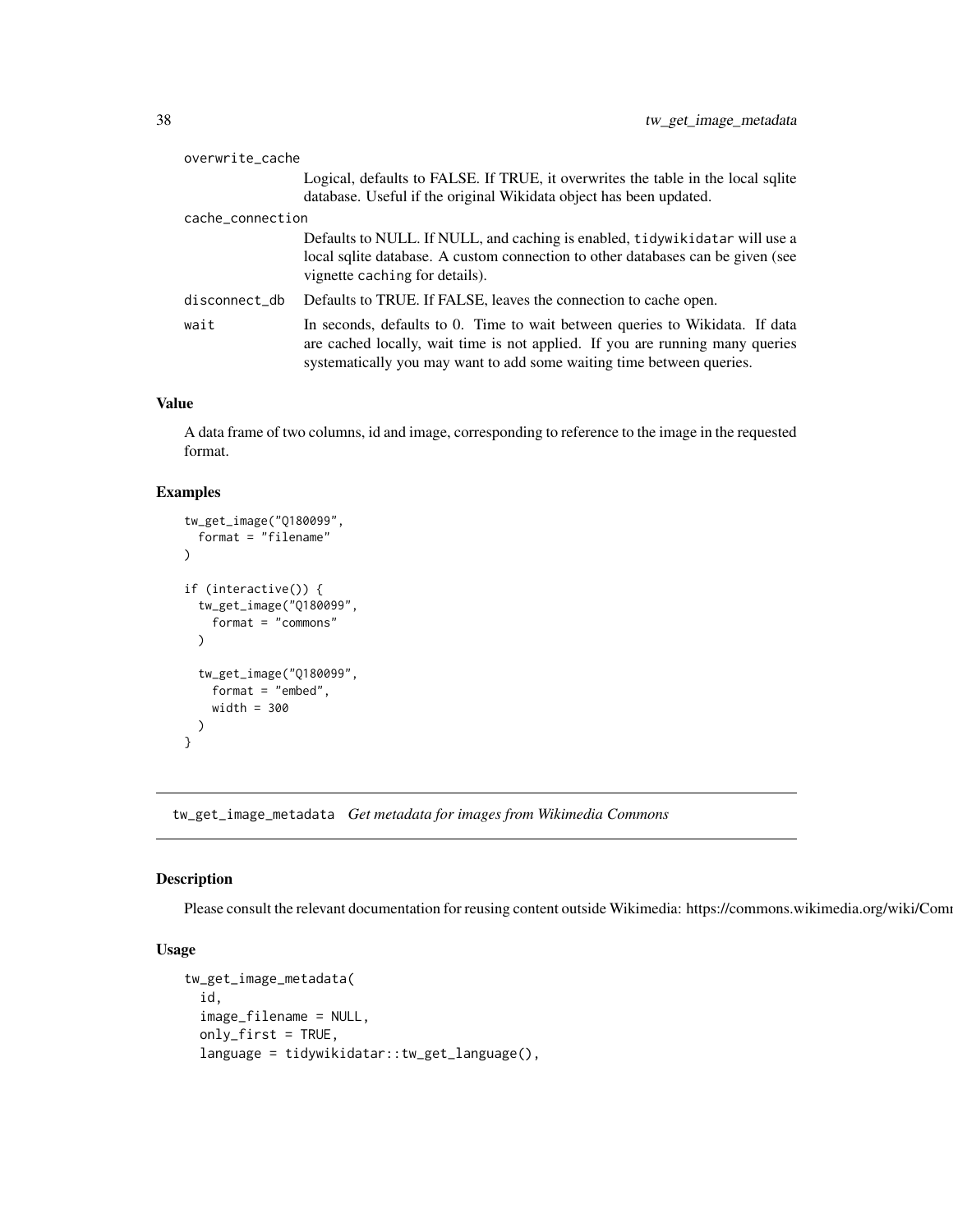overwrite_cache
: Logical, defaults to FALSE. If TRUE, it overwrites the table in the local sqlite database. Useful if the original Wikidata object has been updated.

cache_connection
: Defaults to NULL. If NULL, and caching is enabled, tidywikidatar will use a local sqlite database. A custom connection to other databases can be given (see vignette caching for details).

disconnect_db
: Defaults to TRUE. If FALSE, leaves the connection to cache open.

wait
: In seconds, defaults to 0. Time to wait between queries to Wikidata. If data are cached locally, wait time is not applied. If you are running many queries systematically you may want to add some waiting time between queries.

### Value

A data frame of two columns, id and image, corresponding to reference to the image in the requested format.

### Examples

```
tw_get_image("Q180099",
  format = "filename"
)

if (interactive()) {
  tw_get_image("Q180099",
    format = "commons"
  )

  tw_get_image("Q180099",
    format = "embed",
    width = 300
  )
}
```

---

## tw_get_image_metadata *Get metadata for images from Wikimedia Commons*

---

### Description

Please consult the relevant documentation for reusing content outside Wikimedia: https://commons.wikimedia.org/wiki/Comm

### Usage

```
tw_get_image_metadata(
  id,
  image_filename = NULL,
  only_first = TRUE,
  language = tidywikidatar::tw_get_language(),
```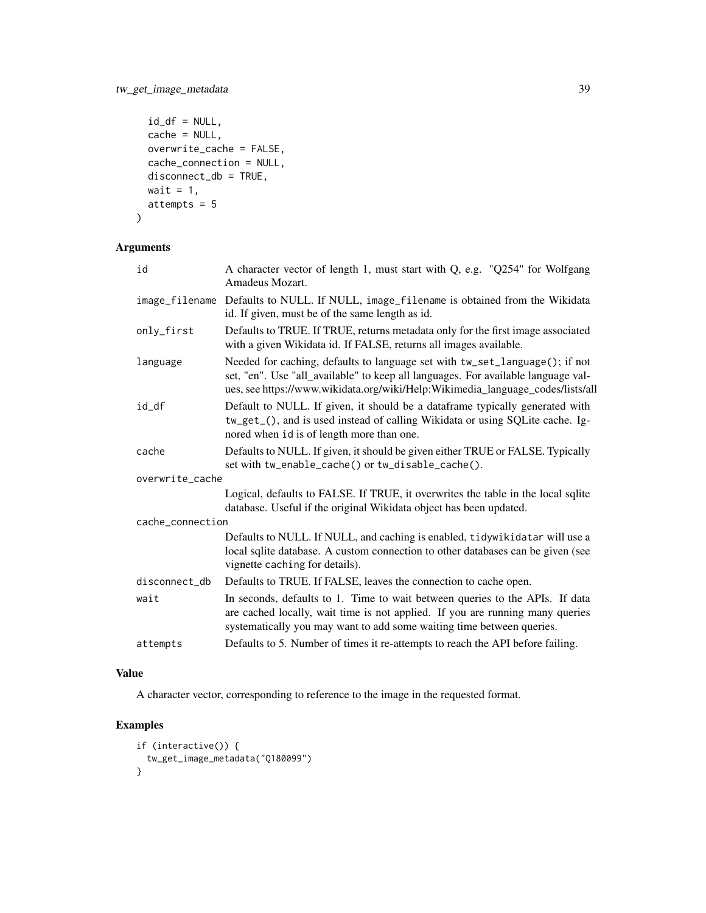```
  id_df = NULL,
  cache = NULL,
  overwrite_cache = FALSE,
  cache_connection = NULL,
  disconnect_db = TRUE,
  wait = 1,
  attempts = 5
)
```

### Arguments

| | |
|---|---|
| `id` | A character vector of length 1, must start with Q, e.g. "Q254" for Wolfgang Amadeus Mozart. |
| `image_filename` | Defaults to NULL. If NULL, `image_filename` is obtained from the Wikidata id. If given, must be of the same length as id. |
| `only_first` | Defaults to TRUE. If TRUE, returns metadata only for the first image associated with a given Wikidata id. If FALSE, returns all images available. |
| `language` | Needed for caching, defaults to language set with `tw_set_language()`; if not set, "en". Use "all_available" to keep all languages. For available language values, see https://www.wikidata.org/wiki/Help:Wikimedia_language_codes/lists/all |
| `id_df` | Default to NULL. If given, it should be a dataframe typically generated with `tw_get_()`, and is used instead of calling Wikidata or using SQLite cache. Ignored when `id` is of length more than one. |
| `cache` | Defaults to NULL. If given, it should be given either TRUE or FALSE. Typically set with `tw_enable_cache()` or `tw_disable_cache()`. |
| `overwrite_cache` | Logical, defaults to FALSE. If TRUE, it overwrites the table in the local sqlite database. Useful if the original Wikidata object has been updated. |
| `cache_connection` | Defaults to NULL. If NULL, and caching is enabled, `tidywikidatar` will use a local sqlite database. A custom connection to other databases can be given (see vignette `caching` for details). |
| `disconnect_db` | Defaults to TRUE. If FALSE, leaves the connection to cache open. |
| `wait` | In seconds, defaults to 1. Time to wait between queries to the APIs. If data are cached locally, wait time is not applied. If you are running many queries systematically you may want to add some waiting time between queries. |
| `attempts` | Defaults to 5. Number of times it re-attempts to reach the API before failing. |

### Value

A character vector, corresponding to reference to the image in the requested format.

### Examples

```
if (interactive()) {
  tw_get_image_metadata("Q180099")
}
```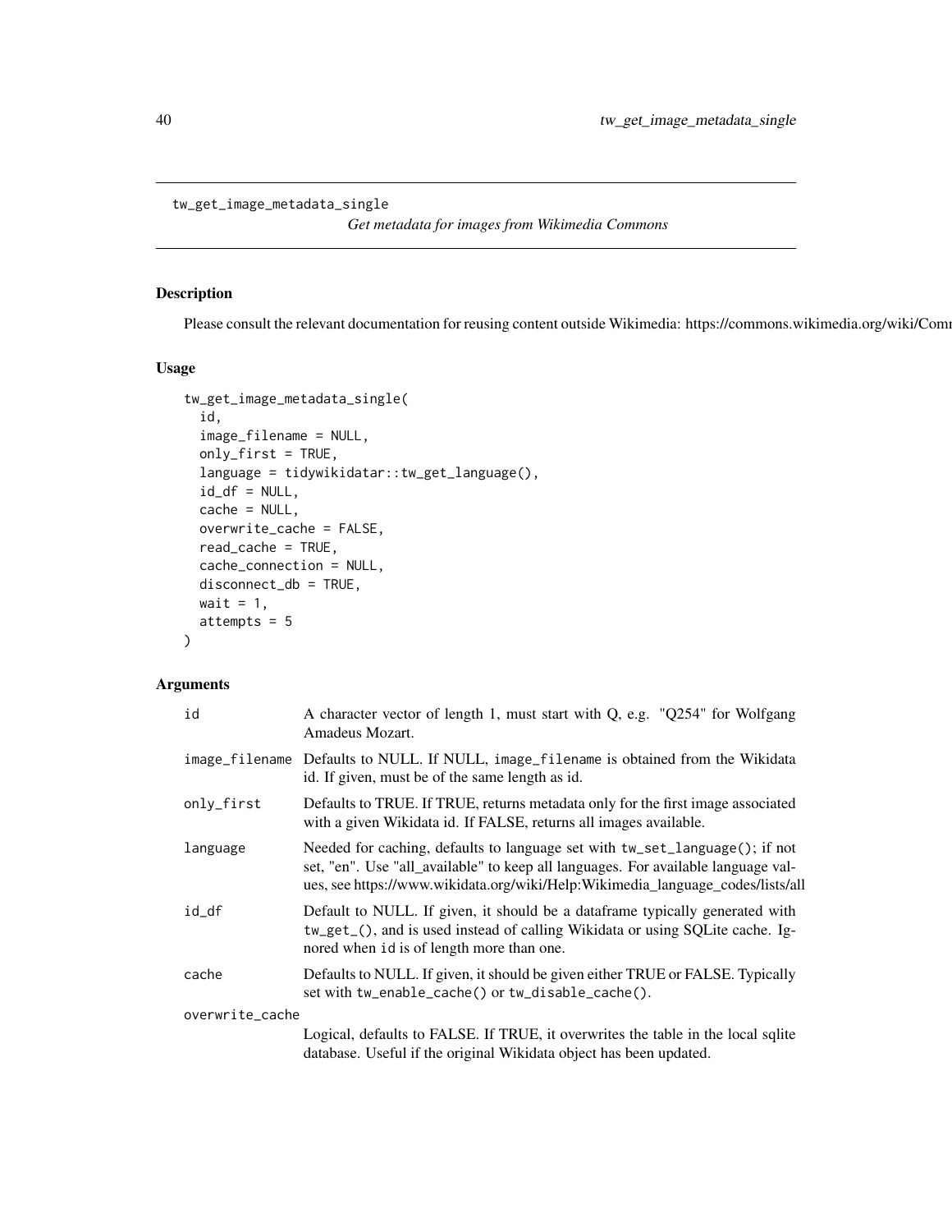tw_get_image_metadata_single    *Get metadata for images from Wikimedia Commons*

## Description

Please consult the relevant documentation for reusing content outside Wikimedia: https://commons.wikimedia.org/wiki/Comm

## Usage

```
tw_get_image_metadata_single(
  id,
  image_filename = NULL,
  only_first = TRUE,
  language = tidywikidatar::tw_get_language(),
  id_df = NULL,
  cache = NULL,
  overwrite_cache = FALSE,
  read_cache = TRUE,
  cache_connection = NULL,
  disconnect_db = TRUE,
  wait = 1,
  attempts = 5
)
```

## Arguments

| Argument | Description |
|---|---|
| id | A character vector of length 1, must start with Q, e.g. "Q254" for Wolfgang Amadeus Mozart. |
| image_filename | Defaults to NULL. If NULL, image_filename is obtained from the Wikidata id. If given, must be of the same length as id. |
| only_first | Defaults to TRUE. If TRUE, returns metadata only for the first image associated with a given Wikidata id. If FALSE, returns all images available. |
| language | Needed for caching, defaults to language set with tw_set_language(); if not set, "en". Use "all_available" to keep all languages. For available language values, see https://www.wikidata.org/wiki/Help:Wikimedia_language_codes/lists/all |
| id_df | Default to NULL. If given, it should be a dataframe typically generated with tw_get_(), and is used instead of calling Wikidata or using SQLite cache. Ignored when id is of length more than one. |
| cache | Defaults to NULL. If given, it should be given either TRUE or FALSE. Typically set with tw_enable_cache() or tw_disable_cache(). |
| overwrite_cache | Logical, defaults to FALSE. If TRUE, it overwrites the table in the local sqlite database. Useful if the original Wikidata object has been updated. |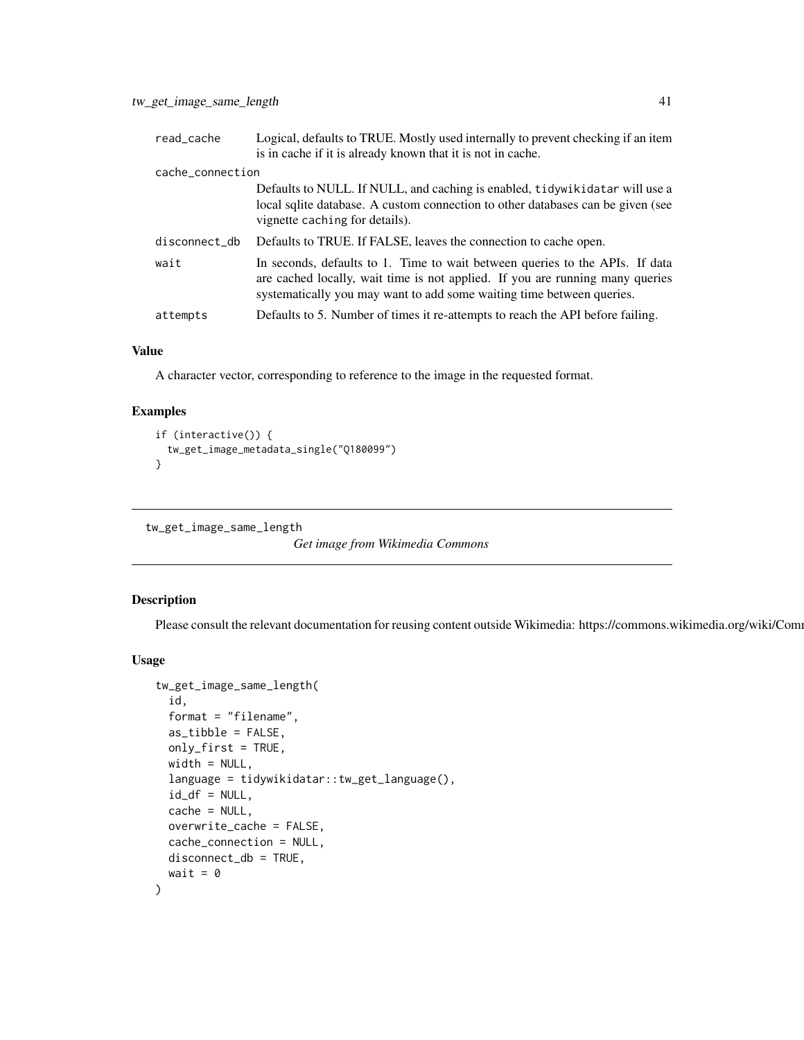| | |
|---|---|
| read_cache | Logical, defaults to TRUE. Mostly used internally to prevent checking if an item is in cache if it is already known that it is not in cache. |
| cache_connection | Defaults to NULL. If NULL, and caching is enabled, tidywikidatar will use a local sqlite database. A custom connection to other databases can be given (see vignette caching for details). |
| disconnect_db | Defaults to TRUE. If FALSE, leaves the connection to cache open. |
| wait | In seconds, defaults to 1. Time to wait between queries to the APIs. If data are cached locally, wait time is not applied. If you are running many queries systematically you may want to add some waiting time between queries. |
| attempts | Defaults to 5. Number of times it re-attempts to reach the API before failing. |

### Value

A character vector, corresponding to reference to the image in the requested format.

### Examples

```
if (interactive()) {
  tw_get_image_metadata_single("Q180099")
}
```

---

## tw_get_image_same_length

*Get image from Wikimedia Commons*

### Description

Please consult the relevant documentation for reusing content outside Wikimedia: https://commons.wikimedia.org/wiki/Comm

### Usage

```
tw_get_image_same_length(
  id,
  format = "filename",
  as_tibble = FALSE,
  only_first = TRUE,
  width = NULL,
  language = tidywikidatar::tw_get_language(),
  id_df = NULL,
  cache = NULL,
  overwrite_cache = FALSE,
  cache_connection = NULL,
  disconnect_db = TRUE,
  wait = 0
)
```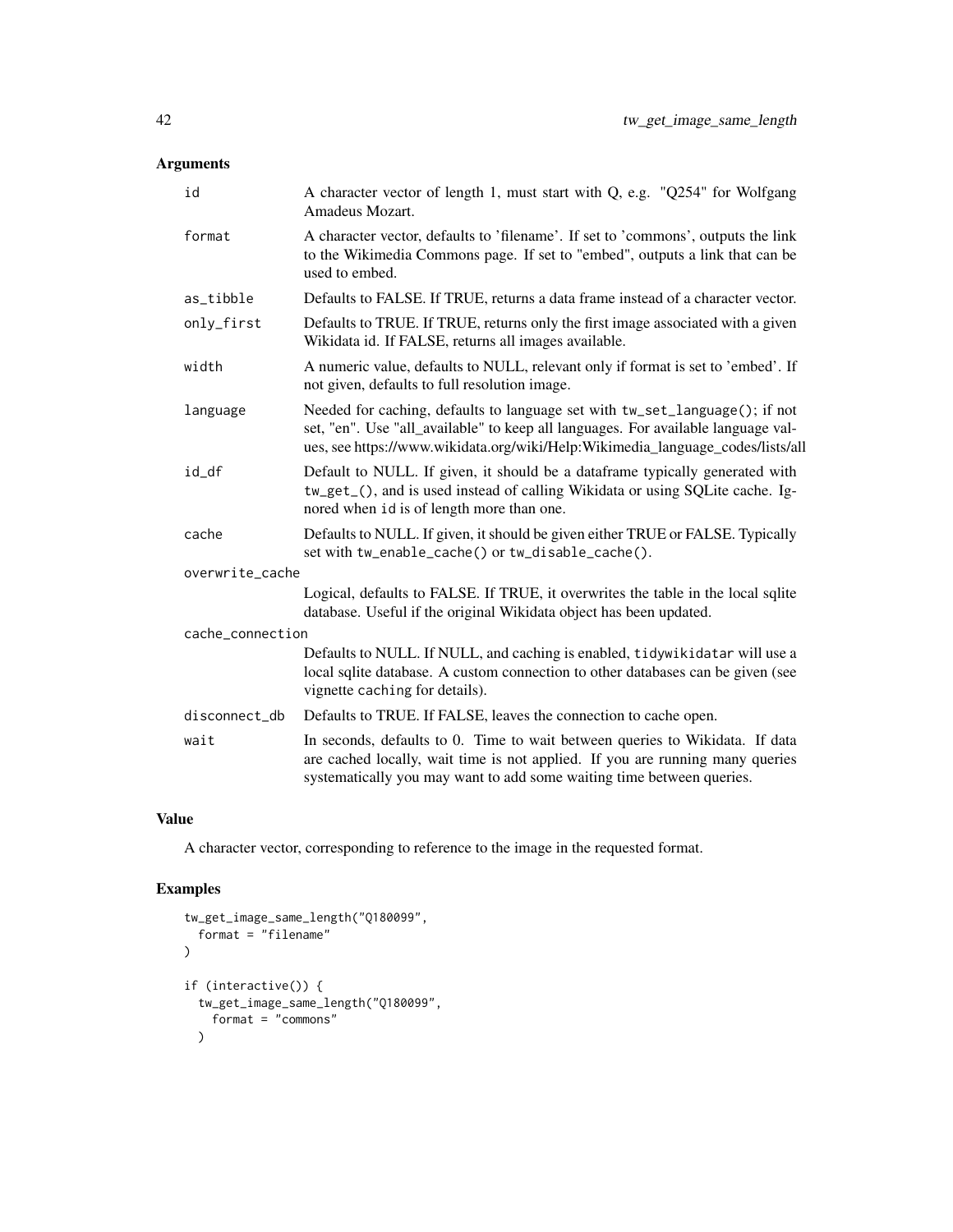## Arguments

| | |
|---|---|
| `id` | A character vector of length 1, must start with Q, e.g. "Q254" for Wolfgang Amadeus Mozart. |
| `format` | A character vector, defaults to 'filename'. If set to 'commons', outputs the link to the Wikimedia Commons page. If set to "embed", outputs a link that can be used to embed. |
| `as_tibble` | Defaults to FALSE. If TRUE, returns a data frame instead of a character vector. |
| `only_first` | Defaults to TRUE. If TRUE, returns only the first image associated with a given Wikidata id. If FALSE, returns all images available. |
| `width` | A numeric value, defaults to NULL, relevant only if format is set to 'embed'. If not given, defaults to full resolution image. |
| `language` | Needed for caching, defaults to language set with `tw_set_language()`; if not set, "en". Use "all_available" to keep all languages. For available language values, see https://www.wikidata.org/wiki/Help:Wikimedia_language_codes/lists/all |
| `id_df` | Default to NULL. If given, it should be a dataframe typically generated with `tw_get_()`, and is used instead of calling Wikidata or using SQLite cache. Ignored when `id` is of length more than one. |
| `cache` | Defaults to NULL. If given, it should be given either TRUE or FALSE. Typically set with `tw_enable_cache()` or `tw_disable_cache()`. |
| `overwrite_cache` | Logical, defaults to FALSE. If TRUE, it overwrites the table in the local sqlite database. Useful if the original Wikidata object has been updated. |
| `cache_connection` | Defaults to NULL. If NULL, and caching is enabled, `tidywikidatar` will use a local sqlite database. A custom connection to other databases can be given (see vignette `caching` for details). |
| `disconnect_db` | Defaults to TRUE. If FALSE, leaves the connection to cache open. |
| `wait` | In seconds, defaults to 0. Time to wait between queries to Wikidata. If data are cached locally, wait time is not applied. If you are running many queries systematically you may want to add some waiting time between queries. |

## Value

A character vector, corresponding to reference to the image in the requested format.

## Examples

```
tw_get_image_same_length("Q180099",
  format = "filename"
)

if (interactive()) {
  tw_get_image_same_length("Q180099",
    format = "commons"
  )
```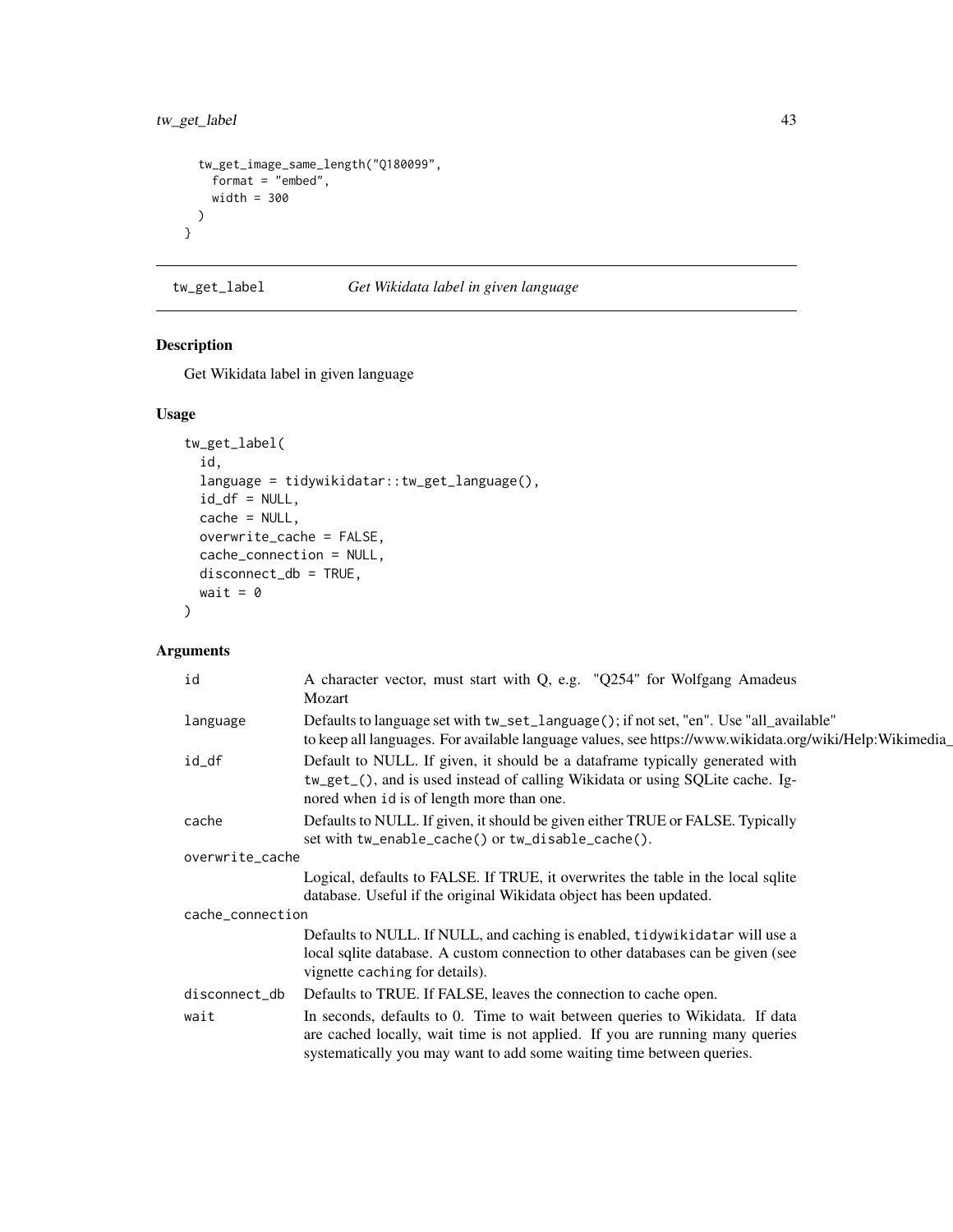```
  tw_get_image_same_length("Q180099",
    format = "embed",
    width = 300
  )
}
```

## tw_get_label — *Get Wikidata label in given language*

### Description

Get Wikidata label in given language

### Usage

```
tw_get_label(
  id,
  language = tidywikidatar::tw_get_language(),
  id_df = NULL,
  cache = NULL,
  overwrite_cache = FALSE,
  cache_connection = NULL,
  disconnect_db = TRUE,
  wait = 0
)
```

### Arguments

| Argument | Description |
|---|---|
| `id` | A character vector, must start with Q, e.g. "Q254" for Wolfgang Amadeus Mozart |
| `language` | Defaults to language set with `tw_set_language()`; if not set, "en". Use "all_available" to keep all languages. For available language values, see https://www.wikidata.org/wiki/Help:Wikimedia_ |
| `id_df` | Default to NULL. If given, it should be a dataframe typically generated with `tw_get_()`, and is used instead of calling Wikidata or using SQLite cache. Ignored when `id` is of length more than one. |
| `cache` | Defaults to NULL. If given, it should be given either TRUE or FALSE. Typically set with `tw_enable_cache()` or `tw_disable_cache()`. |
| `overwrite_cache` | Logical, defaults to FALSE. If TRUE, it overwrites the table in the local sqlite database. Useful if the original Wikidata object has been updated. |
| `cache_connection` | Defaults to NULL. If NULL, and caching is enabled, `tidywikidatar` will use a local sqlite database. A custom connection to other databases can be given (see vignette `caching` for details). |
| `disconnect_db` | Defaults to TRUE. If FALSE, leaves the connection to cache open. |
| `wait` | In seconds, defaults to 0. Time to wait between queries to Wikidata. If data are cached locally, wait time is not applied. If you are running many queries systematically you may want to add some waiting time between queries. |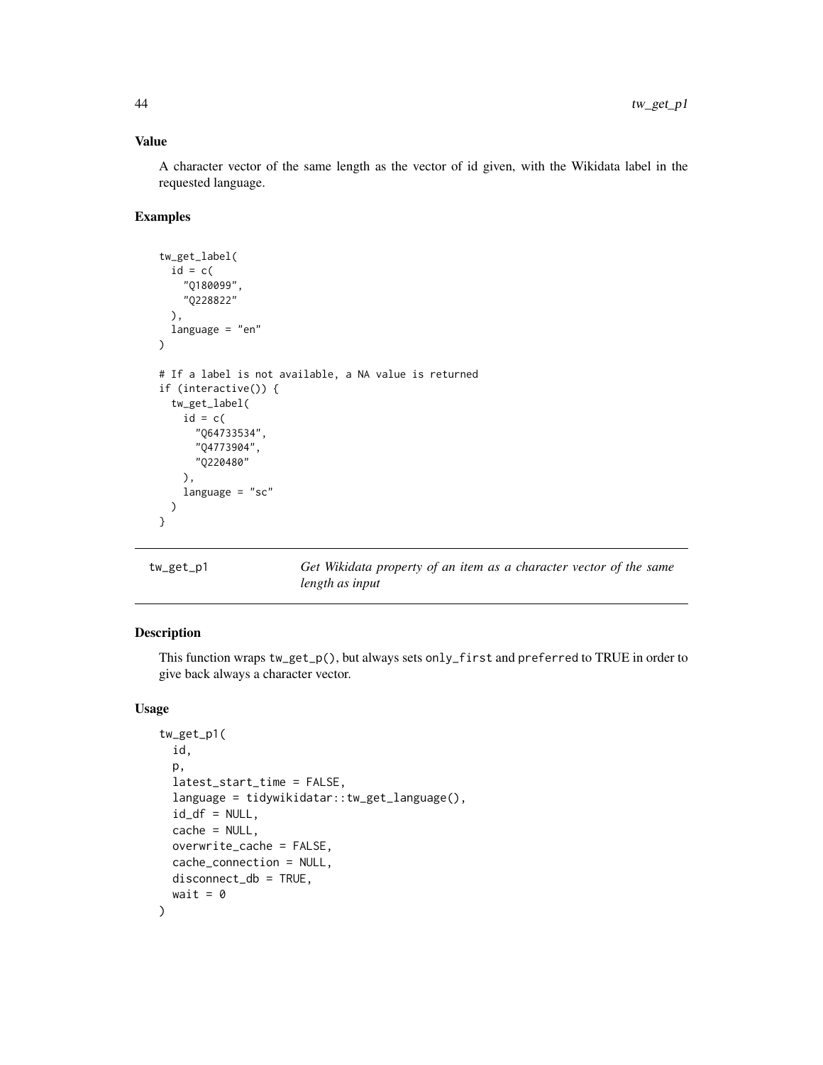### Value

A character vector of the same length as the vector of id given, with the Wikidata label in the requested language.

### Examples

```
tw_get_label(
  id = c(
    "Q180099",
    "Q228822"
  ),
  language = "en"
)

# If a label is not available, a NA value is returned
if (interactive()) {
  tw_get_label(
    id = c(
      "Q64733534",
      "Q4773904",
      "Q220480"
    ),
    language = "sc"
  )
}
```

---

## tw_get_p1 — *Get Wikidata property of an item as a character vector of the same length as input*

---

### Description

This function wraps `tw_get_p()`, but always sets `only_first` and `preferred` to TRUE in order to give back always a character vector.

### Usage

```
tw_get_p1(
  id,
  p,
  latest_start_time = FALSE,
  language = tidywikidatar::tw_get_language(),
  id_df = NULL,
  cache = NULL,
  overwrite_cache = FALSE,
  cache_connection = NULL,
  disconnect_db = TRUE,
  wait = 0
)
```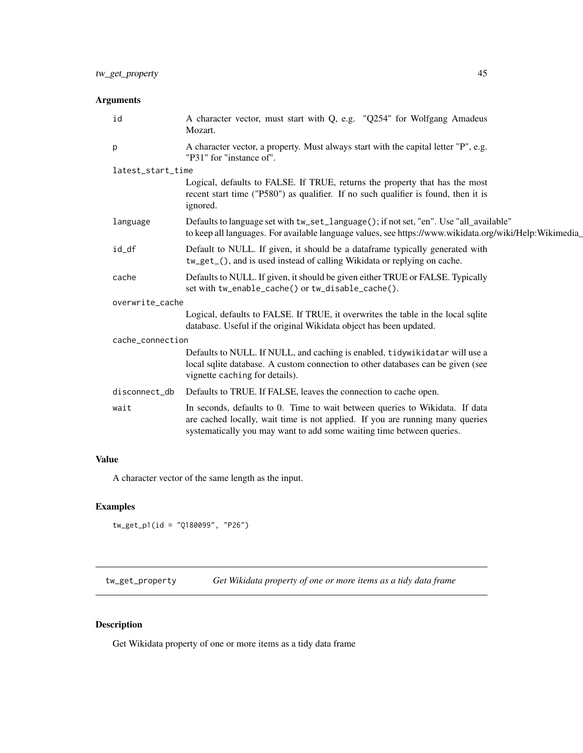### Arguments

| | |
|---|---|
| `id` | A character vector, must start with Q, e.g. "Q254" for Wolfgang Amadeus Mozart. |
| `p` | A character vector, a property. Must always start with the capital letter "P", e.g. "P31" for "instance of". |
| `latest_start_time` | Logical, defaults to FALSE. If TRUE, returns the property that has the most recent start time ("P580") as qualifier. If no such qualifier is found, then it is ignored. |
| `language` | Defaults to language set with `tw_set_language()`; if not set, "en". Use "all_available" to keep all languages. For available language values, see https://www.wikidata.org/wiki/Help:Wikimedia_ |
| `id_df` | Default to NULL. If given, it should be a dataframe typically generated with `tw_get_()`, and is used instead of calling Wikidata or replying on cache. |
| `cache` | Defaults to NULL. If given, it should be given either TRUE or FALSE. Typically set with `tw_enable_cache()` or `tw_disable_cache()`. |
| `overwrite_cache` | Logical, defaults to FALSE. If TRUE, it overwrites the table in the local sqlite database. Useful if the original Wikidata object has been updated. |
| `cache_connection` | Defaults to NULL. If NULL, and caching is enabled, `tidywikidatar` will use a local sqlite database. A custom connection to other databases can be given (see vignette `caching` for details). |
| `disconnect_db` | Defaults to TRUE. If FALSE, leaves the connection to cache open. |
| `wait` | In seconds, defaults to 0. Time to wait between queries to Wikidata. If data are cached locally, wait time is not applied. If you are running many queries systematically you may want to add some waiting time between queries. |

### Value

A character vector of the same length as the input.

### Examples

```
tw_get_p1(id = "Q180099", "P26")
```

## `tw_get_property` *Get Wikidata property of one or more items as a tidy data frame*

### Description

Get Wikidata property of one or more items as a tidy data frame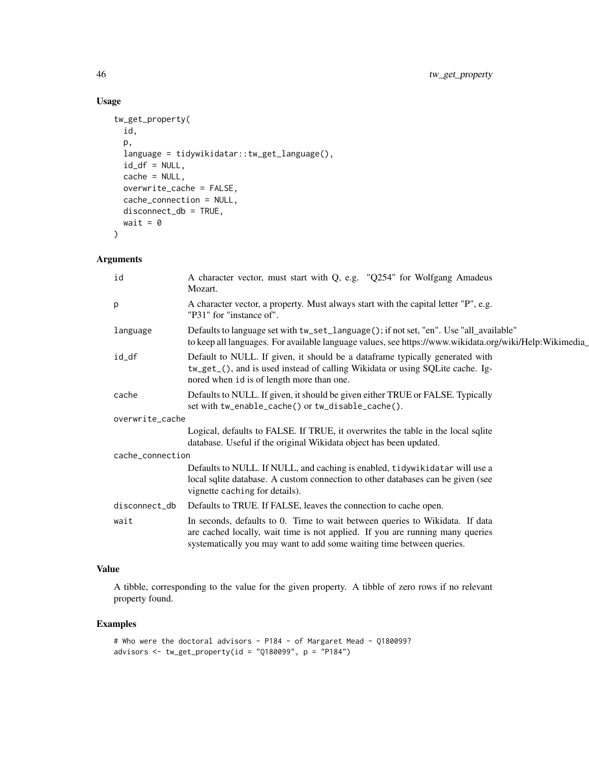## Usage

```
tw_get_property(
  id,
  p,
  language = tidywikidatar::tw_get_language(),
  id_df = NULL,
  cache = NULL,
  overwrite_cache = FALSE,
  cache_connection = NULL,
  disconnect_db = TRUE,
  wait = 0
)
```

## Arguments

| | |
|---|---|
| id | A character vector, must start with Q, e.g. "Q254" for Wolfgang Amadeus Mozart. |
| p | A character vector, a property. Must always start with the capital letter "P", e.g. "P31" for "instance of". |
| language | Defaults to language set with `tw_set_language()`; if not set, "en". Use "all_available" to keep all languages. For available language values, see https://www.wikidata.org/wiki/Help:Wikimedia_ |
| id_df | Default to NULL. If given, it should be a dataframe typically generated with `tw_get_()`, and is used instead of calling Wikidata or using SQLite cache. Ignored when id is of length more than one. |
| cache | Defaults to NULL. If given, it should be given either TRUE or FALSE. Typically set with `tw_enable_cache()` or `tw_disable_cache()`. |
| overwrite_cache | Logical, defaults to FALSE. If TRUE, it overwrites the table in the local sqlite database. Useful if the original Wikidata object has been updated. |
| cache_connection | Defaults to NULL. If NULL, and caching is enabled, `tidywikidatar` will use a local sqlite database. A custom connection to other databases can be given (see vignette `caching` for details). |
| disconnect_db | Defaults to TRUE. If FALSE, leaves the connection to cache open. |
| wait | In seconds, defaults to 0. Time to wait between queries to Wikidata. If data are cached locally, wait time is not applied. If you are running many queries systematically you may want to add some waiting time between queries. |

## Value

A tibble, corresponding to the value for the given property. A tibble of zero rows if no relevant property found.

## Examples

```
# Who were the doctoral advisors - P184 - of Margaret Mead - Q180099?
advisors <- tw_get_property(id = "Q180099", p = "P184")
```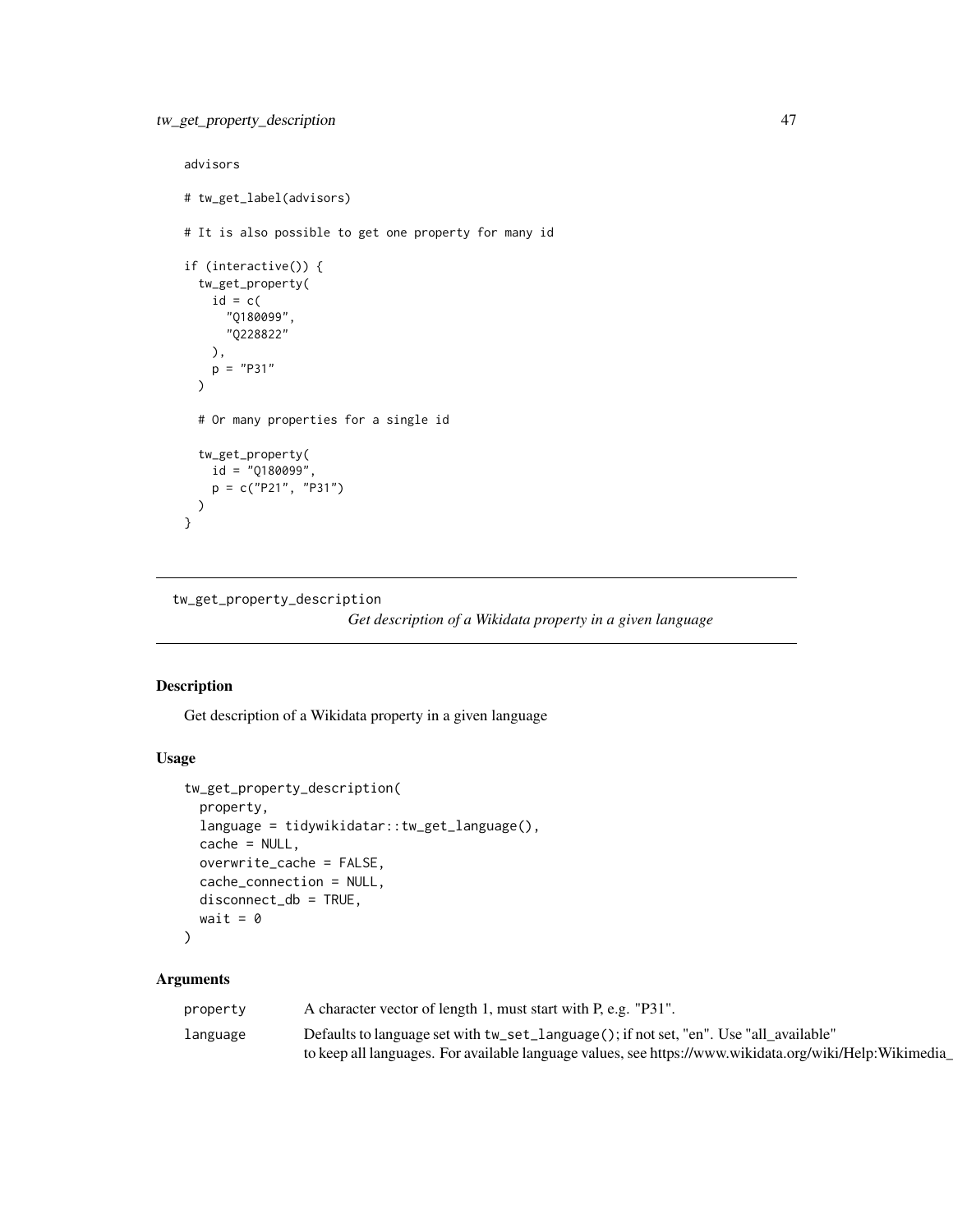```
advisors

# tw_get_label(advisors)

# It is also possible to get one property for many id

if (interactive()) {
  tw_get_property(
    id = c(
      "Q180099",
      "Q228822"
    ),
    p = "P31"
  )

  # Or many properties for a single id

  tw_get_property(
    id = "Q180099",
    p = c("P21", "P31")
  )
}
```

---

## tw_get_property_description

*Get description of a Wikidata property in a given language*

---

### Description

Get description of a Wikidata property in a given language

### Usage

```
tw_get_property_description(
  property,
  language = tidywikidatar::tw_get_language(),
  cache = NULL,
  overwrite_cache = FALSE,
  cache_connection = NULL,
  disconnect_db = TRUE,
  wait = 0
)
```

### Arguments

| | |
|---|---|
| property | A character vector of length 1, must start with P, e.g. "P31". |
| language | Defaults to language set with `tw_set_language()`; if not set, "en". Use "all_available" to keep all languages. For available language values, see https://www.wikidata.org/wiki/Help:Wikimedia_ |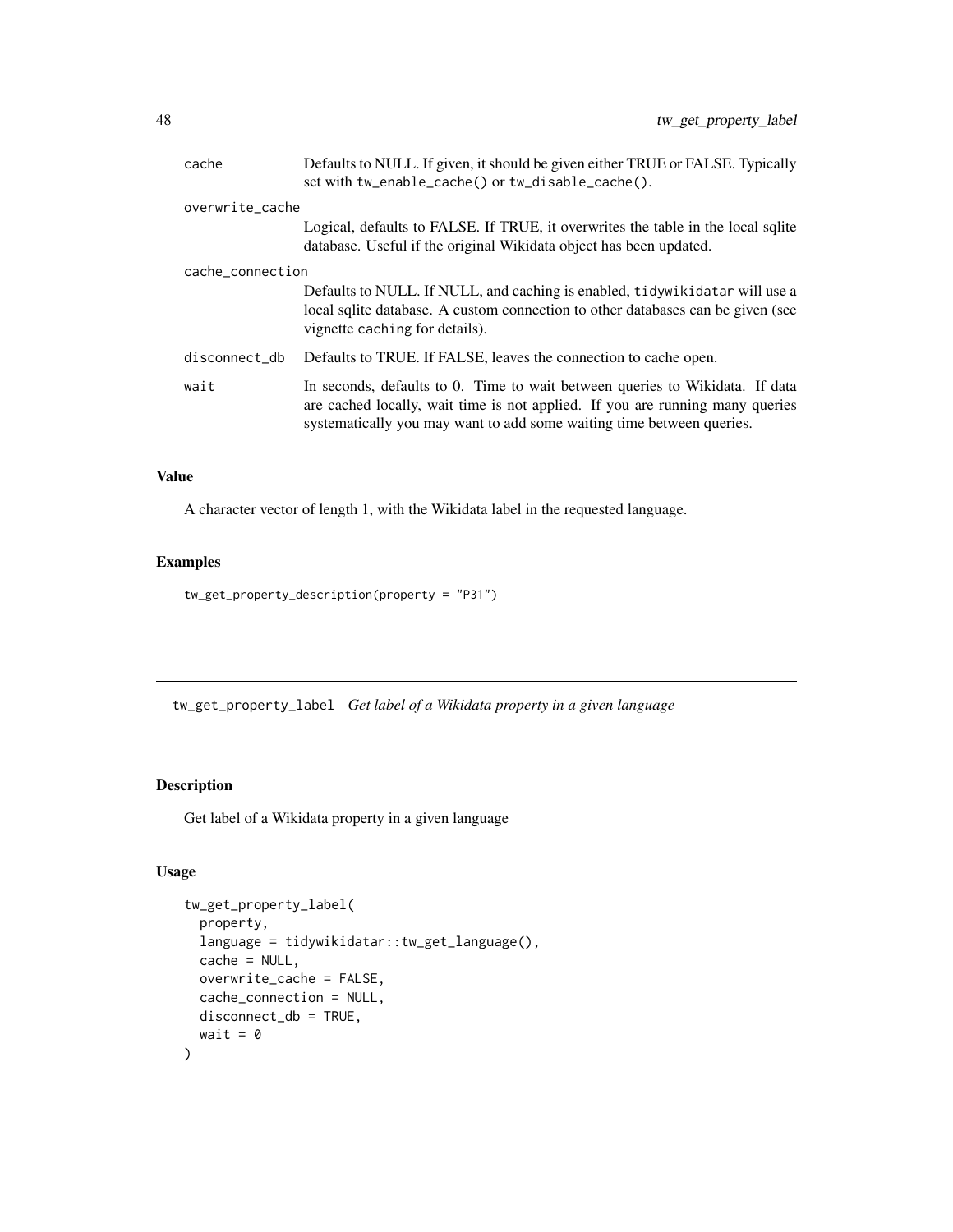| | |
|---|---|
| `cache` | Defaults to NULL. If given, it should be given either TRUE or FALSE. Typically set with `tw_enable_cache()` or `tw_disable_cache()`. |
| `overwrite_cache` | Logical, defaults to FALSE. If TRUE, it overwrites the table in the local sqlite database. Useful if the original Wikidata object has been updated. |
| `cache_connection` | Defaults to NULL. If NULL, and caching is enabled, `tidywikidatar` will use a local sqlite database. A custom connection to other databases can be given (see vignette `caching` for details). |
| `disconnect_db` | Defaults to TRUE. If FALSE, leaves the connection to cache open. |
| `wait` | In seconds, defaults to 0. Time to wait between queries to Wikidata. If data are cached locally, wait time is not applied. If you are running many queries systematically you may want to add some waiting time between queries. |

### Value

A character vector of length 1, with the Wikidata label in the requested language.

### Examples

```
tw_get_property_description(property = "P31")
```

---

## `tw_get_property_label` *Get label of a Wikidata property in a given language*

---

### Description

Get label of a Wikidata property in a given language

### Usage

```
tw_get_property_label(
  property,
  language = tidywikidatar::tw_get_language(),
  cache = NULL,
  overwrite_cache = FALSE,
  cache_connection = NULL,
  disconnect_db = TRUE,
  wait = 0
)
```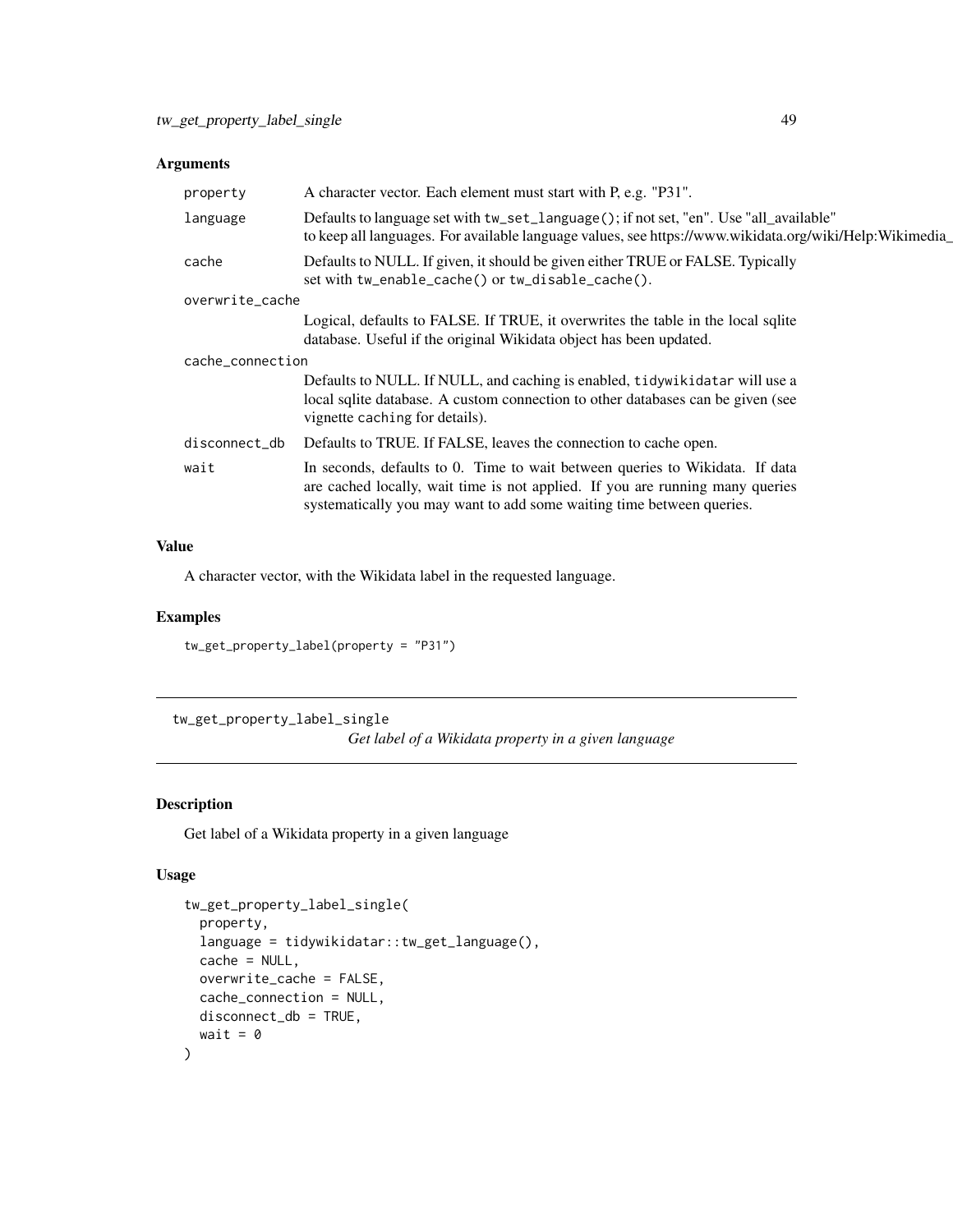## Arguments

| | |
|---|---|
| property | A character vector. Each element must start with P, e.g. "P31". |
| language | Defaults to language set with `tw_set_language()`; if not set, "en". Use "all_available" to keep all languages. For available language values, see https://www.wikidata.org/wiki/Help:Wikimedia_ |
| cache | Defaults to NULL. If given, it should be given either TRUE or FALSE. Typically set with `tw_enable_cache()` or `tw_disable_cache()`. |
| overwrite_cache | Logical, defaults to FALSE. If TRUE, it overwrites the table in the local sqlite database. Useful if the original Wikidata object has been updated. |
| cache_connection | Defaults to NULL. If NULL, and caching is enabled, `tidywikidatar` will use a local sqlite database. A custom connection to other databases can be given (see vignette `caching` for details). |
| disconnect_db | Defaults to TRUE. If FALSE, leaves the connection to cache open. |
| wait | In seconds, defaults to 0. Time to wait between queries to Wikidata. If data are cached locally, wait time is not applied. If you are running many queries systematically you may want to add some waiting time between queries. |

## Value

A character vector, with the Wikidata label in the requested language.

## Examples

```
tw_get_property_label(property = "P31")
```

---

# tw_get_property_label_single

*Get label of a Wikidata property in a given language*

---

## Description

Get label of a Wikidata property in a given language

## Usage

```
tw_get_property_label_single(
  property,
  language = tidywikidatar::tw_get_language(),
  cache = NULL,
  overwrite_cache = FALSE,
  cache_connection = NULL,
  disconnect_db = TRUE,
  wait = 0
)
```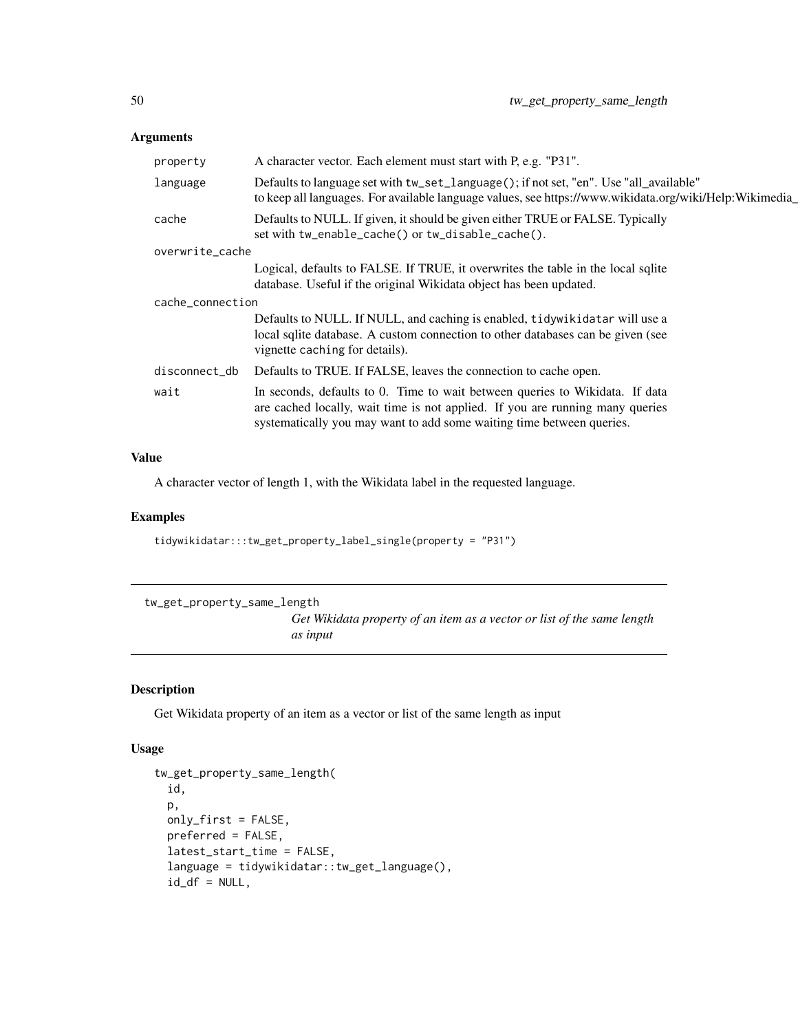## Arguments

| | |
|---|---|
| `property` | A character vector. Each element must start with P, e.g. "P31". |
| `language` | Defaults to language set with `tw_set_language()`; if not set, "en". Use "all_available" to keep all languages. For available language values, see https://www.wikidata.org/wiki/Help:Wikimedia_ |
| `cache` | Defaults to NULL. If given, it should be given either TRUE or FALSE. Typically set with `tw_enable_cache()` or `tw_disable_cache()`. |
| `overwrite_cache` | Logical, defaults to FALSE. If TRUE, it overwrites the table in the local sqlite database. Useful if the original Wikidata object has been updated. |
| `cache_connection` | Defaults to NULL. If NULL, and caching is enabled, `tidywikidatar` will use a local sqlite database. A custom connection to other databases can be given (see vignette `caching` for details). |
| `disconnect_db` | Defaults to TRUE. If FALSE, leaves the connection to cache open. |
| `wait` | In seconds, defaults to 0. Time to wait between queries to Wikidata. If data are cached locally, wait time is not applied. If you are running many queries systematically you may want to add some waiting time between queries. |

## Value

A character vector of length 1, with the Wikidata label in the requested language.

## Examples

```
tidywikidatar:::tw_get_property_label_single(property = "P31")
```

---

# tw_get_property_same_length

*Get Wikidata property of an item as a vector or list of the same length as input*

---

## Description

Get Wikidata property of an item as a vector or list of the same length as input

## Usage

```
tw_get_property_same_length(
  id,
  p,
  only_first = FALSE,
  preferred = FALSE,
  latest_start_time = FALSE,
  language = tidywikidatar::tw_get_language(),
  id_df = NULL,
```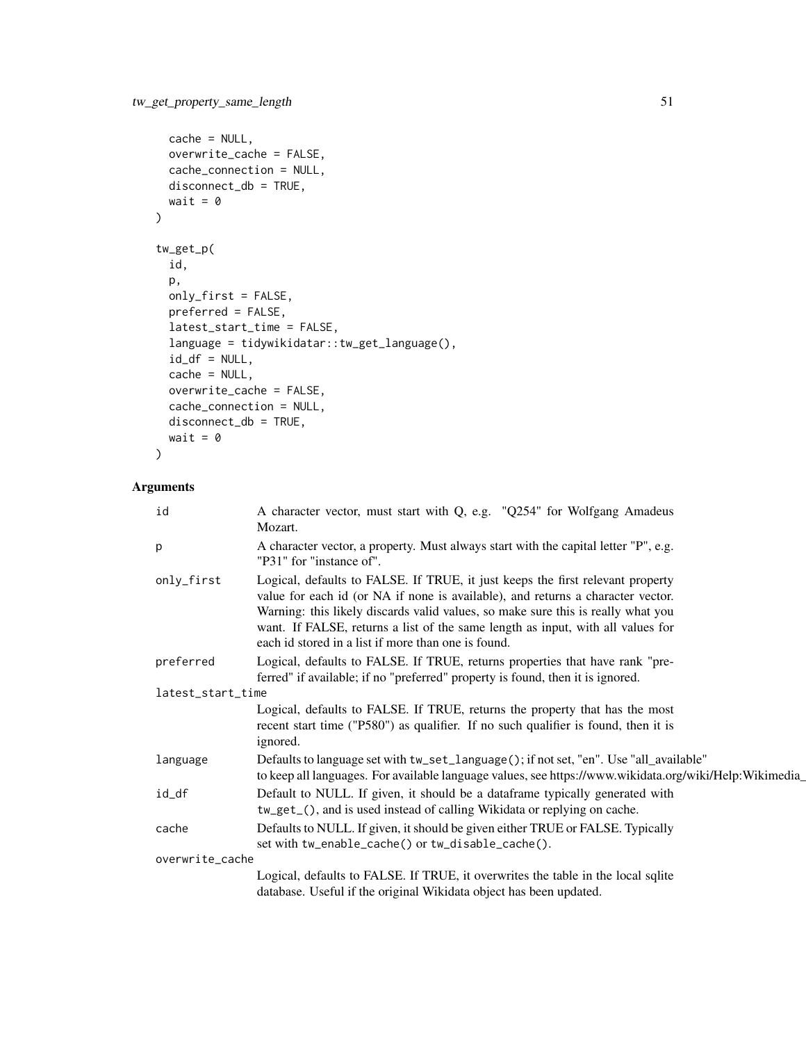```
  cache = NULL,
  overwrite_cache = FALSE,
  cache_connection = NULL,
  disconnect_db = TRUE,
  wait = 0
)

tw_get_p(
  id,
  p,
  only_first = FALSE,
  preferred = FALSE,
  latest_start_time = FALSE,
  language = tidywikidatar::tw_get_language(),
  id_df = NULL,
  cache = NULL,
  overwrite_cache = FALSE,
  cache_connection = NULL,
  disconnect_db = TRUE,
  wait = 0
)
```

## Arguments

| | |
|---|---|
| `id` | A character vector, must start with Q, e.g. "Q254" for Wolfgang Amadeus Mozart. |
| `p` | A character vector, a property. Must always start with the capital letter "P", e.g. "P31" for "instance of". |
| `only_first` | Logical, defaults to FALSE. If TRUE, it just keeps the first relevant property value for each id (or NA if none is available), and returns a character vector. Warning: this likely discards valid values, so make sure this is really what you want. If FALSE, returns a list of the same length as input, with all values for each id stored in a list if more than one is found. |
| `preferred` | Logical, defaults to FALSE. If TRUE, returns properties that have rank "preferred" if available; if no "preferred" property is found, then it is ignored. |
| `latest_start_time` | Logical, defaults to FALSE. If TRUE, returns the property that has the most recent start time ("P580") as qualifier. If no such qualifier is found, then it is ignored. |
| `language` | Defaults to language set with `tw_set_language()`; if not set, "en". Use "all_available" to keep all languages. For available language values, see https://www.wikidata.org/wiki/Help:Wikimedia_ |
| `id_df` | Default to NULL. If given, it should be a dataframe typically generated with `tw_get_()`, and is used instead of calling Wikidata or replying on cache. |
| `cache` | Defaults to NULL. If given, it should be given either TRUE or FALSE. Typically set with `tw_enable_cache()` or `tw_disable_cache()`. |
| `overwrite_cache` | Logical, defaults to FALSE. If TRUE, it overwrites the table in the local sqlite database. Useful if the original Wikidata object has been updated. |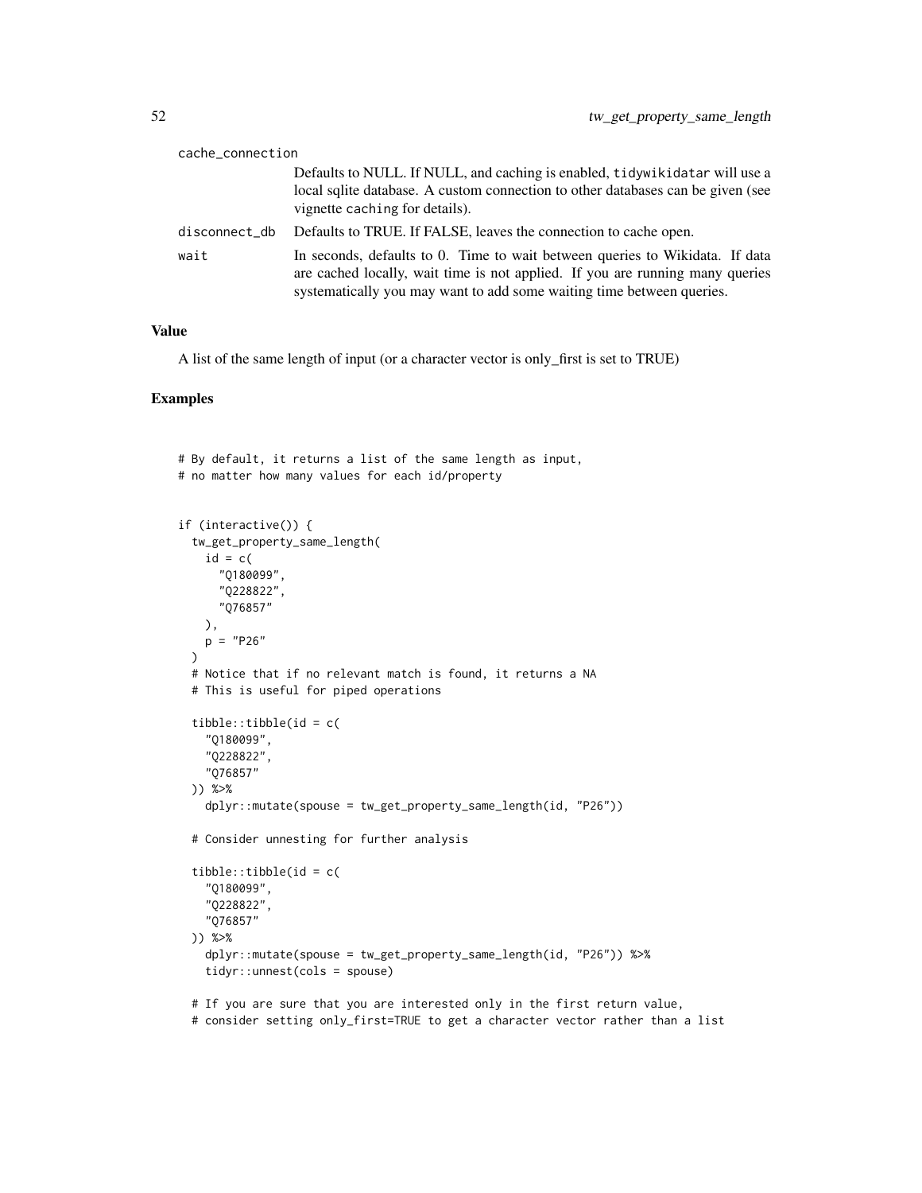cache_connection
: Defaults to NULL. If NULL, and caching is enabled, `tidywikidatar` will use a local sqlite database. A custom connection to other databases can be given (see vignette `caching` for details).

disconnect_db
: Defaults to TRUE. If FALSE, leaves the connection to cache open.

wait
: In seconds, defaults to 0. Time to wait between queries to Wikidata. If data are cached locally, wait time is not applied. If you are running many queries systematically you may want to add some waiting time between queries.

## Value

A list of the same length of input (or a character vector is only_first is set to TRUE)

## Examples

```
# By default, it returns a list of the same length as input,
# no matter how many values for each id/property


if (interactive()) {
  tw_get_property_same_length(
    id = c(
      "Q180099",
      "Q228822",
      "Q76857"
    ),
    p = "P26"
  )
  # Notice that if no relevant match is found, it returns a NA
  # This is useful for piped operations

  tibble::tibble(id = c(
    "Q180099",
    "Q228822",
    "Q76857"
  )) %>%
    dplyr::mutate(spouse = tw_get_property_same_length(id, "P26"))

  # Consider unnesting for further analysis

  tibble::tibble(id = c(
    "Q180099",
    "Q228822",
    "Q76857"
  )) %>%
    dplyr::mutate(spouse = tw_get_property_same_length(id, "P26")) %>%
    tidyr::unnest(cols = spouse)

  # If you are sure that you are interested only in the first return value,
  # consider setting only_first=TRUE to get a character vector rather than a list
```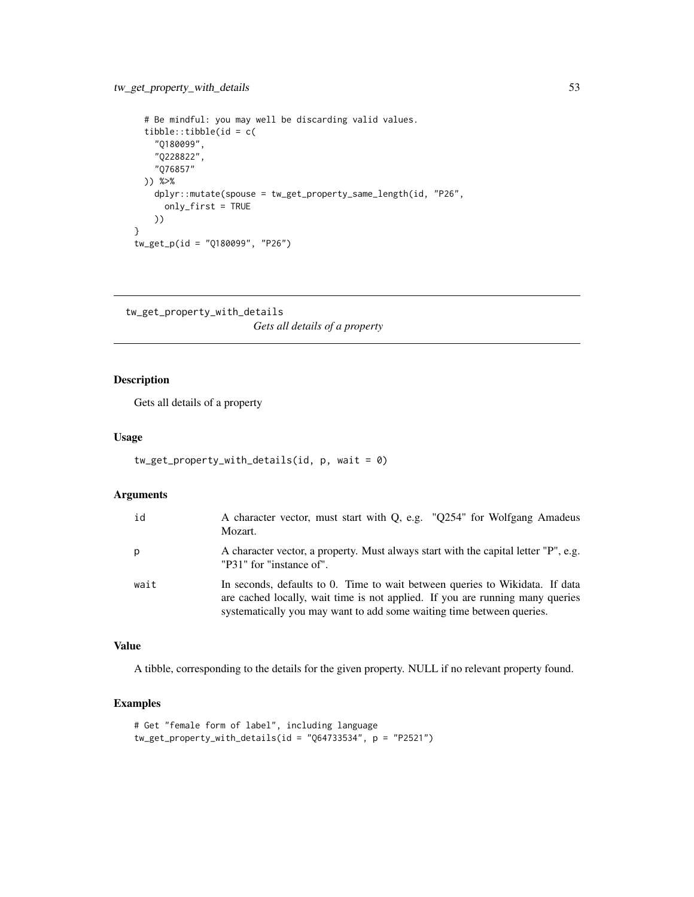```
  # Be mindful: you may well be discarding valid values.
  tibble::tibble(id = c(
    "Q180099",
    "Q228822",
    "Q76857"
  )) %>%
    dplyr::mutate(spouse = tw_get_property_same_length(id, "P26",
      only_first = TRUE
    ))
}
tw_get_p(id = "Q180099", "P26")
```

---

## tw_get_property_with_details

*Gets all details of a property*

---

### Description

Gets all details of a property

### Usage

```
tw_get_property_with_details(id, p, wait = 0)
```

### Arguments

| | |
|---|---|
| id | A character vector, must start with Q, e.g. "Q254" for Wolfgang Amadeus Mozart. |
| p | A character vector, a property. Must always start with the capital letter "P", e.g. "P31" for "instance of". |
| wait | In seconds, defaults to 0. Time to wait between queries to Wikidata. If data are cached locally, wait time is not applied. If you are running many queries systematically you may want to add some waiting time between queries. |

### Value

A tibble, corresponding to the details for the given property. NULL if no relevant property found.

### Examples

```
# Get "female form of label", including language
tw_get_property_with_details(id = "Q64733534", p = "P2521")
```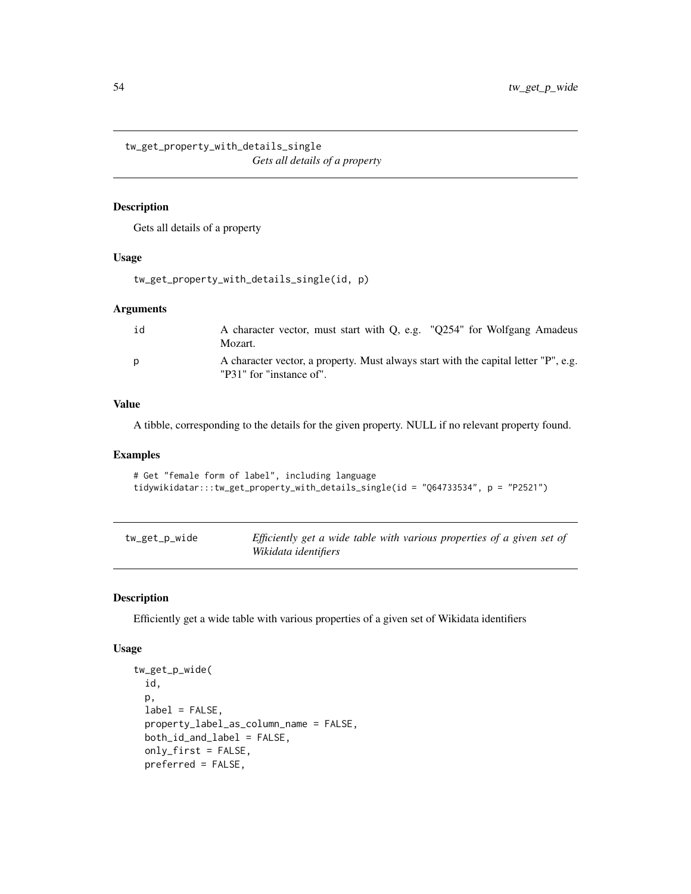## tw_get_property_with_details_single

*Gets all details of a property*

### Description

Gets all details of a property

### Usage

```
tw_get_property_with_details_single(id, p)
```

### Arguments

| | |
|---|---|
| id | A character vector, must start with Q, e.g. "Q254" for Wolfgang Amadeus Mozart. |
| p | A character vector, a property. Must always start with the capital letter "P", e.g. "P31" for "instance of". |

### Value

A tibble, corresponding to the details for the given property. NULL if no relevant property found.

### Examples

```
# Get "female form of label", including language
tidywikidatar:::tw_get_property_with_details_single(id = "Q64733534", p = "P2521")
```

## tw_get_p_wide

*Efficiently get a wide table with various properties of a given set of Wikidata identifiers*

### Description

Efficiently get a wide table with various properties of a given set of Wikidata identifiers

### Usage

```
tw_get_p_wide(
  id,
  p,
  label = FALSE,
  property_label_as_column_name = FALSE,
  both_id_and_label = FALSE,
  only_first = FALSE,
  preferred = FALSE,
```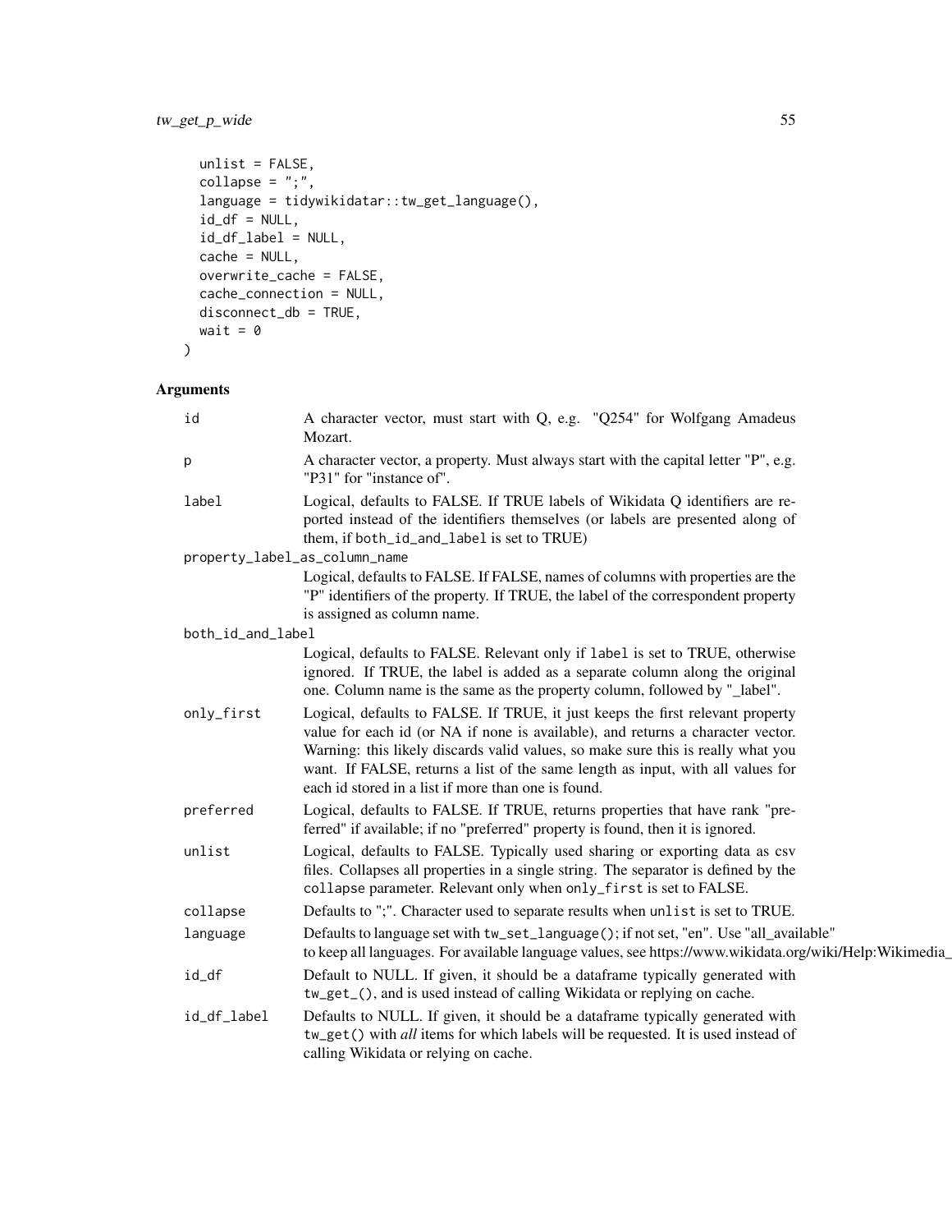```
  unlist = FALSE,
  collapse = ";",
  language = tidywikidatar::tw_get_language(),
  id_df = NULL,
  id_df_label = NULL,
  cache = NULL,
  overwrite_cache = FALSE,
  cache_connection = NULL,
  disconnect_db = TRUE,
  wait = 0
)
```

## Arguments

| | |
|---|---|
| id | A character vector, must start with Q, e.g. "Q254" for Wolfgang Amadeus Mozart. |
| p | A character vector, a property. Must always start with the capital letter "P", e.g. "P31" for "instance of". |
| label | Logical, defaults to FALSE. If TRUE labels of Wikidata Q identifiers are reported instead of the identifiers themselves (or labels are presented along of them, if both_id_and_label is set to TRUE) |
| property_label_as_column_name | Logical, defaults to FALSE. If FALSE, names of columns with properties are the "P" identifiers of the property. If TRUE, the label of the correspondent property is assigned as column name. |
| both_id_and_label | Logical, defaults to FALSE. Relevant only if label is set to TRUE, otherwise ignored. If TRUE, the label is added as a separate column along the original one. Column name is the same as the property column, followed by "_label". |
| only_first | Logical, defaults to FALSE. If TRUE, it just keeps the first relevant property value for each id (or NA if none is available), and returns a character vector. Warning: this likely discards valid values, so make sure this is really what you want. If FALSE, returns a list of the same length as input, with all values for each id stored in a list if more than one is found. |
| preferred | Logical, defaults to FALSE. If TRUE, returns properties that have rank "preferred" if available; if no "preferred" property is found, then it is ignored. |
| unlist | Logical, defaults to FALSE. Typically used sharing or exporting data as csv files. Collapses all properties in a single string. The separator is defined by the collapse parameter. Relevant only when only_first is set to FALSE. |
| collapse | Defaults to ";". Character used to separate results when unlist is set to TRUE. |
| language | Defaults to language set with tw_set_language(); if not set, "en". Use "all_available" to keep all languages. For available language values, see https://www.wikidata.org/wiki/Help:Wikimedia_ |
| id_df | Default to NULL. If given, it should be a dataframe typically generated with tw_get_(), and is used instead of calling Wikidata or replying on cache. |
| id_df_label | Defaults to NULL. If given, it should be a dataframe typically generated with tw_get() with *all* items for which labels will be requested. It is used instead of calling Wikidata or relying on cache. |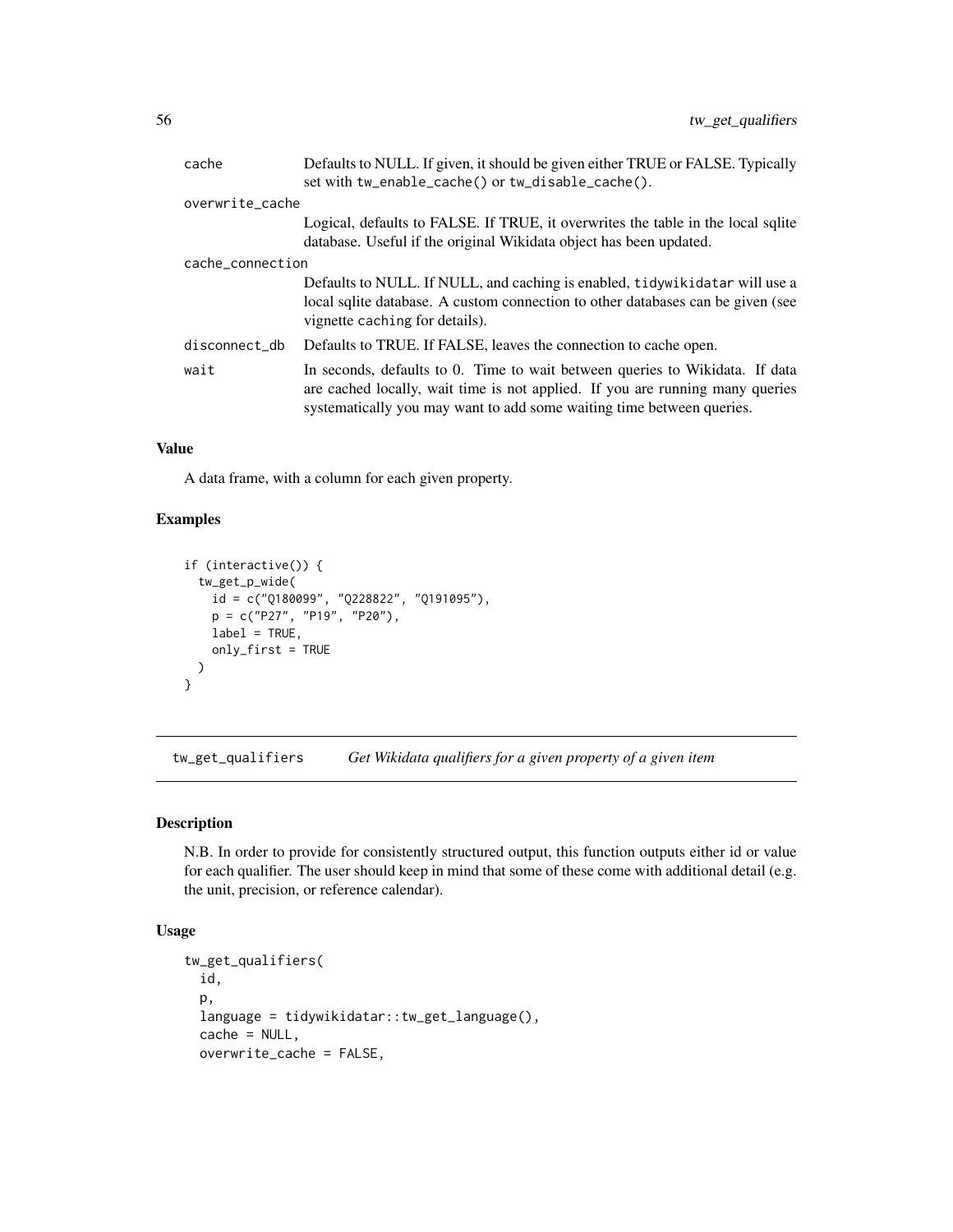| | |
|---|---|
| cache | Defaults to NULL. If given, it should be given either TRUE or FALSE. Typically set with tw_enable_cache() or tw_disable_cache(). |
| overwrite_cache | Logical, defaults to FALSE. If TRUE, it overwrites the table in the local sqlite database. Useful if the original Wikidata object has been updated. |
| cache_connection | Defaults to NULL. If NULL, and caching is enabled, tidywikidatar will use a local sqlite database. A custom connection to other databases can be given (see vignette caching for details). |
| disconnect_db | Defaults to TRUE. If FALSE, leaves the connection to cache open. |
| wait | In seconds, defaults to 0. Time to wait between queries to Wikidata. If data are cached locally, wait time is not applied. If you are running many queries systematically you may want to add some waiting time between queries. |

## Value

A data frame, with a column for each given property.

## Examples

```
if (interactive()) {
  tw_get_p_wide(
    id = c("Q180099", "Q228822", "Q191095"),
    p = c("P27", "P19", "P20"),
    label = TRUE,
    only_first = TRUE
  )
}
```

---

# tw_get_qualifiers *Get Wikidata qualifiers for a given property of a given item*

## Description

N.B. In order to provide for consistently structured output, this function outputs either id or value for each qualifier. The user should keep in mind that some of these come with additional detail (e.g. the unit, precision, or reference calendar).

## Usage

```
tw_get_qualifiers(
  id,
  p,
  language = tidywikidatar::tw_get_language(),
  cache = NULL,
  overwrite_cache = FALSE,
```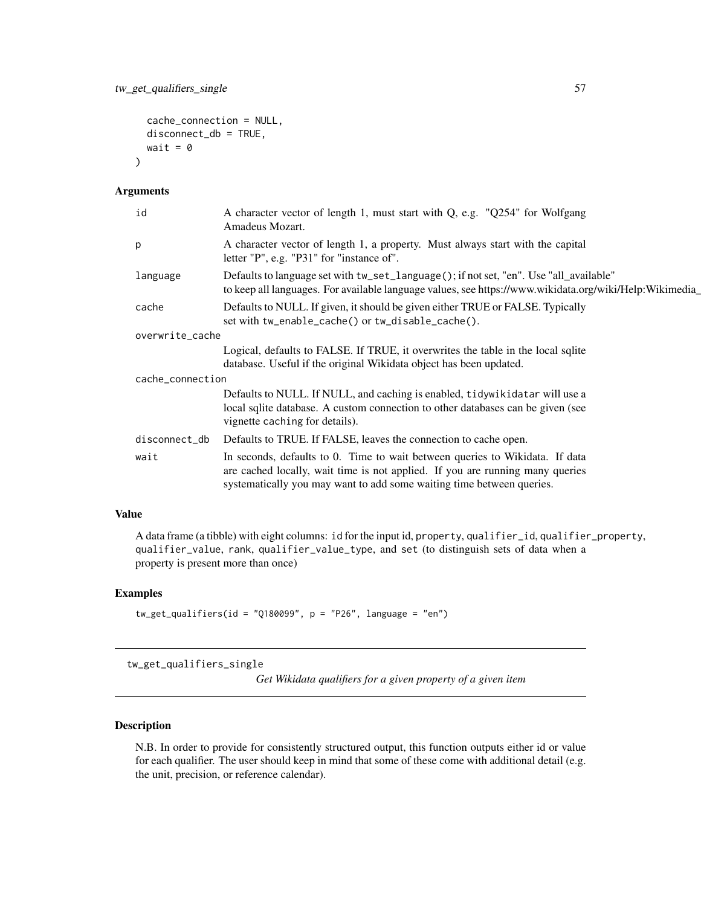```
  cache_connection = NULL,
  disconnect_db = TRUE,
  wait = 0
)
```

### Arguments

| | |
|---|---|
| `id` | A character vector of length 1, must start with Q, e.g. "Q254" for Wolfgang Amadeus Mozart. |
| `p` | A character vector of length 1, a property. Must always start with the capital letter "P", e.g. "P31" for "instance of". |
| `language` | Defaults to language set with `tw_set_language()`; if not set, "en". Use "all_available" to keep all languages. For available language values, see https://www.wikidata.org/wiki/Help:Wikimedia_ |
| `cache` | Defaults to NULL. If given, it should be given either TRUE or FALSE. Typically set with `tw_enable_cache()` or `tw_disable_cache()`. |
| `overwrite_cache` | Logical, defaults to FALSE. If TRUE, it overwrites the table in the local sqlite database. Useful if the original Wikidata object has been updated. |
| `cache_connection` | Defaults to NULL. If NULL, and caching is enabled, `tidywikidatar` will use a local sqlite database. A custom connection to other databases can be given (see vignette `caching` for details). |
| `disconnect_db` | Defaults to TRUE. If FALSE, leaves the connection to cache open. |
| `wait` | In seconds, defaults to 0. Time to wait between queries to Wikidata. If data are cached locally, wait time is not applied. If you are running many queries systematically you may want to add some waiting time between queries. |

### Value

A data frame (a tibble) with eight columns: `id` for the input id, `property`, `qualifier_id`, `qualifier_property`, `qualifier_value`, `rank`, `qualifier_value_type`, and `set` (to distinguish sets of data when a property is present more than once)

### Examples

```
tw_get_qualifiers(id = "Q180099", p = "P26", language = "en")
```

---

## tw_get_qualifiers_single

*Get Wikidata qualifiers for a given property of a given item*

---

### Description

N.B. In order to provide for consistently structured output, this function outputs either id or value for each qualifier. The user should keep in mind that some of these come with additional detail (e.g. the unit, precision, or reference calendar).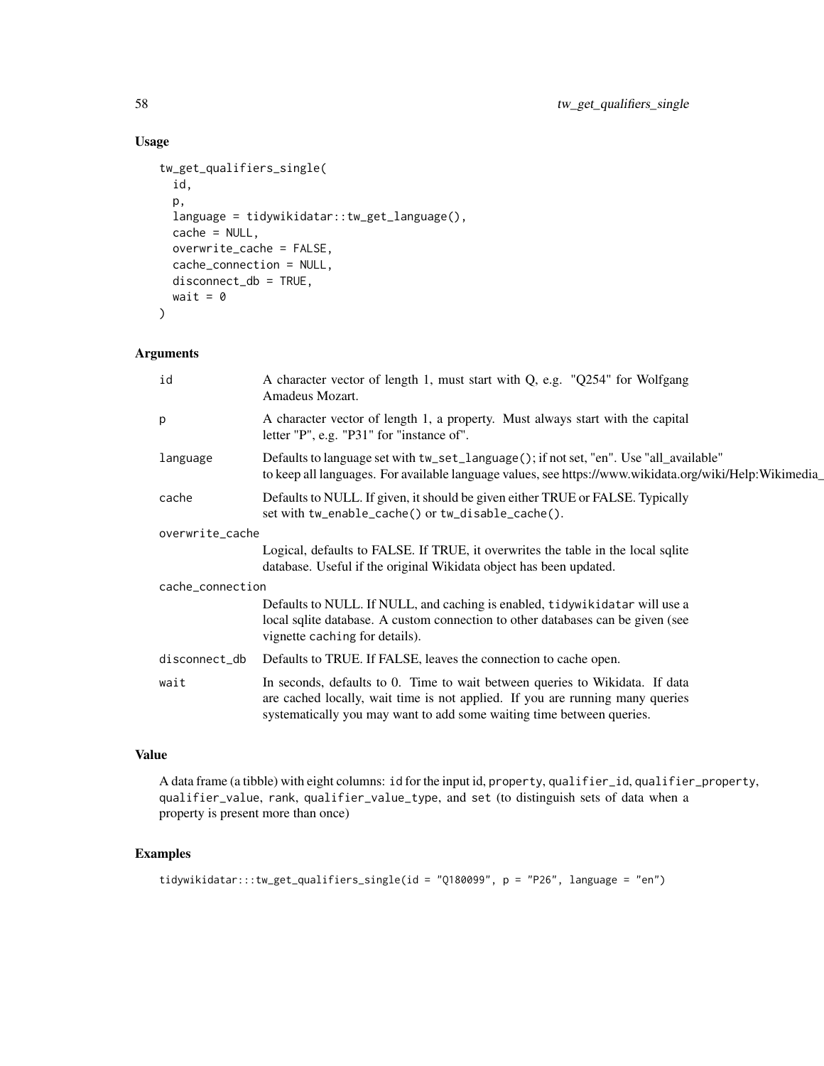## Usage

```
tw_get_qualifiers_single(
  id,
  p,
  language = tidywikidatar::tw_get_language(),
  cache = NULL,
  overwrite_cache = FALSE,
  cache_connection = NULL,
  disconnect_db = TRUE,
  wait = 0
)
```

## Arguments

| | |
|---|---|
| id | A character vector of length 1, must start with Q, e.g. "Q254" for Wolfgang Amadeus Mozart. |
| p | A character vector of length 1, a property. Must always start with the capital letter "P", e.g. "P31" for "instance of". |
| language | Defaults to language set with `tw_set_language()`; if not set, "en". Use "all_available" to keep all languages. For available language values, see https://www.wikidata.org/wiki/Help:Wikimedia_ |
| cache | Defaults to NULL. If given, it should be given either TRUE or FALSE. Typically set with `tw_enable_cache()` or `tw_disable_cache()`. |
| overwrite_cache | Logical, defaults to FALSE. If TRUE, it overwrites the table in the local sqlite database. Useful if the original Wikidata object has been updated. |
| cache_connection | Defaults to NULL. If NULL, and caching is enabled, `tidywikidatar` will use a local sqlite database. A custom connection to other databases can be given (see vignette `caching` for details). |
| disconnect_db | Defaults to TRUE. If FALSE, leaves the connection to cache open. |
| wait | In seconds, defaults to 0. Time to wait between queries to Wikidata. If data are cached locally, wait time is not applied. If you are running many queries systematically you may want to add some waiting time between queries. |

## Value

A data frame (a tibble) with eight columns: `id` for the input id, `property`, `qualifier_id`, `qualifier_property`, `qualifier_value`, `rank`, `qualifier_value_type`, and `set` (to distinguish sets of data when a property is present more than once)

## Examples

```
tidywikidatar:::tw_get_qualifiers_single(id = "Q180099", p = "P26", language = "en")
```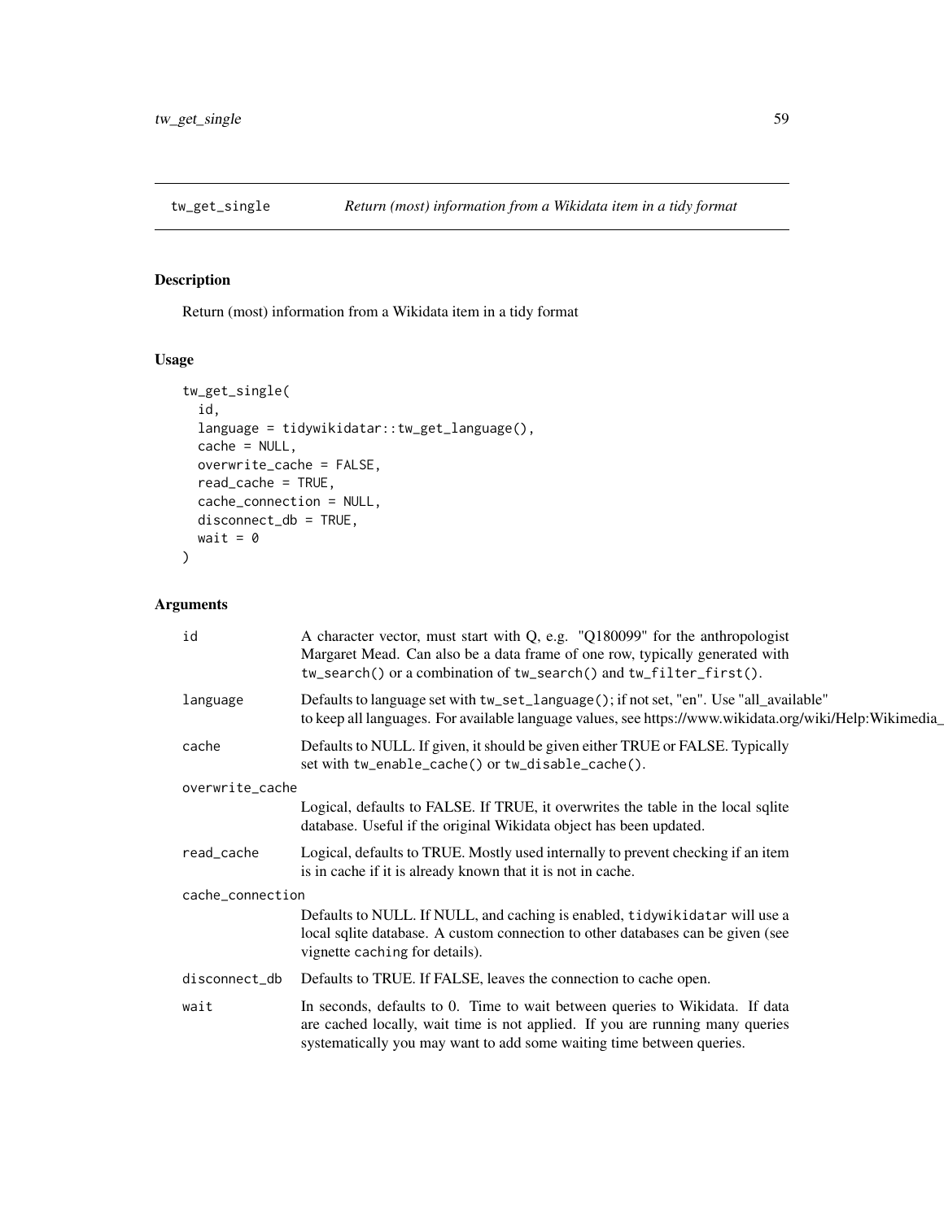## tw_get_single — *Return (most) information from a Wikidata item in a tidy format*

### Description

Return (most) information from a Wikidata item in a tidy format

### Usage

```
tw_get_single(
  id,
  language = tidywikidatar::tw_get_language(),
  cache = NULL,
  overwrite_cache = FALSE,
  read_cache = TRUE,
  cache_connection = NULL,
  disconnect_db = TRUE,
  wait = 0
)
```

### Arguments

| Argument | Description |
|---|---|
| `id` | A character vector, must start with Q, e.g. "Q180099" for the anthropologist Margaret Mead. Can also be a data frame of one row, typically generated with `tw_search()` or a combination of `tw_search()` and `tw_filter_first()`. |
| `language` | Defaults to language set with `tw_set_language()`; if not set, "en". Use "all_available" to keep all languages. For available language values, see https://www.wikidata.org/wiki/Help:Wikimedia_ |
| `cache` | Defaults to NULL. If given, it should be given either TRUE or FALSE. Typically set with `tw_enable_cache()` or `tw_disable_cache()`. |
| `overwrite_cache` | Logical, defaults to FALSE. If TRUE, it overwrites the table in the local sqlite database. Useful if the original Wikidata object has been updated. |
| `read_cache` | Logical, defaults to TRUE. Mostly used internally to prevent checking if an item is in cache if it is already known that it is not in cache. |
| `cache_connection` | Defaults to NULL. If NULL, and caching is enabled, `tidywikidatar` will use a local sqlite database. A custom connection to other databases can be given (see vignette `caching` for details). |
| `disconnect_db` | Defaults to TRUE. If FALSE, leaves the connection to cache open. |
| `wait` | In seconds, defaults to 0. Time to wait between queries to Wikidata. If data are cached locally, wait time is not applied. If you are running many queries systematically you may want to add some waiting time between queries. |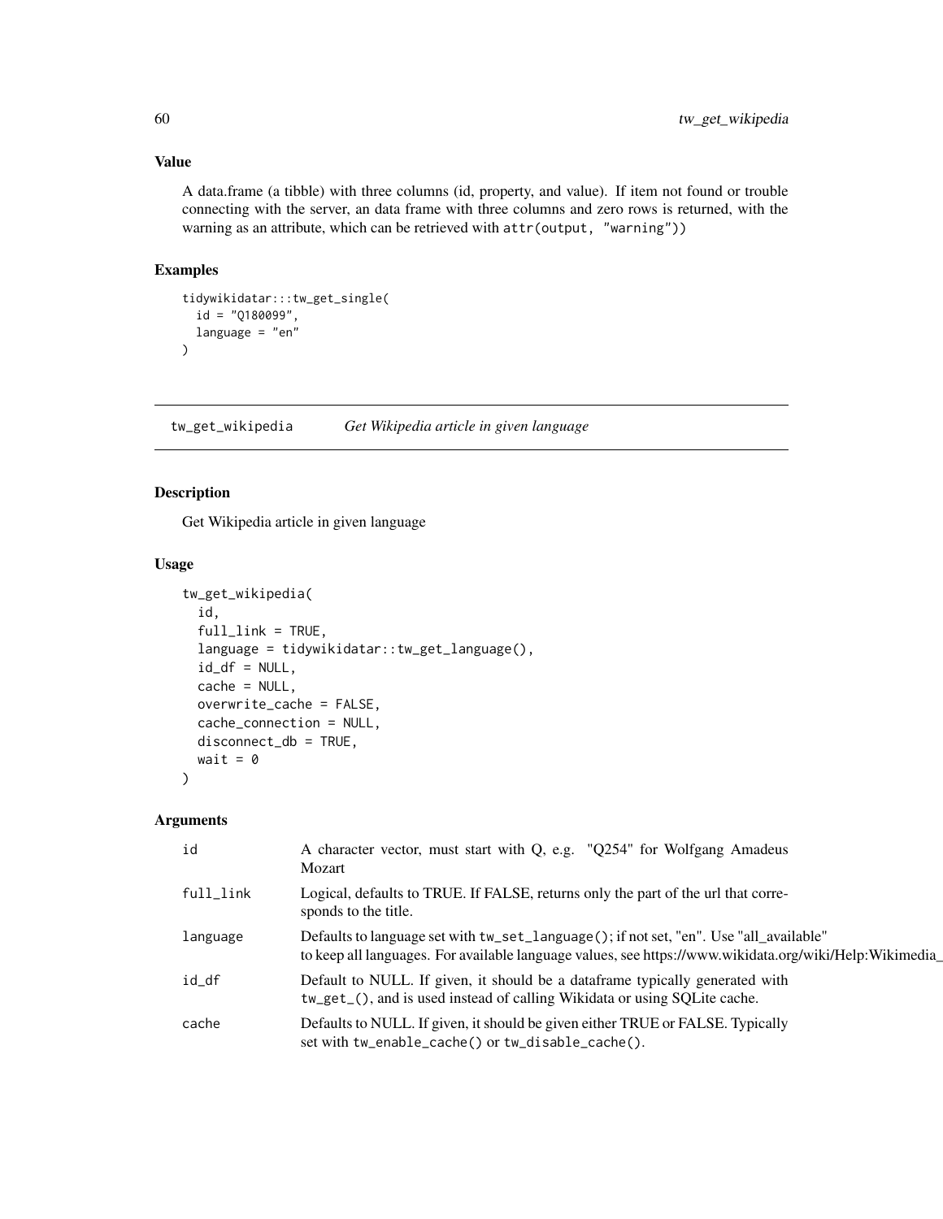### Value

A data.frame (a tibble) with three columns (id, property, and value). If item not found or trouble connecting with the server, an data frame with three columns and zero rows is returned, with the warning as an attribute, which can be retrieved with `attr(output, "warning"))`

### Examples

```
tidywikidatar:::tw_get_single(
  id = "Q180099",
  language = "en"
)
```

---

## tw_get_wikipedia    *Get Wikipedia article in given language*

---

### Description

Get Wikipedia article in given language

### Usage

```
tw_get_wikipedia(
  id,
  full_link = TRUE,
  language = tidywikidatar::tw_get_language(),
  id_df = NULL,
  cache = NULL,
  overwrite_cache = FALSE,
  cache_connection = NULL,
  disconnect_db = TRUE,
  wait = 0
)
```

### Arguments

| | |
|---|---|
| id | A character vector, must start with Q, e.g. "Q254" for Wolfgang Amadeus Mozart |
| full_link | Logical, defaults to TRUE. If FALSE, returns only the part of the url that corresponds to the title. |
| language | Defaults to language set with `tw_set_language()`; if not set, "en". Use "all_available" to keep all languages. For available language values, see https://www.wikidata.org/wiki/Help:Wikimedia_ |
| id_df | Default to NULL. If given, it should be a dataframe typically generated with `tw_get_()`, and is used instead of calling Wikidata or using SQLite cache. |
| cache | Defaults to NULL. If given, it should be given either TRUE or FALSE. Typically set with `tw_enable_cache()` or `tw_disable_cache()`. |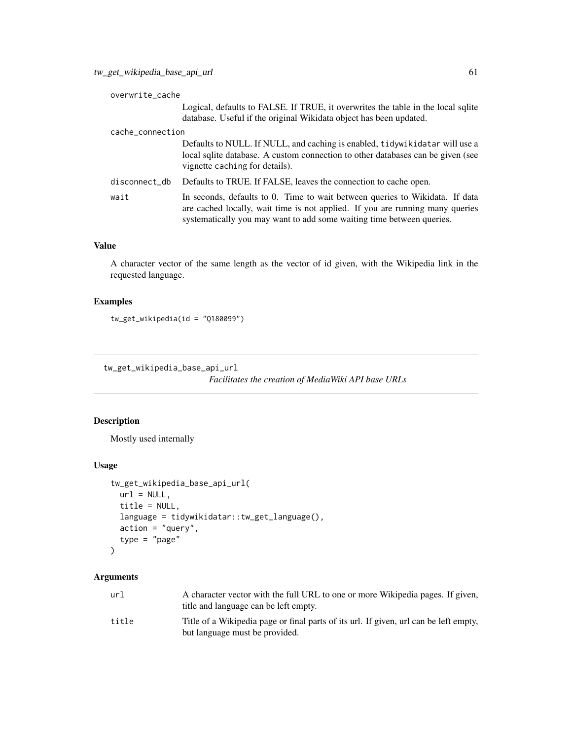| | |
|---|---|
| overwrite_cache | Logical, defaults to FALSE. If TRUE, it overwrites the table in the local sqlite database. Useful if the original Wikidata object has been updated. |
| cache_connection | Defaults to NULL. If NULL, and caching is enabled, tidywikidatar will use a local sqlite database. A custom connection to other databases can be given (see vignette caching for details). |
| disconnect_db | Defaults to TRUE. If FALSE, leaves the connection to cache open. |
| wait | In seconds, defaults to 0. Time to wait between queries to Wikidata. If data are cached locally, wait time is not applied. If you are running many queries systematically you may want to add some waiting time between queries. |

### Value

A character vector of the same length as the vector of id given, with the Wikipedia link in the requested language.

### Examples

```
tw_get_wikipedia(id = "Q180099")
```

---

## tw_get_wikipedia_base_api_url

*Facilitates the creation of MediaWiki API base URLs*

---

### Description

Mostly used internally

### Usage

```
tw_get_wikipedia_base_api_url(
  url = NULL,
  title = NULL,
  language = tidywikidatar::tw_get_language(),
  action = "query",
  type = "page"
)
```

### Arguments

| | |
|---|---|
| url | A character vector with the full URL to one or more Wikipedia pages. If given, title and language can be left empty. |
| title | Title of a Wikipedia page or final parts of its url. If given, url can be left empty, but language must be provided. |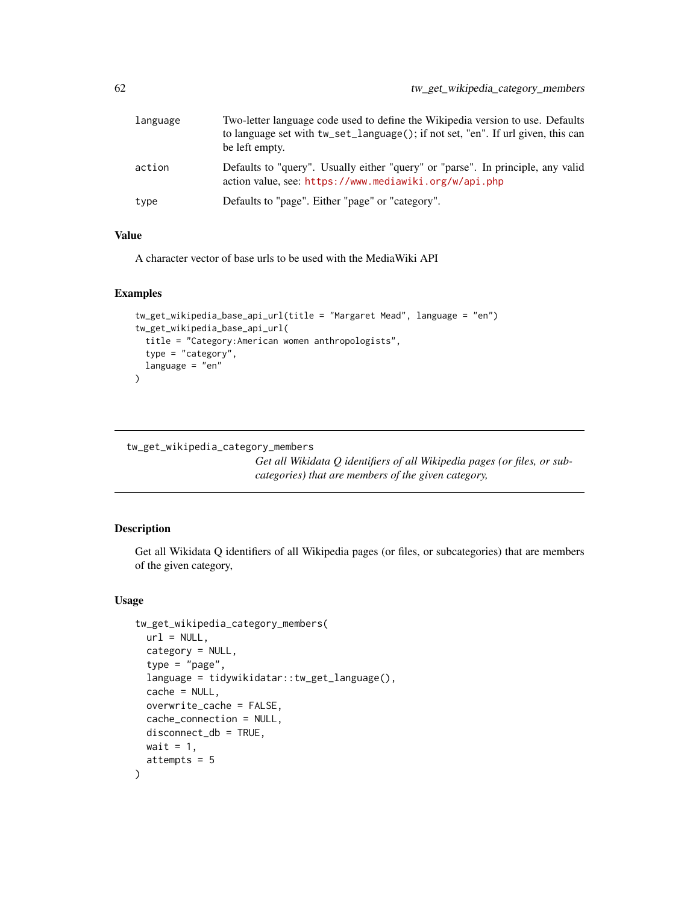| | |
|---|---|
| language | Two-letter language code used to define the Wikipedia version to use. Defaults to language set with `tw_set_language()`; if not set, "en". If url given, this can be left empty. |
| action | Defaults to "query". Usually either "query" or "parse". In principle, any valid action value, see: https://www.mediawiki.org/w/api.php |
| type | Defaults to "page". Either "page" or "category". |

### Value

A character vector of base urls to be used with the MediaWiki API

### Examples

```
tw_get_wikipedia_base_api_url(title = "Margaret Mead", language = "en")
tw_get_wikipedia_base_api_url(
  title = "Category:American women anthropologists",
  type = "category",
  language = "en"
)
```

---

## tw_get_wikipedia_category_members

*Get all Wikidata Q identifiers of all Wikipedia pages (or files, or subcategories) that are members of the given category,*

---

### Description

Get all Wikidata Q identifiers of all Wikipedia pages (or files, or subcategories) that are members of the given category,

### Usage

```
tw_get_wikipedia_category_members(
  url = NULL,
  category = NULL,
  type = "page",
  language = tidywikidatar::tw_get_language(),
  cache = NULL,
  overwrite_cache = FALSE,
  cache_connection = NULL,
  disconnect_db = TRUE,
  wait = 1,
  attempts = 5
)
```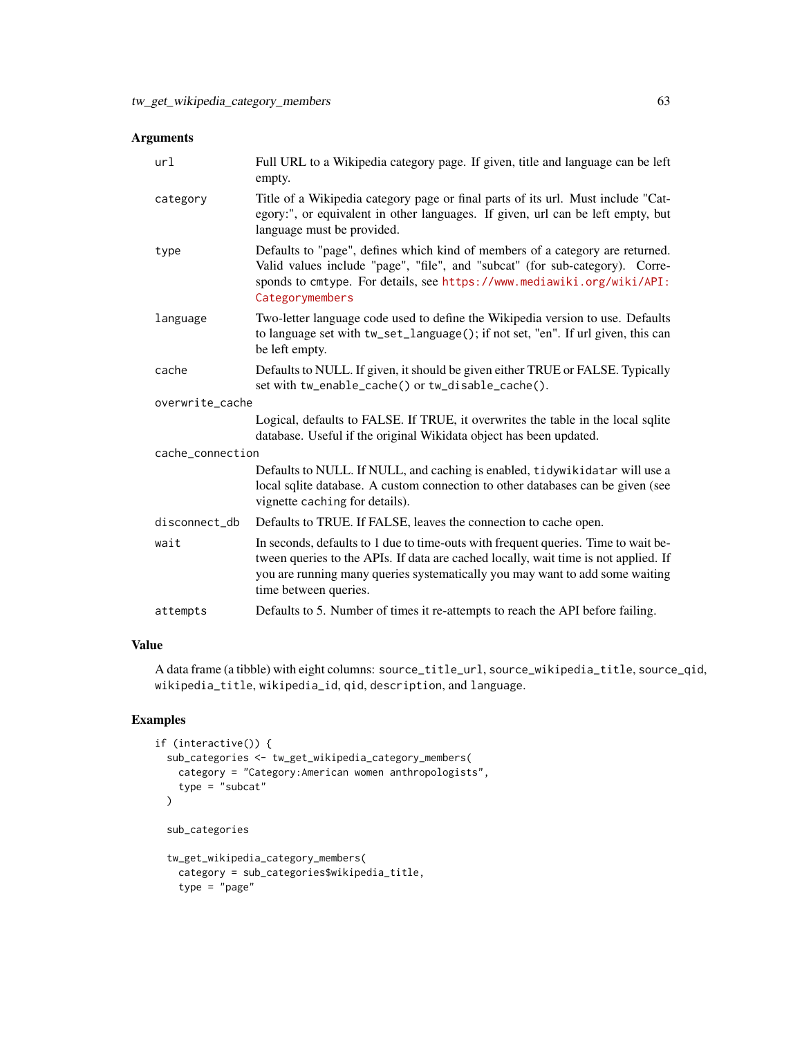## Arguments

- `url`: Full URL to a Wikipedia category page. If given, title and language can be left empty.
- `category`: Title of a Wikipedia category page or final parts of its url. Must include "Category:", or equivalent in other languages. If given, url can be left empty, but language must be provided.
- `type`: Defaults to "page", defines which kind of members of a category are returned. Valid values include "page", "file", and "subcat" (for sub-category). Corresponds to `cmtype`. For details, see https://www.mediawiki.org/wiki/API:Categorymembers
- `language`: Two-letter language code used to define the Wikipedia version to use. Defaults to language set with `tw_set_language()`; if not set, "en". If url given, this can be left empty.
- `cache`: Defaults to NULL. If given, it should be given either TRUE or FALSE. Typically set with `tw_enable_cache()` or `tw_disable_cache()`.
- `overwrite_cache`: Logical, defaults to FALSE. If TRUE, it overwrites the table in the local sqlite database. Useful if the original Wikidata object has been updated.
- `cache_connection`: Defaults to NULL. If NULL, and caching is enabled, `tidywikidatar` will use a local sqlite database. A custom connection to other databases can be given (see vignette `caching` for details).
- `disconnect_db`: Defaults to TRUE. If FALSE, leaves the connection to cache open.
- `wait`: In seconds, defaults to 1 due to time-outs with frequent queries. Time to wait between queries to the APIs. If data are cached locally, wait time is not applied. If you are running many queries systematically you may want to add some waiting time between queries.
- `attempts`: Defaults to 5. Number of times it re-attempts to reach the API before failing.

## Value

A data frame (a tibble) with eight columns: `source_title_url`, `source_wikipedia_title`, `source_qid`, `wikipedia_title`, `wikipedia_id`, `qid`, `description`, and `language`.

## Examples

```
if (interactive()) {
  sub_categories <- tw_get_wikipedia_category_members(
    category = "Category:American women anthropologists",
    type = "subcat"
  )

  sub_categories

  tw_get_wikipedia_category_members(
    category = sub_categories$wikipedia_title,
    type = "page"
```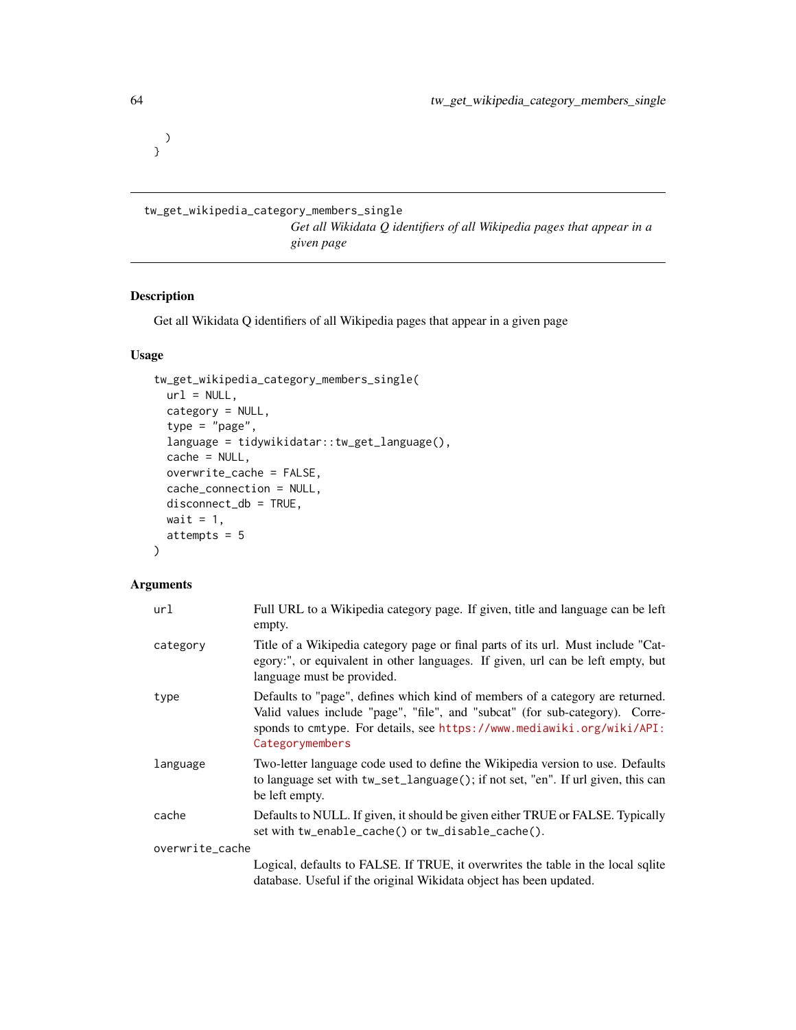```
  )
}
```

## tw_get_wikipedia_category_members_single

*Get all Wikidata Q identifiers of all Wikipedia pages that appear in a given page*

### Description

Get all Wikidata Q identifiers of all Wikipedia pages that appear in a given page

### Usage

```
tw_get_wikipedia_category_members_single(
  url = NULL,
  category = NULL,
  type = "page",
  language = tidywikidatar::tw_get_language(),
  cache = NULL,
  overwrite_cache = FALSE,
  cache_connection = NULL,
  disconnect_db = TRUE,
  wait = 1,
  attempts = 5
)
```

### Arguments

| | |
|---|---|
| `url` | Full URL to a Wikipedia category page. If given, title and language can be left empty. |
| `category` | Title of a Wikipedia category page or final parts of its url. Must include "Category:", or equivalent in other languages. If given, url can be left empty, but language must be provided. |
| `type` | Defaults to "page", defines which kind of members of a category are returned. Valid values include "page", "file", and "subcat" (for sub-category). Corresponds to `cmtype`. For details, see https://www.mediawiki.org/wiki/API:Categorymembers |
| `language` | Two-letter language code used to define the Wikipedia version to use. Defaults to language set with `tw_set_language()`; if not set, "en". If url given, this can be left empty. |
| `cache` | Defaults to NULL. If given, it should be given either TRUE or FALSE. Typically set with `tw_enable_cache()` or `tw_disable_cache()`. |
| `overwrite_cache` | Logical, defaults to FALSE. If TRUE, it overwrites the table in the local sqlite database. Useful if the original Wikidata object has been updated. |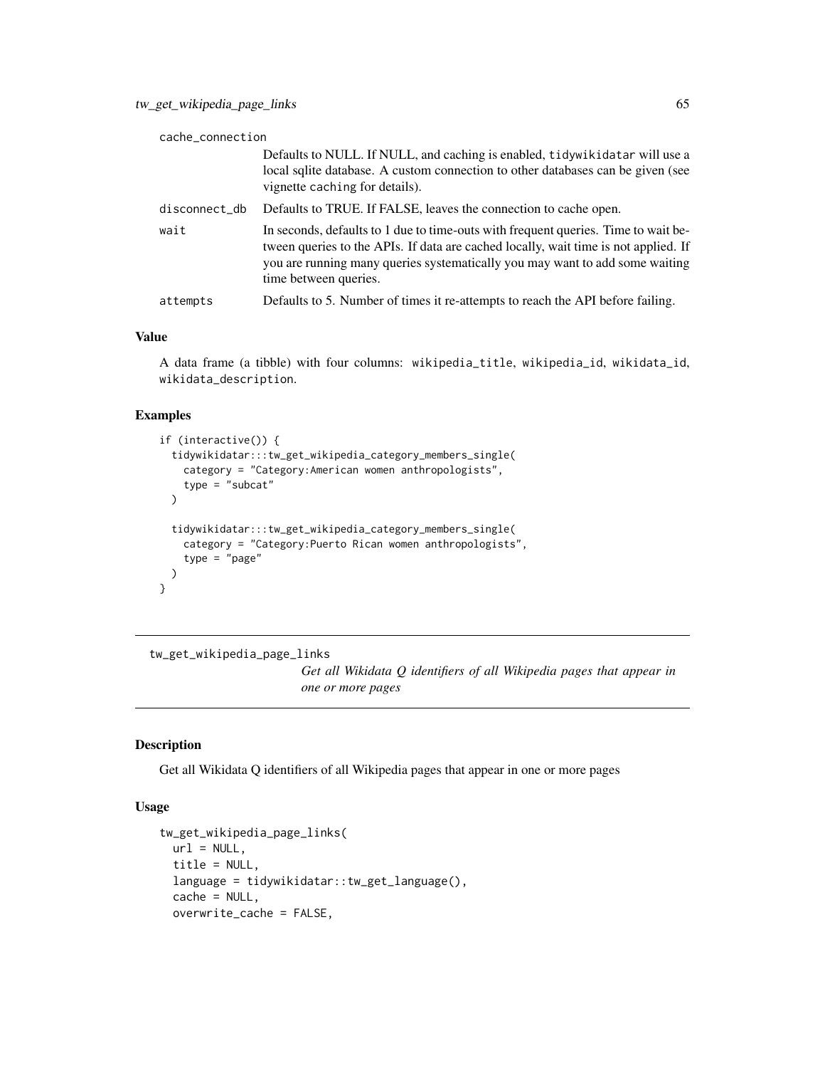cache_connection
: Defaults to NULL. If NULL, and caching is enabled, tidywikidatar will use a local sqlite database. A custom connection to other databases can be given (see vignette caching for details).

disconnect_db
: Defaults to TRUE. If FALSE, leaves the connection to cache open.

wait
: In seconds, defaults to 1 due to time-outs with frequent queries. Time to wait between queries to the APIs. If data are cached locally, wait time is not applied. If you are running many queries systematically you may want to add some waiting time between queries.

attempts
: Defaults to 5. Number of times it re-attempts to reach the API before failing.

### Value

A data frame (a tibble) with four columns: wikipedia_title, wikipedia_id, wikidata_id, wikidata_description.

### Examples

```
if (interactive()) {
  tidywikidatar:::tw_get_wikipedia_category_members_single(
    category = "Category:American women anthropologists",
    type = "subcat"
  )

  tidywikidatar:::tw_get_wikipedia_category_members_single(
    category = "Category:Puerto Rican women anthropologists",
    type = "page"
  )
}
```

---

## tw_get_wikipedia_page_links

*Get all Wikidata Q identifiers of all Wikipedia pages that appear in one or more pages*

### Description

Get all Wikidata Q identifiers of all Wikipedia pages that appear in one or more pages

### Usage

```
tw_get_wikipedia_page_links(
  url = NULL,
  title = NULL,
  language = tidywikidatar::tw_get_language(),
  cache = NULL,
  overwrite_cache = FALSE,
```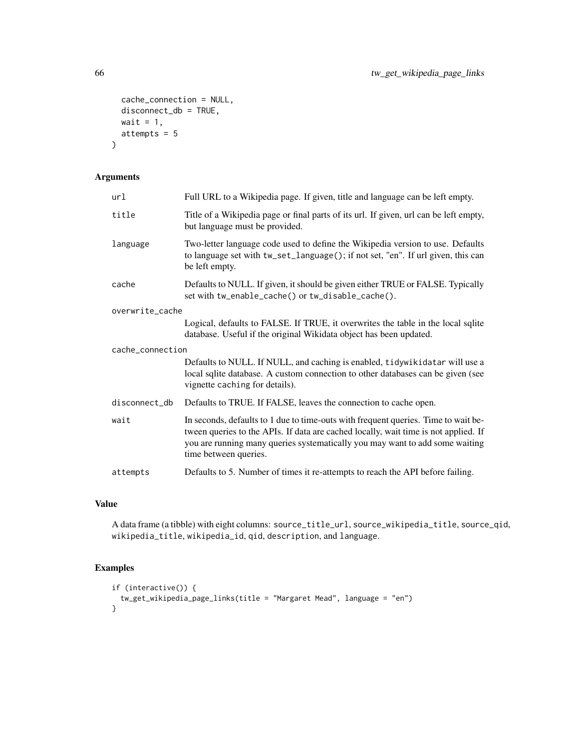```
  cache_connection = NULL,
  disconnect_db = TRUE,
  wait = 1,
  attempts = 5
)
```

## Arguments

| | |
|---|---|
| `url` | Full URL to a Wikipedia page. If given, title and language can be left empty. |
| `title` | Title of a Wikipedia page or final parts of its url. If given, url can be left empty, but language must be provided. |
| `language` | Two-letter language code used to define the Wikipedia version to use. Defaults to language set with `tw_set_language()`; if not set, "en". If url given, this can be left empty. |
| `cache` | Defaults to NULL. If given, it should be given either TRUE or FALSE. Typically set with `tw_enable_cache()` or `tw_disable_cache()`. |
| `overwrite_cache` | Logical, defaults to FALSE. If TRUE, it overwrites the table in the local sqlite database. Useful if the original Wikidata object has been updated. |
| `cache_connection` | Defaults to NULL. If NULL, and caching is enabled, `tidywikidatar` will use a local sqlite database. A custom connection to other databases can be given (see vignette `caching` for details). |
| `disconnect_db` | Defaults to TRUE. If FALSE, leaves the connection to cache open. |
| `wait` | In seconds, defaults to 1 due to time-outs with frequent queries. Time to wait between queries to the APIs. If data are cached locally, wait time is not applied. If you are running many queries systematically you may want to add some waiting time between queries. |
| `attempts` | Defaults to 5. Number of times it re-attempts to reach the API before failing. |

## Value

A data frame (a tibble) with eight columns: `source_title_url`, `source_wikipedia_title`, `source_qid`, `wikipedia_title`, `wikipedia_id`, `qid`, `description`, and `language`.

## Examples

```
if (interactive()) {
  tw_get_wikipedia_page_links(title = "Margaret Mead", language = "en")
}
```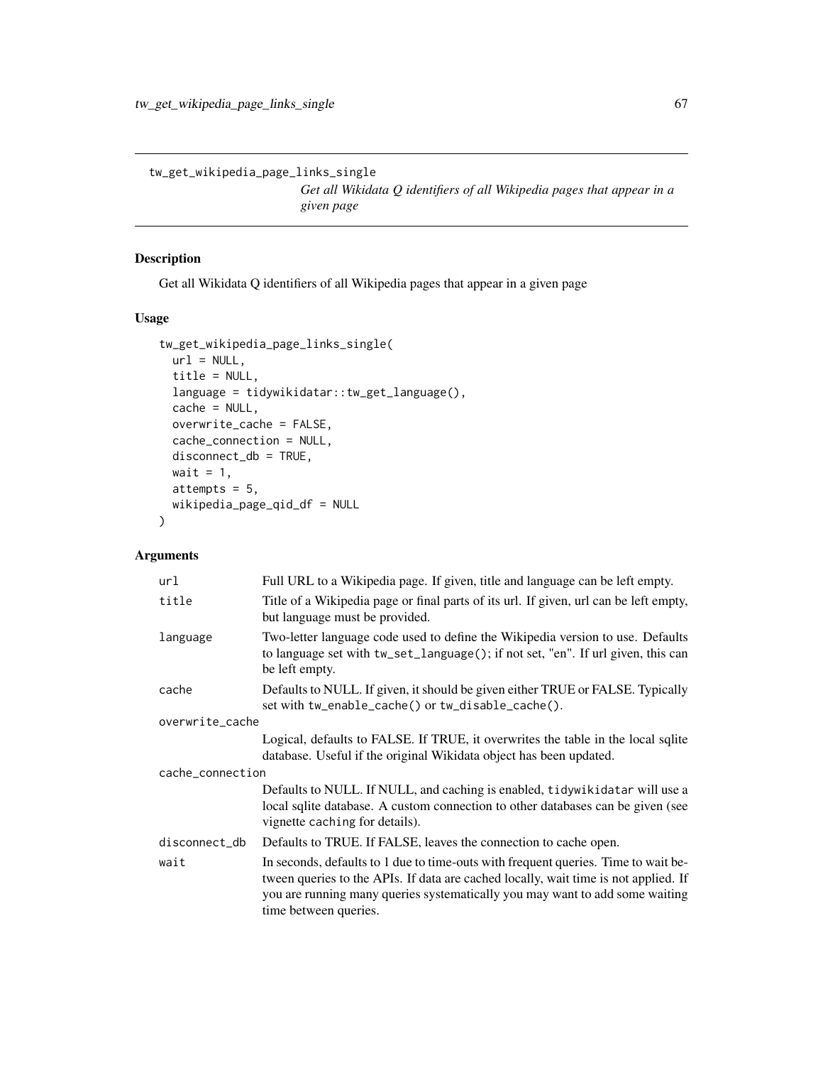`tw_get_wikipedia_page_links_single`

*Get all Wikidata Q identifiers of all Wikipedia pages that appear in a given page*

### Description

Get all Wikidata Q identifiers of all Wikipedia pages that appear in a given page

### Usage

```
tw_get_wikipedia_page_links_single(
  url = NULL,
  title = NULL,
  language = tidywikidatar::tw_get_language(),
  cache = NULL,
  overwrite_cache = FALSE,
  cache_connection = NULL,
  disconnect_db = TRUE,
  wait = 1,
  attempts = 5,
  wikipedia_page_qid_df = NULL
)
```

### Arguments

| | |
|---|---|
| `url` | Full URL to a Wikipedia page. If given, title and language can be left empty. |
| `title` | Title of a Wikipedia page or final parts of its url. If given, url can be left empty, but language must be provided. |
| `language` | Two-letter language code used to define the Wikipedia version to use. Defaults to language set with `tw_set_language()`; if not set, "en". If url given, this can be left empty. |
| `cache` | Defaults to NULL. If given, it should be given either TRUE or FALSE. Typically set with `tw_enable_cache()` or `tw_disable_cache()`. |
| `overwrite_cache` | Logical, defaults to FALSE. If TRUE, it overwrites the table in the local sqlite database. Useful if the original Wikidata object has been updated. |
| `cache_connection` | Defaults to NULL. If NULL, and caching is enabled, `tidywikidatar` will use a local sqlite database. A custom connection to other databases can be given (see vignette `caching` for details). |
| `disconnect_db` | Defaults to TRUE. If FALSE, leaves the connection to cache open. |
| `wait` | In seconds, defaults to 1 due to time-outs with frequent queries. Time to wait between queries to the APIs. If data are cached locally, wait time is not applied. If you are running many queries systematically you may want to add some waiting time between queries. |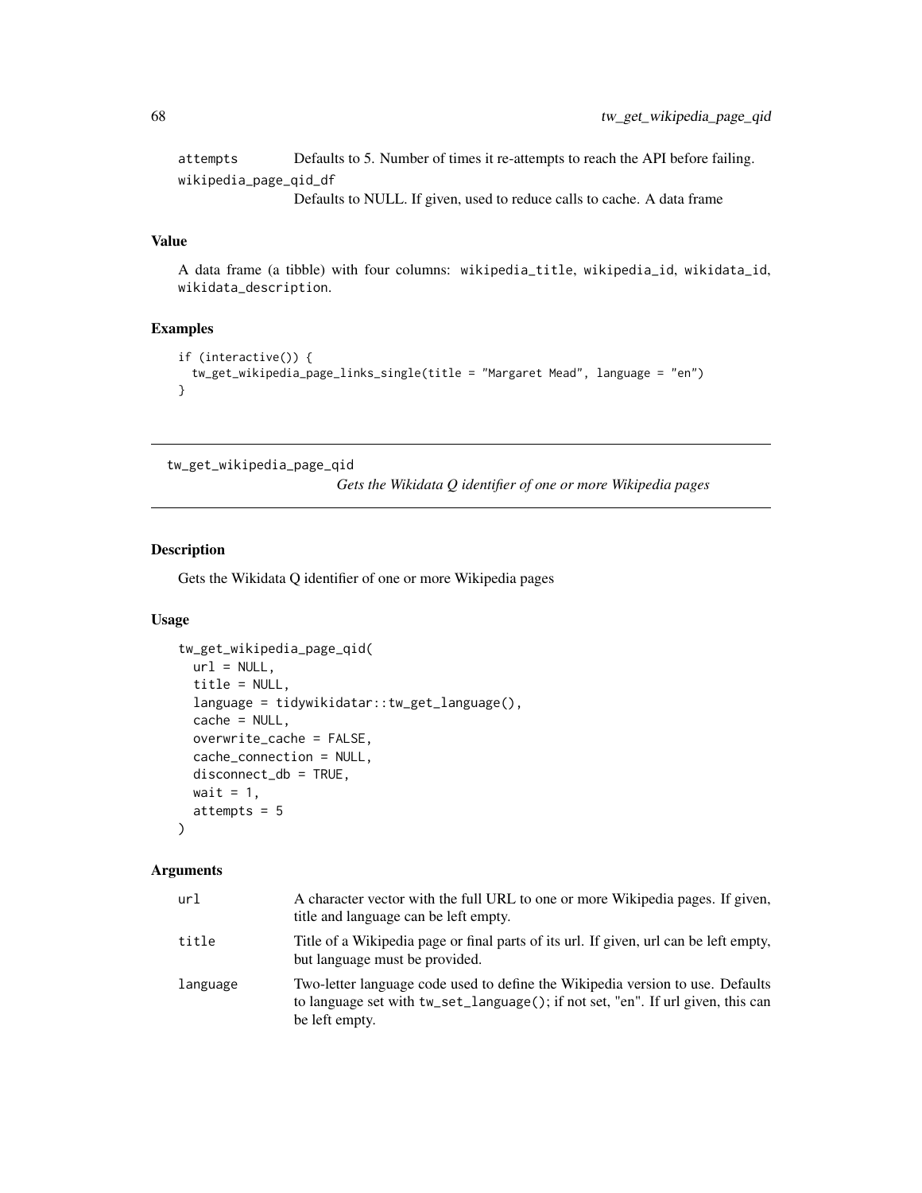attempts Defaults to 5. Number of times it re-attempts to reach the API before failing.

wikipedia_page_qid_df
Defaults to NULL. If given, used to reduce calls to cache. A data frame

### Value

A data frame (a tibble) with four columns: wikipedia_title, wikipedia_id, wikidata_id, wikidata_description.

### Examples

```
if (interactive()) {
  tw_get_wikipedia_page_links_single(title = "Margaret Mead", language = "en")
}
```

---

## tw_get_wikipedia_page_qid

*Gets the Wikidata Q identifier of one or more Wikipedia pages*

---

### Description

Gets the Wikidata Q identifier of one or more Wikipedia pages

### Usage

```
tw_get_wikipedia_page_qid(
  url = NULL,
  title = NULL,
  language = tidywikidatar::tw_get_language(),
  cache = NULL,
  overwrite_cache = FALSE,
  cache_connection = NULL,
  disconnect_db = TRUE,
  wait = 1,
  attempts = 5
)
```

### Arguments

| | |
|---|---|
| url | A character vector with the full URL to one or more Wikipedia pages. If given, title and language can be left empty. |
| title | Title of a Wikipedia page or final parts of its url. If given, url can be left empty, but language must be provided. |
| language | Two-letter language code used to define the Wikipedia version to use. Defaults to language set with tw_set_language(); if not set, "en". If url given, this can be left empty. |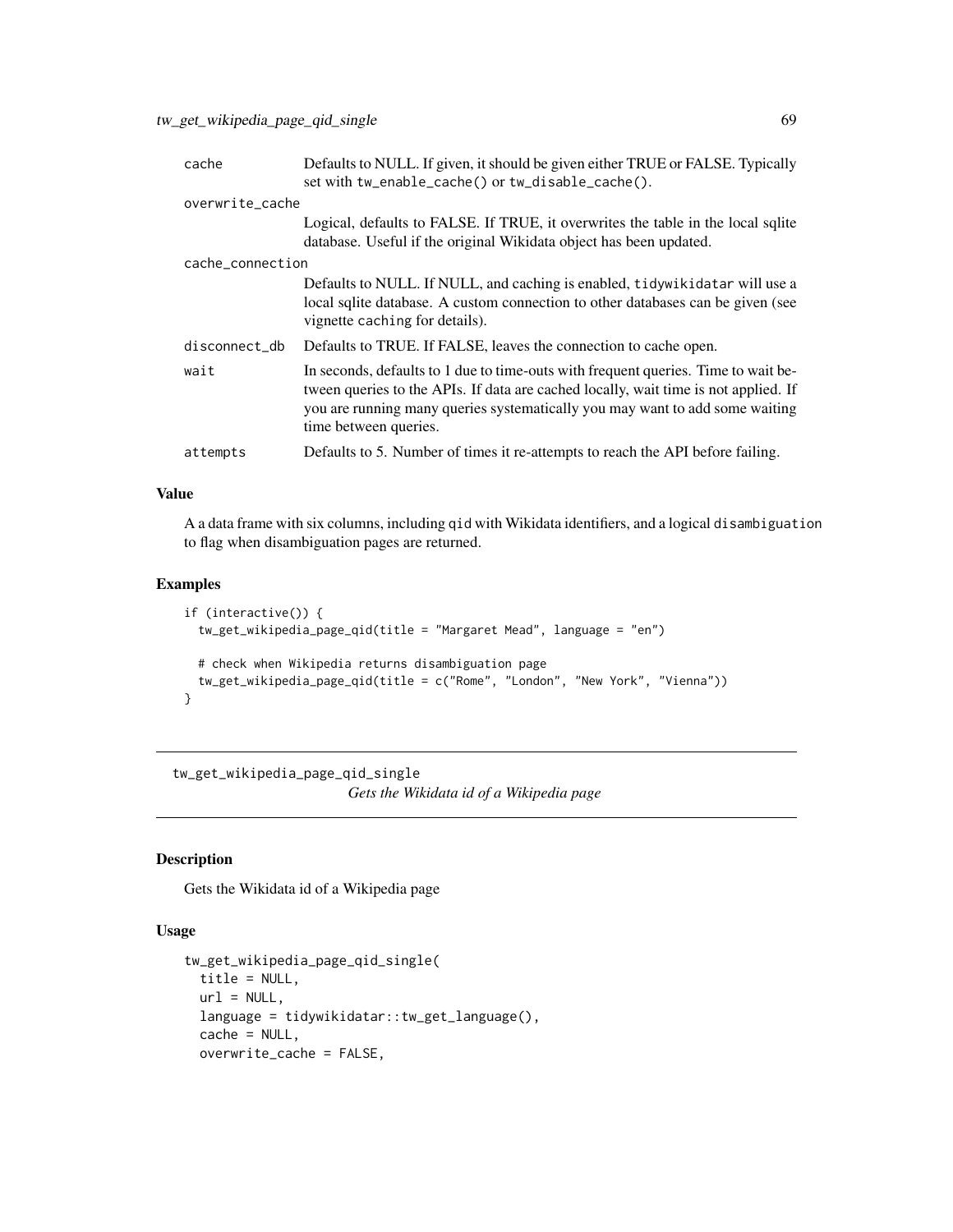| | |
|---|---|
| cache | Defaults to NULL. If given, it should be given either TRUE or FALSE. Typically set with tw_enable_cache() or tw_disable_cache(). |
| overwrite_cache | Logical, defaults to FALSE. If TRUE, it overwrites the table in the local sqlite database. Useful if the original Wikidata object has been updated. |
| cache_connection | Defaults to NULL. If NULL, and caching is enabled, tidywikidatar will use a local sqlite database. A custom connection to other databases can be given (see vignette caching for details). |
| disconnect_db | Defaults to TRUE. If FALSE, leaves the connection to cache open. |
| wait | In seconds, defaults to 1 due to time-outs with frequent queries. Time to wait between queries to the APIs. If data are cached locally, wait time is not applied. If you are running many queries systematically you may want to add some waiting time between queries. |
| attempts | Defaults to 5. Number of times it re-attempts to reach the API before failing. |

### Value

A a data frame with six columns, including qid with Wikidata identifiers, and a logical disambiguation to flag when disambiguation pages are returned.

### Examples

```
if (interactive()) {
  tw_get_wikipedia_page_qid(title = "Margaret Mead", language = "en")

  # check when Wikipedia returns disambiguation page
  tw_get_wikipedia_page_qid(title = c("Rome", "London", "New York", "Vienna"))
}
```

---

## tw_get_wikipedia_page_qid_single

*Gets the Wikidata id of a Wikipedia page*

---

### Description

Gets the Wikidata id of a Wikipedia page

### Usage

```
tw_get_wikipedia_page_qid_single(
  title = NULL,
  url = NULL,
  language = tidywikidatar::tw_get_language(),
  cache = NULL,
  overwrite_cache = FALSE,
```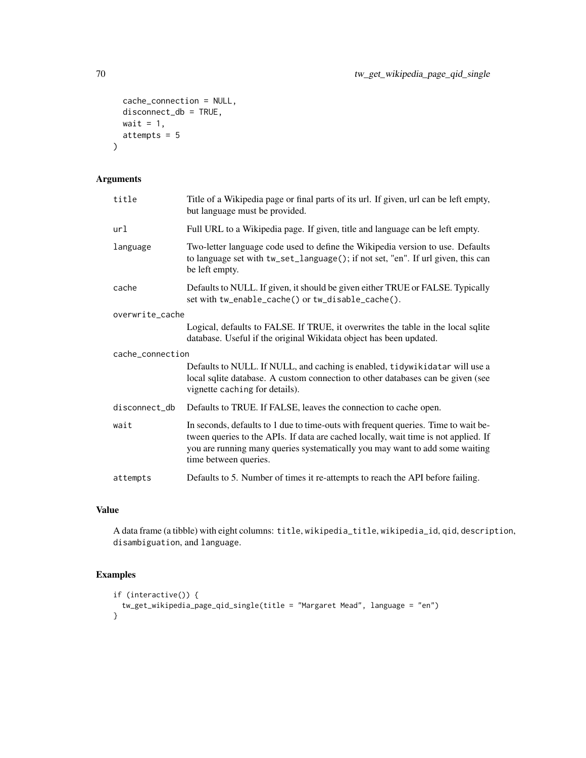```
  cache_connection = NULL,
  disconnect_db = TRUE,
  wait = 1,
  attempts = 5
)
```

## Arguments

| | |
|---|---|
| title | Title of a Wikipedia page or final parts of its url. If given, url can be left empty, but language must be provided. |
| url | Full URL to a Wikipedia page. If given, title and language can be left empty. |
| language | Two-letter language code used to define the Wikipedia version to use. Defaults to language set with `tw_set_language()`; if not set, "en". If url given, this can be left empty. |
| cache | Defaults to NULL. If given, it should be given either TRUE or FALSE. Typically set with `tw_enable_cache()` or `tw_disable_cache()`. |
| overwrite_cache | Logical, defaults to FALSE. If TRUE, it overwrites the table in the local sqlite database. Useful if the original Wikidata object has been updated. |
| cache_connection | Defaults to NULL. If NULL, and caching is enabled, `tidywikidatar` will use a local sqlite database. A custom connection to other databases can be given (see vignette `caching` for details). |
| disconnect_db | Defaults to TRUE. If FALSE, leaves the connection to cache open. |
| wait | In seconds, defaults to 1 due to time-outs with frequent queries. Time to wait between queries to the APIs. If data are cached locally, wait time is not applied. If you are running many queries systematically you may want to add some waiting time between queries. |
| attempts | Defaults to 5. Number of times it re-attempts to reach the API before failing. |

## Value

A data frame (a tibble) with eight columns: `title`, `wikipedia_title`, `wikipedia_id`, `qid`, `description`, `disambiguation`, and `language`.

## Examples

```
if (interactive()) {
  tw_get_wikipedia_page_qid_single(title = "Margaret Mead", language = "en")
}
```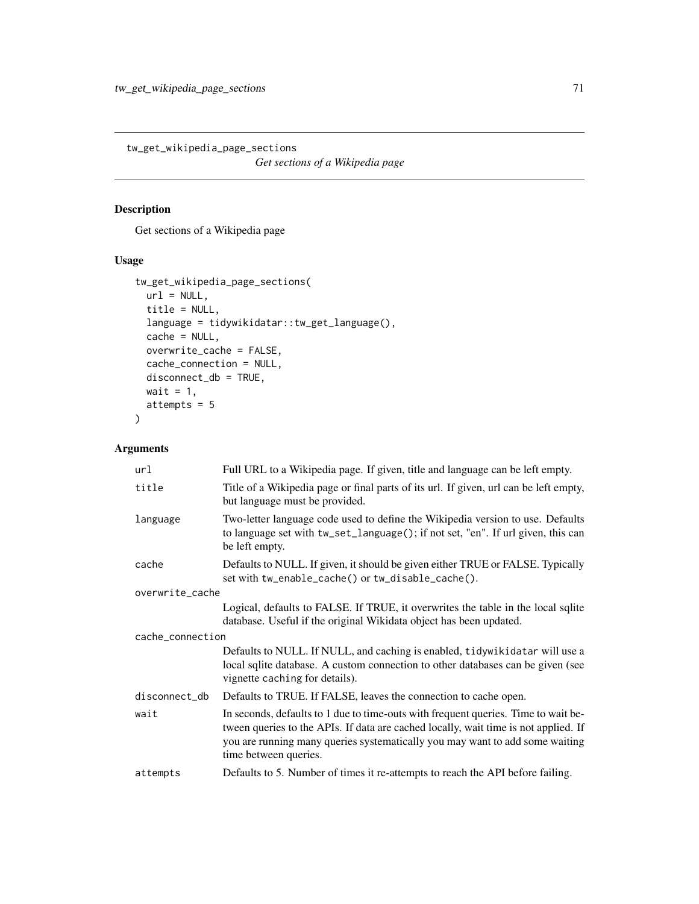## tw_get_wikipedia_page_sections

*Get sections of a Wikipedia page*

### Description

Get sections of a Wikipedia page

### Usage

```
tw_get_wikipedia_page_sections(
  url = NULL,
  title = NULL,
  language = tidywikidatar::tw_get_language(),
  cache = NULL,
  overwrite_cache = FALSE,
  cache_connection = NULL,
  disconnect_db = TRUE,
  wait = 1,
  attempts = 5
)
```

### Arguments

| Argument | Description |
|---|---|
| `url` | Full URL to a Wikipedia page. If given, title and language can be left empty. |
| `title` | Title of a Wikipedia page or final parts of its url. If given, url can be left empty, but language must be provided. |
| `language` | Two-letter language code used to define the Wikipedia version to use. Defaults to language set with `tw_set_language()`; if not set, "en". If url given, this can be left empty. |
| `cache` | Defaults to NULL. If given, it should be given either TRUE or FALSE. Typically set with `tw_enable_cache()` or `tw_disable_cache()`. |
| `overwrite_cache` | Logical, defaults to FALSE. If TRUE, it overwrites the table in the local sqlite database. Useful if the original Wikidata object has been updated. |
| `cache_connection` | Defaults to NULL. If NULL, and caching is enabled, `tidywikidatar` will use a local sqlite database. A custom connection to other databases can be given (see vignette `caching` for details). |
| `disconnect_db` | Defaults to TRUE. If FALSE, leaves the connection to cache open. |
| `wait` | In seconds, defaults to 1 due to time-outs with frequent queries. Time to wait between queries to the APIs. If data are cached locally, wait time is not applied. If you are running many queries systematically you may want to add some waiting time between queries. |
| `attempts` | Defaults to 5. Number of times it re-attempts to reach the API before failing. |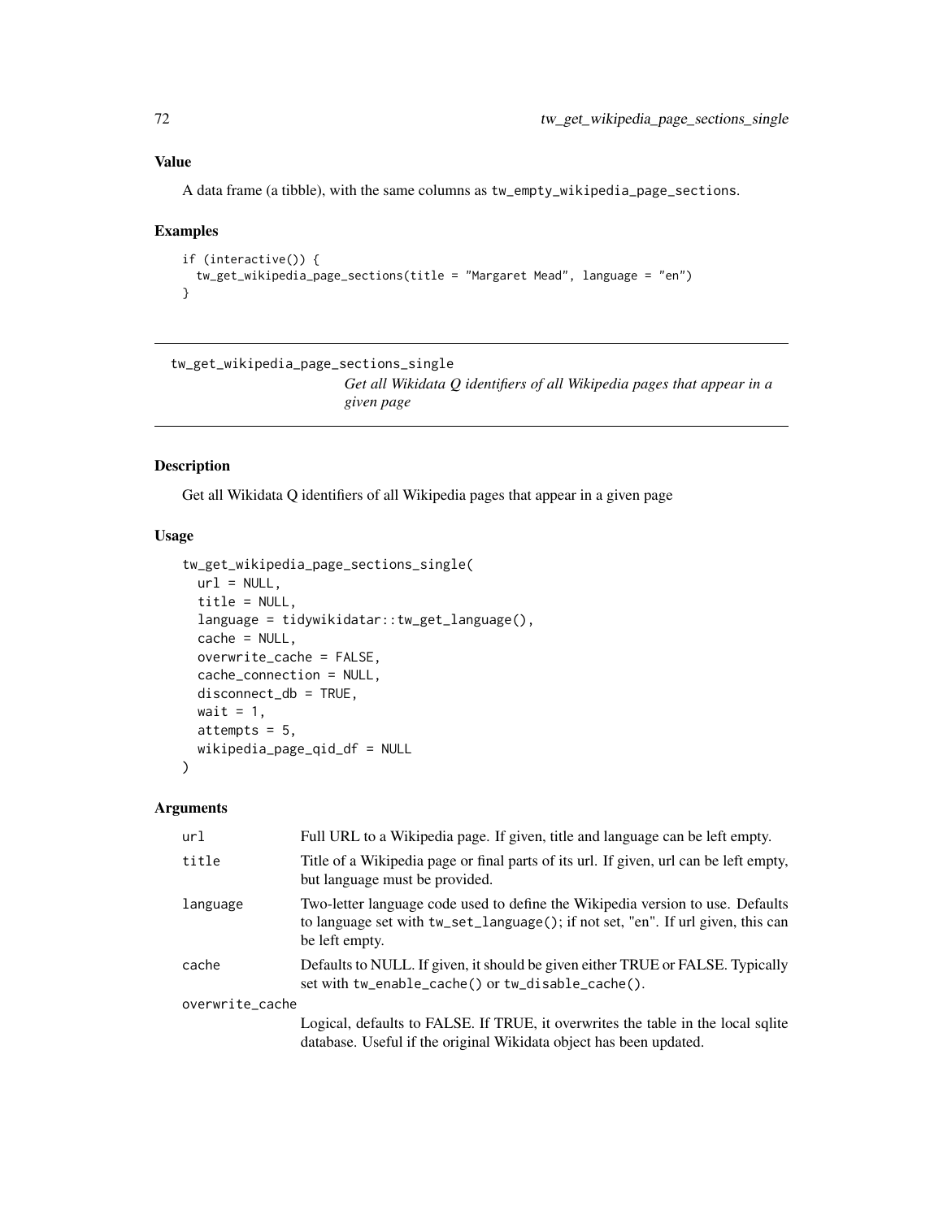### Value

A data frame (a tibble), with the same columns as `tw_empty_wikipedia_page_sections`.

### Examples

```
if (interactive()) {
  tw_get_wikipedia_page_sections(title = "Margaret Mead", language = "en")
}
```

---

## tw_get_wikipedia_page_sections_single

*Get all Wikidata Q identifiers of all Wikipedia pages that appear in a given page*

---

### Description

Get all Wikidata Q identifiers of all Wikipedia pages that appear in a given page

### Usage

```
tw_get_wikipedia_page_sections_single(
  url = NULL,
  title = NULL,
  language = tidywikidatar::tw_get_language(),
  cache = NULL,
  overwrite_cache = FALSE,
  cache_connection = NULL,
  disconnect_db = TRUE,
  wait = 1,
  attempts = 5,
  wikipedia_page_qid_df = NULL
)
```

### Arguments

| | |
|---|---|
| `url` | Full URL to a Wikipedia page. If given, title and language can be left empty. |
| `title` | Title of a Wikipedia page or final parts of its url. If given, url can be left empty, but language must be provided. |
| `language` | Two-letter language code used to define the Wikipedia version to use. Defaults to language set with `tw_set_language()`; if not set, "en". If url given, this can be left empty. |
| `cache` | Defaults to NULL. If given, it should be given either TRUE or FALSE. Typically set with `tw_enable_cache()` or `tw_disable_cache()`. |
| `overwrite_cache` | Logical, defaults to FALSE. If TRUE, it overwrites the table in the local sqlite database. Useful if the original Wikidata object has been updated. |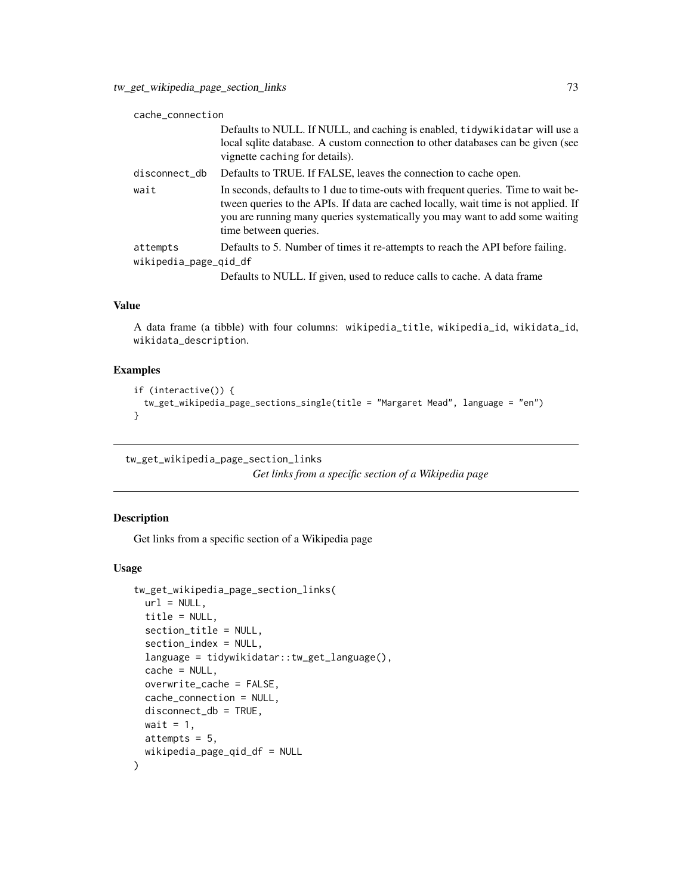| | |
|---|---|
| cache_connection | Defaults to NULL. If NULL, and caching is enabled, tidywikidatar will use a local sqlite database. A custom connection to other databases can be given (see vignette caching for details). |
| disconnect_db | Defaults to TRUE. If FALSE, leaves the connection to cache open. |
| wait | In seconds, defaults to 1 due to time-outs with frequent queries. Time to wait between queries to the APIs. If data are cached locally, wait time is not applied. If you are running many queries systematically you may want to add some waiting time between queries. |
| attempts | Defaults to 5. Number of times it re-attempts to reach the API before failing. |
| wikipedia_page_qid_df | Defaults to NULL. If given, used to reduce calls to cache. A data frame |

### Value

A data frame (a tibble) with four columns: wikipedia_title, wikipedia_id, wikidata_id, wikidata_description.

### Examples

```
if (interactive()) {
  tw_get_wikipedia_page_sections_single(title = "Margaret Mead", language = "en")
}
```

## tw_get_wikipedia_page_section_links

*Get links from a specific section of a Wikipedia page*

### Description

Get links from a specific section of a Wikipedia page

### Usage

```
tw_get_wikipedia_page_section_links(
  url = NULL,
  title = NULL,
  section_title = NULL,
  section_index = NULL,
  language = tidywikidatar::tw_get_language(),
  cache = NULL,
  overwrite_cache = FALSE,
  cache_connection = NULL,
  disconnect_db = TRUE,
  wait = 1,
  attempts = 5,
  wikipedia_page_qid_df = NULL
)
```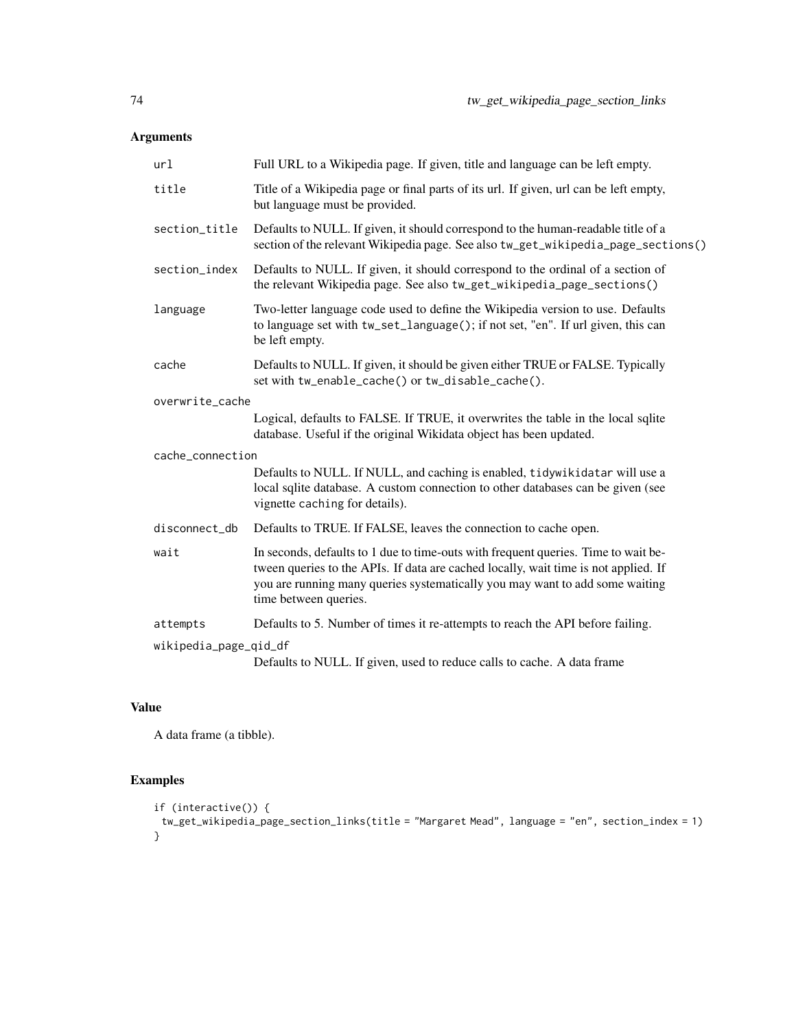## Arguments

| | |
|---|---|
| `url` | Full URL to a Wikipedia page. If given, title and language can be left empty. |
| `title` | Title of a Wikipedia page or final parts of its url. If given, url can be left empty, but language must be provided. |
| `section_title` | Defaults to NULL. If given, it should correspond to the human-readable title of a section of the relevant Wikipedia page. See also `tw_get_wikipedia_page_sections()` |
| `section_index` | Defaults to NULL. If given, it should correspond to the ordinal of a section of the relevant Wikipedia page. See also `tw_get_wikipedia_page_sections()` |
| `language` | Two-letter language code used to define the Wikipedia version to use. Defaults to language set with `tw_set_language()`; if not set, "en". If url given, this can be left empty. |
| `cache` | Defaults to NULL. If given, it should be given either TRUE or FALSE. Typically set with `tw_enable_cache()` or `tw_disable_cache()`. |
| `overwrite_cache` | Logical, defaults to FALSE. If TRUE, it overwrites the table in the local sqlite database. Useful if the original Wikidata object has been updated. |
| `cache_connection` | Defaults to NULL. If NULL, and caching is enabled, `tidywikidatar` will use a local sqlite database. A custom connection to other databases can be given (see vignette `caching` for details). |
| `disconnect_db` | Defaults to TRUE. If FALSE, leaves the connection to cache open. |
| `wait` | In seconds, defaults to 1 due to time-outs with frequent queries. Time to wait between queries to the APIs. If data are cached locally, wait time is not applied. If you are running many queries systematically you may want to add some waiting time between queries. |
| `attempts` | Defaults to 5. Number of times it re-attempts to reach the API before failing. |
| `wikipedia_page_qid_df` | Defaults to NULL. If given, used to reduce calls to cache. A data frame |

## Value

A data frame (a tibble).

## Examples

```
if (interactive()) {
  tw_get_wikipedia_page_section_links(title = "Margaret Mead", language = "en", section_index = 1)
}
```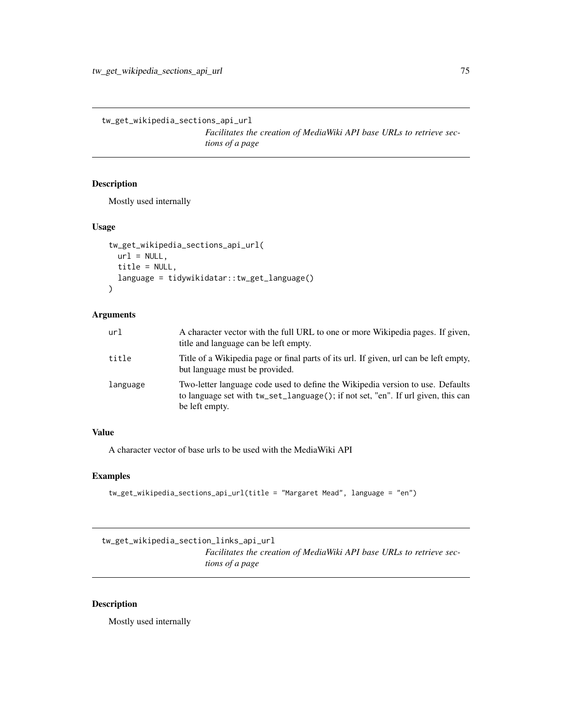## tw_get_wikipedia_sections_api_url

*Facilitates the creation of MediaWiki API base URLs to retrieve sections of a page*

### Description

Mostly used internally

### Usage

```
tw_get_wikipedia_sections_api_url(
  url = NULL,
  title = NULL,
  language = tidywikidatar::tw_get_language()
)
```

### Arguments

| | |
|---|---|
| `url` | A character vector with the full URL to one or more Wikipedia pages. If given, title and language can be left empty. |
| `title` | Title of a Wikipedia page or final parts of its url. If given, url can be left empty, but language must be provided. |
| `language` | Two-letter language code used to define the Wikipedia version to use. Defaults to language set with `tw_set_language()`; if not set, "en". If url given, this can be left empty. |

### Value

A character vector of base urls to be used with the MediaWiki API

### Examples

```
tw_get_wikipedia_sections_api_url(title = "Margaret Mead", language = "en")
```

## tw_get_wikipedia_section_links_api_url

*Facilitates the creation of MediaWiki API base URLs to retrieve sections of a page*

### Description

Mostly used internally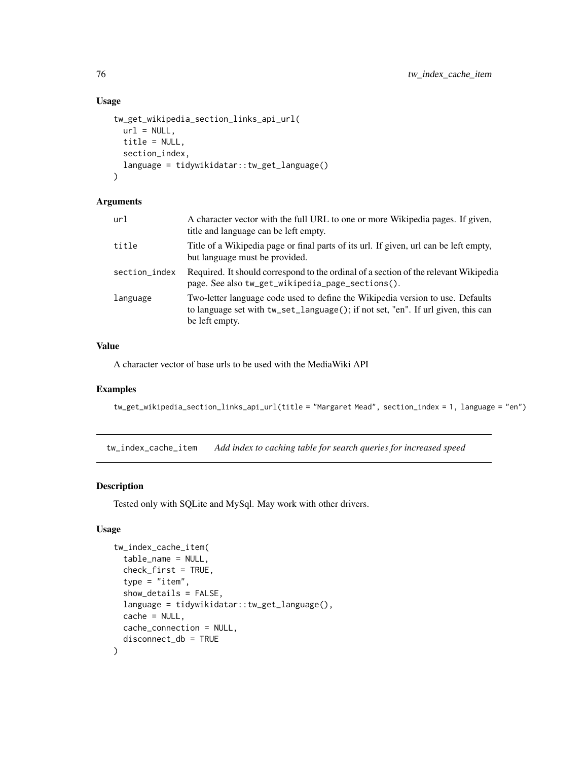### Usage

```
tw_get_wikipedia_section_links_api_url(
  url = NULL,
  title = NULL,
  section_index,
  language = tidywikidatar::tw_get_language()
)
```

### Arguments

| | |
|---|---|
| `url` | A character vector with the full URL to one or more Wikipedia pages. If given, title and language can be left empty. |
| `title` | Title of a Wikipedia page or final parts of its url. If given, url can be left empty, but language must be provided. |
| `section_index` | Required. It should correspond to the ordinal of a section of the relevant Wikipedia page. See also `tw_get_wikipedia_page_sections()`. |
| `language` | Two-letter language code used to define the Wikipedia version to use. Defaults to language set with `tw_set_language()`; if not set, "en". If url given, this can be left empty. |

### Value

A character vector of base urls to be used with the MediaWiki API

### Examples

```
tw_get_wikipedia_section_links_api_url(title = "Margaret Mead", section_index = 1, language = "en")
```

---

## tw_index_cache_item — *Add index to caching table for search queries for increased speed*

### Description

Tested only with SQLite and MySql. May work with other drivers.

### Usage

```
tw_index_cache_item(
  table_name = NULL,
  check_first = TRUE,
  type = "item",
  show_details = FALSE,
  language = tidywikidatar::tw_get_language(),
  cache = NULL,
  cache_connection = NULL,
  disconnect_db = TRUE
)
```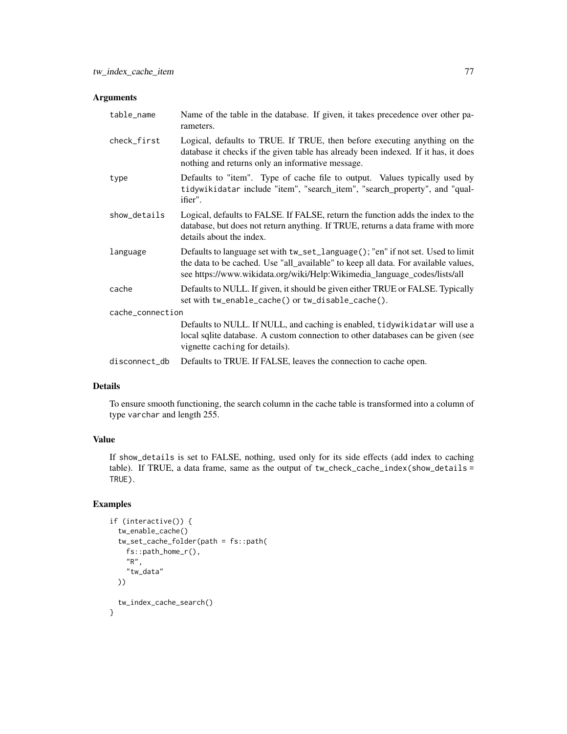### Arguments

| | |
|---|---|
| `table_name` | Name of the table in the database. If given, it takes precedence over other parameters. |
| `check_first` | Logical, defaults to TRUE. If TRUE, then before executing anything on the database it checks if the given table has already been indexed. If it has, it does nothing and returns only an informative message. |
| `type` | Defaults to "item". Type of cache file to output. Values typically used by `tidywikidatar` include "item", "search_item", "search_property", and "qualifier". |
| `show_details` | Logical, defaults to FALSE. If FALSE, return the function adds the index to the database, but does not return anything. If TRUE, returns a data frame with more details about the index. |
| `language` | Defaults to language set with `tw_set_language()`; "en" if not set. Used to limit the data to be cached. Use "all_available" to keep all data. For available values, see https://www.wikidata.org/wiki/Help:Wikimedia_language_codes/lists/all |
| `cache` | Defaults to NULL. If given, it should be given either TRUE or FALSE. Typically set with `tw_enable_cache()` or `tw_disable_cache()`. |
| `cache_connection` | Defaults to NULL. If NULL, and caching is enabled, `tidywikidatar` will use a local sqlite database. A custom connection to other databases can be given (see vignette `caching` for details). |
| `disconnect_db` | Defaults to TRUE. If FALSE, leaves the connection to cache open. |

### Details

To ensure smooth functioning, the search column in the cache table is transformed into a column of type `varchar` and length 255.

### Value

If `show_details` is set to FALSE, nothing, used only for its side effects (add index to caching table). If TRUE, a data frame, same as the output of `tw_check_cache_index(show_details = TRUE)`.

### Examples

```
if (interactive()) {
  tw_enable_cache()
  tw_set_cache_folder(path = fs::path(
    fs::path_home_r(),
    "R",
    "tw_data"
  ))

  tw_index_cache_search()
}
```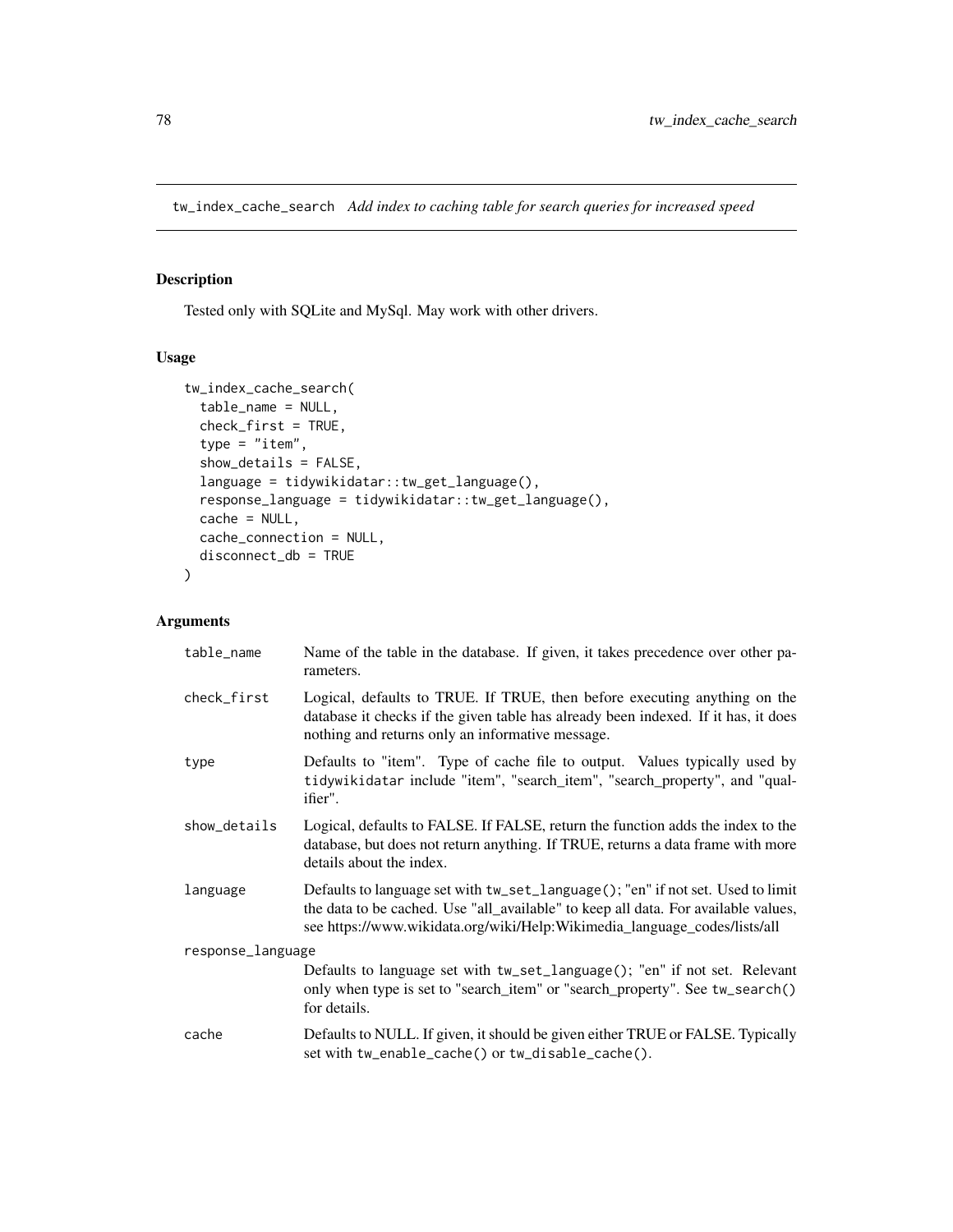tw_index_cache_search *Add index to caching table for search queries for increased speed*

## Description

Tested only with SQLite and MySql. May work with other drivers.

## Usage

```
tw_index_cache_search(
  table_name = NULL,
  check_first = TRUE,
  type = "item",
  show_details = FALSE,
  language = tidywikidatar::tw_get_language(),
  response_language = tidywikidatar::tw_get_language(),
  cache = NULL,
  cache_connection = NULL,
  disconnect_db = TRUE
)
```

## Arguments

| | |
|---|---|
| table_name | Name of the table in the database. If given, it takes precedence over other parameters. |
| check_first | Logical, defaults to TRUE. If TRUE, then before executing anything on the database it checks if the given table has already been indexed. If it has, it does nothing and returns only an informative message. |
| type | Defaults to "item". Type of cache file to output. Values typically used by tidywikidatar include "item", "search_item", "search_property", and "qualifier". |
| show_details | Logical, defaults to FALSE. If FALSE, return the function adds the index to the database, but does not return anything. If TRUE, returns a data frame with more details about the index. |
| language | Defaults to language set with tw_set_language(); "en" if not set. Used to limit the data to be cached. Use "all_available" to keep all data. For available values, see https://www.wikidata.org/wiki/Help:Wikimedia_language_codes/lists/all |
| response_language | Defaults to language set with tw_set_language(); "en" if not set. Relevant only when type is set to "search_item" or "search_property". See tw_search() for details. |
| cache | Defaults to NULL. If given, it should be given either TRUE or FALSE. Typically set with tw_enable_cache() or tw_disable_cache(). |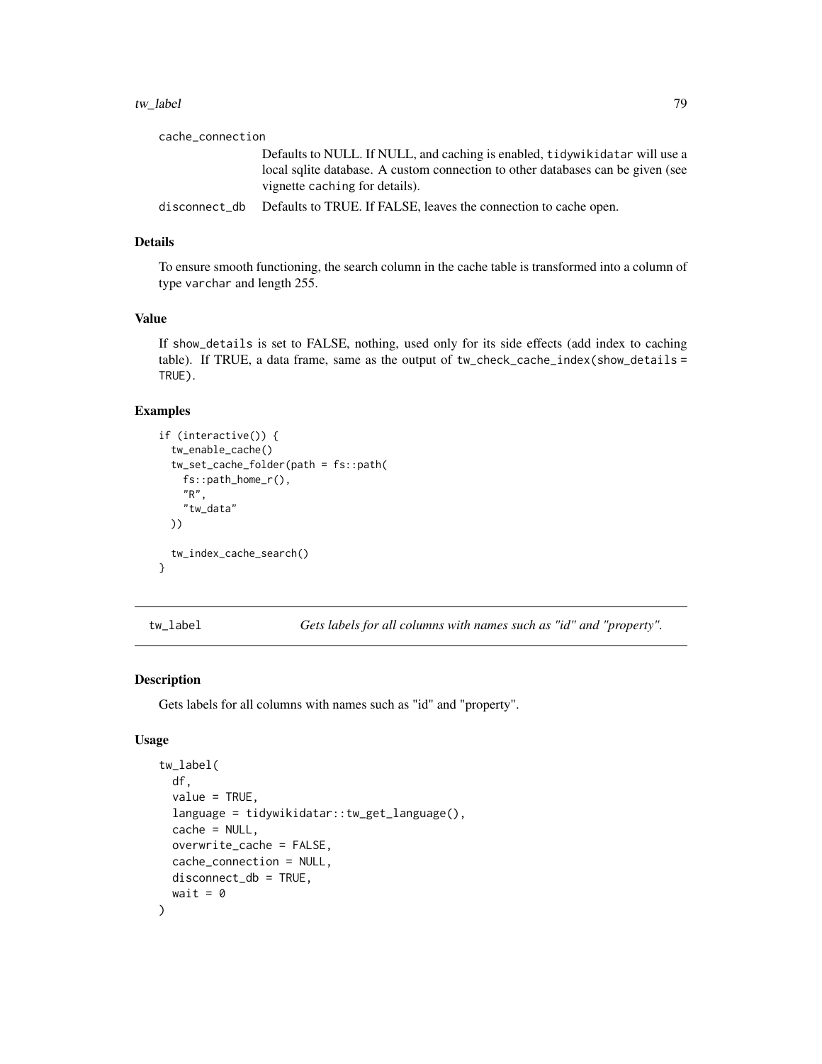cache_connection
: Defaults to NULL. If NULL, and caching is enabled, `tidywikidatar` will use a local sqlite database. A custom connection to other databases can be given (see vignette `caching` for details).

disconnect_db
: Defaults to TRUE. If FALSE, leaves the connection to cache open.

### Details

To ensure smooth functioning, the search column in the cache table is transformed into a column of type `varchar` and length 255.

### Value

If `show_details` is set to FALSE, nothing, used only for its side effects (add index to caching table). If TRUE, a data frame, same as the output of `tw_check_cache_index(show_details = TRUE)`.

### Examples

```
if (interactive()) {
  tw_enable_cache()
  tw_set_cache_folder(path = fs::path(
    fs::path_home_r(),
    "R",
    "tw_data"
  ))

  tw_index_cache_search()
}
```

---

## tw_label — *Gets labels for all columns with names such as "id" and "property".*

### Description

Gets labels for all columns with names such as "id" and "property".

### Usage

```
tw_label(
  df,
  value = TRUE,
  language = tidywikidatar::tw_get_language(),
  cache = NULL,
  overwrite_cache = FALSE,
  cache_connection = NULL,
  disconnect_db = TRUE,
  wait = 0
)
```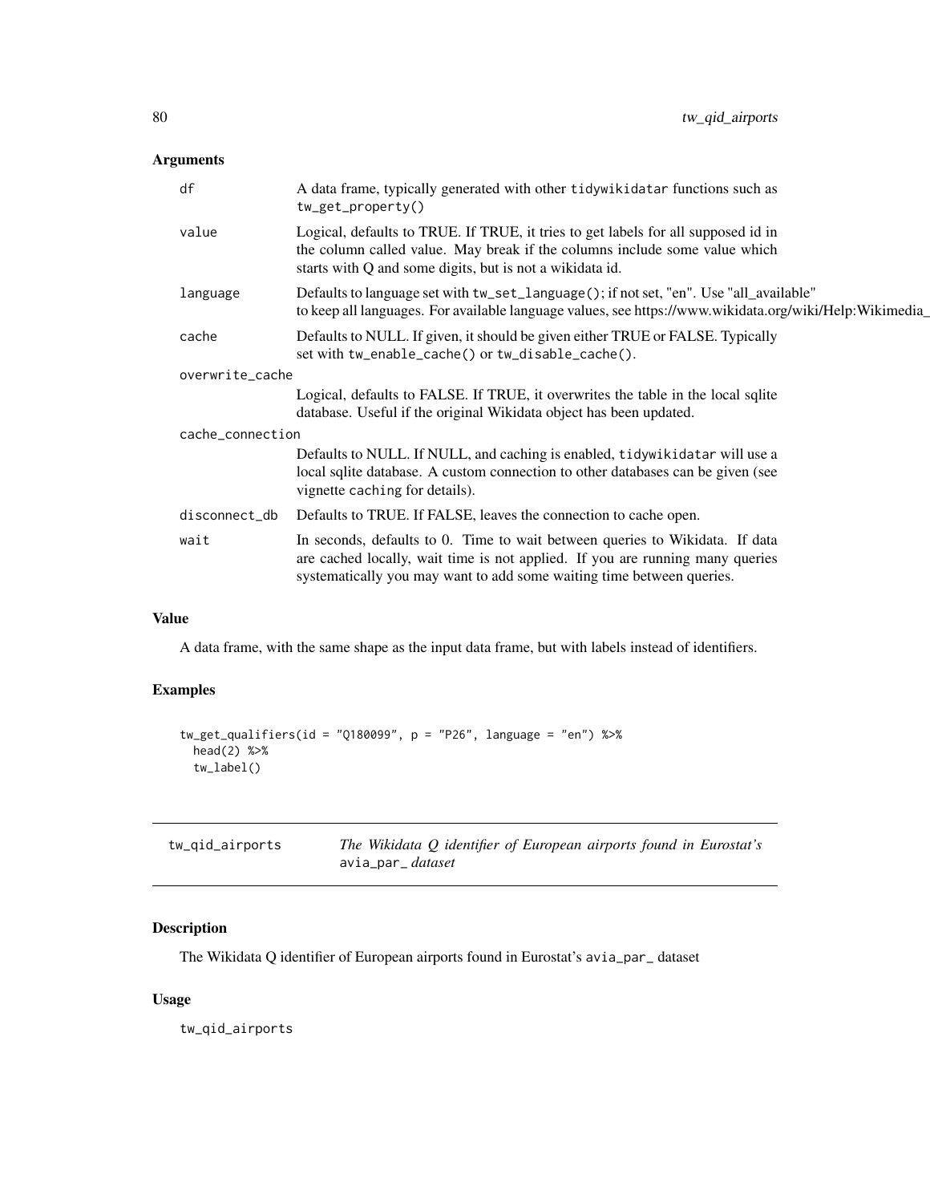## Arguments

| | |
|---|---|
| df | A data frame, typically generated with other tidywikidatar functions such as tw_get_property() |
| value | Logical, defaults to TRUE. If TRUE, it tries to get labels for all supposed id in the column called value. May break if the columns include some value which starts with Q and some digits, but is not a wikidata id. |
| language | Defaults to language set with tw_set_language(); if not set, "en". Use "all_available" to keep all languages. For available language values, see https://www.wikidata.org/wiki/Help:Wikimedia_ |
| cache | Defaults to NULL. If given, it should be given either TRUE or FALSE. Typically set with tw_enable_cache() or tw_disable_cache(). |
| overwrite_cache | Logical, defaults to FALSE. If TRUE, it overwrites the table in the local sqlite database. Useful if the original Wikidata object has been updated. |
| cache_connection | Defaults to NULL. If NULL, and caching is enabled, tidywikidatar will use a local sqlite database. A custom connection to other databases can be given (see vignette caching for details). |
| disconnect_db | Defaults to TRUE. If FALSE, leaves the connection to cache open. |
| wait | In seconds, defaults to 0. Time to wait between queries to Wikidata. If data are cached locally, wait time is not applied. If you are running many queries systematically you may want to add some waiting time between queries. |

## Value

A data frame, with the same shape as the input data frame, but with labels instead of identifiers.

## Examples

```
tw_get_qualifiers(id = "Q180099", p = "P26", language = "en") %>%
  head(2) %>%
  tw_label()
```

---

# tw_qid_airports — *The Wikidata Q identifier of European airports found in Eurostat's* avia_par_ *dataset*

## Description

The Wikidata Q identifier of European airports found in Eurostat's avia_par_ dataset

## Usage

```
tw_qid_airports
```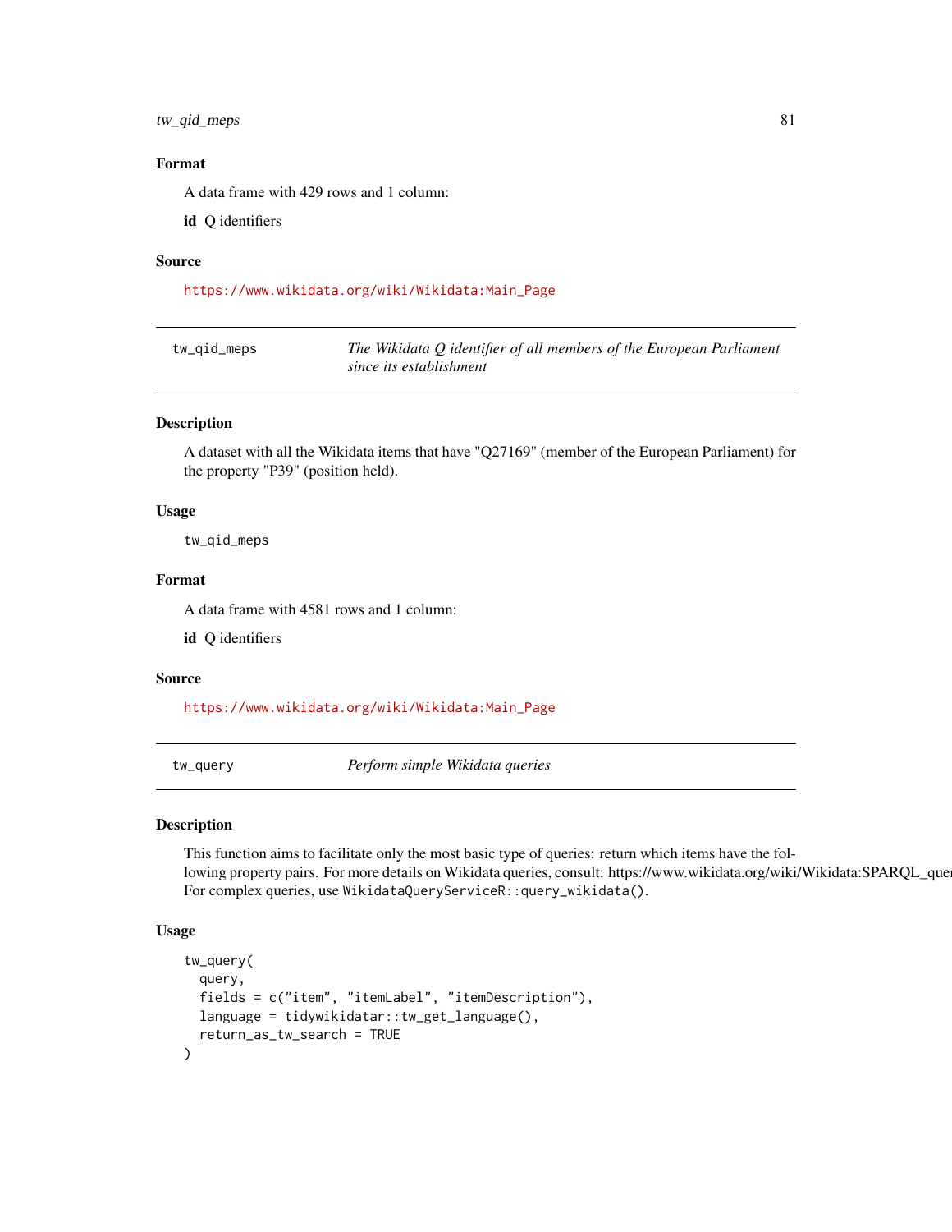### Format

A data frame with 429 rows and 1 column:

**id** Q identifiers

### Source

https://www.wikidata.org/wiki/Wikidata:Main_Page

---

## tw_qid_meps — *The Wikidata Q identifier of all members of the European Parliament since its establishment*

### Description

A dataset with all the Wikidata items that have "Q27169" (member of the European Parliament) for the property "P39" (position held).

### Usage

```
tw_qid_meps
```

### Format

A data frame with 4581 rows and 1 column:

**id** Q identifiers

### Source

https://www.wikidata.org/wiki/Wikidata:Main_Page

---

## tw_query — *Perform simple Wikidata queries*

### Description

This function aims to facilitate only the most basic type of queries: return which items have the following property pairs. For more details on Wikidata queries, consult: https://www.wikidata.org/wiki/Wikidata:SPARQL_quer
For complex queries, use `WikidataQueryServiceR::query_wikidata()`.

### Usage

```
tw_query(
  query,
  fields = c("item", "itemLabel", "itemDescription"),
  language = tidywikidatar::tw_get_language(),
  return_as_tw_search = TRUE
)
```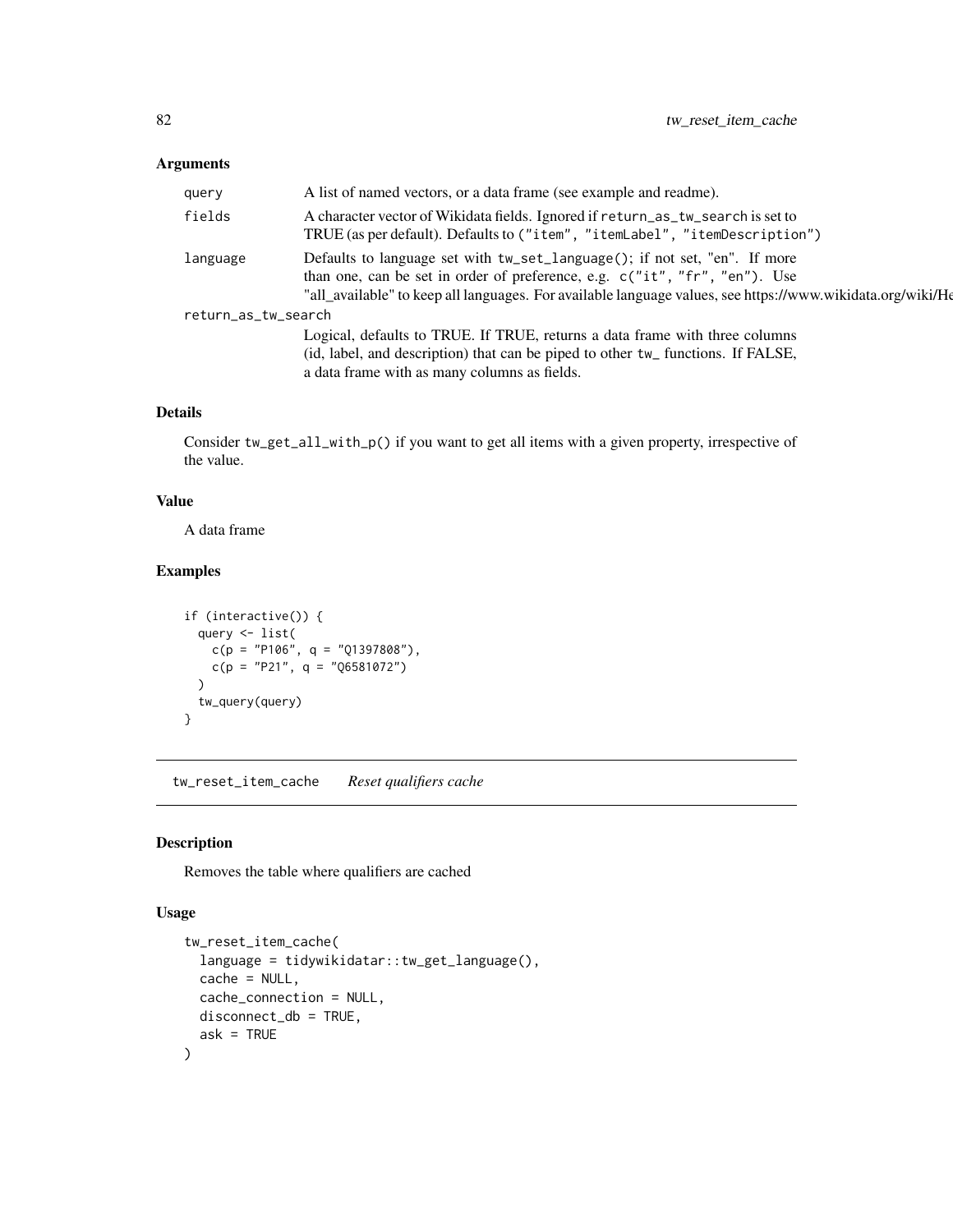### Arguments

| | |
|---|---|
| query | A list of named vectors, or a data frame (see example and readme). |
| fields | A character vector of Wikidata fields. Ignored if `return_as_tw_search` is set to TRUE (as per default). Defaults to `("item", "itemLabel", "itemDescription")` |
| language | Defaults to language set with `tw_set_language()`; if not set, "en". If more than one, can be set in order of preference, e.g. `c("it", "fr", "en")`. Use "all_available" to keep all languages. For available language values, see https://www.wikidata.org/wiki/He |
| return_as_tw_search | Logical, defaults to TRUE. If TRUE, returns a data frame with three columns (id, label, and description) that can be piped to other `tw_` functions. If FALSE, a data frame with as many columns as fields. |

### Details

Consider `tw_get_all_with_p()` if you want to get all items with a given property, irrespective of the value.

### Value

A data frame

### Examples

```
if (interactive()) {
  query <- list(
    c(p = "P106", q = "Q1397808"),
    c(p = "P21", q = "Q6581072")
  )
  tw_query(query)
}
```

---

## tw_reset_item_cache    *Reset qualifiers cache*

---

### Description

Removes the table where qualifiers are cached

### Usage

```
tw_reset_item_cache(
  language = tidywikidatar::tw_get_language(),
  cache = NULL,
  cache_connection = NULL,
  disconnect_db = TRUE,
  ask = TRUE
)
```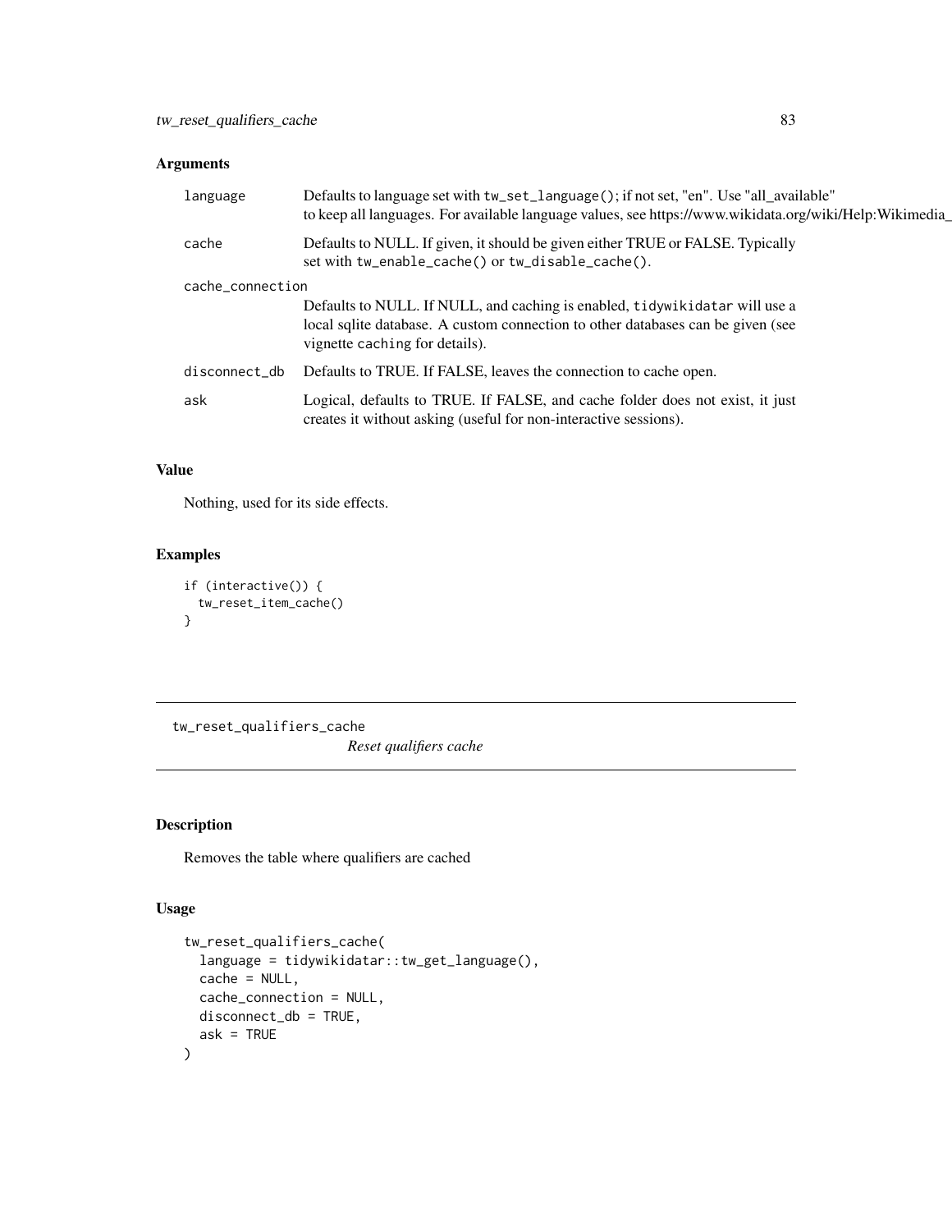## Arguments

| | |
|---|---|
| language | Defaults to language set with `tw_set_language()`; if not set, "en". Use "all_available" to keep all languages. For available language values, see https://www.wikidata.org/wiki/Help:Wikimedia_ |
| cache | Defaults to NULL. If given, it should be given either TRUE or FALSE. Typically set with `tw_enable_cache()` or `tw_disable_cache()`. |
| cache_connection | Defaults to NULL. If NULL, and caching is enabled, `tidywikidatar` will use a local sqlite database. A custom connection to other databases can be given (see vignette `caching` for details). |
| disconnect_db | Defaults to TRUE. If FALSE, leaves the connection to cache open. |
| ask | Logical, defaults to TRUE. If FALSE, and cache folder does not exist, it just creates it without asking (useful for non-interactive sessions). |

## Value

Nothing, used for its side effects.

## Examples

```
if (interactive()) {
  tw_reset_item_cache()
}
```

---

# tw_reset_qualifiers_cache

*Reset qualifiers cache*

---

## Description

Removes the table where qualifiers are cached

## Usage

```
tw_reset_qualifiers_cache(
  language = tidywikidatar::tw_get_language(),
  cache = NULL,
  cache_connection = NULL,
  disconnect_db = TRUE,
  ask = TRUE
)
```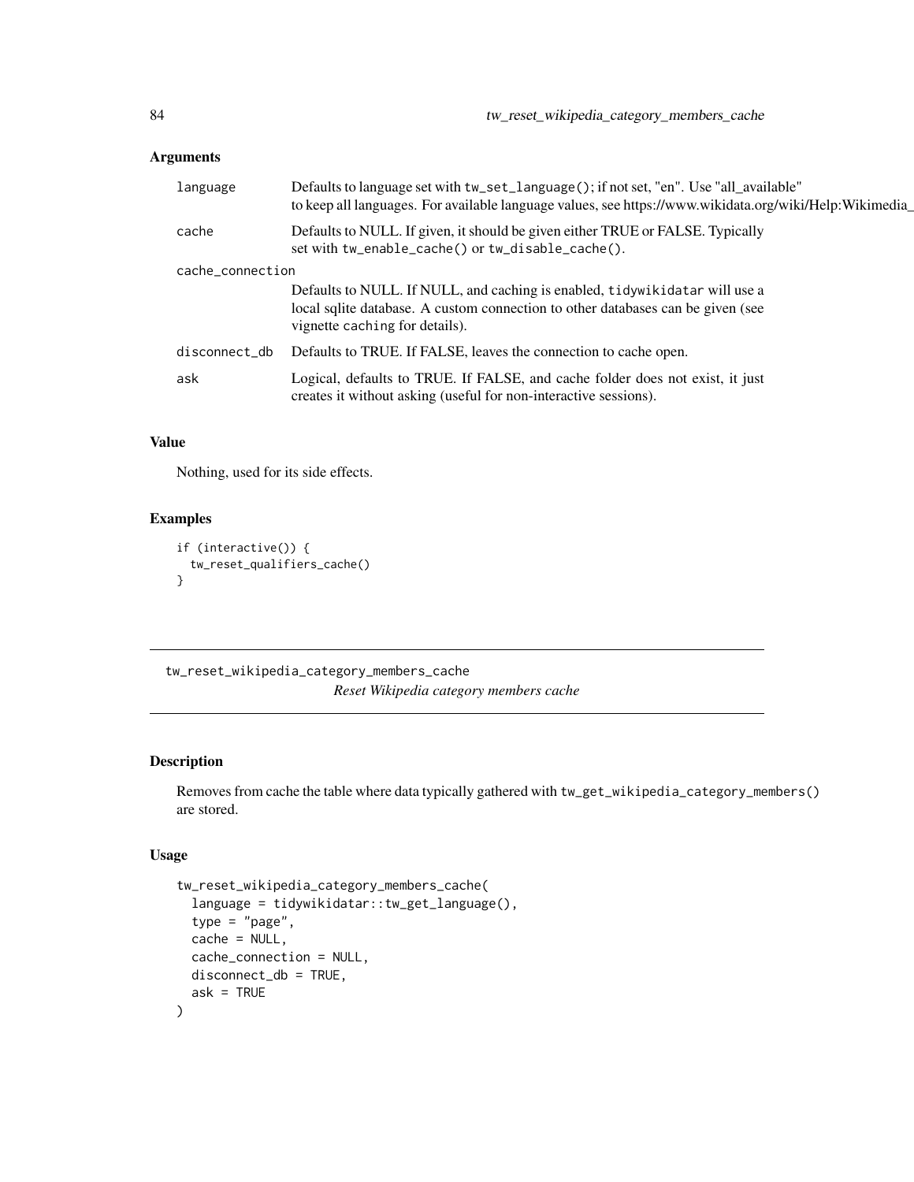### Arguments

| | |
|---|---|
| `language` | Defaults to language set with `tw_set_language()`; if not set, "en". Use "all_available" to keep all languages. For available language values, see https://www.wikidata.org/wiki/Help:Wikimedia_ |
| `cache` | Defaults to NULL. If given, it should be given either TRUE or FALSE. Typically set with `tw_enable_cache()` or `tw_disable_cache()`. |
| `cache_connection` | Defaults to NULL. If NULL, and caching is enabled, `tidywikidatar` will use a local sqlite database. A custom connection to other databases can be given (see vignette `caching` for details). |
| `disconnect_db` | Defaults to TRUE. If FALSE, leaves the connection to cache open. |
| `ask` | Logical, defaults to TRUE. If FALSE, and cache folder does not exist, it just creates it without asking (useful for non-interactive sessions). |

### Value

Nothing, used for its side effects.

### Examples

```
if (interactive()) {
  tw_reset_qualifiers_cache()
}
```

---

## tw_reset_wikipedia_category_members_cache

*Reset Wikipedia category members cache*

---

### Description

Removes from cache the table where data typically gathered with `tw_get_wikipedia_category_members()` are stored.

### Usage

```
tw_reset_wikipedia_category_members_cache(
  language = tidywikidatar::tw_get_language(),
  type = "page",
  cache = NULL,
  cache_connection = NULL,
  disconnect_db = TRUE,
  ask = TRUE
)
```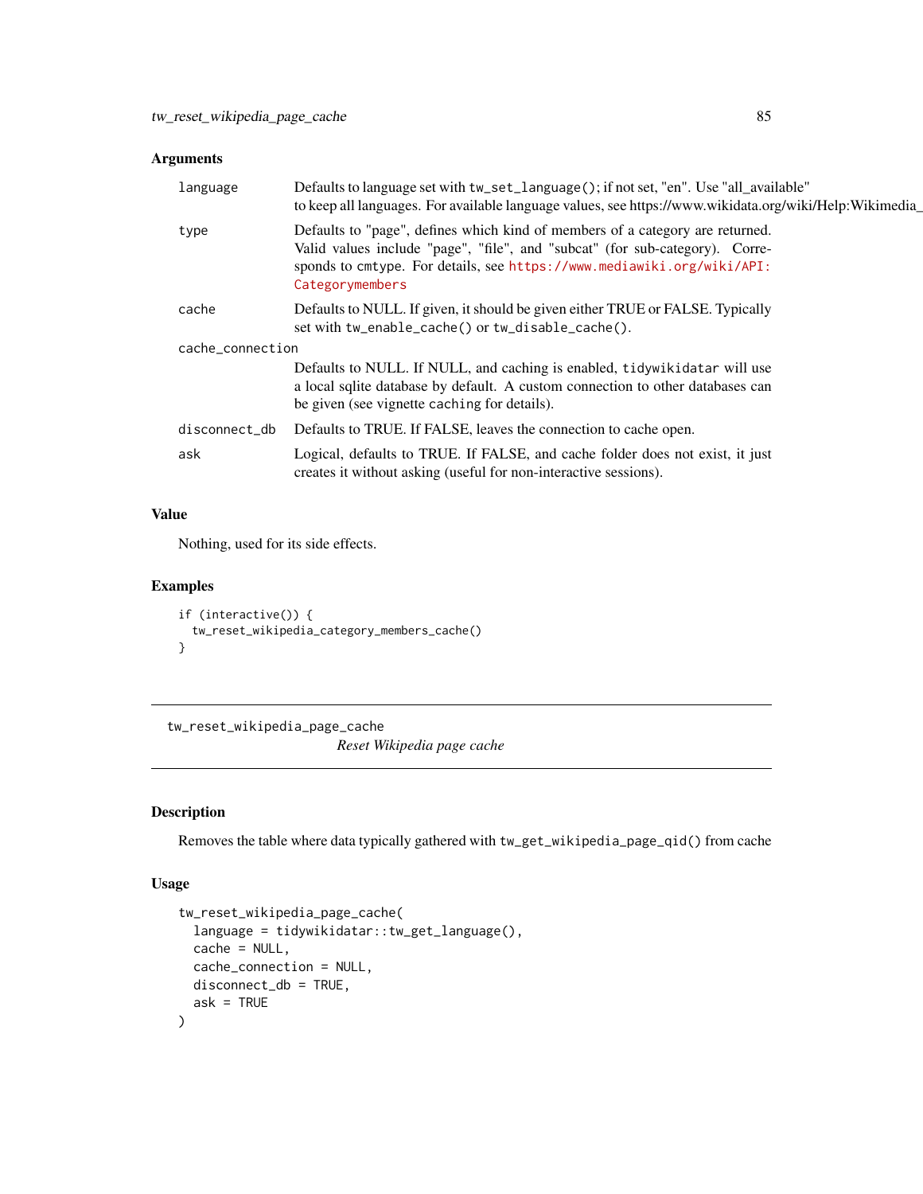## Arguments

| | |
|---|---|
| `language` | Defaults to language set with `tw_set_language()`; if not set, "en". Use "all_available" to keep all languages. For available language values, see https://www.wikidata.org/wiki/Help:Wikimedia_ |
| `type` | Defaults to "page", defines which kind of members of a category are returned. Valid values include "page", "file", and "subcat" (for sub-category). Corresponds to `cmtype`. For details, see https://www.mediawiki.org/wiki/API:Categorymembers |
| `cache` | Defaults to NULL. If given, it should be given either TRUE or FALSE. Typically set with `tw_enable_cache()` or `tw_disable_cache()`. |
| `cache_connection` | Defaults to NULL. If NULL, and caching is enabled, `tidywikidatar` will use a local sqlite database by default. A custom connection to other databases can be given (see vignette `caching` for details). |
| `disconnect_db` | Defaults to TRUE. If FALSE, leaves the connection to cache open. |
| `ask` | Logical, defaults to TRUE. If FALSE, and cache folder does not exist, it just creates it without asking (useful for non-interactive sessions). |

## Value

Nothing, used for its side effects.

## Examples

```
if (interactive()) {
  tw_reset_wikipedia_category_members_cache()
}
```

---

# tw_reset_wikipedia_page_cache

*Reset Wikipedia page cache*

---

## Description

Removes the table where data typically gathered with `tw_get_wikipedia_page_qid()` from cache

## Usage

```
tw_reset_wikipedia_page_cache(
  language = tidywikidatar::tw_get_language(),
  cache = NULL,
  cache_connection = NULL,
  disconnect_db = TRUE,
  ask = TRUE
)
```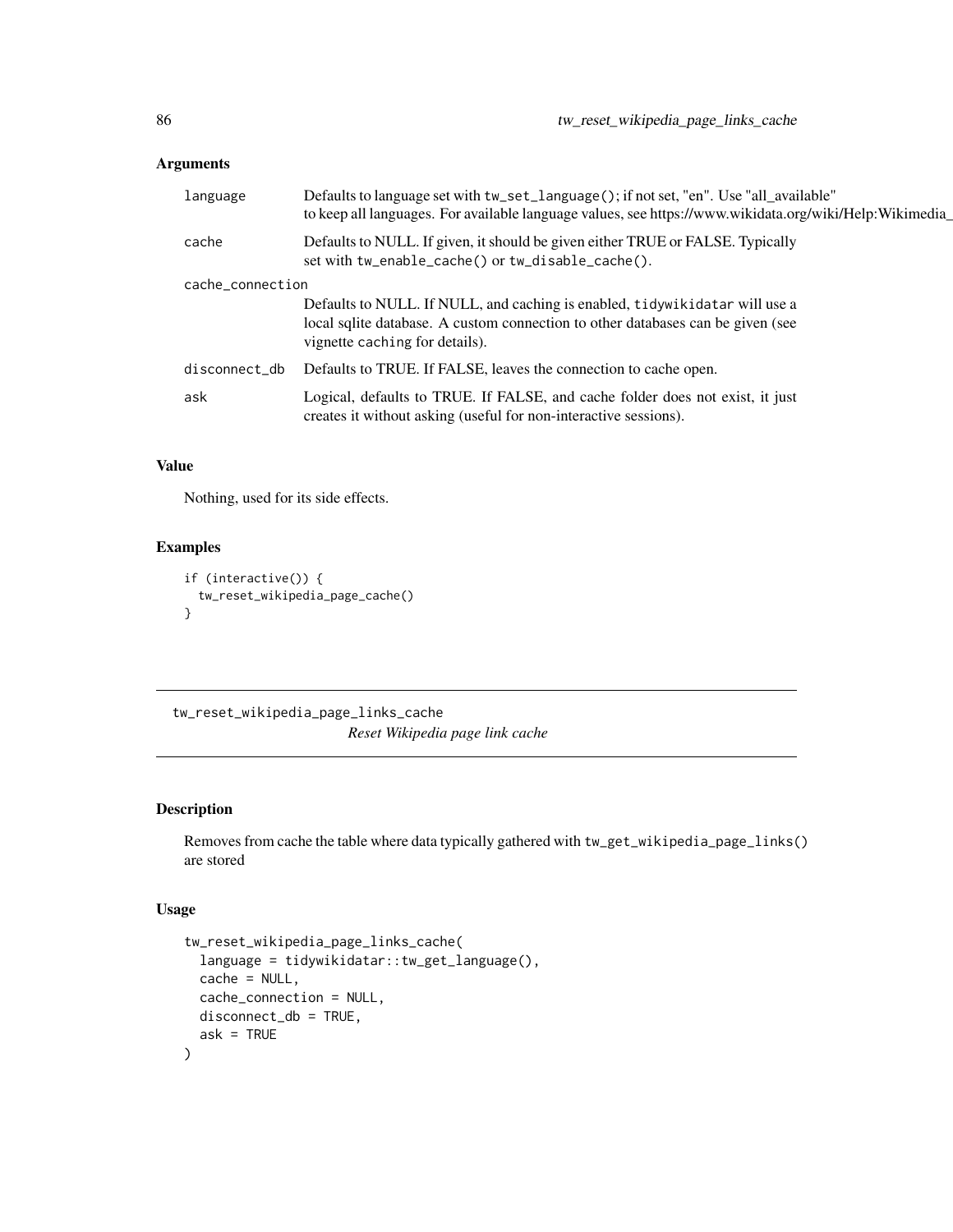### Arguments

| | |
|---|---|
| `language` | Defaults to language set with `tw_set_language()`; if not set, "en". Use "all_available" to keep all languages. For available language values, see https://www.wikidata.org/wiki/Help:Wikimedia_ |
| `cache` | Defaults to NULL. If given, it should be given either TRUE or FALSE. Typically set with `tw_enable_cache()` or `tw_disable_cache()`. |
| `cache_connection` | Defaults to NULL. If NULL, and caching is enabled, `tidywikidatar` will use a local sqlite database. A custom connection to other databases can be given (see vignette `caching` for details). |
| `disconnect_db` | Defaults to TRUE. If FALSE, leaves the connection to cache open. |
| `ask` | Logical, defaults to TRUE. If FALSE, and cache folder does not exist, it just creates it without asking (useful for non-interactive sessions). |

### Value

Nothing, used for its side effects.

### Examples

```
if (interactive()) {
  tw_reset_wikipedia_page_cache()
}
```

---

## tw_reset_wikipedia_page_links_cache

*Reset Wikipedia page link cache*

---

### Description

Removes from cache the table where data typically gathered with `tw_get_wikipedia_page_links()` are stored

### Usage

```
tw_reset_wikipedia_page_links_cache(
  language = tidywikidatar::tw_get_language(),
  cache = NULL,
  cache_connection = NULL,
  disconnect_db = TRUE,
  ask = TRUE
)
```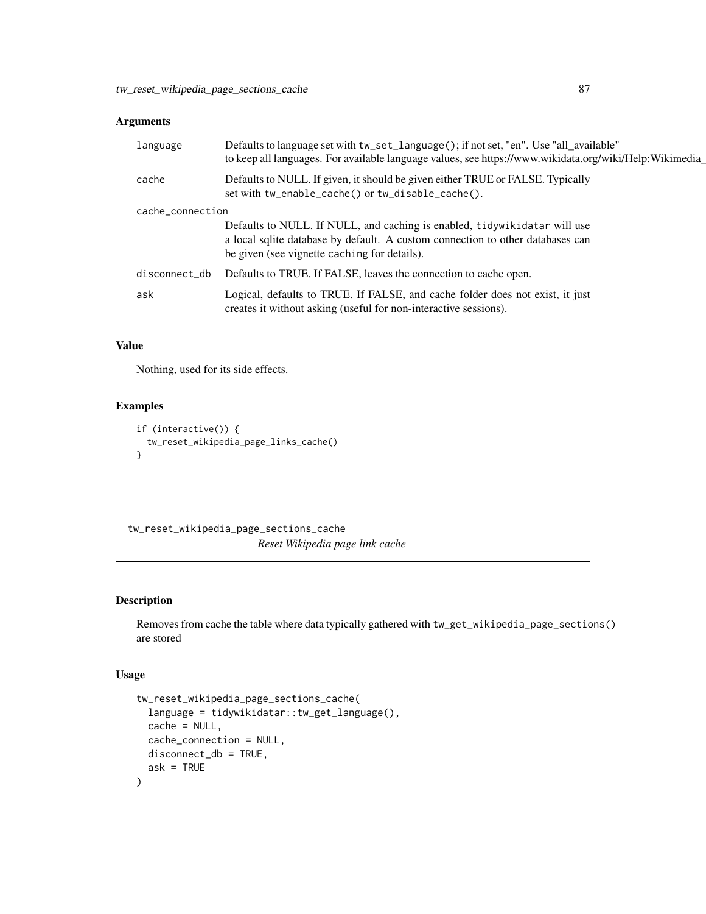### Arguments

| | |
|---|---|
| language | Defaults to language set with `tw_set_language()`; if not set, "en". Use "all_available" to keep all languages. For available language values, see https://www.wikidata.org/wiki/Help:Wikimedia_ |
| cache | Defaults to NULL. If given, it should be given either TRUE or FALSE. Typically set with `tw_enable_cache()` or `tw_disable_cache()`. |
| cache_connection | Defaults to NULL. If NULL, and caching is enabled, `tidywikidatar` will use a local sqlite database by default. A custom connection to other databases can be given (see vignette `caching` for details). |
| disconnect_db | Defaults to TRUE. If FALSE, leaves the connection to cache open. |
| ask | Logical, defaults to TRUE. If FALSE, and cache folder does not exist, it just creates it without asking (useful for non-interactive sessions). |

### Value

Nothing, used for its side effects.

### Examples

```
if (interactive()) {
  tw_reset_wikipedia_page_links_cache()
}
```

---

## tw_reset_wikipedia_page_sections_cache
*Reset Wikipedia page link cache*

---

### Description

Removes from cache the table where data typically gathered with `tw_get_wikipedia_page_sections()` are stored

### Usage

```
tw_reset_wikipedia_page_sections_cache(
  language = tidywikidatar::tw_get_language(),
  cache = NULL,
  cache_connection = NULL,
  disconnect_db = TRUE,
  ask = TRUE
)
```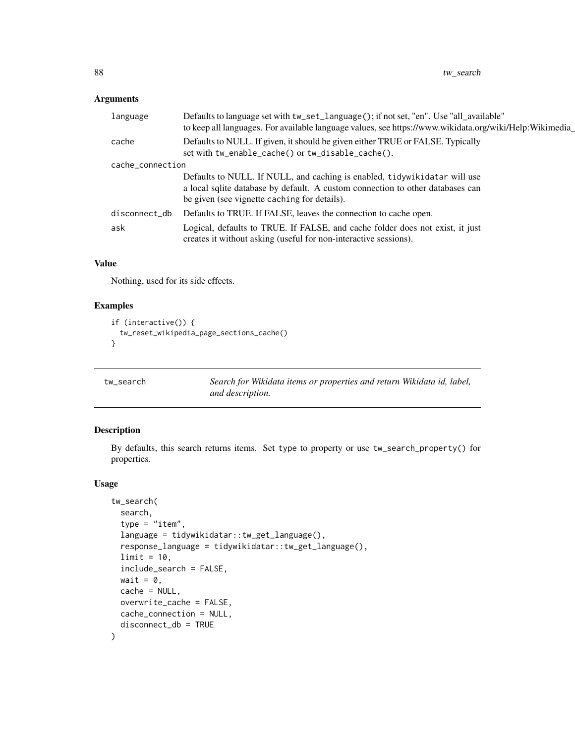### Arguments

| | |
|---|---|
| `language` | Defaults to language set with `tw_set_language()`; if not set, "en". Use "all_available" to keep all languages. For available language values, see https://www.wikidata.org/wiki/Help:Wikimedia_ |
| `cache` | Defaults to NULL. If given, it should be given either TRUE or FALSE. Typically set with `tw_enable_cache()` or `tw_disable_cache()`. |
| `cache_connection` | Defaults to NULL. If NULL, and caching is enabled, `tidywikidatar` will use a local sqlite database by default. A custom connection to other databases can be given (see vignette `caching` for details). |
| `disconnect_db` | Defaults to TRUE. If FALSE, leaves the connection to cache open. |
| `ask` | Logical, defaults to TRUE. If FALSE, and cache folder does not exist, it just creates it without asking (useful for non-interactive sessions). |

### Value

Nothing, used for its side effects.

### Examples

```
if (interactive()) {
  tw_reset_wikipedia_page_sections_cache()
}
```

---

## tw_search — *Search for Wikidata items or properties and return Wikidata id, label, and description.*

---

### Description

By defaults, this search returns items. Set `type` to property or use `tw_search_property()` for properties.

### Usage

```
tw_search(
  search,
  type = "item",
  language = tidywikidatar::tw_get_language(),
  response_language = tidywikidatar::tw_get_language(),
  limit = 10,
  include_search = FALSE,
  wait = 0,
  cache = NULL,
  overwrite_cache = FALSE,
  cache_connection = NULL,
  disconnect_db = TRUE
)
```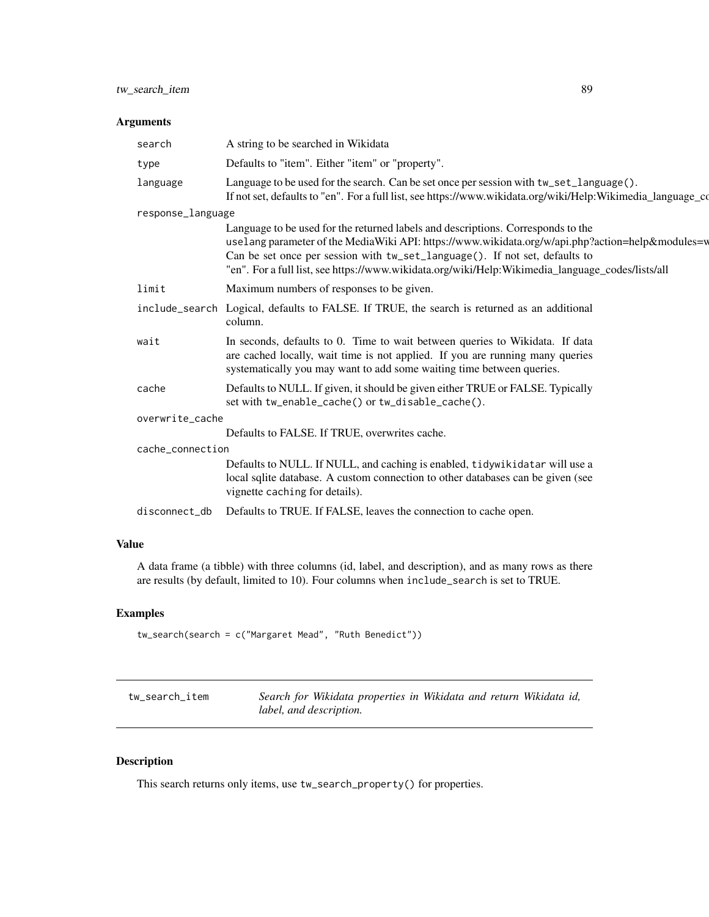## Arguments

| | |
|---|---|
| `search` | A string to be searched in Wikidata |
| `type` | Defaults to "item". Either "item" or "property". |
| `language` | Language to be used for the search. Can be set once per session with `tw_set_language()`. If not set, defaults to "en". For a full list, see https://www.wikidata.org/wiki/Help:Wikimedia_language_co |
| `response_language` | Language to be used for the returned labels and descriptions. Corresponds to the `uselang` parameter of the MediaWiki API: https://www.wikidata.org/w/api.php?action=help&modules=w Can be set once per session with `tw_set_language()`. If not set, defaults to "en". For a full list, see https://www.wikidata.org/wiki/Help:Wikimedia_language_codes/lists/all |
| `limit` | Maximum numbers of responses to be given. |
| `include_search` | Logical, defaults to FALSE. If TRUE, the search is returned as an additional column. |
| `wait` | In seconds, defaults to 0. Time to wait between queries to Wikidata. If data are cached locally, wait time is not applied. If you are running many queries systematically you may want to add some waiting time between queries. |
| `cache` | Defaults to NULL. If given, it should be given either TRUE or FALSE. Typically set with `tw_enable_cache()` or `tw_disable_cache()`. |
| `overwrite_cache` | Defaults to FALSE. If TRUE, overwrites cache. |
| `cache_connection` | Defaults to NULL. If NULL, and caching is enabled, `tidywikidatar` will use a local sqlite database. A custom connection to other databases can be given (see vignette `caching` for details). |
| `disconnect_db` | Defaults to TRUE. If FALSE, leaves the connection to cache open. |

## Value

A data frame (a tibble) with three columns (id, label, and description), and as many rows as there are results (by default, limited to 10). Four columns when `include_search` is set to TRUE.

## Examples

```
tw_search(search = c("Margaret Mead", "Ruth Benedict"))
```

---

# tw_search_item

*Search for Wikidata properties in Wikidata and return Wikidata id, label, and description.*

## Description

This search returns only items, use `tw_search_property()` for properties.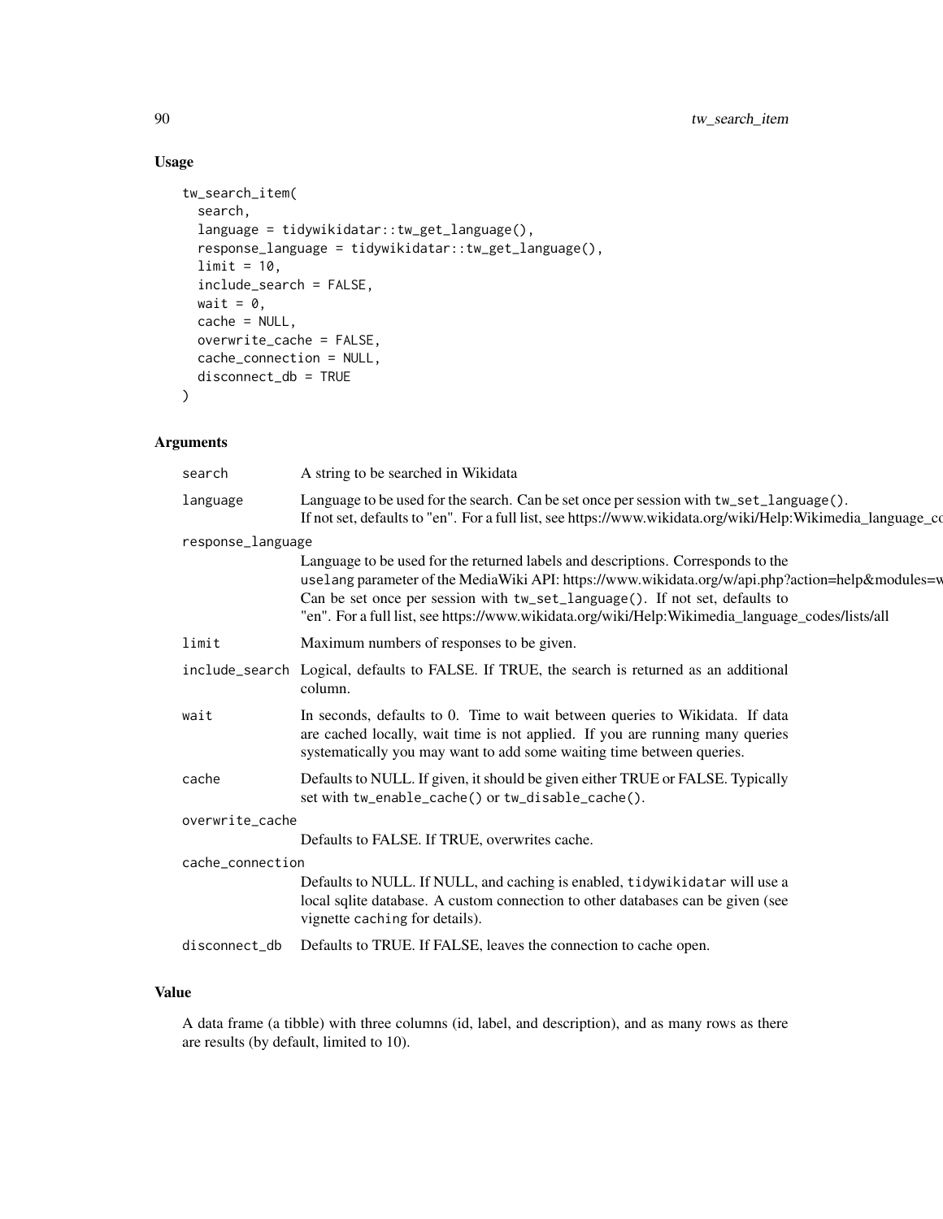## Usage

```
tw_search_item(
  search,
  language = tidywikidatar::tw_get_language(),
  response_language = tidywikidatar::tw_get_language(),
  limit = 10,
  include_search = FALSE,
  wait = 0,
  cache = NULL,
  overwrite_cache = FALSE,
  cache_connection = NULL,
  disconnect_db = TRUE
)
```

## Arguments

| | |
|---|---|
| `search` | A string to be searched in Wikidata |
| `language` | Language to be used for the search. Can be set once per session with `tw_set_language()`. If not set, defaults to "en". For a full list, see https://www.wikidata.org/wiki/Help:Wikimedia_language_co |
| `response_language` | Language to be used for the returned labels and descriptions. Corresponds to the `uselang` parameter of the MediaWiki API: https://www.wikidata.org/w/api.php?action=help&modules=w Can be set once per session with `tw_set_language()`. If not set, defaults to "en". For a full list, see https://www.wikidata.org/wiki/Help:Wikimedia_language_codes/lists/all |
| `limit` | Maximum numbers of responses to be given. |
| `include_search` | Logical, defaults to FALSE. If TRUE, the search is returned as an additional column. |
| `wait` | In seconds, defaults to 0. Time to wait between queries to Wikidata. If data are cached locally, wait time is not applied. If you are running many queries systematically you may want to add some waiting time between queries. |
| `cache` | Defaults to NULL. If given, it should be given either TRUE or FALSE. Typically set with `tw_enable_cache()` or `tw_disable_cache()`. |
| `overwrite_cache` | Defaults to FALSE. If TRUE, overwrites cache. |
| `cache_connection` | Defaults to NULL. If NULL, and caching is enabled, `tidywikidatar` will use a local sqlite database. A custom connection to other databases can be given (see vignette `caching` for details). |
| `disconnect_db` | Defaults to TRUE. If FALSE, leaves the connection to cache open. |

## Value

A data frame (a tibble) with three columns (id, label, and description), and as many rows as there are results (by default, limited to 10).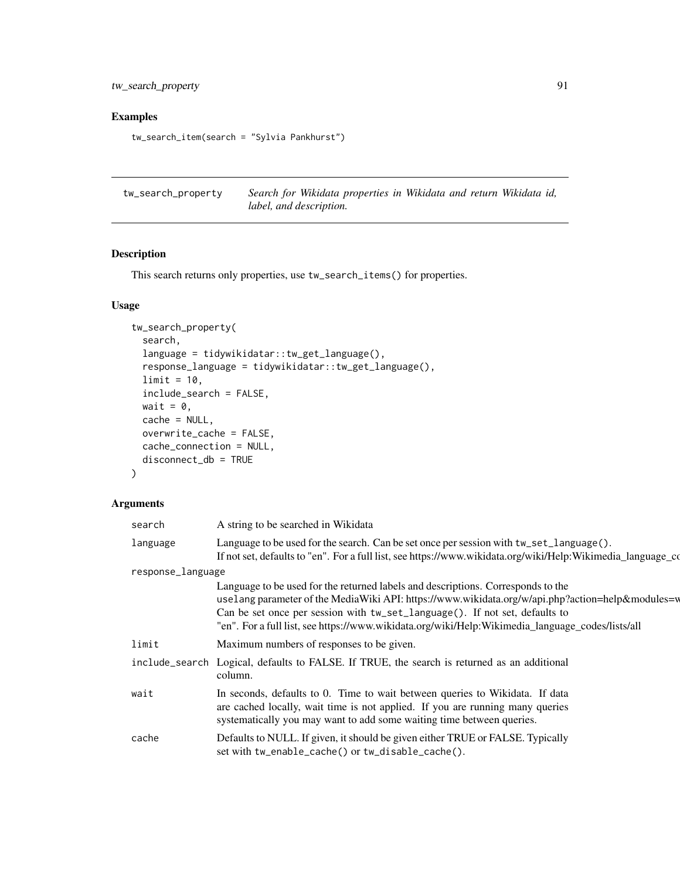## Examples

```
tw_search_item(search = "Sylvia Pankhurst")
```

---

tw_search_property    *Search for Wikidata properties in Wikidata and return Wikidata id, label, and description.*

---

### Description

This search returns only properties, use `tw_search_items()` for properties.

### Usage

```
tw_search_property(
  search,
  language = tidywikidatar::tw_get_language(),
  response_language = tidywikidatar::tw_get_language(),
  limit = 10,
  include_search = FALSE,
  wait = 0,
  cache = NULL,
  overwrite_cache = FALSE,
  cache_connection = NULL,
  disconnect_db = TRUE
)
```

### Arguments

| | |
|---|---|
| `search` | A string to be searched in Wikidata |
| `language` | Language to be used for the search. Can be set once per session with `tw_set_language()`. If not set, defaults to "en". For a full list, see https://www.wikidata.org/wiki/Help:Wikimedia_language_co |
| `response_language` | Language to be used for the returned labels and descriptions. Corresponds to the `uselang` parameter of the MediaWiki API: https://www.wikidata.org/w/api.php?action=help&modules=w Can be set once per session with `tw_set_language()`. If not set, defaults to "en". For a full list, see https://www.wikidata.org/wiki/Help:Wikimedia_language_codes/lists/all |
| `limit` | Maximum numbers of responses to be given. |
| `include_search` | Logical, defaults to FALSE. If TRUE, the search is returned as an additional column. |
| `wait` | In seconds, defaults to 0. Time to wait between queries to Wikidata. If data are cached locally, wait time is not applied. If you are running many queries systematically you may want to add some waiting time between queries. |
| `cache` | Defaults to NULL. If given, it should be given either TRUE or FALSE. Typically set with `tw_enable_cache()` or `tw_disable_cache()`. |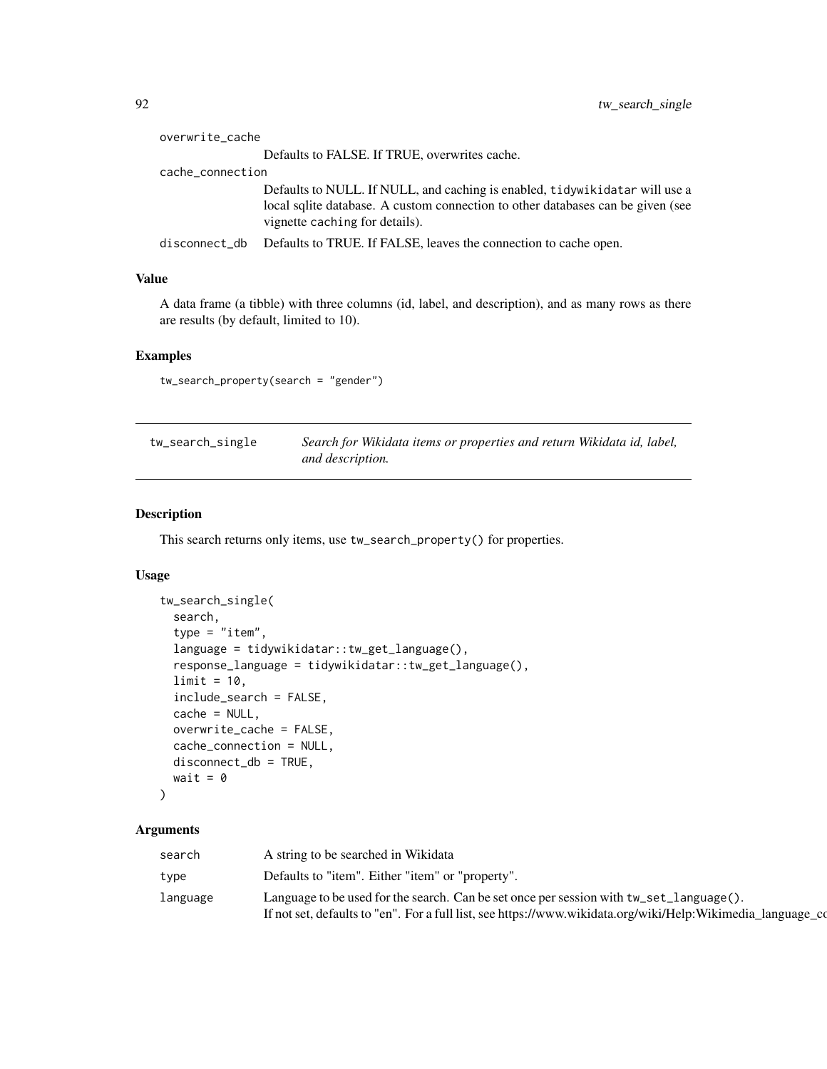overwrite_cache
: Defaults to FALSE. If TRUE, overwrites cache.

cache_connection
: Defaults to NULL. If NULL, and caching is enabled, tidywikidatar will use a local sqlite database. A custom connection to other databases can be given (see vignette caching for details).

disconnect_db
: Defaults to TRUE. If FALSE, leaves the connection to cache open.

### Value

A data frame (a tibble) with three columns (id, label, and description), and as many rows as there are results (by default, limited to 10).

### Examples

```
tw_search_property(search = "gender")
```

---

## tw_search_single — *Search for Wikidata items or properties and return Wikidata id, label, and description.*

---

### Description

This search returns only items, use tw_search_property() for properties.

### Usage

```
tw_search_single(
  search,
  type = "item",
  language = tidywikidatar::tw_get_language(),
  response_language = tidywikidatar::tw_get_language(),
  limit = 10,
  include_search = FALSE,
  cache = NULL,
  overwrite_cache = FALSE,
  cache_connection = NULL,
  disconnect_db = TRUE,
  wait = 0
)
```

### Arguments

| | |
|---|---|
| search | A string to be searched in Wikidata |
| type | Defaults to "item". Either "item" or "property". |
| language | Language to be used for the search. Can be set once per session with tw_set_language(). If not set, defaults to "en". For a full list, see https://www.wikidata.org/wiki/Help:Wikimedia_language_co |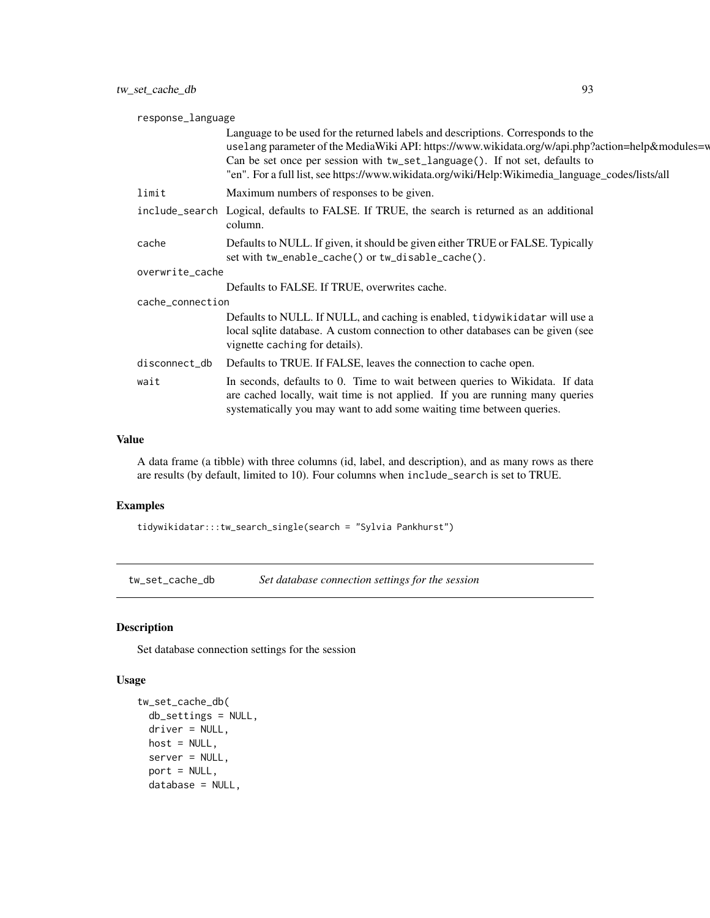| | |
|---|---|
| response_language | Language to be used for the returned labels and descriptions. Corresponds to the uselang parameter of the MediaWiki API: https://www.wikidata.org/w/api.php?action=help&modules=w Can be set once per session with tw_set_language(). If not set, defaults to "en". For a full list, see https://www.wikidata.org/wiki/Help:Wikimedia_language_codes/lists/all |
| limit | Maximum numbers of responses to be given. |
| include_search | Logical, defaults to FALSE. If TRUE, the search is returned as an additional column. |
| cache | Defaults to NULL. If given, it should be given either TRUE or FALSE. Typically set with tw_enable_cache() or tw_disable_cache(). |
| overwrite_cache | Defaults to FALSE. If TRUE, overwrites cache. |
| cache_connection | Defaults to NULL. If NULL, and caching is enabled, tidywikidatar will use a local sqlite database. A custom connection to other databases can be given (see vignette caching for details). |
| disconnect_db | Defaults to TRUE. If FALSE, leaves the connection to cache open. |
| wait | In seconds, defaults to 0. Time to wait between queries to Wikidata. If data are cached locally, wait time is not applied. If you are running many queries systematically you may want to add some waiting time between queries. |

### Value

A data frame (a tibble) with three columns (id, label, and description), and as many rows as there are results (by default, limited to 10). Four columns when include_search is set to TRUE.

### Examples

```
tidywikidatar:::tw_search_single(search = "Sylvia Pankhurst")
```

## tw_set_cache_db — *Set database connection settings for the session*

### Description

Set database connection settings for the session

### Usage

```
tw_set_cache_db(
  db_settings = NULL,
  driver = NULL,
  host = NULL,
  server = NULL,
  port = NULL,
  database = NULL,
```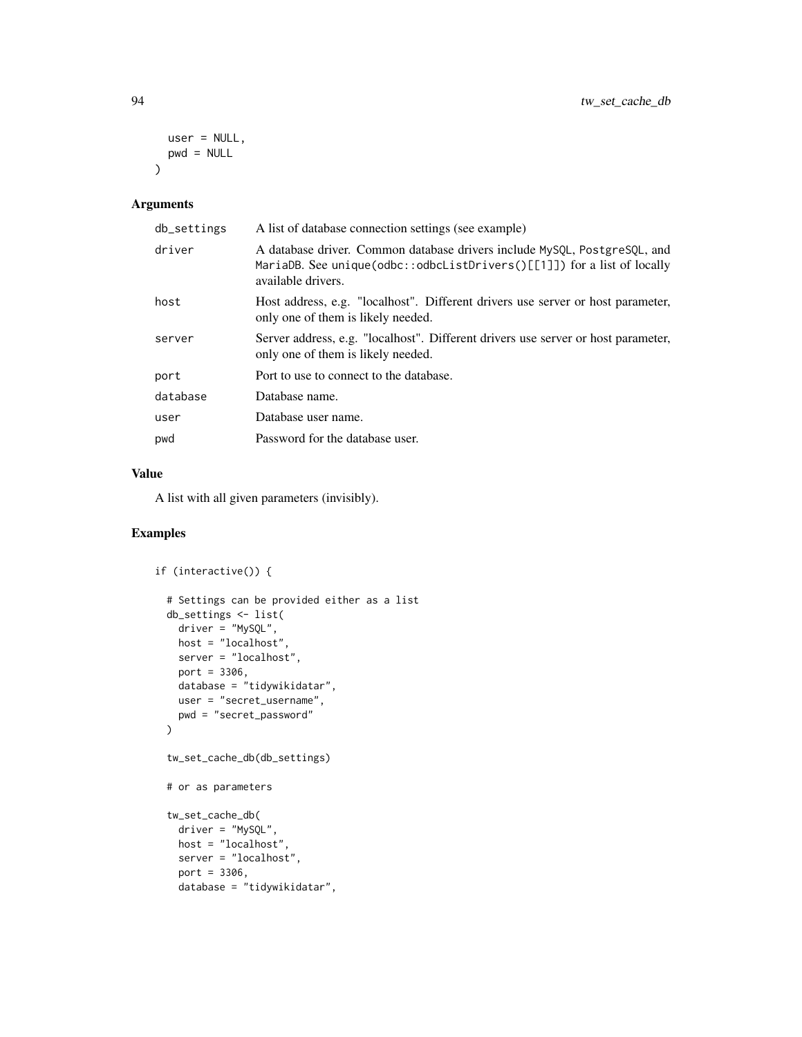```
  user = NULL,
  pwd = NULL
)
```

## Arguments

| | |
|---|---|
| db_settings | A list of database connection settings (see example) |
| driver | A database driver. Common database drivers include MySQL, PostgreSQL, and MariaDB. See unique(odbc::odbcListDrivers()[[1]]) for a list of locally available drivers. |
| host | Host address, e.g. "localhost". Different drivers use server or host parameter, only one of them is likely needed. |
| server | Server address, e.g. "localhost". Different drivers use server or host parameter, only one of them is likely needed. |
| port | Port to use to connect to the database. |
| database | Database name. |
| user | Database user name. |
| pwd | Password for the database user. |

## Value

A list with all given parameters (invisibly).

## Examples

```
if (interactive()) {

  # Settings can be provided either as a list
  db_settings <- list(
    driver = "MySQL",
    host = "localhost",
    server = "localhost",
    port = 3306,
    database = "tidywikidatar",
    user = "secret_username",
    pwd = "secret_password"
  )

  tw_set_cache_db(db_settings)

  # or as parameters

  tw_set_cache_db(
    driver = "MySQL",
    host = "localhost",
    server = "localhost",
    port = 3306,
    database = "tidywikidatar",
```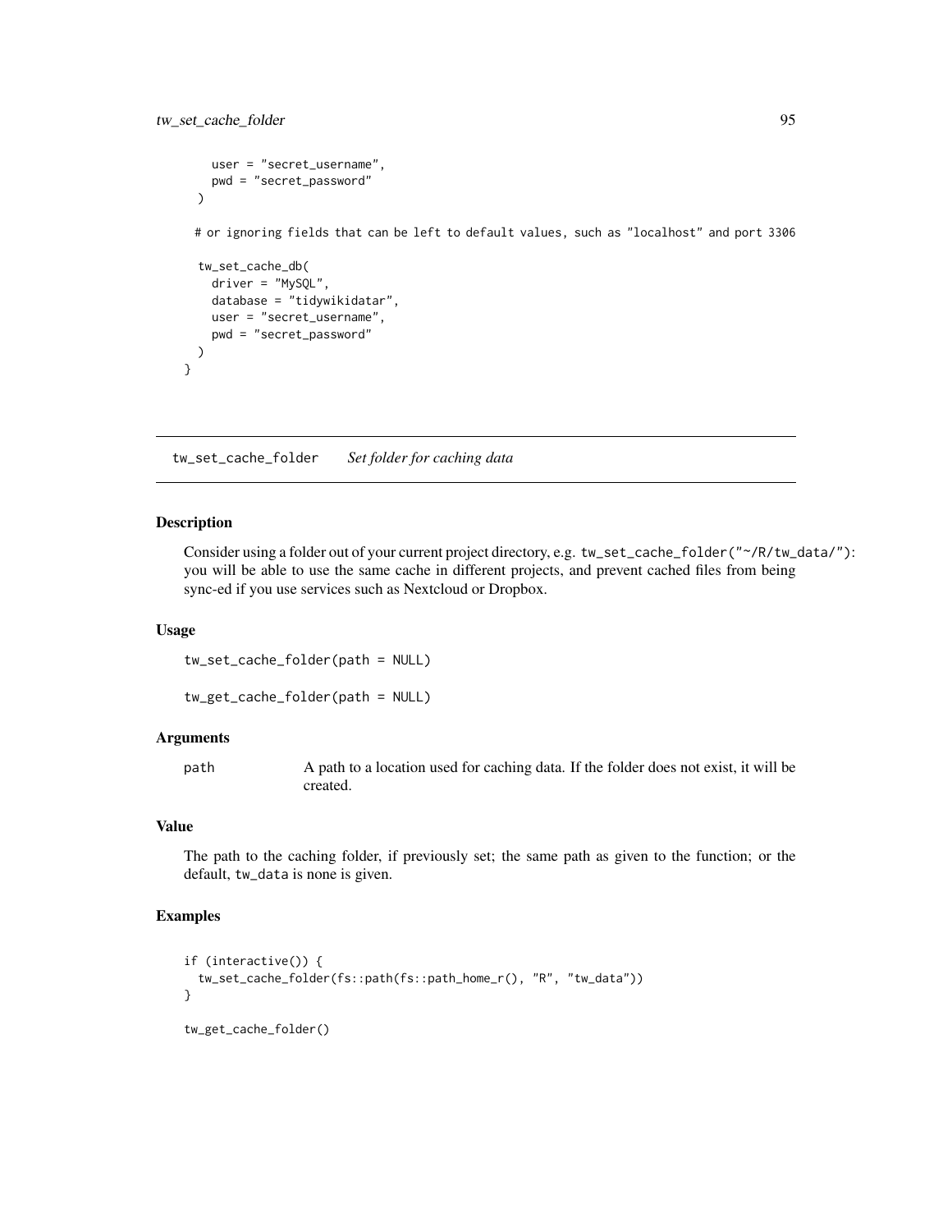```
    user = "secret_username",
    pwd = "secret_password"
  )

  # or ignoring fields that can be left to default values, such as "localhost" and port 3306

  tw_set_cache_db(
    driver = "MySQL",
    database = "tidywikidatar",
    user = "secret_username",
    pwd = "secret_password"
  )
}
```

## tw_set_cache_folder    *Set folder for caching data*

### Description

Consider using a folder out of your current project directory, e.g. `tw_set_cache_folder("~/R/tw_data/")`: you will be able to use the same cache in different projects, and prevent cached files from being sync-ed if you use services such as Nextcloud or Dropbox.

### Usage

```
tw_set_cache_folder(path = NULL)

tw_get_cache_folder(path = NULL)
```

### Arguments

| | |
|---|---|
| `path` | A path to a location used for caching data. If the folder does not exist, it will be created. |

### Value

The path to the caching folder, if previously set; the same path as given to the function; or the default, `tw_data` is none is given.

### Examples

```
if (interactive()) {
  tw_set_cache_folder(fs::path(fs::path_home_r(), "R", "tw_data"))
}

tw_get_cache_folder()
```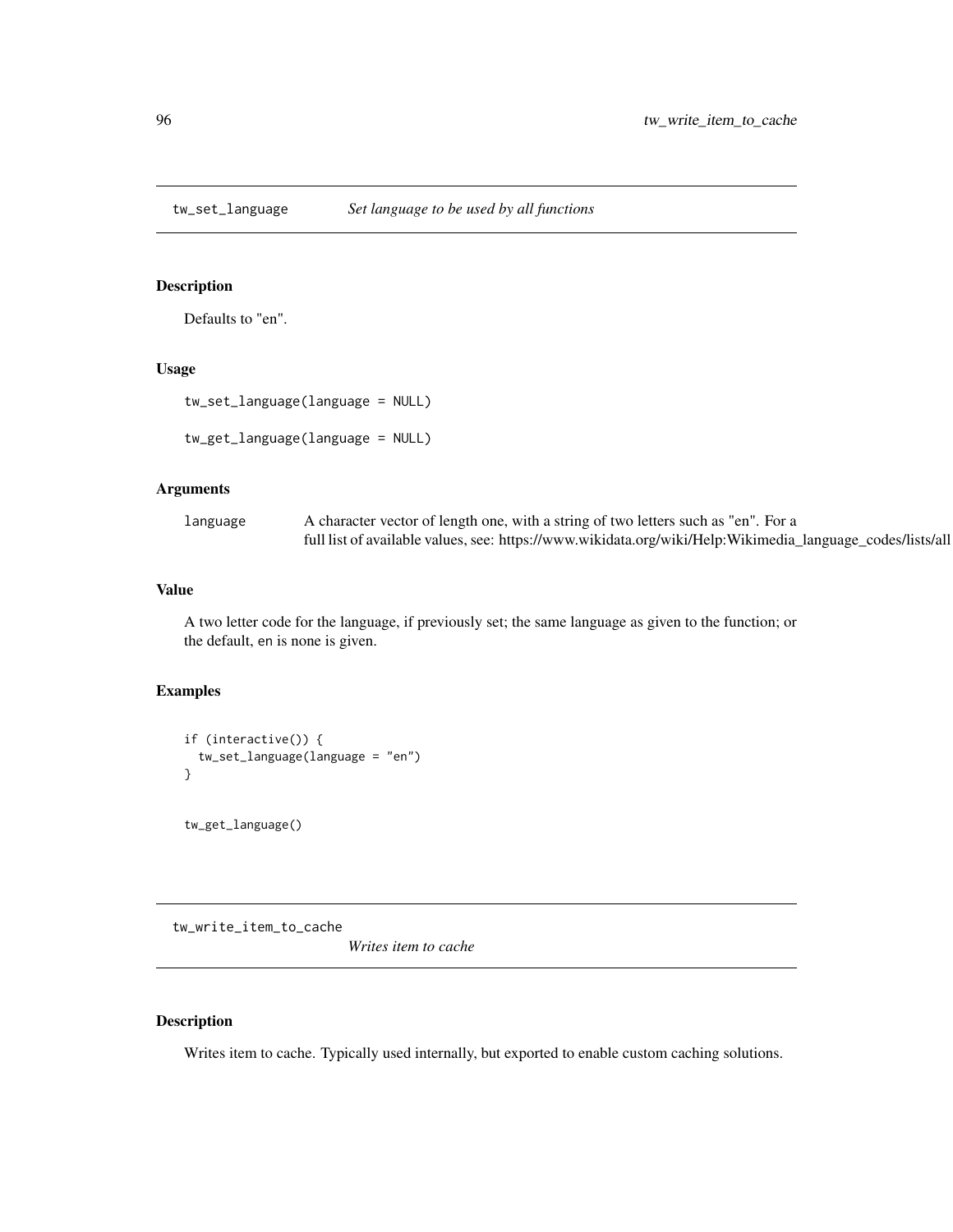## tw_set_language — *Set language to be used by all functions*

### Description

Defaults to "en".

### Usage

```
tw_set_language(language = NULL)

tw_get_language(language = NULL)
```

### Arguments

| | |
|---|---|
| language | A character vector of length one, with a string of two letters such as "en". For a full list of available values, see: https://www.wikidata.org/wiki/Help:Wikimedia_language_codes/lists/all |

### Value

A two letter code for the language, if previously set; the same language as given to the function; or the default, en is none is given.

### Examples

```
if (interactive()) {
  tw_set_language(language = "en")
}


tw_get_language()
```

## tw_write_item_to_cache — *Writes item to cache*

### Description

Writes item to cache. Typically used internally, but exported to enable custom caching solutions.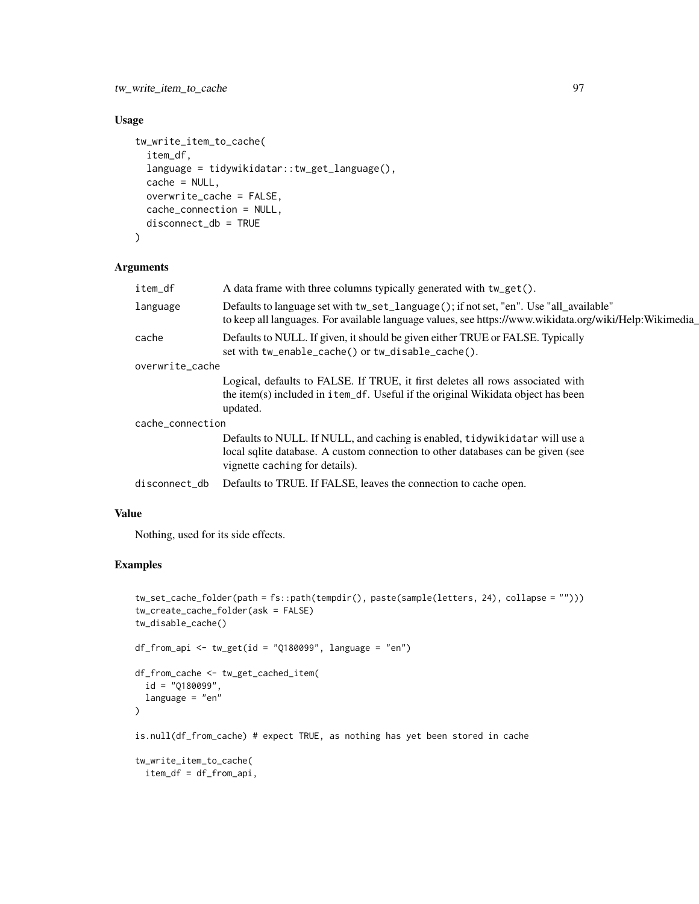## Usage

```
tw_write_item_to_cache(
  item_df,
  language = tidywikidatar::tw_get_language(),
  cache = NULL,
  overwrite_cache = FALSE,
  cache_connection = NULL,
  disconnect_db = TRUE
)
```

## Arguments

| | |
|---|---|
| item_df | A data frame with three columns typically generated with `tw_get()`. |
| language | Defaults to language set with `tw_set_language()`; if not set, "en". Use "all_available" to keep all languages. For available language values, see https://www.wikidata.org/wiki/Help:Wikimedia_ |
| cache | Defaults to NULL. If given, it should be given either TRUE or FALSE. Typically set with `tw_enable_cache()` or `tw_disable_cache()`. |
| overwrite_cache | Logical, defaults to FALSE. If TRUE, it first deletes all rows associated with the item(s) included in `item_df`. Useful if the original Wikidata object has been updated. |
| cache_connection | Defaults to NULL. If NULL, and caching is enabled, `tidywikidatar` will use a local sqlite database. A custom connection to other databases can be given (see vignette `caching` for details). |
| disconnect_db | Defaults to TRUE. If FALSE, leaves the connection to cache open. |

## Value

Nothing, used for its side effects.

## Examples

```
tw_set_cache_folder(path = fs::path(tempdir(), paste(sample(letters, 24), collapse = "")))
tw_create_cache_folder(ask = FALSE)
tw_disable_cache()

df_from_api <- tw_get(id = "Q180099", language = "en")

df_from_cache <- tw_get_cached_item(
  id = "Q180099",
  language = "en"
)

is.null(df_from_cache) # expect TRUE, as nothing has yet been stored in cache

tw_write_item_to_cache(
  item_df = df_from_api,
```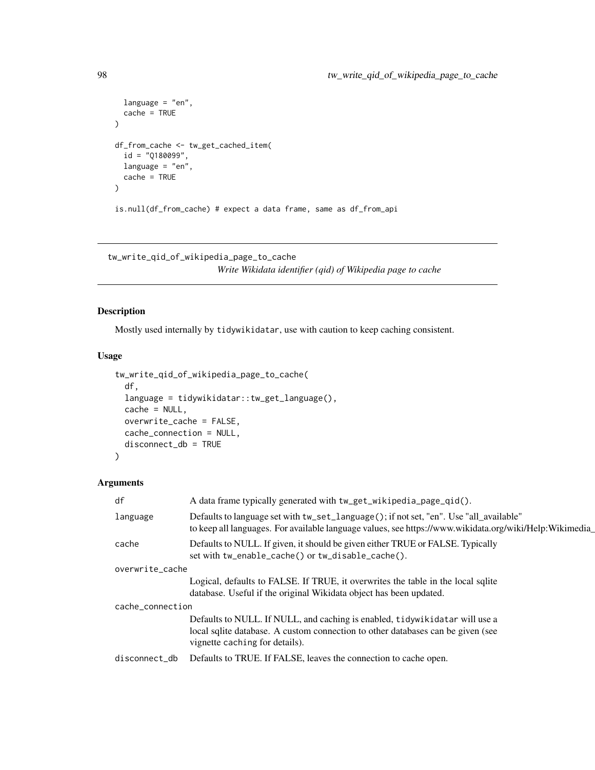```
  language = "en",
  cache = TRUE
)

df_from_cache <- tw_get_cached_item(
  id = "Q180099",
  language = "en",
  cache = TRUE
)

is.null(df_from_cache) # expect a data frame, same as df_from_api
```

---

## tw_write_qid_of_wikipedia_page_to_cache

*Write Wikidata identifier (qid) of Wikipedia page to cache*

---

### Description

Mostly used internally by `tidywikidatar`, use with caution to keep caching consistent.

### Usage

```
tw_write_qid_of_wikipedia_page_to_cache(
  df,
  language = tidywikidatar::tw_get_language(),
  cache = NULL,
  overwrite_cache = FALSE,
  cache_connection = NULL,
  disconnect_db = TRUE
)
```

### Arguments

| Argument | Description |
|---|---|
| `df` | A data frame typically generated with `tw_get_wikipedia_page_qid()`. |
| `language` | Defaults to language set with `tw_set_language()`; if not set, "en". Use "all_available" to keep all languages. For available language values, see https://www.wikidata.org/wiki/Help:Wikimedia_ |
| `cache` | Defaults to NULL. If given, it should be given either TRUE or FALSE. Typically set with `tw_enable_cache()` or `tw_disable_cache()`. |
| `overwrite_cache` | Logical, defaults to FALSE. If TRUE, it overwrites the table in the local sqlite database. Useful if the original Wikidata object has been updated. |
| `cache_connection` | Defaults to NULL. If NULL, and caching is enabled, `tidywikidatar` will use a local sqlite database. A custom connection to other databases can be given (see vignette `caching` for details). |
| `disconnect_db` | Defaults to TRUE. If FALSE, leaves the connection to cache open. |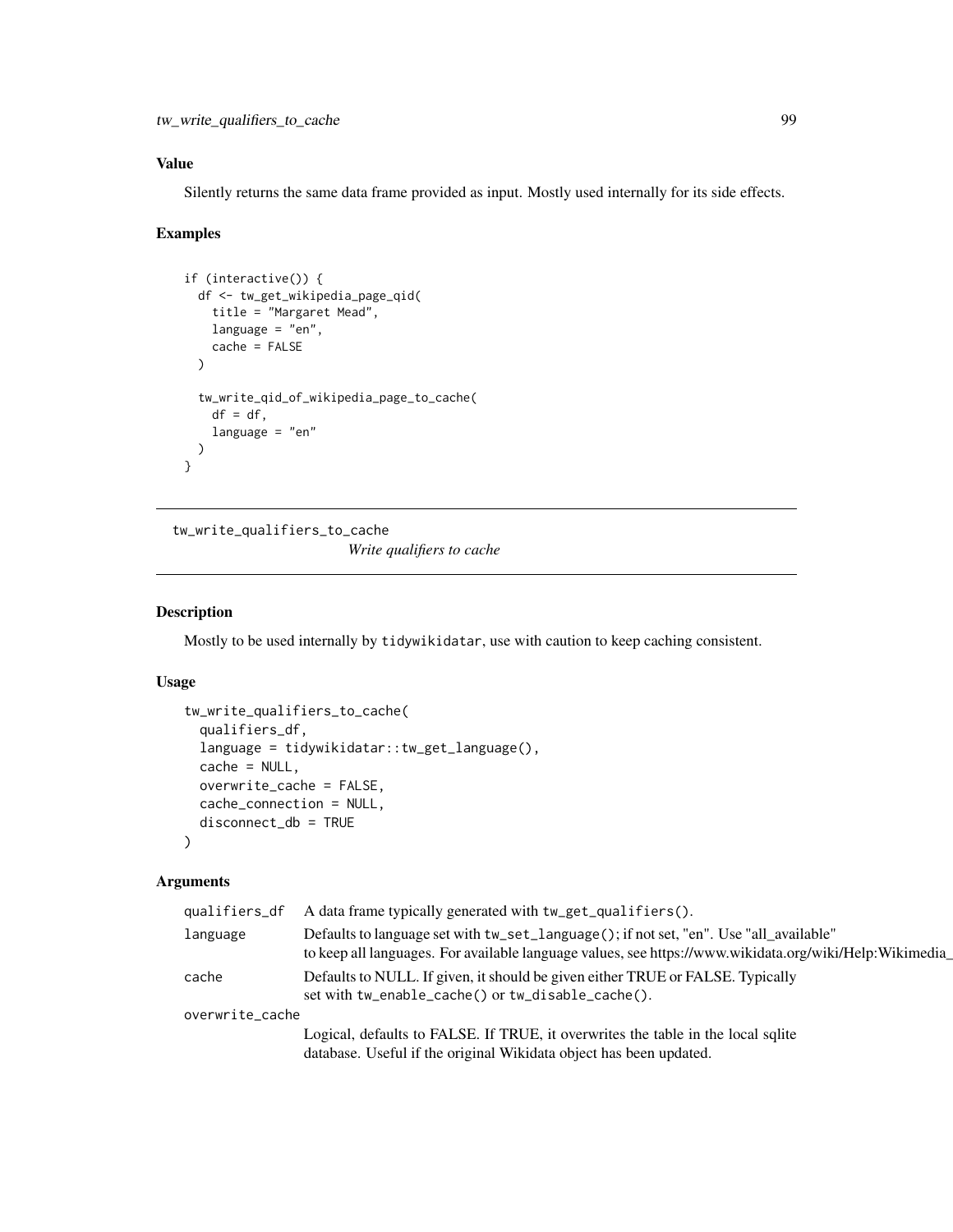### Value

Silently returns the same data frame provided as input. Mostly used internally for its side effects.

### Examples

```
if (interactive()) {
  df <- tw_get_wikipedia_page_qid(
    title = "Margaret Mead",
    language = "en",
    cache = FALSE
  )

  tw_write_qid_of_wikipedia_page_to_cache(
    df = df,
    language = "en"
  )
}
```

---

## tw_write_qualifiers_to_cache

*Write qualifiers to cache*

### Description

Mostly to be used internally by `tidywikidatar`, use with caution to keep caching consistent.

### Usage

```
tw_write_qualifiers_to_cache(
  qualifiers_df,
  language = tidywikidatar::tw_get_language(),
  cache = NULL,
  overwrite_cache = FALSE,
  cache_connection = NULL,
  disconnect_db = TRUE
)
```

### Arguments

| | |
|---|---|
| `qualifiers_df` | A data frame typically generated with `tw_get_qualifiers()`. |
| `language` | Defaults to language set with `tw_set_language()`; if not set, "en". Use "all_available" to keep all languages. For available language values, see https://www.wikidata.org/wiki/Help:Wikimedia_ |
| `cache` | Defaults to NULL. If given, it should be given either TRUE or FALSE. Typically set with `tw_enable_cache()` or `tw_disable_cache()`. |
| `overwrite_cache` | Logical, defaults to FALSE. If TRUE, it overwrites the table in the local sqlite database. Useful if the original Wikidata object has been updated. |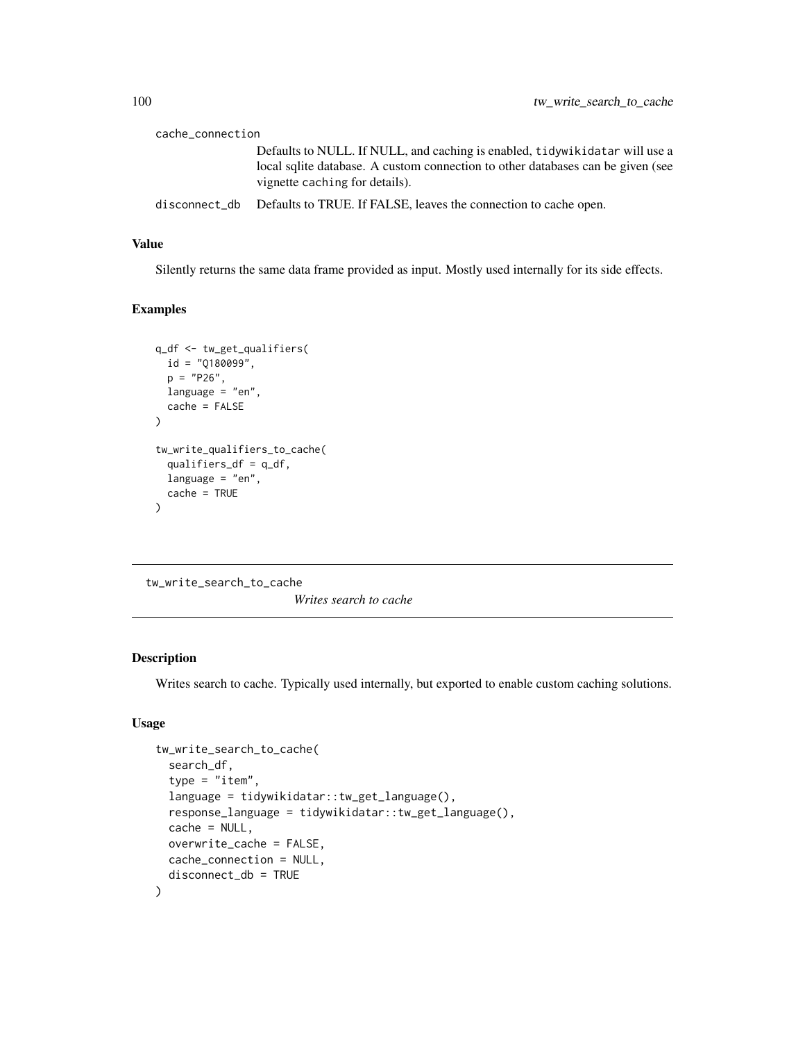cache_connection
: Defaults to NULL. If NULL, and caching is enabled, tidywikidatar will use a local sqlite database. A custom connection to other databases can be given (see vignette caching for details).

disconnect_db
: Defaults to TRUE. If FALSE, leaves the connection to cache open.

### Value

Silently returns the same data frame provided as input. Mostly used internally for its side effects.

### Examples

```
q_df <- tw_get_qualifiers(
  id = "Q180099",
  p = "P26",
  language = "en",
  cache = FALSE
)

tw_write_qualifiers_to_cache(
  qualifiers_df = q_df,
  language = "en",
  cache = TRUE
)
```

---

## tw_write_search_to_cache — *Writes search to cache*

### Description

Writes search to cache. Typically used internally, but exported to enable custom caching solutions.

### Usage

```
tw_write_search_to_cache(
  search_df,
  type = "item",
  language = tidywikidatar::tw_get_language(),
  response_language = tidywikidatar::tw_get_language(),
  cache = NULL,
  overwrite_cache = FALSE,
  cache_connection = NULL,
  disconnect_db = TRUE
)
```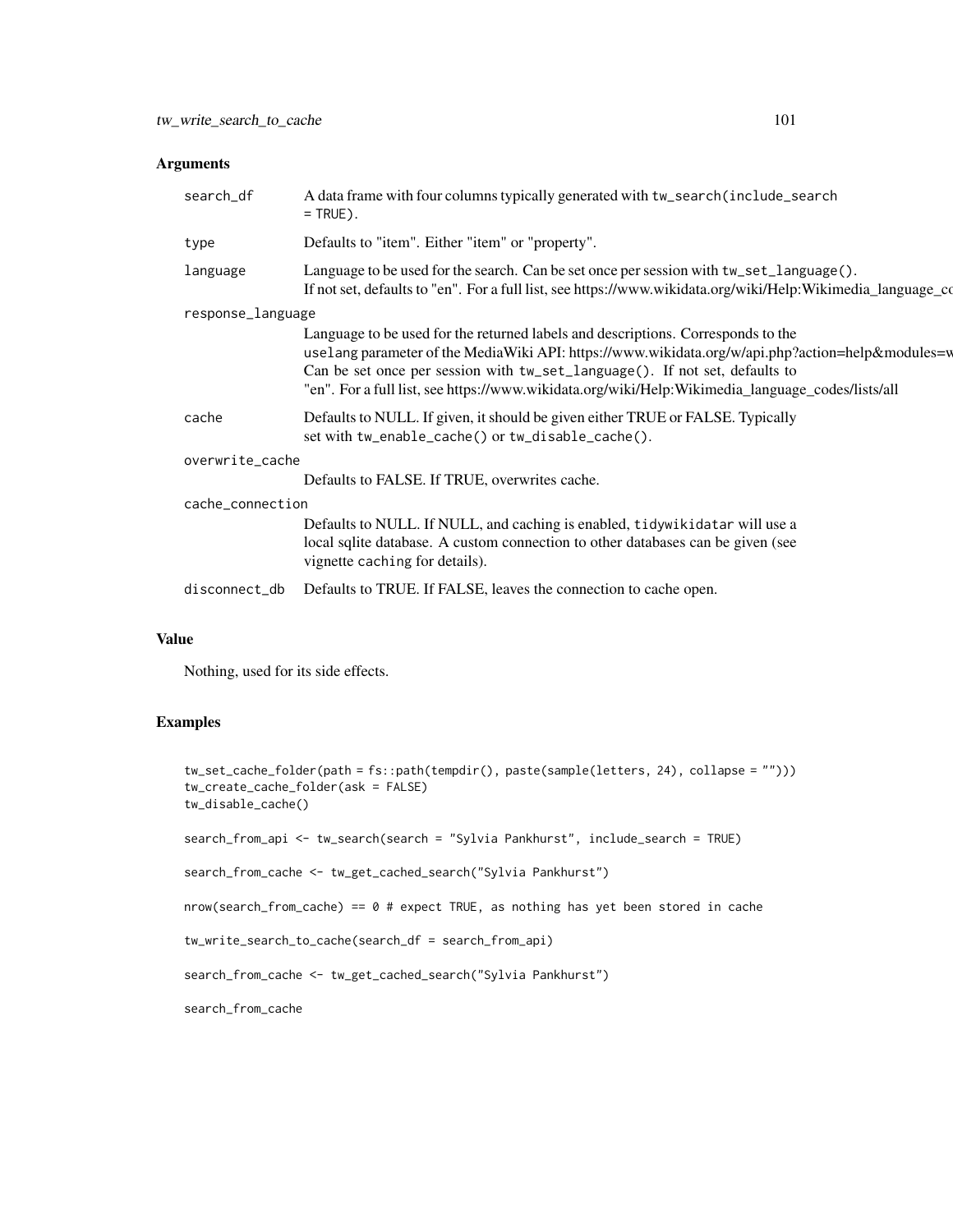## Arguments

| | |
|---|---|
| search_df | A data frame with four columns typically generated with `tw_search(include_search = TRUE)`. |
| type | Defaults to "item". Either "item" or "property". |
| language | Language to be used for the search. Can be set once per session with `tw_set_language()`. If not set, defaults to "en". For a full list, see https://www.wikidata.org/wiki/Help:Wikimedia_language_co |
| response_language | Language to be used for the returned labels and descriptions. Corresponds to the `uselang` parameter of the MediaWiki API: https://www.wikidata.org/w/api.php?action=help&modules=w Can be set once per session with `tw_set_language()`. If not set, defaults to "en". For a full list, see https://www.wikidata.org/wiki/Help:Wikimedia_language_codes/lists/all |
| cache | Defaults to NULL. If given, it should be given either TRUE or FALSE. Typically set with `tw_enable_cache()` or `tw_disable_cache()`. |
| overwrite_cache | Defaults to FALSE. If TRUE, overwrites cache. |
| cache_connection | Defaults to NULL. If NULL, and caching is enabled, `tidywikidatar` will use a local sqlite database. A custom connection to other databases can be given (see vignette `caching` for details). |
| disconnect_db | Defaults to TRUE. If FALSE, leaves the connection to cache open. |

## Value

Nothing, used for its side effects.

## Examples

```
tw_set_cache_folder(path = fs::path(tempdir(), paste(sample(letters, 24), collapse = "")))
tw_create_cache_folder(ask = FALSE)
tw_disable_cache()

search_from_api <- tw_search(search = "Sylvia Pankhurst", include_search = TRUE)

search_from_cache <- tw_get_cached_search("Sylvia Pankhurst")

nrow(search_from_cache) == 0 # expect TRUE, as nothing has yet been stored in cache

tw_write_search_to_cache(search_df = search_from_api)

search_from_cache <- tw_get_cached_search("Sylvia Pankhurst")

search_from_cache
```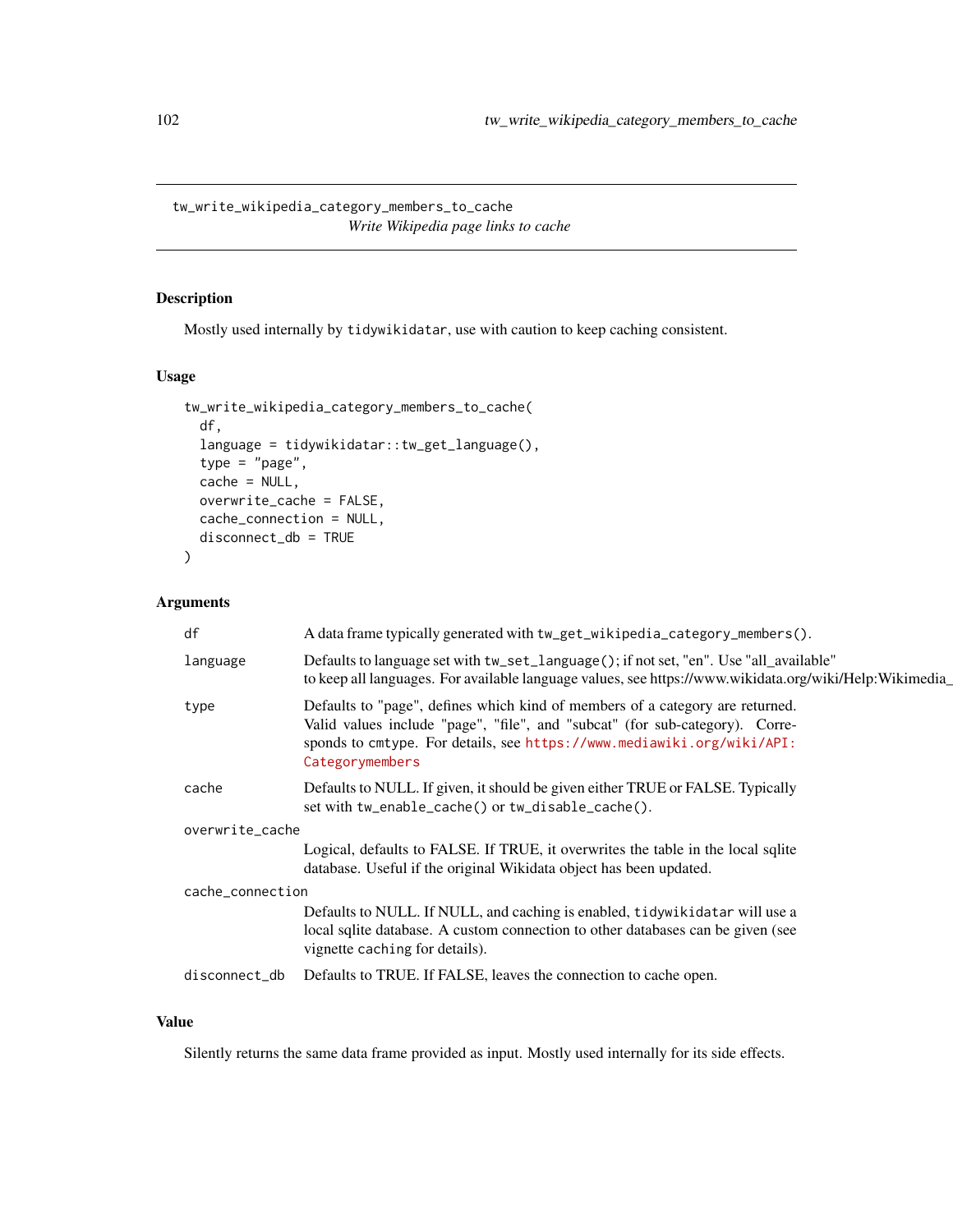## tw_write_wikipedia_category_members_to_cache

*Write Wikipedia page links to cache*

### Description

Mostly used internally by `tidywikidatar`, use with caution to keep caching consistent.

### Usage

```
tw_write_wikipedia_category_members_to_cache(
  df,
  language = tidywikidatar::tw_get_language(),
  type = "page",
  cache = NULL,
  overwrite_cache = FALSE,
  cache_connection = NULL,
  disconnect_db = TRUE
)
```

### Arguments

- `df` — A data frame typically generated with `tw_get_wikipedia_category_members()`.
- `language` — Defaults to language set with `tw_set_language()`; if not set, "en". Use "all_available" to keep all languages. For available language values, see https://www.wikidata.org/wiki/Help:Wikimedia_
- `type` — Defaults to "page", defines which kind of members of a category are returned. Valid values include "page", "file", and "subcat" (for sub-category). Corresponds to `cmtype`. For details, see https://www.mediawiki.org/wiki/API:Categorymembers
- `cache` — Defaults to NULL. If given, it should be given either TRUE or FALSE. Typically set with `tw_enable_cache()` or `tw_disable_cache()`.
- `overwrite_cache` — Logical, defaults to FALSE. If TRUE, it overwrites the table in the local sqlite database. Useful if the original Wikidata object has been updated.
- `cache_connection` — Defaults to NULL. If NULL, and caching is enabled, `tidywikidatar` will use a local sqlite database. A custom connection to other databases can be given (see vignette `caching` for details).
- `disconnect_db` — Defaults to TRUE. If FALSE, leaves the connection to cache open.

### Value

Silently returns the same data frame provided as input. Mostly used internally for its side effects.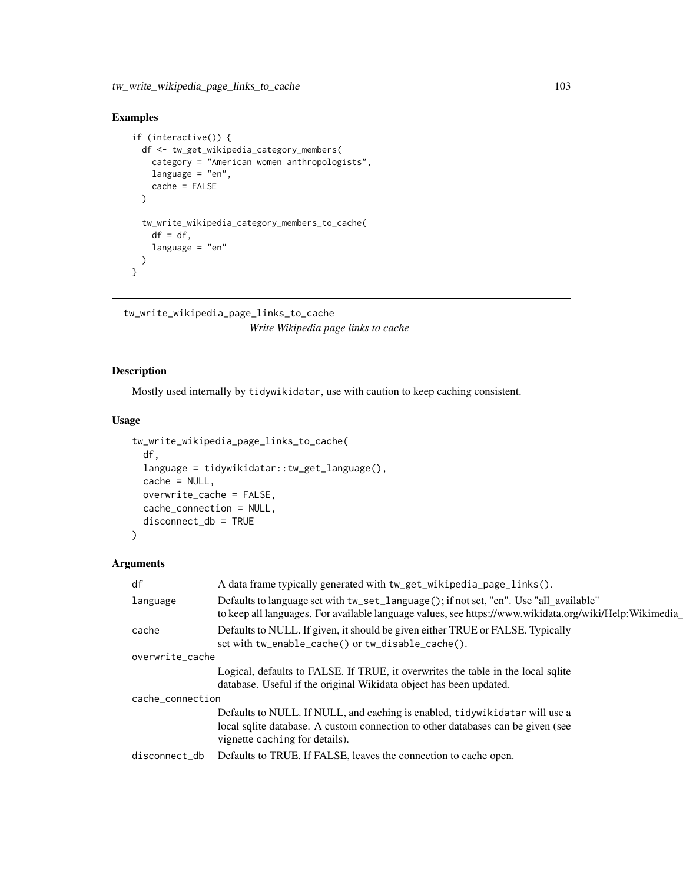## Examples

```
if (interactive()) {
  df <- tw_get_wikipedia_category_members(
    category = "American women anthropologists",
    language = "en",
    cache = FALSE
  )

  tw_write_wikipedia_category_members_to_cache(
    df = df,
    language = "en"
  )
}
```

---

# tw_write_wikipedia_page_links_to_cache

*Write Wikipedia page links to cache*

---

## Description

Mostly used internally by `tidywikidatar`, use with caution to keep caching consistent.

## Usage

```
tw_write_wikipedia_page_links_to_cache(
  df,
  language = tidywikidatar::tw_get_language(),
  cache = NULL,
  overwrite_cache = FALSE,
  cache_connection = NULL,
  disconnect_db = TRUE
)
```

## Arguments

| | |
|---|---|
| `df` | A data frame typically generated with `tw_get_wikipedia_page_links()`. |
| `language` | Defaults to language set with `tw_set_language()`; if not set, "en". Use "all_available" to keep all languages. For available language values, see https://www.wikidata.org/wiki/Help:Wikimedia_ |
| `cache` | Defaults to NULL. If given, it should be given either TRUE or FALSE. Typically set with `tw_enable_cache()` or `tw_disable_cache()`. |
| `overwrite_cache` | Logical, defaults to FALSE. If TRUE, it overwrites the table in the local sqlite database. Useful if the original Wikidata object has been updated. |
| `cache_connection` | Defaults to NULL. If NULL, and caching is enabled, `tidywikidatar` will use a local sqlite database. A custom connection to other databases can be given (see vignette `caching` for details). |
| `disconnect_db` | Defaults to TRUE. If FALSE, leaves the connection to cache open. |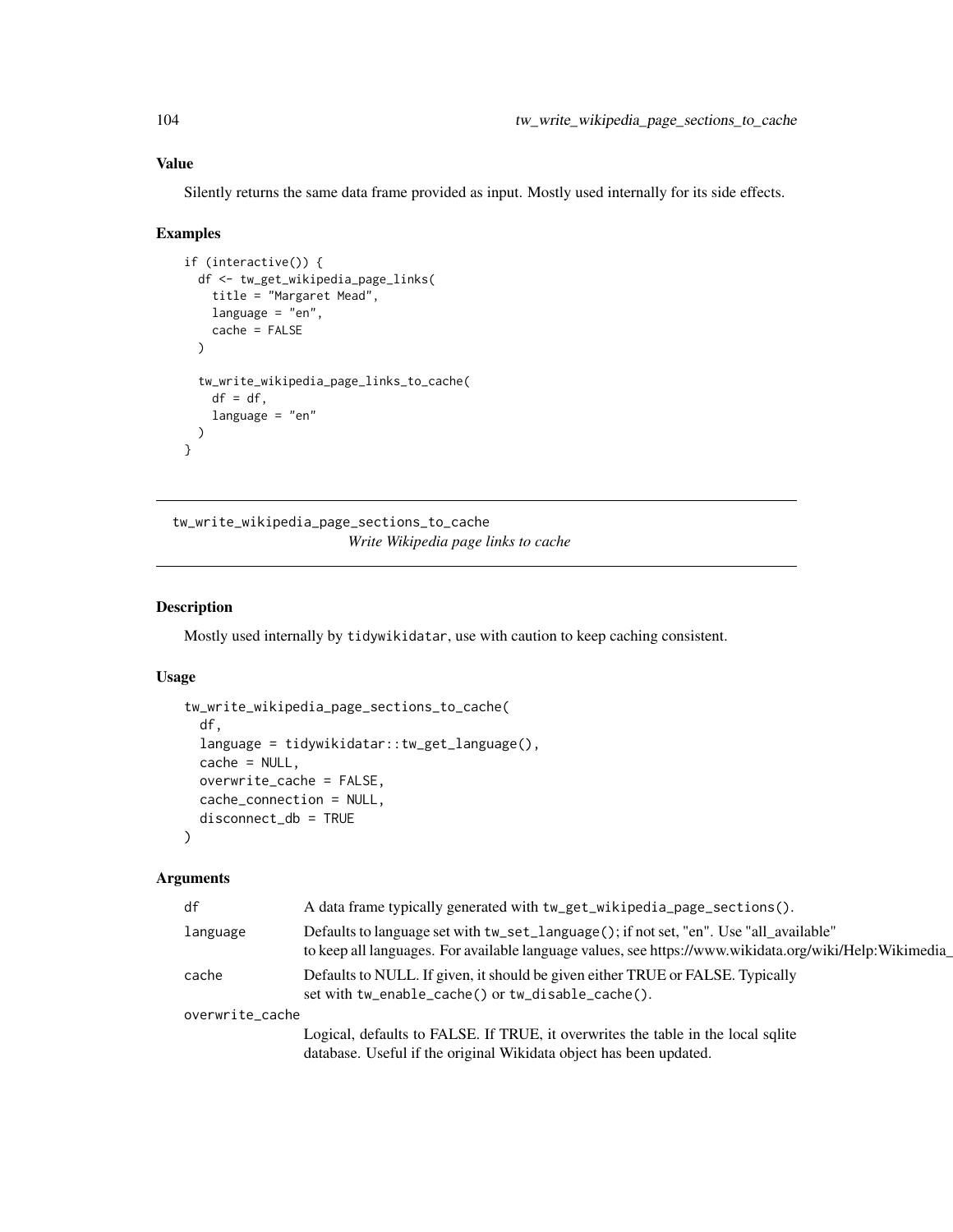### Value

Silently returns the same data frame provided as input. Mostly used internally for its side effects.

### Examples

```
if (interactive()) {
  df <- tw_get_wikipedia_page_links(
    title = "Margaret Mead",
    language = "en",
    cache = FALSE
  )

  tw_write_wikipedia_page_links_to_cache(
    df = df,
    language = "en"
  )
}
```

---

## tw_write_wikipedia_page_sections_to_cache

*Write Wikipedia page links to cache*

---

### Description

Mostly used internally by `tidywikidatar`, use with caution to keep caching consistent.

### Usage

```
tw_write_wikipedia_page_sections_to_cache(
  df,
  language = tidywikidatar::tw_get_language(),
  cache = NULL,
  overwrite_cache = FALSE,
  cache_connection = NULL,
  disconnect_db = TRUE
)
```

### Arguments

| | |
|---|---|
| `df` | A data frame typically generated with `tw_get_wikipedia_page_sections()`. |
| `language` | Defaults to language set with `tw_set_language()`; if not set, "en". Use "all_available" to keep all languages. For available language values, see https://www.wikidata.org/wiki/Help:Wikimedia_ |
| `cache` | Defaults to NULL. If given, it should be given either TRUE or FALSE. Typically set with `tw_enable_cache()` or `tw_disable_cache()`. |
| `overwrite_cache` | Logical, defaults to FALSE. If TRUE, it overwrites the table in the local sqlite database. Useful if the original Wikidata object has been updated. |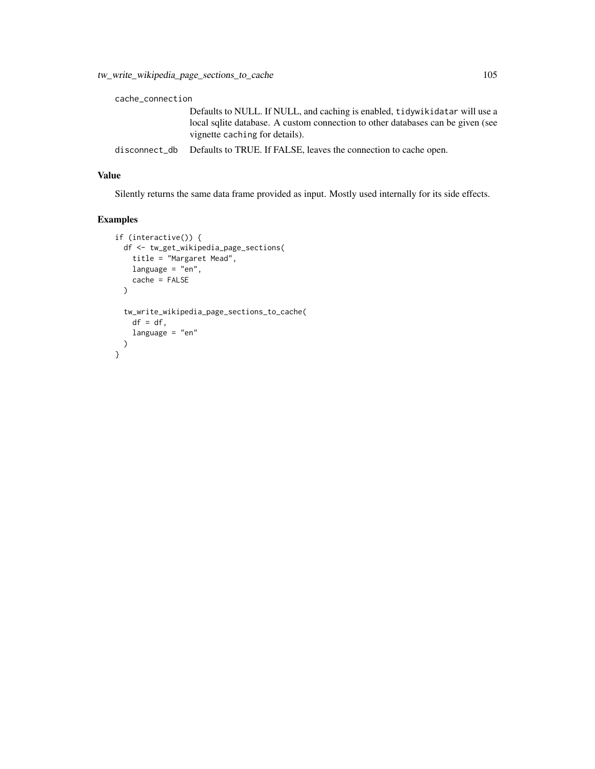`cache_connection`
: Defaults to NULL. If NULL, and caching is enabled, `tidywikidatar` will use a local sqlite database. A custom connection to other databases can be given (see vignette `caching` for details).

`disconnect_db`
: Defaults to TRUE. If FALSE, leaves the connection to cache open.

### Value

Silently returns the same data frame provided as input. Mostly used internally for its side effects.

### Examples

```
if (interactive()) {
  df <- tw_get_wikipedia_page_sections(
    title = "Margaret Mead",
    language = "en",
    cache = FALSE
  )

  tw_write_wikipedia_page_sections_to_cache(
    df = df,
    language = "en"
  )
}
```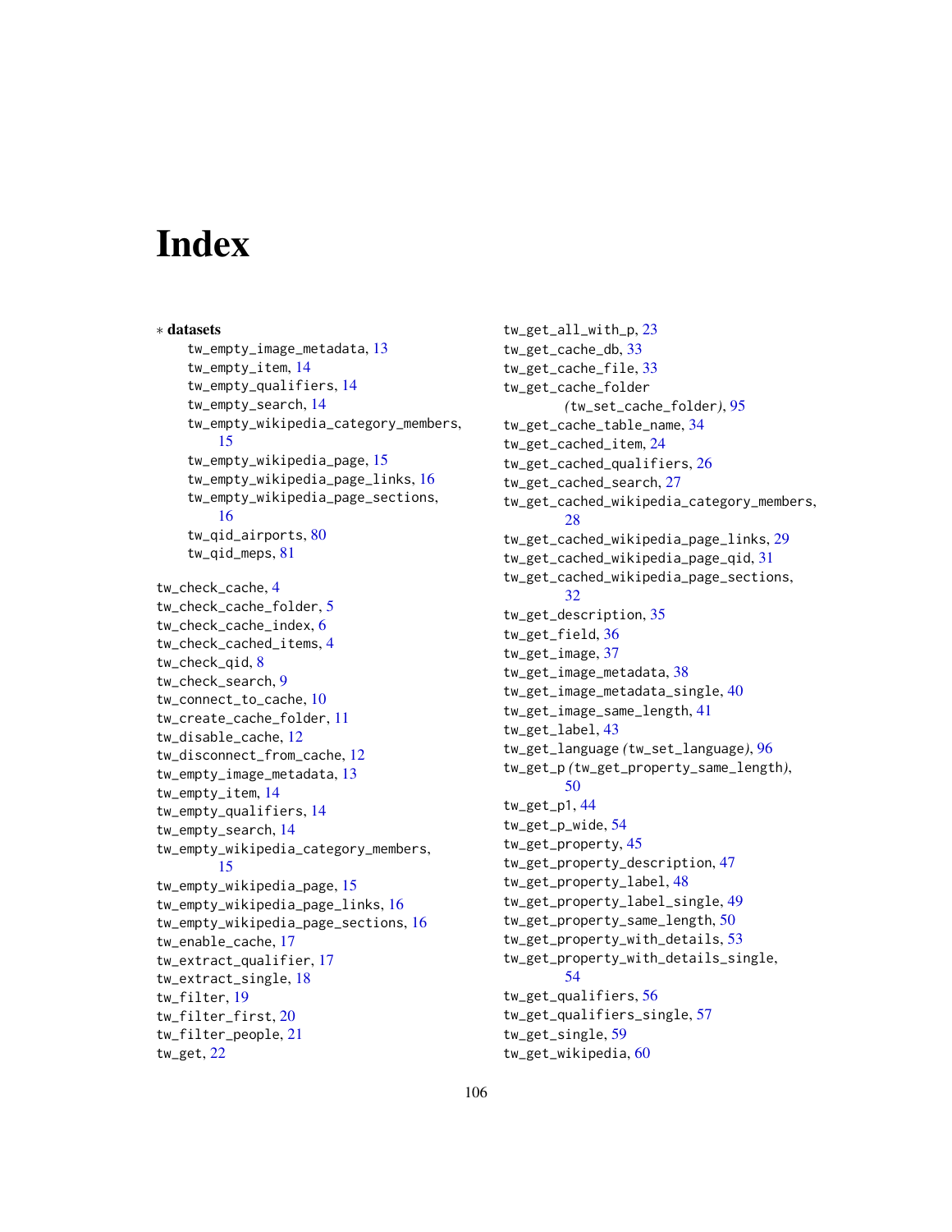# Index

∗ **datasets**

- tw_empty_image_metadata, 13
- tw_empty_item, 14
- tw_empty_qualifiers, 14
- tw_empty_search, 14
- tw_empty_wikipedia_category_members, 15
- tw_empty_wikipedia_page, 15
- tw_empty_wikipedia_page_links, 16
- tw_empty_wikipedia_page_sections, 16
- tw_qid_airports, 80
- tw_qid_meps, 81

tw_check_cache, 4
tw_check_cache_folder, 5
tw_check_cache_index, 6
tw_check_cached_items, 4
tw_check_qid, 8
tw_check_search, 9
tw_connect_to_cache, 10
tw_create_cache_folder, 11
tw_disable_cache, 12
tw_disconnect_from_cache, 12
tw_empty_image_metadata, 13
tw_empty_item, 14
tw_empty_qualifiers, 14
tw_empty_search, 14
tw_empty_wikipedia_category_members, 15
tw_empty_wikipedia_page, 15
tw_empty_wikipedia_page_links, 16
tw_empty_wikipedia_page_sections, 16
tw_enable_cache, 17
tw_extract_qualifier, 17
tw_extract_single, 18
tw_filter, 19
tw_filter_first, 20
tw_filter_people, 21
tw_get, 22
tw_get_all_with_p, 23
tw_get_cache_db, 33
tw_get_cache_file, 33
tw_get_cache_folder (tw_set_cache_folder), 95
tw_get_cache_table_name, 34
tw_get_cached_item, 24
tw_get_cached_qualifiers, 26
tw_get_cached_search, 27
tw_get_cached_wikipedia_category_members, 28
tw_get_cached_wikipedia_page_links, 29
tw_get_cached_wikipedia_page_qid, 31
tw_get_cached_wikipedia_page_sections, 32
tw_get_description, 35
tw_get_field, 36
tw_get_image, 37
tw_get_image_metadata, 38
tw_get_image_metadata_single, 40
tw_get_image_same_length, 41
tw_get_label, 43
tw_get_language (tw_set_language), 96
tw_get_p (tw_get_property_same_length), 50
tw_get_p1, 44
tw_get_p_wide, 54
tw_get_property, 45
tw_get_property_description, 47
tw_get_property_label, 48
tw_get_property_label_single, 49
tw_get_property_same_length, 50
tw_get_property_with_details, 53
tw_get_property_with_details_single, 54
tw_get_qualifiers, 56
tw_get_qualifiers_single, 57
tw_get_single, 59
tw_get_wikipedia, 60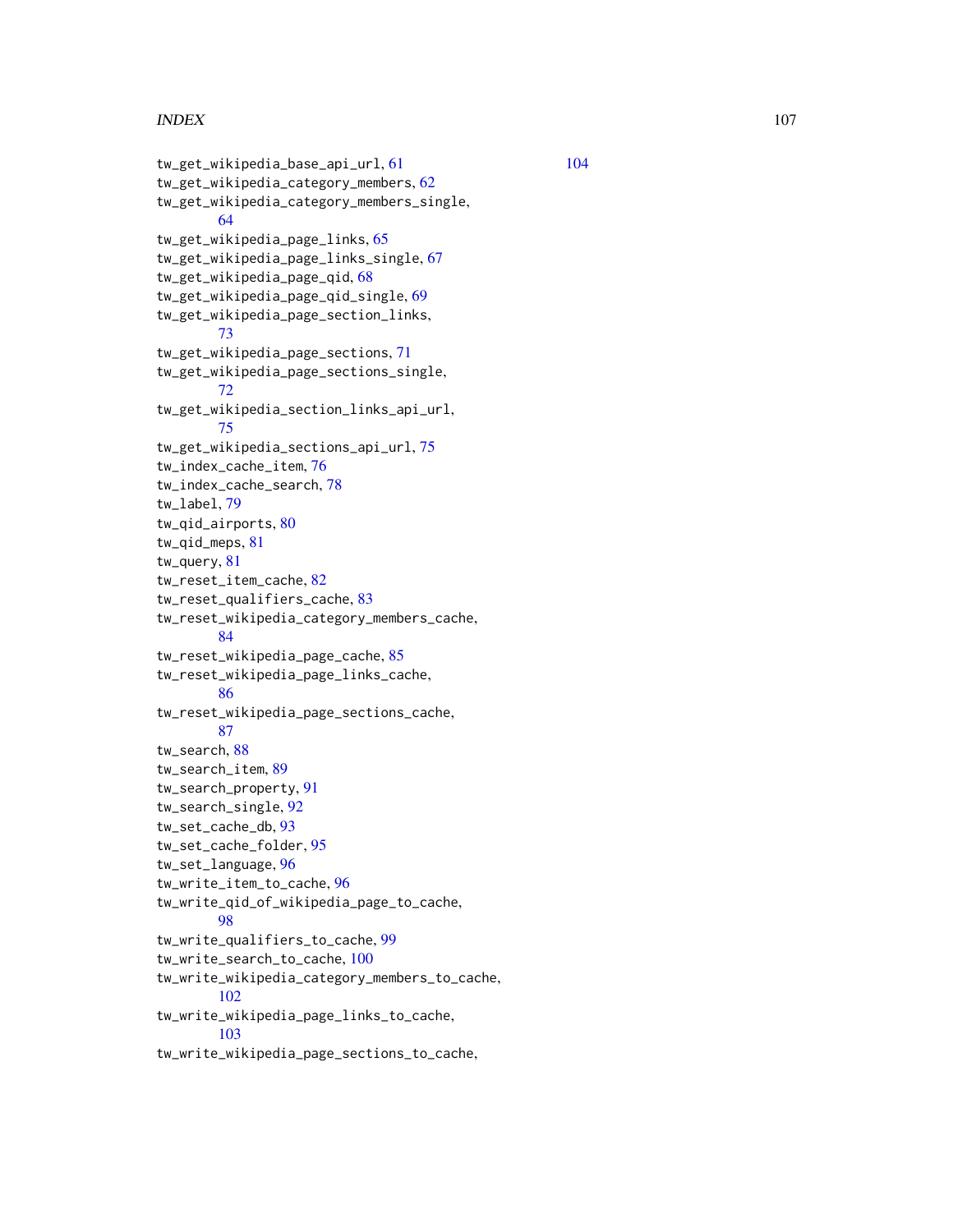tw_get_wikipedia_base_api_url, 61
tw_get_wikipedia_category_members, 62
tw_get_wikipedia_category_members_single, 64
tw_get_wikipedia_page_links, 65
tw_get_wikipedia_page_links_single, 67
tw_get_wikipedia_page_qid, 68
tw_get_wikipedia_page_qid_single, 69
tw_get_wikipedia_page_section_links, 73
tw_get_wikipedia_page_sections, 71
tw_get_wikipedia_page_sections_single, 72
tw_get_wikipedia_section_links_api_url, 75
tw_get_wikipedia_sections_api_url, 75
tw_index_cache_item, 76
tw_index_cache_search, 78
tw_label, 79
tw_qid_airports, 80
tw_qid_meps, 81
tw_query, 81
tw_reset_item_cache, 82
tw_reset_qualifiers_cache, 83
tw_reset_wikipedia_category_members_cache, 84
tw_reset_wikipedia_page_cache, 85
tw_reset_wikipedia_page_links_cache, 86
tw_reset_wikipedia_page_sections_cache, 87
tw_search, 88
tw_search_item, 89
tw_search_property, 91
tw_search_single, 92
tw_set_cache_db, 93
tw_set_cache_folder, 95
tw_set_language, 96
tw_write_item_to_cache, 96
tw_write_qid_of_wikipedia_page_to_cache, 98
tw_write_qualifiers_to_cache, 99
tw_write_search_to_cache, 100
tw_write_wikipedia_category_members_to_cache, 102
tw_write_wikipedia_page_links_to_cache, 103
tw_write_wikipedia_page_sections_to_cache, 104